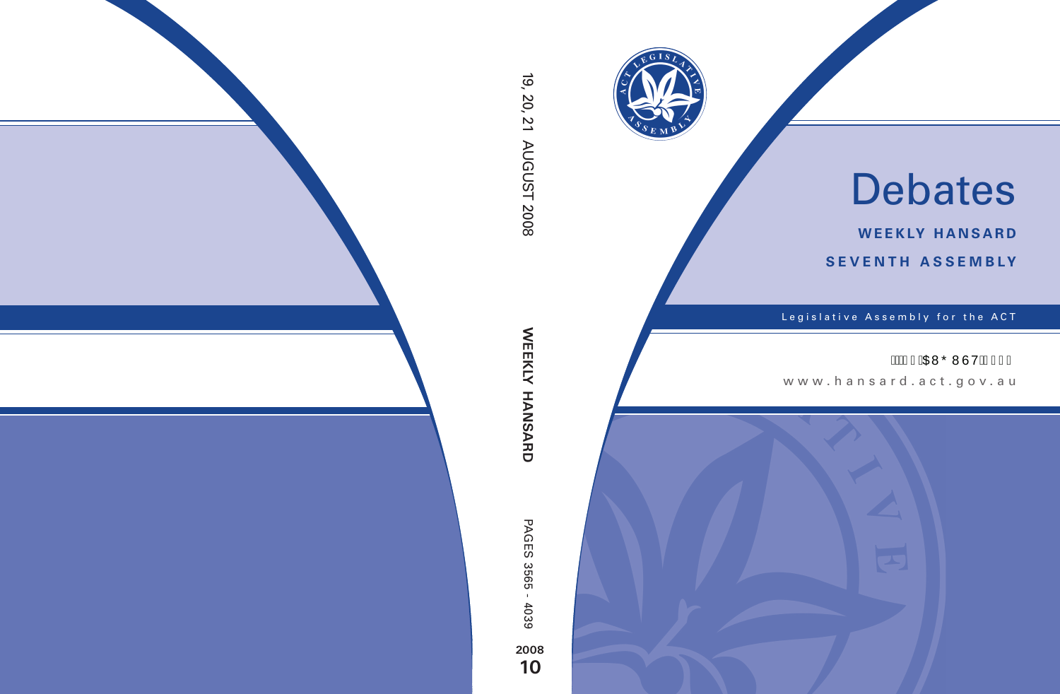19, 20, 21 AUGUST 2008

WEEKLY HANSARD

PAGES 3565 - 4039

2008
**10**

# Debates

**WEEKLY HANSARD**

**SEVENTH ASSEMBLY**

Legislative Assembly for the ACT

AUGUST 2008

www.hansard.act.gov.au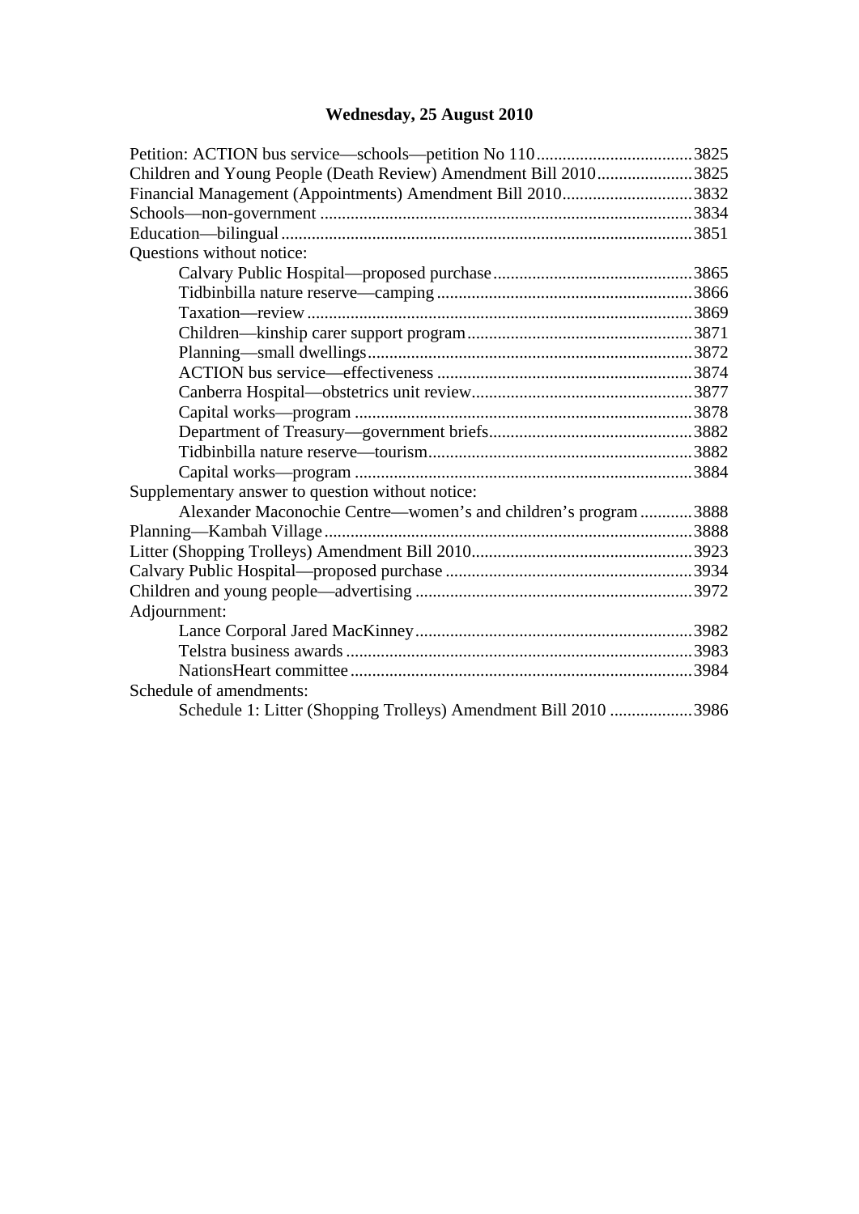# Wednesday, 25 August 2010

Petition: ACTION bus service—schools—petition No 110 .................................... 3825
Children and Young People (Death Review) Amendment Bill 2010 ...................... 3825
Financial Management (Appointments) Amendment Bill 2010 .............................. 3832
Schools—non-government ..................................................................................... 3834
Education—bilingual .............................................................................................. 3851
Questions without notice:

- Calvary Public Hospital—proposed purchase ............................................. 3865
- Tidbinbilla nature reserve—camping ........................................................... 3866
- Taxation—review ......................................................................................... 3869
- Children—kinship carer support program .................................................... 3871
- Planning—small dwellings ........................................................................... 3872
- ACTION bus service—effectiveness ........................................................... 3874
- Canberra Hospital—obstetrics unit review ................................................... 3877
- Capital works—program .............................................................................. 3878
- Department of Treasury—government briefs ............................................... 3882
- Tidbinbilla nature reserve—tourism ............................................................. 3882
- Capital works—program .............................................................................. 3884

Supplementary answer to question without notice:

- Alexander Maconochie Centre—women's and children's program ............ 3888

Planning—Kambah Village ..................................................................................... 3888
Litter (Shopping Trolleys) Amendment Bill 2010 ................................................... 3923
Calvary Public Hospital—proposed purchase ......................................................... 3934
Children and young people—advertising ............................................................... 3972
Adjournment:

- Lance Corporal Jared MacKinney ................................................................ 3982
- Telstra business awards ................................................................................ 3983
- NationsHeart committee ............................................................................... 3984

Schedule of amendments:

- Schedule 1: Litter (Shopping Trolleys) Amendment Bill 2010 ................... 3986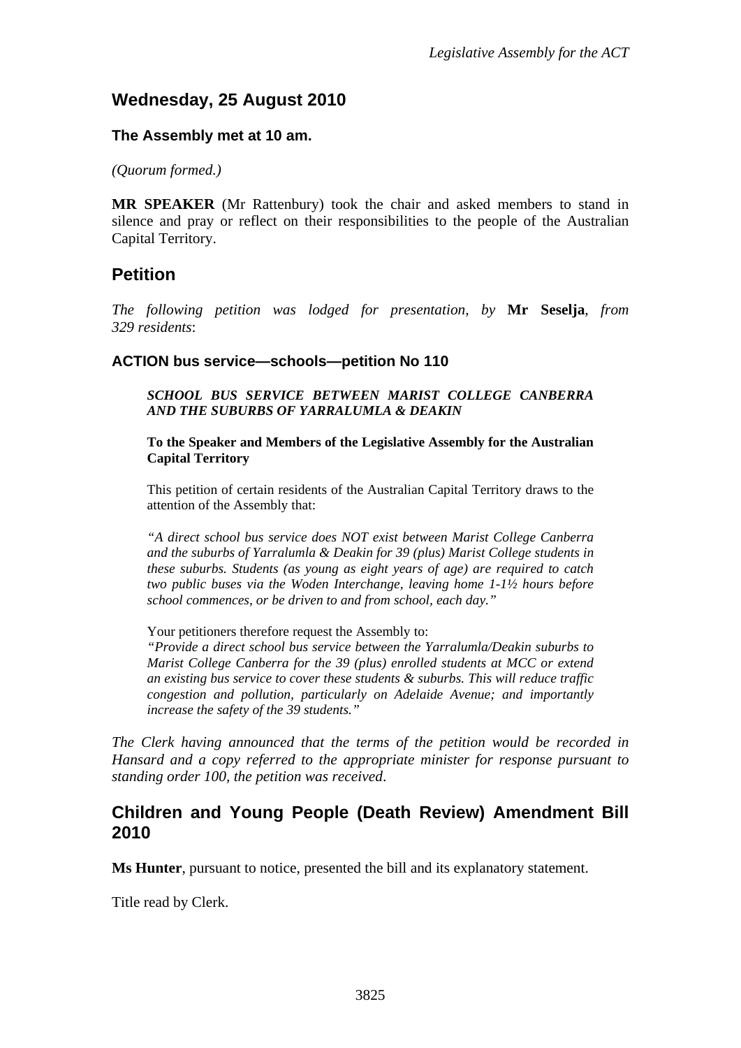## Wednesday, 25 August 2010

**The Assembly met at 10 am.**

*(Quorum formed.)*

**MR SPEAKER** (Mr Rattenbury) took the chair and asked members to stand in silence and pray or reflect on their responsibilities to the people of the Australian Capital Territory.

## Petition

*The following petition was lodged for presentation, by* **Mr Seselja**, *from 329 residents*:

### ACTION bus service—schools—petition No 110

> ***SCHOOL BUS SERVICE BETWEEN MARIST COLLEGE CANBERRA AND THE SUBURBS OF YARRALUMLA & DEAKIN***
>
> **To the Speaker and Members of the Legislative Assembly for the Australian Capital Territory**
>
> This petition of certain residents of the Australian Capital Territory draws to the attention of the Assembly that:
>
> *"A direct school bus service does NOT exist between Marist College Canberra and the suburbs of Yarralumla & Deakin for 39 (plus) Marist College students in these suburbs. Students (as young as eight years of age) are required to catch two public buses via the Woden Interchange, leaving home 1-1½ hours before school commences, or be driven to and from school, each day."*
>
> Your petitioners therefore request the Assembly to:
>
> *"Provide a direct school bus service between the Yarralumla/Deakin suburbs to Marist College Canberra for the 39 (plus) enrolled students at MCC or extend an existing bus service to cover these students & suburbs. This will reduce traffic congestion and pollution, particularly on Adelaide Avenue; and importantly increase the safety of the 39 students."*

*The Clerk having announced that the terms of the petition would be recorded in Hansard and a copy referred to the appropriate minister for response pursuant to standing order 100, the petition was received.*

## Children and Young People (Death Review) Amendment Bill 2010

**Ms Hunter**, pursuant to notice, presented the bill and its explanatory statement.

Title read by Clerk.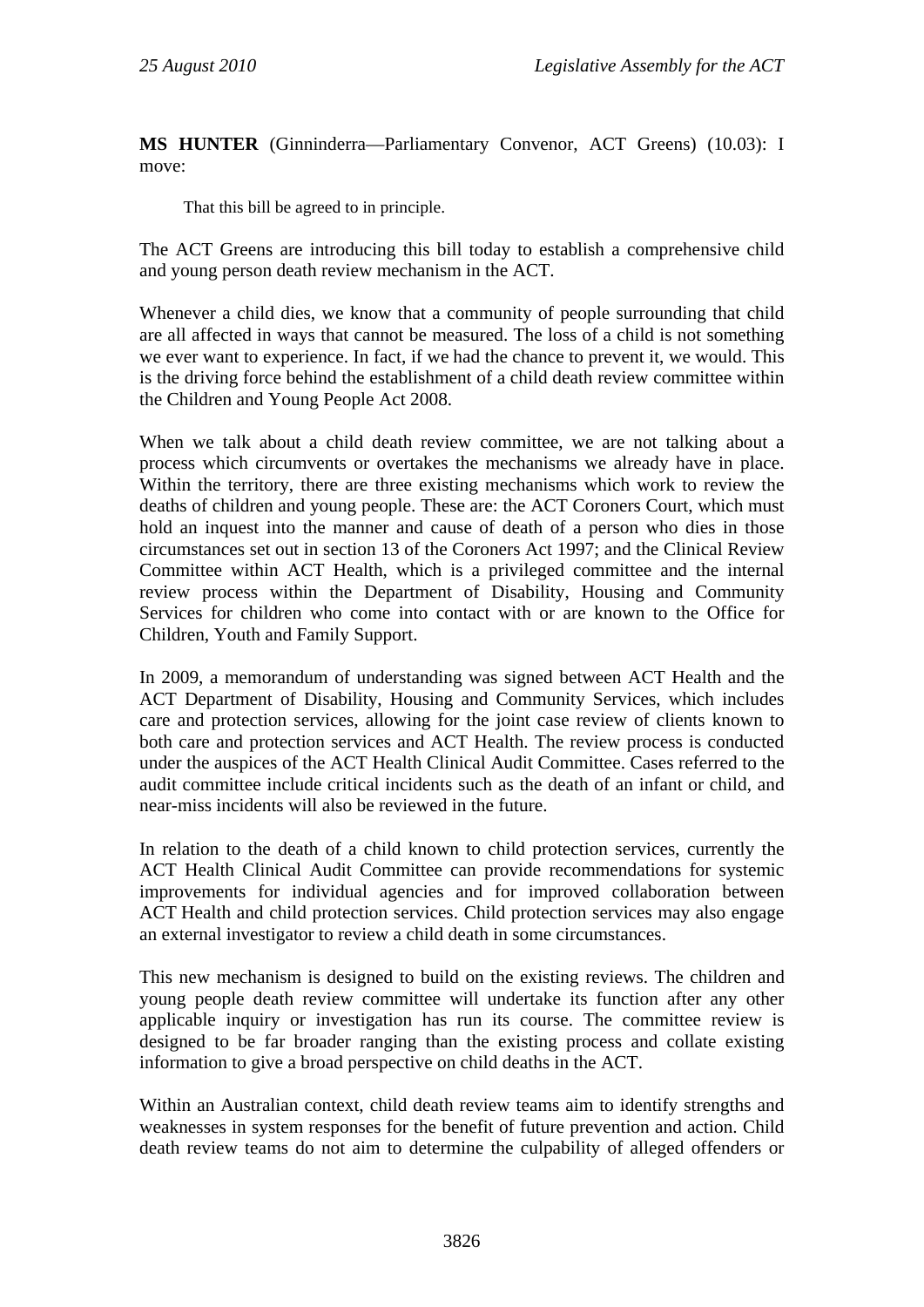**MS HUNTER** (Ginninderra—Parliamentary Convenor, ACT Greens) (10.03): I move:

That this bill be agreed to in principle.

The ACT Greens are introducing this bill today to establish a comprehensive child and young person death review mechanism in the ACT.

Whenever a child dies, we know that a community of people surrounding that child are all affected in ways that cannot be measured. The loss of a child is not something we ever want to experience. In fact, if we had the chance to prevent it, we would. This is the driving force behind the establishment of a child death review committee within the Children and Young People Act 2008.

When we talk about a child death review committee, we are not talking about a process which circumvents or overtakes the mechanisms we already have in place. Within the territory, there are three existing mechanisms which work to review the deaths of children and young people. These are: the ACT Coroners Court, which must hold an inquest into the manner and cause of death of a person who dies in those circumstances set out in section 13 of the Coroners Act 1997; and the Clinical Review Committee within ACT Health, which is a privileged committee and the internal review process within the Department of Disability, Housing and Community Services for children who come into contact with or are known to the Office for Children, Youth and Family Support.

In 2009, a memorandum of understanding was signed between ACT Health and the ACT Department of Disability, Housing and Community Services, which includes care and protection services, allowing for the joint case review of clients known to both care and protection services and ACT Health. The review process is conducted under the auspices of the ACT Health Clinical Audit Committee. Cases referred to the audit committee include critical incidents such as the death of an infant or child, and near-miss incidents will also be reviewed in the future.

In relation to the death of a child known to child protection services, currently the ACT Health Clinical Audit Committee can provide recommendations for systemic improvements for individual agencies and for improved collaboration between ACT Health and child protection services. Child protection services may also engage an external investigator to review a child death in some circumstances.

This new mechanism is designed to build on the existing reviews. The children and young people death review committee will undertake its function after any other applicable inquiry or investigation has run its course. The committee review is designed to be far broader ranging than the existing process and collate existing information to give a broad perspective on child deaths in the ACT.

Within an Australian context, child death review teams aim to identify strengths and weaknesses in system responses for the benefit of future prevention and action. Child death review teams do not aim to determine the culpability of alleged offenders or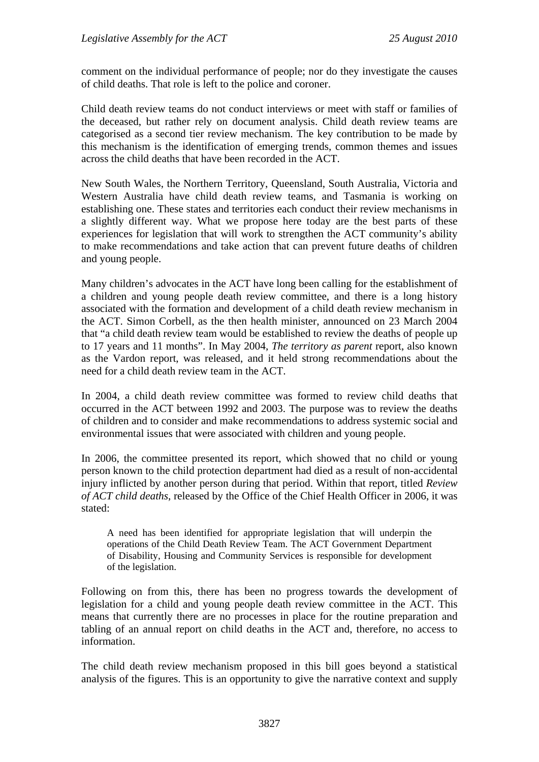comment on the individual performance of people; nor do they investigate the causes of child deaths. That role is left to the police and coroner.

Child death review teams do not conduct interviews or meet with staff or families of the deceased, but rather rely on document analysis. Child death review teams are categorised as a second tier review mechanism. The key contribution to be made by this mechanism is the identification of emerging trends, common themes and issues across the child deaths that have been recorded in the ACT.

New South Wales, the Northern Territory, Queensland, South Australia, Victoria and Western Australia have child death review teams, and Tasmania is working on establishing one. These states and territories each conduct their review mechanisms in a slightly different way. What we propose here today are the best parts of these experiences for legislation that will work to strengthen the ACT community's ability to make recommendations and take action that can prevent future deaths of children and young people.

Many children's advocates in the ACT have long been calling for the establishment of a children and young people death review committee, and there is a long history associated with the formation and development of a child death review mechanism in the ACT. Simon Corbell, as the then health minister, announced on 23 March 2004 that "a child death review team would be established to review the deaths of people up to 17 years and 11 months". In May 2004, *The territory as parent* report, also known as the Vardon report, was released, and it held strong recommendations about the need for a child death review team in the ACT.

In 2004, a child death review committee was formed to review child deaths that occurred in the ACT between 1992 and 2003. The purpose was to review the deaths of children and to consider and make recommendations to address systemic social and environmental issues that were associated with children and young people.

In 2006, the committee presented its report, which showed that no child or young person known to the child protection department had died as a result of non-accidental injury inflicted by another person during that period. Within that report, titled *Review of ACT child deaths*, released by the Office of the Chief Health Officer in 2006, it was stated:

> A need has been identified for appropriate legislation that will underpin the operations of the Child Death Review Team. The ACT Government Department of Disability, Housing and Community Services is responsible for development of the legislation.

Following on from this, there has been no progress towards the development of legislation for a child and young people death review committee in the ACT. This means that currently there are no processes in place for the routine preparation and tabling of an annual report on child deaths in the ACT and, therefore, no access to information.

The child death review mechanism proposed in this bill goes beyond a statistical analysis of the figures. This is an opportunity to give the narrative context and supply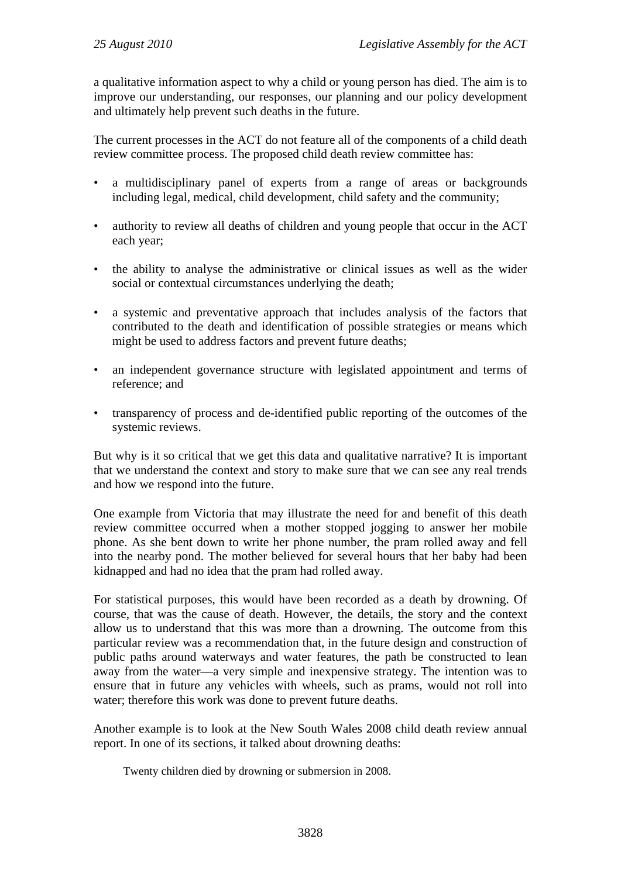a qualitative information aspect to why a child or young person has died. The aim is to improve our understanding, our responses, our planning and our policy development and ultimately help prevent such deaths in the future.

The current processes in the ACT do not feature all of the components of a child death review committee process. The proposed child death review committee has:

- a multidisciplinary panel of experts from a range of areas or backgrounds including legal, medical, child development, child safety and the community;
- authority to review all deaths of children and young people that occur in the ACT each year;
- the ability to analyse the administrative or clinical issues as well as the wider social or contextual circumstances underlying the death;
- a systemic and preventative approach that includes analysis of the factors that contributed to the death and identification of possible strategies or means which might be used to address factors and prevent future deaths;
- an independent governance structure with legislated appointment and terms of reference; and
- transparency of process and de-identified public reporting of the outcomes of the systemic reviews.

But why is it so critical that we get this data and qualitative narrative? It is important that we understand the context and story to make sure that we can see any real trends and how we respond into the future.

One example from Victoria that may illustrate the need for and benefit of this death review committee occurred when a mother stopped jogging to answer her mobile phone. As she bent down to write her phone number, the pram rolled away and fell into the nearby pond. The mother believed for several hours that her baby had been kidnapped and had no idea that the pram had rolled away.

For statistical purposes, this would have been recorded as a death by drowning. Of course, that was the cause of death. However, the details, the story and the context allow us to understand that this was more than a drowning. The outcome from this particular review was a recommendation that, in the future design and construction of public paths around waterways and water features, the path be constructed to lean away from the water—a very simple and inexpensive strategy. The intention was to ensure that in future any vehicles with wheels, such as prams, would not roll into water; therefore this work was done to prevent future deaths.

Another example is to look at the New South Wales 2008 child death review annual report. In one of its sections, it talked about drowning deaths:

> Twenty children died by drowning or submersion in 2008.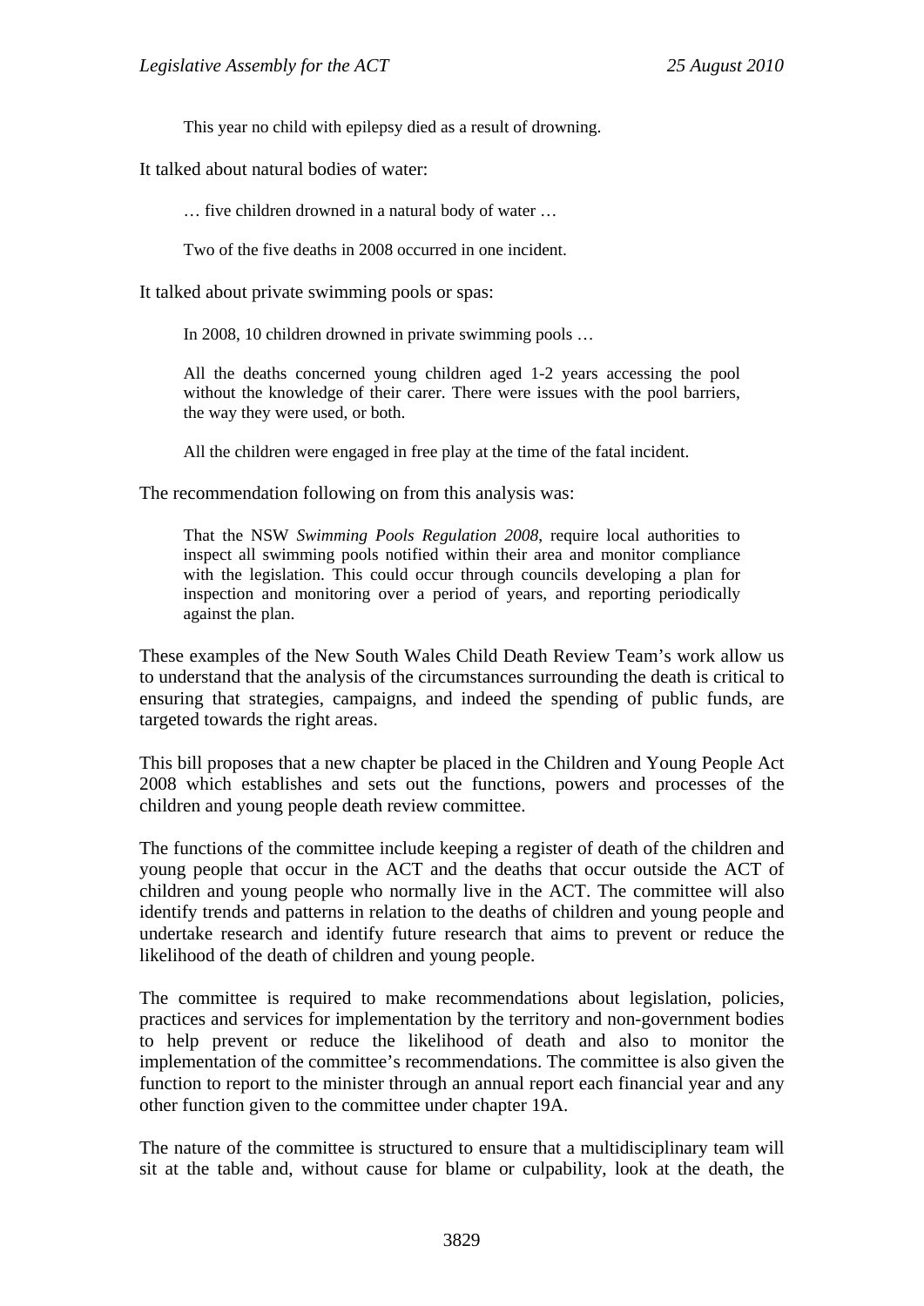> This year no child with epilepsy died as a result of drowning.

It talked about natural bodies of water:

> … five children drowned in a natural body of water …
>
> Two of the five deaths in 2008 occurred in one incident.

It talked about private swimming pools or spas:

> In 2008, 10 children drowned in private swimming pools …
>
> All the deaths concerned young children aged 1-2 years accessing the pool without the knowledge of their carer. There were issues with the pool barriers, the way they were used, or both.
>
> All the children were engaged in free play at the time of the fatal incident.

The recommendation following on from this analysis was:

> That the NSW *Swimming Pools Regulation 2008*, require local authorities to inspect all swimming pools notified within their area and monitor compliance with the legislation. This could occur through councils developing a plan for inspection and monitoring over a period of years, and reporting periodically against the plan.

These examples of the New South Wales Child Death Review Team's work allow us to understand that the analysis of the circumstances surrounding the death is critical to ensuring that strategies, campaigns, and indeed the spending of public funds, are targeted towards the right areas.

This bill proposes that a new chapter be placed in the Children and Young People Act 2008 which establishes and sets out the functions, powers and processes of the children and young people death review committee.

The functions of the committee include keeping a register of death of the children and young people that occur in the ACT and the deaths that occur outside the ACT of children and young people who normally live in the ACT. The committee will also identify trends and patterns in relation to the deaths of children and young people and undertake research and identify future research that aims to prevent or reduce the likelihood of the death of children and young people.

The committee is required to make recommendations about legislation, policies, practices and services for implementation by the territory and non-government bodies to help prevent or reduce the likelihood of death and also to monitor the implementation of the committee's recommendations. The committee is also given the function to report to the minister through an annual report each financial year and any other function given to the committee under chapter 19A.

The nature of the committee is structured to ensure that a multidisciplinary team will sit at the table and, without cause for blame or culpability, look at the death, the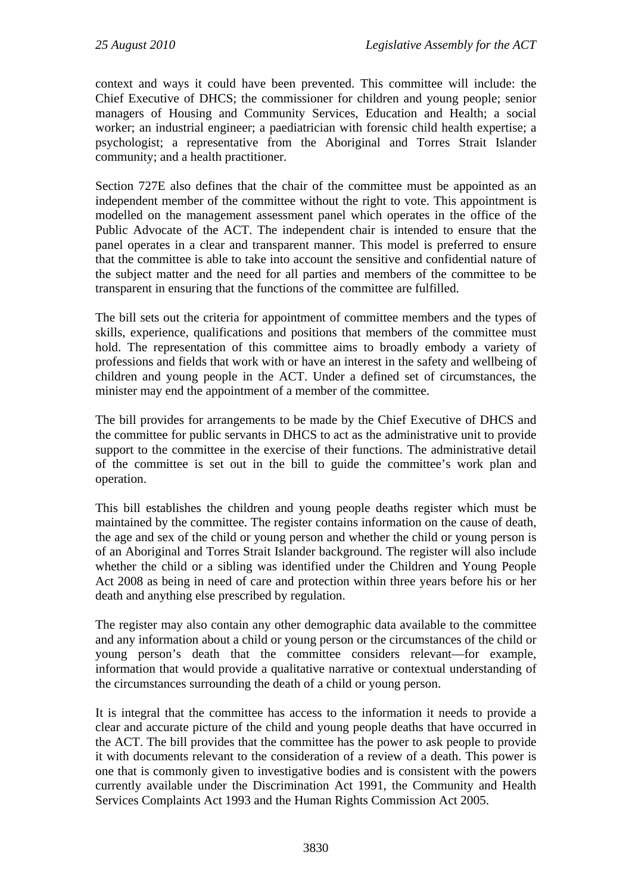context and ways it could have been prevented. This committee will include: the Chief Executive of DHCS; the commissioner for children and young people; senior managers of Housing and Community Services, Education and Health; a social worker; an industrial engineer; a paediatrician with forensic child health expertise; a psychologist; a representative from the Aboriginal and Torres Strait Islander community; and a health practitioner.

Section 727E also defines that the chair of the committee must be appointed as an independent member of the committee without the right to vote. This appointment is modelled on the management assessment panel which operates in the office of the Public Advocate of the ACT. The independent chair is intended to ensure that the panel operates in a clear and transparent manner. This model is preferred to ensure that the committee is able to take into account the sensitive and confidential nature of the subject matter and the need for all parties and members of the committee to be transparent in ensuring that the functions of the committee are fulfilled.

The bill sets out the criteria for appointment of committee members and the types of skills, experience, qualifications and positions that members of the committee must hold. The representation of this committee aims to broadly embody a variety of professions and fields that work with or have an interest in the safety and wellbeing of children and young people in the ACT. Under a defined set of circumstances, the minister may end the appointment of a member of the committee.

The bill provides for arrangements to be made by the Chief Executive of DHCS and the committee for public servants in DHCS to act as the administrative unit to provide support to the committee in the exercise of their functions. The administrative detail of the committee is set out in the bill to guide the committee's work plan and operation.

This bill establishes the children and young people deaths register which must be maintained by the committee. The register contains information on the cause of death, the age and sex of the child or young person and whether the child or young person is of an Aboriginal and Torres Strait Islander background. The register will also include whether the child or a sibling was identified under the Children and Young People Act 2008 as being in need of care and protection within three years before his or her death and anything else prescribed by regulation.

The register may also contain any other demographic data available to the committee and any information about a child or young person or the circumstances of the child or young person's death that the committee considers relevant—for example, information that would provide a qualitative narrative or contextual understanding of the circumstances surrounding the death of a child or young person.

It is integral that the committee has access to the information it needs to provide a clear and accurate picture of the child and young people deaths that have occurred in the ACT. The bill provides that the committee has the power to ask people to provide it with documents relevant to the consideration of a review of a death. This power is one that is commonly given to investigative bodies and is consistent with the powers currently available under the Discrimination Act 1991, the Community and Health Services Complaints Act 1993 and the Human Rights Commission Act 2005.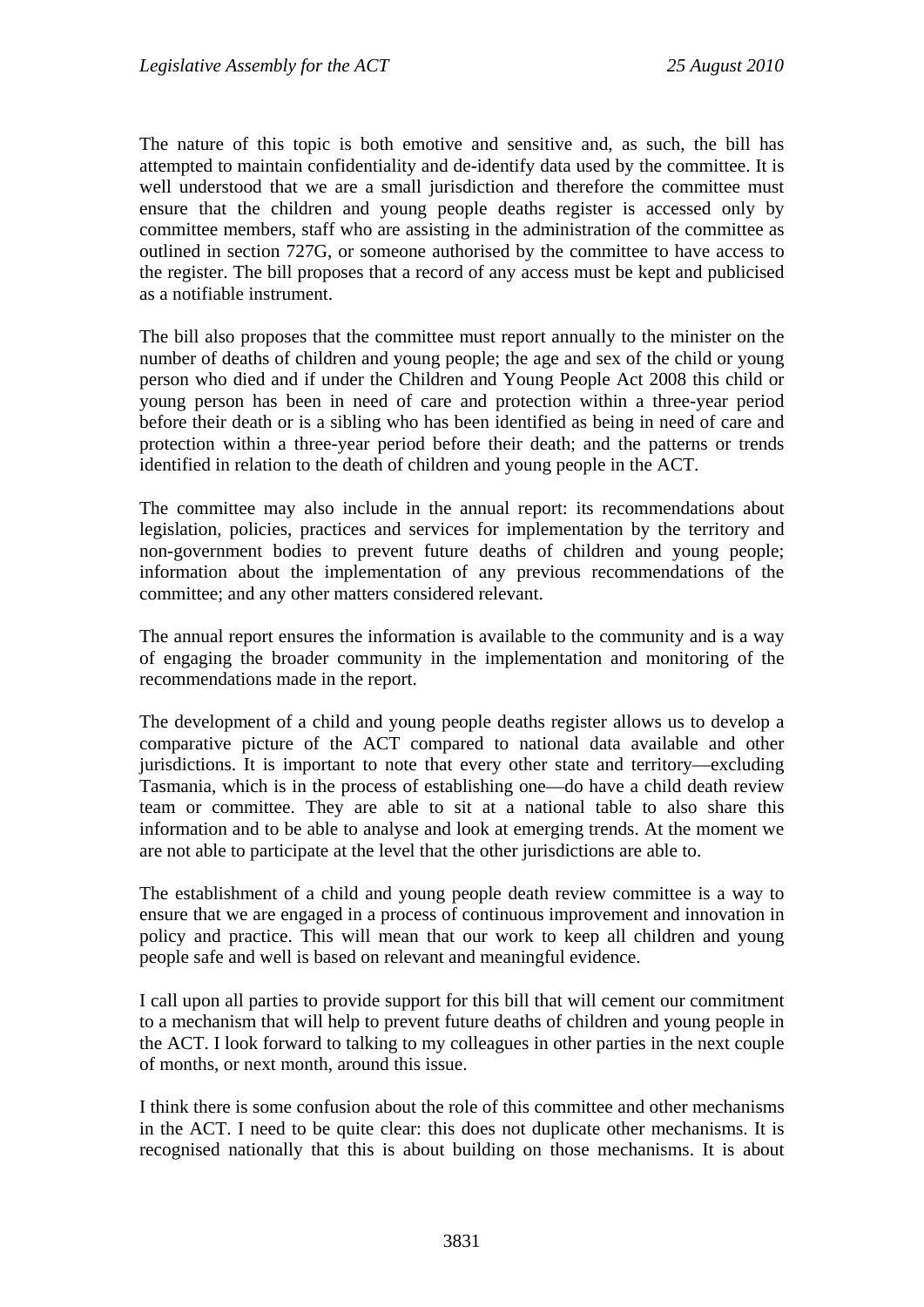The nature of this topic is both emotive and sensitive and, as such, the bill has attempted to maintain confidentiality and de-identify data used by the committee. It is well understood that we are a small jurisdiction and therefore the committee must ensure that the children and young people deaths register is accessed only by committee members, staff who are assisting in the administration of the committee as outlined in section 727G, or someone authorised by the committee to have access to the register. The bill proposes that a record of any access must be kept and publicised as a notifiable instrument.

The bill also proposes that the committee must report annually to the minister on the number of deaths of children and young people; the age and sex of the child or young person who died and if under the Children and Young People Act 2008 this child or young person has been in need of care and protection within a three-year period before their death or is a sibling who has been identified as being in need of care and protection within a three-year period before their death; and the patterns or trends identified in relation to the death of children and young people in the ACT.

The committee may also include in the annual report: its recommendations about legislation, policies, practices and services for implementation by the territory and non-government bodies to prevent future deaths of children and young people; information about the implementation of any previous recommendations of the committee; and any other matters considered relevant.

The annual report ensures the information is available to the community and is a way of engaging the broader community in the implementation and monitoring of the recommendations made in the report.

The development of a child and young people deaths register allows us to develop a comparative picture of the ACT compared to national data available and other jurisdictions. It is important to note that every other state and territory—excluding Tasmania, which is in the process of establishing one—do have a child death review team or committee. They are able to sit at a national table to also share this information and to be able to analyse and look at emerging trends. At the moment we are not able to participate at the level that the other jurisdictions are able to.

The establishment of a child and young people death review committee is a way to ensure that we are engaged in a process of continuous improvement and innovation in policy and practice. This will mean that our work to keep all children and young people safe and well is based on relevant and meaningful evidence.

I call upon all parties to provide support for this bill that will cement our commitment to a mechanism that will help to prevent future deaths of children and young people in the ACT. I look forward to talking to my colleagues in other parties in the next couple of months, or next month, around this issue.

I think there is some confusion about the role of this committee and other mechanisms in the ACT. I need to be quite clear: this does not duplicate other mechanisms. It is recognised nationally that this is about building on those mechanisms. It is about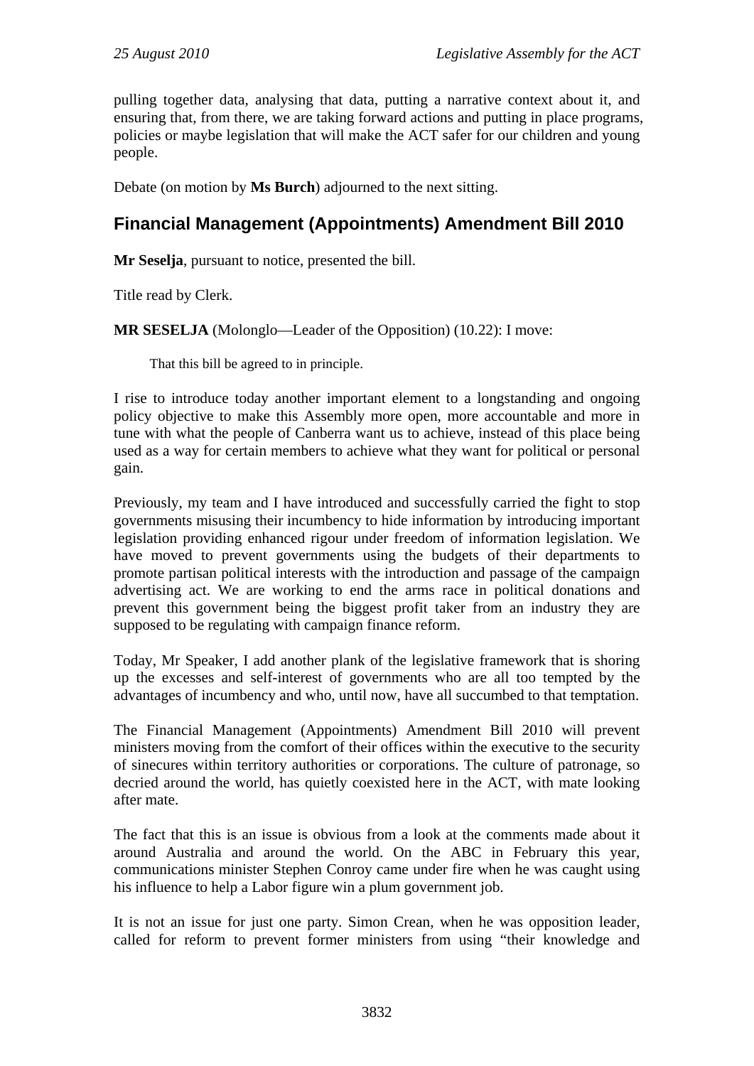pulling together data, analysing that data, putting a narrative context about it, and ensuring that, from there, we are taking forward actions and putting in place programs, policies or maybe legislation that will make the ACT safer for our children and young people.

Debate (on motion by **Ms Burch**) adjourned to the next sitting.

## Financial Management (Appointments) Amendment Bill 2010

**Mr Seselja**, pursuant to notice, presented the bill.

Title read by Clerk.

**MR SESELJA** (Molonglo—Leader of the Opposition) (10.22): I move:

> That this bill be agreed to in principle.

I rise to introduce today another important element to a longstanding and ongoing policy objective to make this Assembly more open, more accountable and more in tune with what the people of Canberra want us to achieve, instead of this place being used as a way for certain members to achieve what they want for political or personal gain.

Previously, my team and I have introduced and successfully carried the fight to stop governments misusing their incumbency to hide information by introducing important legislation providing enhanced rigour under freedom of information legislation. We have moved to prevent governments using the budgets of their departments to promote partisan political interests with the introduction and passage of the campaign advertising act. We are working to end the arms race in political donations and prevent this government being the biggest profit taker from an industry they are supposed to be regulating with campaign finance reform.

Today, Mr Speaker, I add another plank of the legislative framework that is shoring up the excesses and self-interest of governments who are all too tempted by the advantages of incumbency and who, until now, have all succumbed to that temptation.

The Financial Management (Appointments) Amendment Bill 2010 will prevent ministers moving from the comfort of their offices within the executive to the security of sinecures within territory authorities or corporations. The culture of patronage, so decried around the world, has quietly coexisted here in the ACT, with mate looking after mate.

The fact that this is an issue is obvious from a look at the comments made about it around Australia and around the world. On the ABC in February this year, communications minister Stephen Conroy came under fire when he was caught using his influence to help a Labor figure win a plum government job.

It is not an issue for just one party. Simon Crean, when he was opposition leader, called for reform to prevent former ministers from using "their knowledge and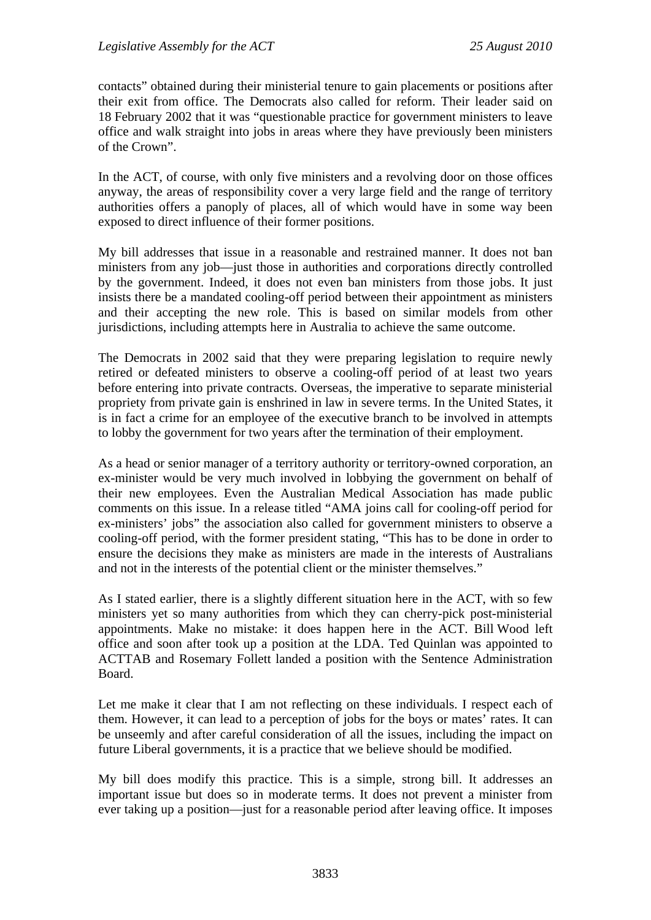contacts" obtained during their ministerial tenure to gain placements or positions after their exit from office. The Democrats also called for reform. Their leader said on 18 February 2002 that it was "questionable practice for government ministers to leave office and walk straight into jobs in areas where they have previously been ministers of the Crown".

In the ACT, of course, with only five ministers and a revolving door on those offices anyway, the areas of responsibility cover a very large field and the range of territory authorities offers a panoply of places, all of which would have in some way been exposed to direct influence of their former positions.

My bill addresses that issue in a reasonable and restrained manner. It does not ban ministers from any job—just those in authorities and corporations directly controlled by the government. Indeed, it does not even ban ministers from those jobs. It just insists there be a mandated cooling-off period between their appointment as ministers and their accepting the new role. This is based on similar models from other jurisdictions, including attempts here in Australia to achieve the same outcome.

The Democrats in 2002 said that they were preparing legislation to require newly retired or defeated ministers to observe a cooling-off period of at least two years before entering into private contracts. Overseas, the imperative to separate ministerial propriety from private gain is enshrined in law in severe terms. In the United States, it is in fact a crime for an employee of the executive branch to be involved in attempts to lobby the government for two years after the termination of their employment.

As a head or senior manager of a territory authority or territory-owned corporation, an ex-minister would be very much involved in lobbying the government on behalf of their new employees. Even the Australian Medical Association has made public comments on this issue. In a release titled "AMA joins call for cooling-off period for ex-ministers' jobs" the association also called for government ministers to observe a cooling-off period, with the former president stating, "This has to be done in order to ensure the decisions they make as ministers are made in the interests of Australians and not in the interests of the potential client or the minister themselves."

As I stated earlier, there is a slightly different situation here in the ACT, with so few ministers yet so many authorities from which they can cherry-pick post-ministerial appointments. Make no mistake: it does happen here in the ACT. Bill Wood left office and soon after took up a position at the LDA. Ted Quinlan was appointed to ACTTAB and Rosemary Follett landed a position with the Sentence Administration Board.

Let me make it clear that I am not reflecting on these individuals. I respect each of them. However, it can lead to a perception of jobs for the boys or mates' rates. It can be unseemly and after careful consideration of all the issues, including the impact on future Liberal governments, it is a practice that we believe should be modified.

My bill does modify this practice. This is a simple, strong bill. It addresses an important issue but does so in moderate terms. It does not prevent a minister from ever taking up a position—just for a reasonable period after leaving office. It imposes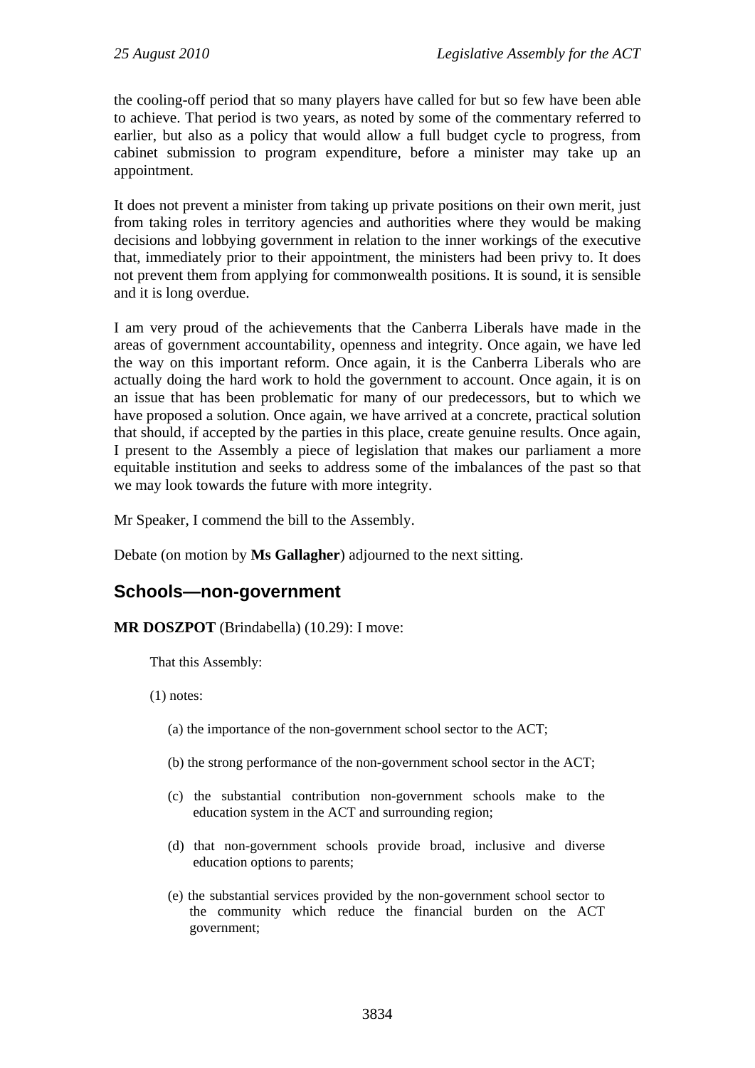the cooling-off period that so many players have called for but so few have been able to achieve. That period is two years, as noted by some of the commentary referred to earlier, but also as a policy that would allow a full budget cycle to progress, from cabinet submission to program expenditure, before a minister may take up an appointment.

It does not prevent a minister from taking up private positions on their own merit, just from taking roles in territory agencies and authorities where they would be making decisions and lobbying government in relation to the inner workings of the executive that, immediately prior to their appointment, the ministers had been privy to. It does not prevent them from applying for commonwealth positions. It is sound, it is sensible and it is long overdue.

I am very proud of the achievements that the Canberra Liberals have made in the areas of government accountability, openness and integrity. Once again, we have led the way on this important reform. Once again, it is the Canberra Liberals who are actually doing the hard work to hold the government to account. Once again, it is on an issue that has been problematic for many of our predecessors, but to which we have proposed a solution. Once again, we have arrived at a concrete, practical solution that should, if accepted by the parties in this place, create genuine results. Once again, I present to the Assembly a piece of legislation that makes our parliament a more equitable institution and seeks to address some of the imbalances of the past so that we may look towards the future with more integrity.

Mr Speaker, I commend the bill to the Assembly.

Debate (on motion by **Ms Gallagher**) adjourned to the next sitting.

## Schools—non-government

**MR DOSZPOT** (Brindabella) (10.29): I move:

That this Assembly:

(1) notes:

(a) the importance of the non-government school sector to the ACT;

(b) the strong performance of the non-government school sector in the ACT;

(c) the substantial contribution non-government schools make to the education system in the ACT and surrounding region;

(d) that non-government schools provide broad, inclusive and diverse education options to parents;

(e) the substantial services provided by the non-government school sector to the community which reduce the financial burden on the ACT government;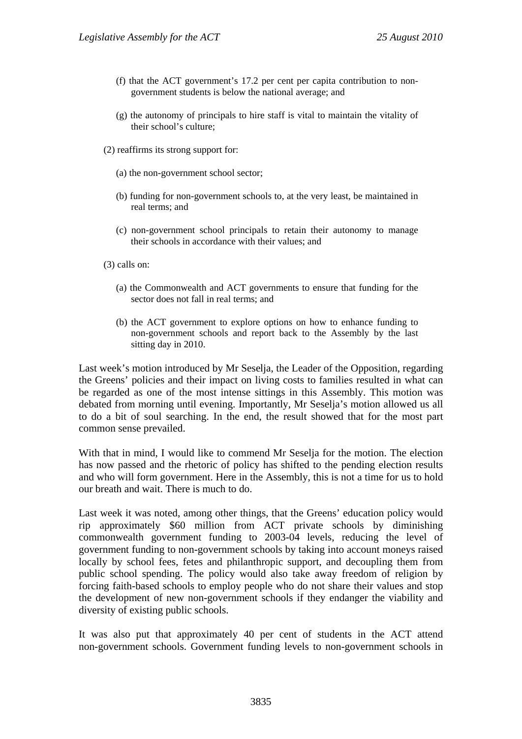(f) that the ACT government's 17.2 per cent per capita contribution to non-government students is below the national average; and

(g) the autonomy of principals to hire staff is vital to maintain the vitality of their school's culture;

(2) reaffirms its strong support for:

(a) the non-government school sector;

(b) funding for non-government schools to, at the very least, be maintained in real terms; and

(c) non-government school principals to retain their autonomy to manage their schools in accordance with their values; and

(3) calls on:

(a) the Commonwealth and ACT governments to ensure that funding for the sector does not fall in real terms; and

(b) the ACT government to explore options on how to enhance funding to non-government schools and report back to the Assembly by the last sitting day in 2010.

Last week's motion introduced by Mr Seselja, the Leader of the Opposition, regarding the Greens' policies and their impact on living costs to families resulted in what can be regarded as one of the most intense sittings in this Assembly. This motion was debated from morning until evening. Importantly, Mr Seselja's motion allowed us all to do a bit of soul searching. In the end, the result showed that for the most part common sense prevailed.

With that in mind, I would like to commend Mr Seselja for the motion. The election has now passed and the rhetoric of policy has shifted to the pending election results and who will form government. Here in the Assembly, this is not a time for us to hold our breath and wait. There is much to do.

Last week it was noted, among other things, that the Greens' education policy would rip approximately $60 million from ACT private schools by diminishing commonwealth government funding to 2003-04 levels, reducing the level of government funding to non-government schools by taking into account moneys raised locally by school fees, fetes and philanthropic support, and decoupling them from public school spending. The policy would also take away freedom of religion by forcing faith-based schools to employ people who do not share their values and stop the development of new non-government schools if they endanger the viability and diversity of existing public schools.

It was also put that approximately 40 per cent of students in the ACT attend non-government schools. Government funding levels to non-government schools in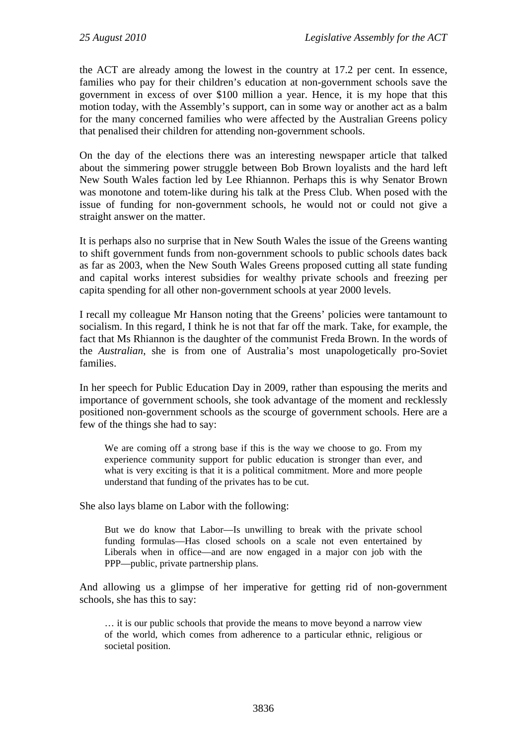the ACT are already among the lowest in the country at 17.2 per cent. In essence, families who pay for their children's education at non-government schools save the government in excess of over $100 million a year. Hence, it is my hope that this motion today, with the Assembly's support, can in some way or another act as a balm for the many concerned families who were affected by the Australian Greens policy that penalised their children for attending non-government schools.

On the day of the elections there was an interesting newspaper article that talked about the simmering power struggle between Bob Brown loyalists and the hard left New South Wales faction led by Lee Rhiannon. Perhaps this is why Senator Brown was monotone and totem-like during his talk at the Press Club. When posed with the issue of funding for non-government schools, he would not or could not give a straight answer on the matter.

It is perhaps also no surprise that in New South Wales the issue of the Greens wanting to shift government funds from non-government schools to public schools dates back as far as 2003, when the New South Wales Greens proposed cutting all state funding and capital works interest subsidies for wealthy private schools and freezing per capita spending for all other non-government schools at year 2000 levels.

I recall my colleague Mr Hanson noting that the Greens' policies were tantamount to socialism. In this regard, I think he is not that far off the mark. Take, for example, the fact that Ms Rhiannon is the daughter of the communist Freda Brown. In the words of the *Australian*, she is from one of Australia's most unapologetically pro-Soviet families.

In her speech for Public Education Day in 2009, rather than espousing the merits and importance of government schools, she took advantage of the moment and recklessly positioned non-government schools as the scourge of government schools. Here are a few of the things she had to say:

> We are coming off a strong base if this is the way we choose to go. From my experience community support for public education is stronger than ever, and what is very exciting is that it is a political commitment. More and more people understand that funding of the privates has to be cut.

She also lays blame on Labor with the following:

> But we do know that Labor—Is unwilling to break with the private school funding formulas—Has closed schools on a scale not even entertained by Liberals when in office—and are now engaged in a major con job with the PPP—public, private partnership plans.

And allowing us a glimpse of her imperative for getting rid of non-government schools, she has this to say:

> … it is our public schools that provide the means to move beyond a narrow view of the world, which comes from adherence to a particular ethnic, religious or societal position.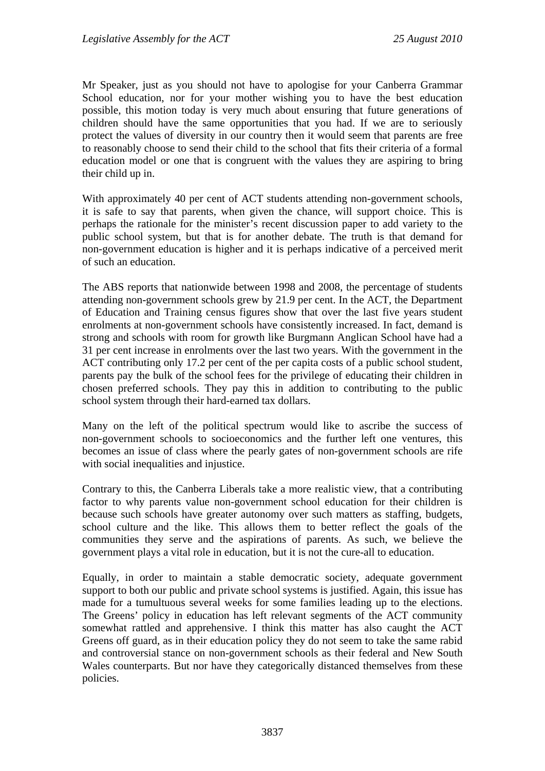Mr Speaker, just as you should not have to apologise for your Canberra Grammar School education, nor for your mother wishing you to have the best education possible, this motion today is very much about ensuring that future generations of children should have the same opportunities that you had. If we are to seriously protect the values of diversity in our country then it would seem that parents are free to reasonably choose to send their child to the school that fits their criteria of a formal education model or one that is congruent with the values they are aspiring to bring their child up in.

With approximately 40 per cent of ACT students attending non-government schools, it is safe to say that parents, when given the chance, will support choice. This is perhaps the rationale for the minister's recent discussion paper to add variety to the public school system, but that is for another debate. The truth is that demand for non-government education is higher and it is perhaps indicative of a perceived merit of such an education.

The ABS reports that nationwide between 1998 and 2008, the percentage of students attending non-government schools grew by 21.9 per cent. In the ACT, the Department of Education and Training census figures show that over the last five years student enrolments at non-government schools have consistently increased. In fact, demand is strong and schools with room for growth like Burgmann Anglican School have had a 31 per cent increase in enrolments over the last two years. With the government in the ACT contributing only 17.2 per cent of the per capita costs of a public school student, parents pay the bulk of the school fees for the privilege of educating their children in chosen preferred schools. They pay this in addition to contributing to the public school system through their hard-earned tax dollars.

Many on the left of the political spectrum would like to ascribe the success of non-government schools to socioeconomics and the further left one ventures, this becomes an issue of class where the pearly gates of non-government schools are rife with social inequalities and injustice.

Contrary to this, the Canberra Liberals take a more realistic view, that a contributing factor to why parents value non-government school education for their children is because such schools have greater autonomy over such matters as staffing, budgets, school culture and the like. This allows them to better reflect the goals of the communities they serve and the aspirations of parents. As such, we believe the government plays a vital role in education, but it is not the cure-all to education.

Equally, in order to maintain a stable democratic society, adequate government support to both our public and private school systems is justified. Again, this issue has made for a tumultuous several weeks for some families leading up to the elections. The Greens' policy in education has left relevant segments of the ACT community somewhat rattled and apprehensive. I think this matter has also caught the ACT Greens off guard, as in their education policy they do not seem to take the same rabid and controversial stance on non-government schools as their federal and New South Wales counterparts. But nor have they categorically distanced themselves from these policies.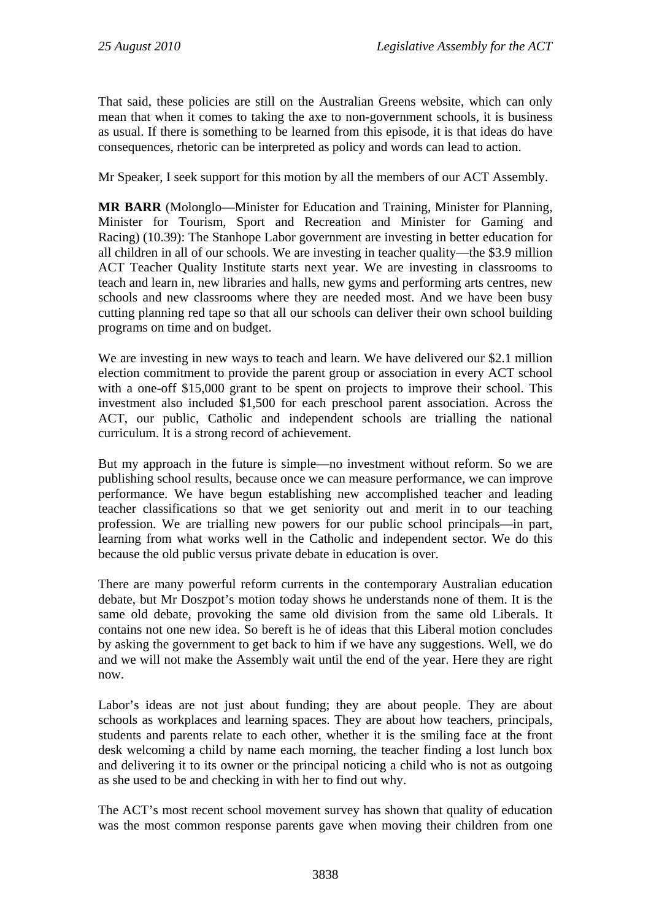That said, these policies are still on the Australian Greens website, which can only mean that when it comes to taking the axe to non-government schools, it is business as usual. If there is something to be learned from this episode, it is that ideas do have consequences, rhetoric can be interpreted as policy and words can lead to action.

Mr Speaker, I seek support for this motion by all the members of our ACT Assembly.

**MR BARR** (Molonglo—Minister for Education and Training, Minister for Planning, Minister for Tourism, Sport and Recreation and Minister for Gaming and Racing) (10.39): The Stanhope Labor government are investing in better education for all children in all of our schools. We are investing in teacher quality—the $3.9 million ACT Teacher Quality Institute starts next year. We are investing in classrooms to teach and learn in, new libraries and halls, new gyms and performing arts centres, new schools and new classrooms where they are needed most. And we have been busy cutting planning red tape so that all our schools can deliver their own school building programs on time and on budget.

We are investing in new ways to teach and learn. We have delivered our $2.1 million election commitment to provide the parent group or association in every ACT school with a one-off $15,000 grant to be spent on projects to improve their school. This investment also included $1,500 for each preschool parent association. Across the ACT, our public, Catholic and independent schools are trialling the national curriculum. It is a strong record of achievement.

But my approach in the future is simple—no investment without reform. So we are publishing school results, because once we can measure performance, we can improve performance. We have begun establishing new accomplished teacher and leading teacher classifications so that we get seniority out and merit in to our teaching profession. We are trialling new powers for our public school principals—in part, learning from what works well in the Catholic and independent sector. We do this because the old public versus private debate in education is over.

There are many powerful reform currents in the contemporary Australian education debate, but Mr Doszpot's motion today shows he understands none of them. It is the same old debate, provoking the same old division from the same old Liberals. It contains not one new idea. So bereft is he of ideas that this Liberal motion concludes by asking the government to get back to him if we have any suggestions. Well, we do and we will not make the Assembly wait until the end of the year. Here they are right now.

Labor's ideas are not just about funding; they are about people. They are about schools as workplaces and learning spaces. They are about how teachers, principals, students and parents relate to each other, whether it is the smiling face at the front desk welcoming a child by name each morning, the teacher finding a lost lunch box and delivering it to its owner or the principal noticing a child who is not as outgoing as she used to be and checking in with her to find out why.

The ACT's most recent school movement survey has shown that quality of education was the most common response parents gave when moving their children from one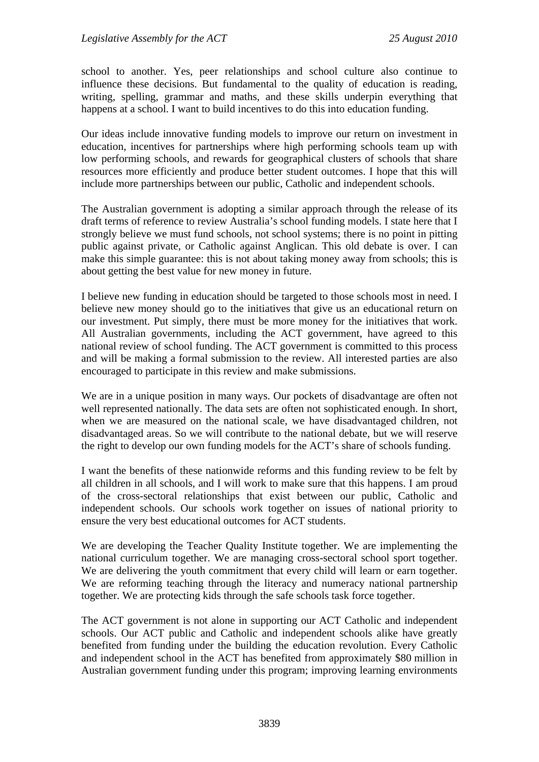school to another. Yes, peer relationships and school culture also continue to influence these decisions. But fundamental to the quality of education is reading, writing, spelling, grammar and maths, and these skills underpin everything that happens at a school. I want to build incentives to do this into education funding.

Our ideas include innovative funding models to improve our return on investment in education, incentives for partnerships where high performing schools team up with low performing schools, and rewards for geographical clusters of schools that share resources more efficiently and produce better student outcomes. I hope that this will include more partnerships between our public, Catholic and independent schools.

The Australian government is adopting a similar approach through the release of its draft terms of reference to review Australia's school funding models. I state here that I strongly believe we must fund schools, not school systems; there is no point in pitting public against private, or Catholic against Anglican. This old debate is over. I can make this simple guarantee: this is not about taking money away from schools; this is about getting the best value for new money in future.

I believe new funding in education should be targeted to those schools most in need. I believe new money should go to the initiatives that give us an educational return on our investment. Put simply, there must be more money for the initiatives that work. All Australian governments, including the ACT government, have agreed to this national review of school funding. The ACT government is committed to this process and will be making a formal submission to the review. All interested parties are also encouraged to participate in this review and make submissions.

We are in a unique position in many ways. Our pockets of disadvantage are often not well represented nationally. The data sets are often not sophisticated enough. In short, when we are measured on the national scale, we have disadvantaged children, not disadvantaged areas. So we will contribute to the national debate, but we will reserve the right to develop our own funding models for the ACT's share of schools funding.

I want the benefits of these nationwide reforms and this funding review to be felt by all children in all schools, and I will work to make sure that this happens. I am proud of the cross-sectoral relationships that exist between our public, Catholic and independent schools. Our schools work together on issues of national priority to ensure the very best educational outcomes for ACT students.

We are developing the Teacher Quality Institute together. We are implementing the national curriculum together. We are managing cross-sectoral school sport together. We are delivering the youth commitment that every child will learn or earn together. We are reforming teaching through the literacy and numeracy national partnership together. We are protecting kids through the safe schools task force together.

The ACT government is not alone in supporting our ACT Catholic and independent schools. Our ACT public and Catholic and independent schools alike have greatly benefited from funding under the building the education revolution. Every Catholic and independent school in the ACT has benefited from approximately $80 million in Australian government funding under this program; improving learning environments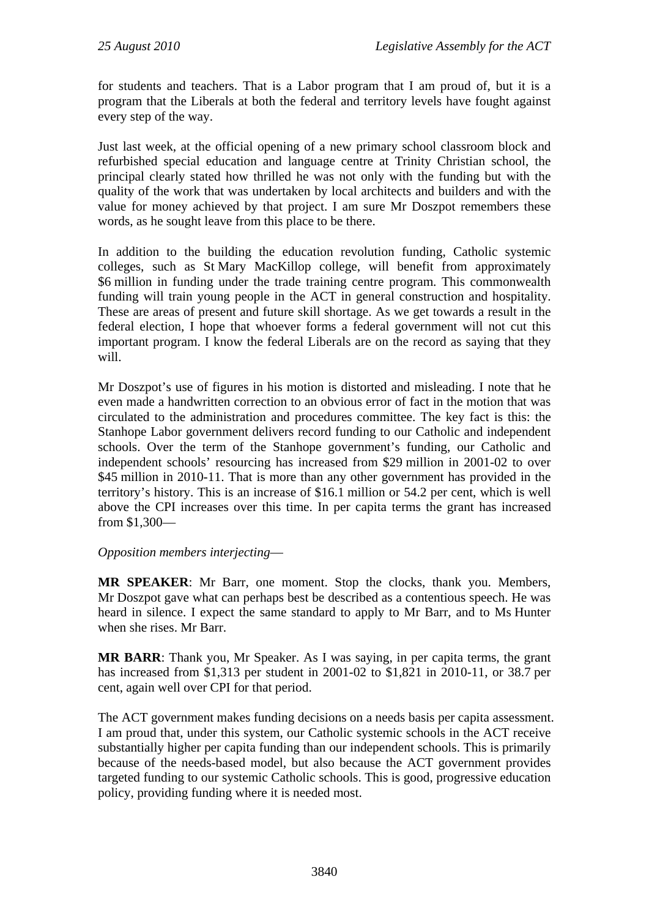for students and teachers. That is a Labor program that I am proud of, but it is a program that the Liberals at both the federal and territory levels have fought against every step of the way.

Just last week, at the official opening of a new primary school classroom block and refurbished special education and language centre at Trinity Christian school, the principal clearly stated how thrilled he was not only with the funding but with the quality of the work that was undertaken by local architects and builders and with the value for money achieved by that project. I am sure Mr Doszpot remembers these words, as he sought leave from this place to be there.

In addition to the building the education revolution funding, Catholic systemic colleges, such as St Mary MacKillop college, will benefit from approximately $6 million in funding under the trade training centre program. This commonwealth funding will train young people in the ACT in general construction and hospitality. These are areas of present and future skill shortage. As we get towards a result in the federal election, I hope that whoever forms a federal government will not cut this important program. I know the federal Liberals are on the record as saying that they will.

Mr Doszpot's use of figures in his motion is distorted and misleading. I note that he even made a handwritten correction to an obvious error of fact in the motion that was circulated to the administration and procedures committee. The key fact is this: the Stanhope Labor government delivers record funding to our Catholic and independent schools. Over the term of the Stanhope government's funding, our Catholic and independent schools' resourcing has increased from $29 million in 2001-02 to over $45 million in 2010-11. That is more than any other government has provided in the territory's history. This is an increase of $16.1 million or 54.2 per cent, which is well above the CPI increases over this time. In per capita terms the grant has increased from $1,300—

*Opposition members interjecting*—

**MR SPEAKER**: Mr Barr, one moment. Stop the clocks, thank you. Members, Mr Doszpot gave what can perhaps best be described as a contentious speech. He was heard in silence. I expect the same standard to apply to Mr Barr, and to Ms Hunter when she rises. Mr Barr.

**MR BARR**: Thank you, Mr Speaker. As I was saying, in per capita terms, the grant has increased from $1,313 per student in 2001-02 to $1,821 in 2010-11, or 38.7 per cent, again well over CPI for that period.

The ACT government makes funding decisions on a needs basis per capita assessment. I am proud that, under this system, our Catholic systemic schools in the ACT receive substantially higher per capita funding than our independent schools. This is primarily because of the needs-based model, but also because the ACT government provides targeted funding to our systemic Catholic schools. This is good, progressive education policy, providing funding where it is needed most.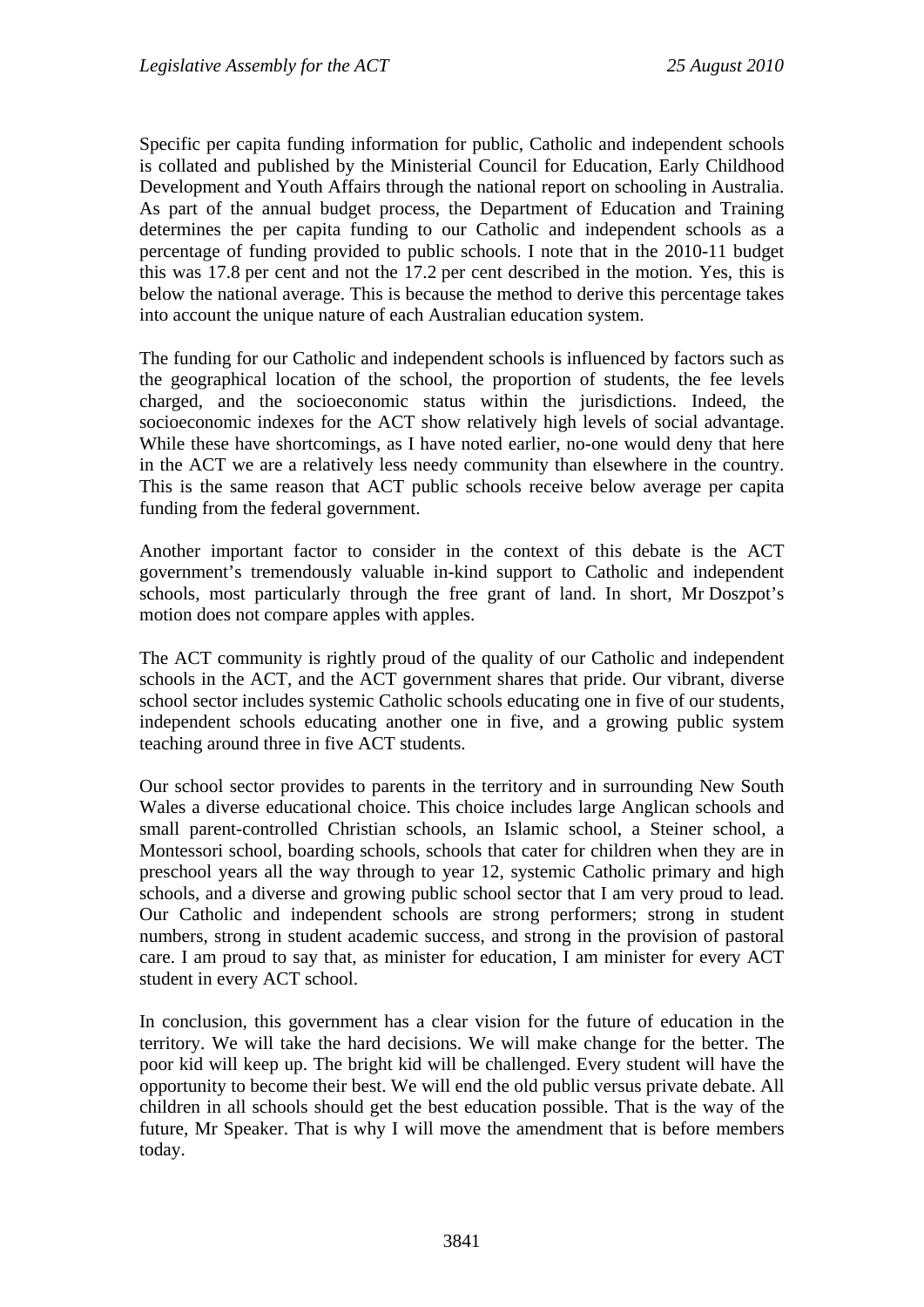Specific per capita funding information for public, Catholic and independent schools is collated and published by the Ministerial Council for Education, Early Childhood Development and Youth Affairs through the national report on schooling in Australia. As part of the annual budget process, the Department of Education and Training determines the per capita funding to our Catholic and independent schools as a percentage of funding provided to public schools. I note that in the 2010-11 budget this was 17.8 per cent and not the 17.2 per cent described in the motion. Yes, this is below the national average. This is because the method to derive this percentage takes into account the unique nature of each Australian education system.

The funding for our Catholic and independent schools is influenced by factors such as the geographical location of the school, the proportion of students, the fee levels charged, and the socioeconomic status within the jurisdictions. Indeed, the socioeconomic indexes for the ACT show relatively high levels of social advantage. While these have shortcomings, as I have noted earlier, no-one would deny that here in the ACT we are a relatively less needy community than elsewhere in the country. This is the same reason that ACT public schools receive below average per capita funding from the federal government.

Another important factor to consider in the context of this debate is the ACT government's tremendously valuable in-kind support to Catholic and independent schools, most particularly through the free grant of land. In short, Mr Doszpot's motion does not compare apples with apples.

The ACT community is rightly proud of the quality of our Catholic and independent schools in the ACT, and the ACT government shares that pride. Our vibrant, diverse school sector includes systemic Catholic schools educating one in five of our students, independent schools educating another one in five, and a growing public system teaching around three in five ACT students.

Our school sector provides to parents in the territory and in surrounding New South Wales a diverse educational choice. This choice includes large Anglican schools and small parent-controlled Christian schools, an Islamic school, a Steiner school, a Montessori school, boarding schools, schools that cater for children when they are in preschool years all the way through to year 12, systemic Catholic primary and high schools, and a diverse and growing public school sector that I am very proud to lead. Our Catholic and independent schools are strong performers; strong in student numbers, strong in student academic success, and strong in the provision of pastoral care. I am proud to say that, as minister for education, I am minister for every ACT student in every ACT school.

In conclusion, this government has a clear vision for the future of education in the territory. We will take the hard decisions. We will make change for the better. The poor kid will keep up. The bright kid will be challenged. Every student will have the opportunity to become their best. We will end the old public versus private debate. All children in all schools should get the best education possible. That is the way of the future, Mr Speaker. That is why I will move the amendment that is before members today.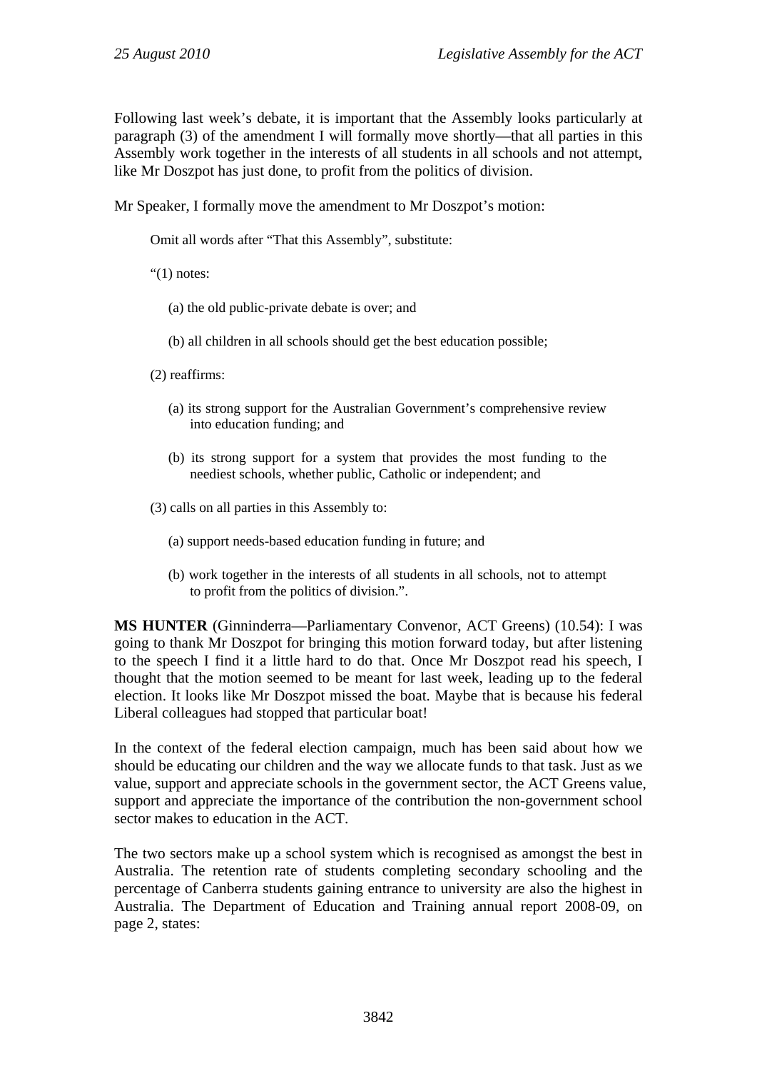Following last week's debate, it is important that the Assembly looks particularly at paragraph (3) of the amendment I will formally move shortly—that all parties in this Assembly work together in the interests of all students in all schools and not attempt, like Mr Doszpot has just done, to profit from the politics of division.

Mr Speaker, I formally move the amendment to Mr Doszpot's motion:

> Omit all words after "That this Assembly", substitute:
>
> "(1) notes:
>
> (a) the old public-private debate is over; and
>
> (b) all children in all schools should get the best education possible;
>
> (2) reaffirms:
>
> (a) its strong support for the Australian Government's comprehensive review into education funding; and
>
> (b) its strong support for a system that provides the most funding to the neediest schools, whether public, Catholic or independent; and
>
> (3) calls on all parties in this Assembly to:
>
> (a) support needs-based education funding in future; and
>
> (b) work together in the interests of all students in all schools, not to attempt to profit from the politics of division.".

**MS HUNTER** (Ginninderra—Parliamentary Convenor, ACT Greens) (10.54): I was going to thank Mr Doszpot for bringing this motion forward today, but after listening to the speech I find it a little hard to do that. Once Mr Doszpot read his speech, I thought that the motion seemed to be meant for last week, leading up to the federal election. It looks like Mr Doszpot missed the boat. Maybe that is because his federal Liberal colleagues had stopped that particular boat!

In the context of the federal election campaign, much has been said about how we should be educating our children and the way we allocate funds to that task. Just as we value, support and appreciate schools in the government sector, the ACT Greens value, support and appreciate the importance of the contribution the non-government school sector makes to education in the ACT.

The two sectors make up a school system which is recognised as amongst the best in Australia. The retention rate of students completing secondary schooling and the percentage of Canberra students gaining entrance to university are also the highest in Australia. The Department of Education and Training annual report 2008-09, on page 2, states: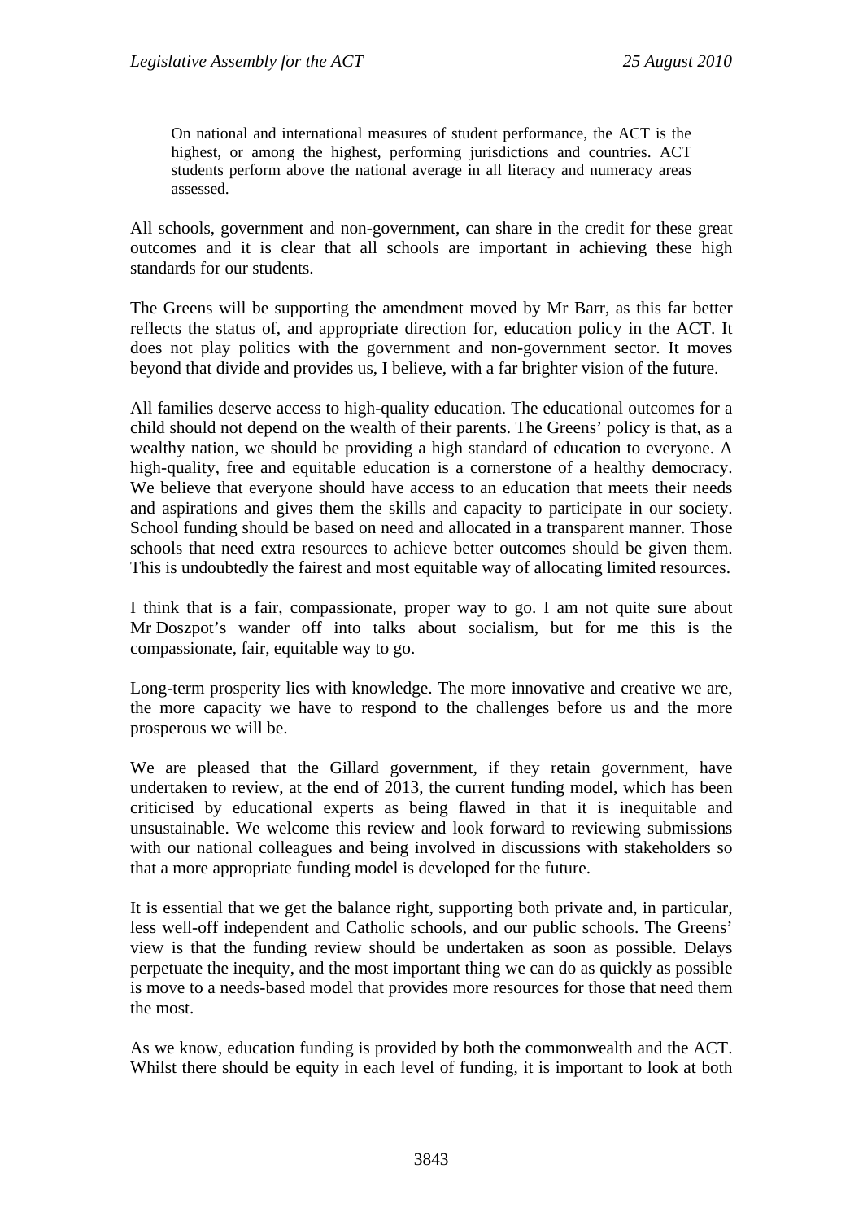> On national and international measures of student performance, the ACT is the highest, or among the highest, performing jurisdictions and countries. ACT students perform above the national average in all literacy and numeracy areas assessed.

All schools, government and non-government, can share in the credit for these great outcomes and it is clear that all schools are important in achieving these high standards for our students.

The Greens will be supporting the amendment moved by Mr Barr, as this far better reflects the status of, and appropriate direction for, education policy in the ACT. It does not play politics with the government and non-government sector. It moves beyond that divide and provides us, I believe, with a far brighter vision of the future.

All families deserve access to high-quality education. The educational outcomes for a child should not depend on the wealth of their parents. The Greens' policy is that, as a wealthy nation, we should be providing a high standard of education to everyone. A high-quality, free and equitable education is a cornerstone of a healthy democracy. We believe that everyone should have access to an education that meets their needs and aspirations and gives them the skills and capacity to participate in our society. School funding should be based on need and allocated in a transparent manner. Those schools that need extra resources to achieve better outcomes should be given them. This is undoubtedly the fairest and most equitable way of allocating limited resources.

I think that is a fair, compassionate, proper way to go. I am not quite sure about Mr Doszpot's wander off into talks about socialism, but for me this is the compassionate, fair, equitable way to go.

Long-term prosperity lies with knowledge. The more innovative and creative we are, the more capacity we have to respond to the challenges before us and the more prosperous we will be.

We are pleased that the Gillard government, if they retain government, have undertaken to review, at the end of 2013, the current funding model, which has been criticised by educational experts as being flawed in that it is inequitable and unsustainable. We welcome this review and look forward to reviewing submissions with our national colleagues and being involved in discussions with stakeholders so that a more appropriate funding model is developed for the future.

It is essential that we get the balance right, supporting both private and, in particular, less well-off independent and Catholic schools, and our public schools. The Greens' view is that the funding review should be undertaken as soon as possible. Delays perpetuate the inequity, and the most important thing we can do as quickly as possible is move to a needs-based model that provides more resources for those that need them the most.

As we know, education funding is provided by both the commonwealth and the ACT. Whilst there should be equity in each level of funding, it is important to look at both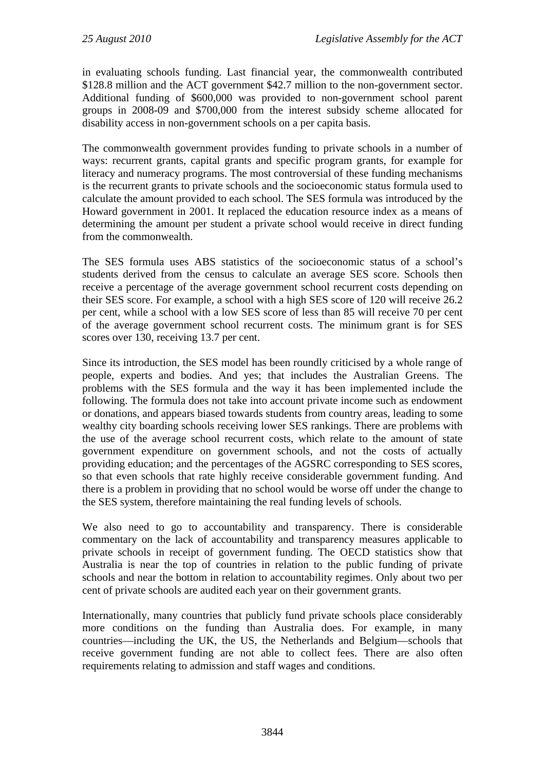in evaluating schools funding. Last financial year, the commonwealth contributed $128.8 million and the ACT government $42.7 million to the non-government sector. Additional funding of $600,000 was provided to non-government school parent groups in 2008-09 and $700,000 from the interest subsidy scheme allocated for disability access in non-government schools on a per capita basis.

The commonwealth government provides funding to private schools in a number of ways: recurrent grants, capital grants and specific program grants, for example for literacy and numeracy programs. The most controversial of these funding mechanisms is the recurrent grants to private schools and the socioeconomic status formula used to calculate the amount provided to each school. The SES formula was introduced by the Howard government in 2001. It replaced the education resource index as a means of determining the amount per student a private school would receive in direct funding from the commonwealth.

The SES formula uses ABS statistics of the socioeconomic status of a school's students derived from the census to calculate an average SES score. Schools then receive a percentage of the average government school recurrent costs depending on their SES score. For example, a school with a high SES score of 120 will receive 26.2 per cent, while a school with a low SES score of less than 85 will receive 70 per cent of the average government school recurrent costs. The minimum grant is for SES scores over 130, receiving 13.7 per cent.

Since its introduction, the SES model has been roundly criticised by a whole range of people, experts and bodies. And yes; that includes the Australian Greens. The problems with the SES formula and the way it has been implemented include the following. The formula does not take into account private income such as endowment or donations, and appears biased towards students from country areas, leading to some wealthy city boarding schools receiving lower SES rankings. There are problems with the use of the average school recurrent costs, which relate to the amount of state government expenditure on government schools, and not the costs of actually providing education; and the percentages of the AGSRC corresponding to SES scores, so that even schools that rate highly receive considerable government funding. And there is a problem in providing that no school would be worse off under the change to the SES system, therefore maintaining the real funding levels of schools.

We also need to go to accountability and transparency. There is considerable commentary on the lack of accountability and transparency measures applicable to private schools in receipt of government funding. The OECD statistics show that Australia is near the top of countries in relation to the public funding of private schools and near the bottom in relation to accountability regimes. Only about two per cent of private schools are audited each year on their government grants.

Internationally, many countries that publicly fund private schools place considerably more conditions on the funding than Australia does. For example, in many countries—including the UK, the US, the Netherlands and Belgium—schools that receive government funding are not able to collect fees. There are also often requirements relating to admission and staff wages and conditions.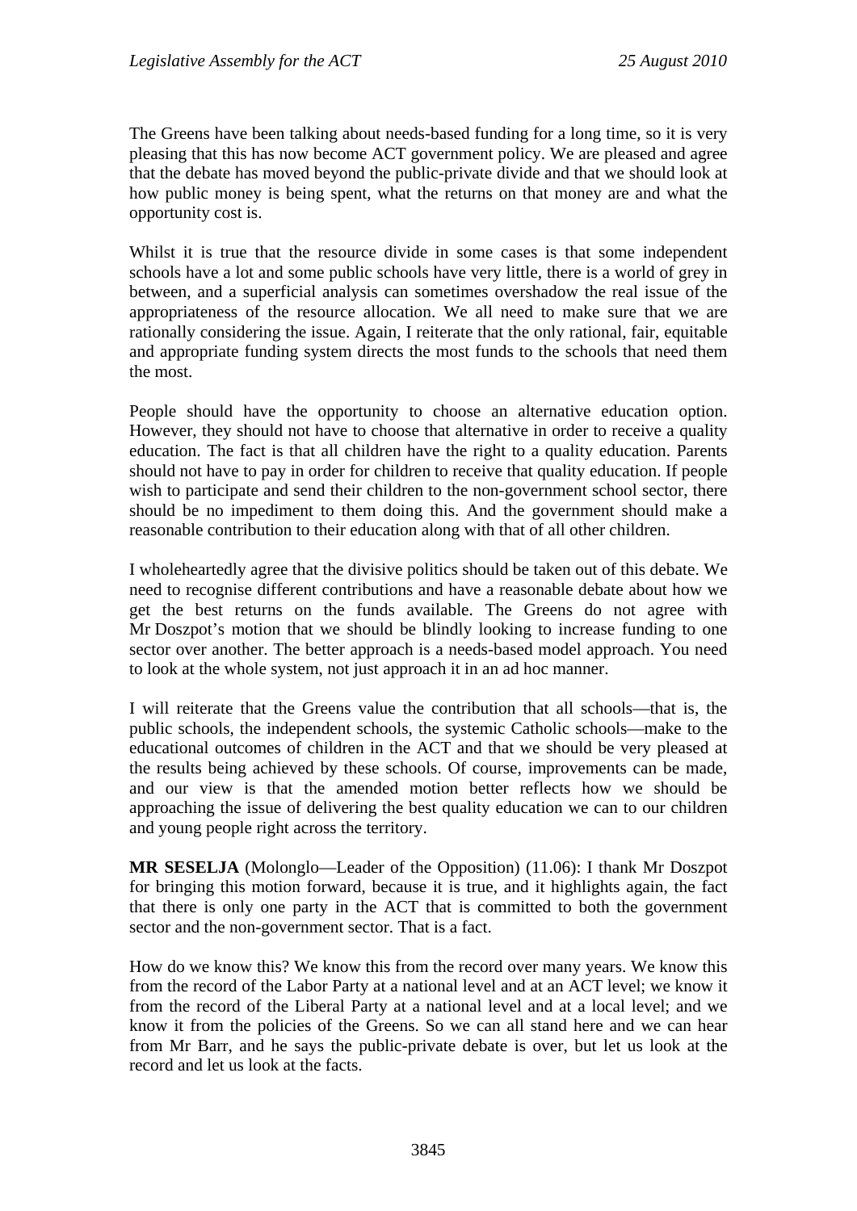The Greens have been talking about needs-based funding for a long time, so it is very pleasing that this has now become ACT government policy. We are pleased and agree that the debate has moved beyond the public-private divide and that we should look at how public money is being spent, what the returns on that money are and what the opportunity cost is.

Whilst it is true that the resource divide in some cases is that some independent schools have a lot and some public schools have very little, there is a world of grey in between, and a superficial analysis can sometimes overshadow the real issue of the appropriateness of the resource allocation. We all need to make sure that we are rationally considering the issue. Again, I reiterate that the only rational, fair, equitable and appropriate funding system directs the most funds to the schools that need them the most.

People should have the opportunity to choose an alternative education option. However, they should not have to choose that alternative in order to receive a quality education. The fact is that all children have the right to a quality education. Parents should not have to pay in order for children to receive that quality education. If people wish to participate and send their children to the non-government school sector, there should be no impediment to them doing this. And the government should make a reasonable contribution to their education along with that of all other children.

I wholeheartedly agree that the divisive politics should be taken out of this debate. We need to recognise different contributions and have a reasonable debate about how we get the best returns on the funds available. The Greens do not agree with Mr Doszpot's motion that we should be blindly looking to increase funding to one sector over another. The better approach is a needs-based model approach. You need to look at the whole system, not just approach it in an ad hoc manner.

I will reiterate that the Greens value the contribution that all schools—that is, the public schools, the independent schools, the systemic Catholic schools—make to the educational outcomes of children in the ACT and that we should be very pleased at the results being achieved by these schools. Of course, improvements can be made, and our view is that the amended motion better reflects how we should be approaching the issue of delivering the best quality education we can to our children and young people right across the territory.

**MR SESELJA** (Molonglo—Leader of the Opposition) (11.06): I thank Mr Doszpot for bringing this motion forward, because it is true, and it highlights again, the fact that there is only one party in the ACT that is committed to both the government sector and the non-government sector. That is a fact.

How do we know this? We know this from the record over many years. We know this from the record of the Labor Party at a national level and at an ACT level; we know it from the record of the Liberal Party at a national level and at a local level; and we know it from the policies of the Greens. So we can all stand here and we can hear from Mr Barr, and he says the public-private debate is over, but let us look at the record and let us look at the facts.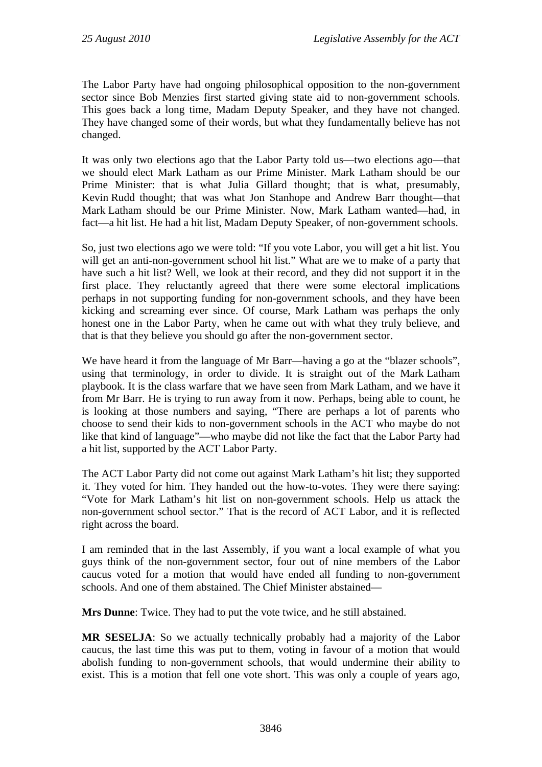The Labor Party have had ongoing philosophical opposition to the non-government sector since Bob Menzies first started giving state aid to non-government schools. This goes back a long time, Madam Deputy Speaker, and they have not changed. They have changed some of their words, but what they fundamentally believe has not changed.

It was only two elections ago that the Labor Party told us—two elections ago—that we should elect Mark Latham as our Prime Minister. Mark Latham should be our Prime Minister: that is what Julia Gillard thought; that is what, presumably, Kevin Rudd thought; that was what Jon Stanhope and Andrew Barr thought—that Mark Latham should be our Prime Minister. Now, Mark Latham wanted—had, in fact—a hit list. He had a hit list, Madam Deputy Speaker, of non-government schools.

So, just two elections ago we were told: "If you vote Labor, you will get a hit list. You will get an anti-non-government school hit list." What are we to make of a party that have such a hit list? Well, we look at their record, and they did not support it in the first place. They reluctantly agreed that there were some electoral implications perhaps in not supporting funding for non-government schools, and they have been kicking and screaming ever since. Of course, Mark Latham was perhaps the only honest one in the Labor Party, when he came out with what they truly believe, and that is that they believe you should go after the non-government sector.

We have heard it from the language of Mr Barr—having a go at the "blazer schools", using that terminology, in order to divide. It is straight out of the Mark Latham playbook. It is the class warfare that we have seen from Mark Latham, and we have it from Mr Barr. He is trying to run away from it now. Perhaps, being able to count, he is looking at those numbers and saying, "There are perhaps a lot of parents who choose to send their kids to non-government schools in the ACT who maybe do not like that kind of language"—who maybe did not like the fact that the Labor Party had a hit list, supported by the ACT Labor Party.

The ACT Labor Party did not come out against Mark Latham's hit list; they supported it. They voted for him. They handed out the how-to-votes. They were there saying: "Vote for Mark Latham's hit list on non-government schools. Help us attack the non-government school sector." That is the record of ACT Labor, and it is reflected right across the board.

I am reminded that in the last Assembly, if you want a local example of what you guys think of the non-government sector, four out of nine members of the Labor caucus voted for a motion that would have ended all funding to non-government schools. And one of them abstained. The Chief Minister abstained—

**Mrs Dunne**: Twice. They had to put the vote twice, and he still abstained.

**MR SESELJA**: So we actually technically probably had a majority of the Labor caucus, the last time this was put to them, voting in favour of a motion that would abolish funding to non-government schools, that would undermine their ability to exist. This is a motion that fell one vote short. This was only a couple of years ago,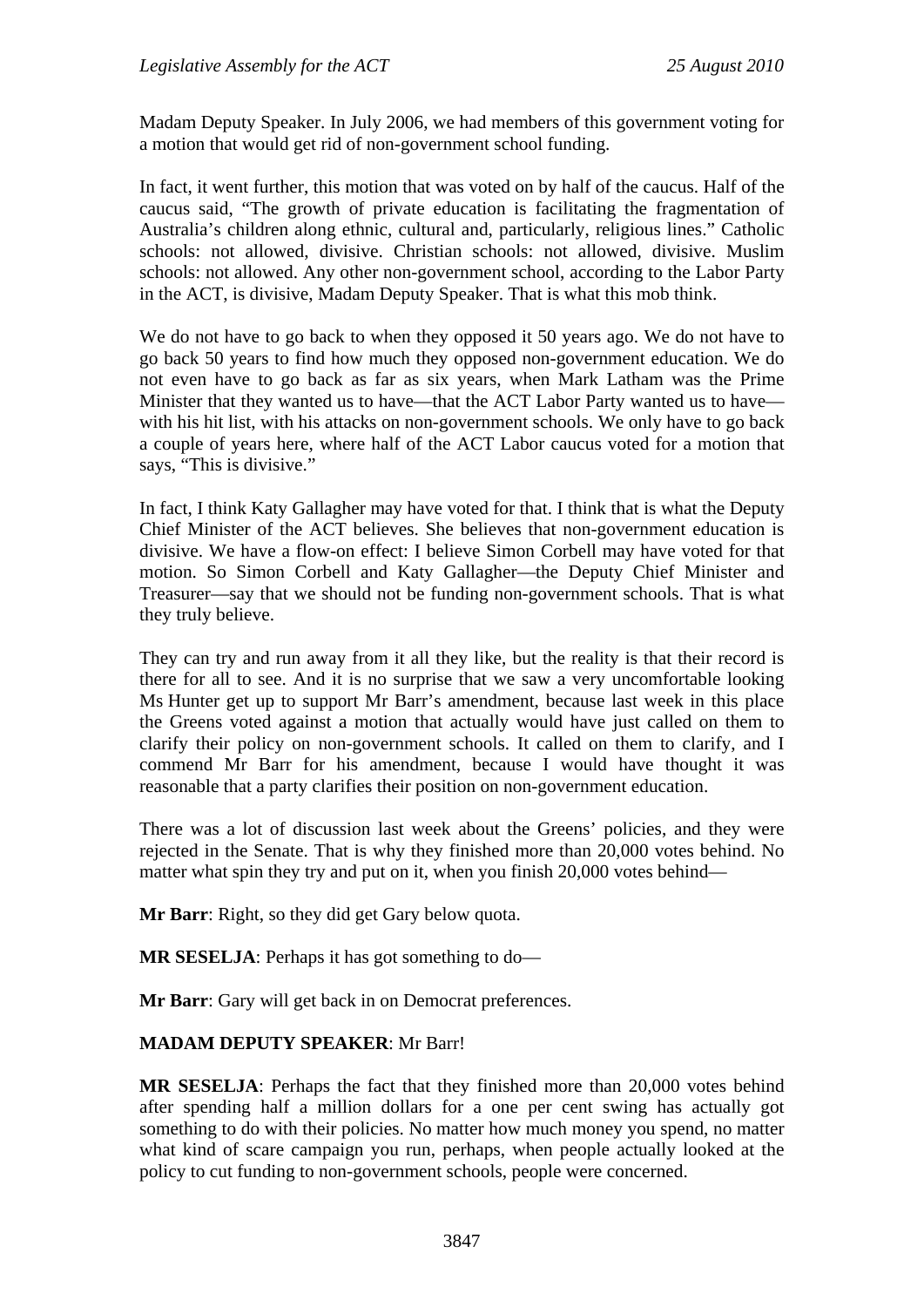Madam Deputy Speaker. In July 2006, we had members of this government voting for a motion that would get rid of non-government school funding.

In fact, it went further, this motion that was voted on by half of the caucus. Half of the caucus said, "The growth of private education is facilitating the fragmentation of Australia's children along ethnic, cultural and, particularly, religious lines." Catholic schools: not allowed, divisive. Christian schools: not allowed, divisive. Muslim schools: not allowed. Any other non-government school, according to the Labor Party in the ACT, is divisive, Madam Deputy Speaker. That is what this mob think.

We do not have to go back to when they opposed it 50 years ago. We do not have to go back 50 years to find how much they opposed non-government education. We do not even have to go back as far as six years, when Mark Latham was the Prime Minister that they wanted us to have—that the ACT Labor Party wanted us to have—with his hit list, with his attacks on non-government schools. We only have to go back a couple of years here, where half of the ACT Labor caucus voted for a motion that says, "This is divisive."

In fact, I think Katy Gallagher may have voted for that. I think that is what the Deputy Chief Minister of the ACT believes. She believes that non-government education is divisive. We have a flow-on effect: I believe Simon Corbell may have voted for that motion. So Simon Corbell and Katy Gallagher—the Deputy Chief Minister and Treasurer—say that we should not be funding non-government schools. That is what they truly believe.

They can try and run away from it all they like, but the reality is that their record is there for all to see. And it is no surprise that we saw a very uncomfortable looking Ms Hunter get up to support Mr Barr's amendment, because last week in this place the Greens voted against a motion that actually would have just called on them to clarify their policy on non-government schools. It called on them to clarify, and I commend Mr Barr for his amendment, because I would have thought it was reasonable that a party clarifies their position on non-government education.

There was a lot of discussion last week about the Greens' policies, and they were rejected in the Senate. That is why they finished more than 20,000 votes behind. No matter what spin they try and put on it, when you finish 20,000 votes behind—

**Mr Barr**: Right, so they did get Gary below quota.

**MR SESELJA**: Perhaps it has got something to do—

**Mr Barr**: Gary will get back in on Democrat preferences.

**MADAM DEPUTY SPEAKER**: Mr Barr!

**MR SESELJA**: Perhaps the fact that they finished more than 20,000 votes behind after spending half a million dollars for a one per cent swing has actually got something to do with their policies. No matter how much money you spend, no matter what kind of scare campaign you run, perhaps, when people actually looked at the policy to cut funding to non-government schools, people were concerned.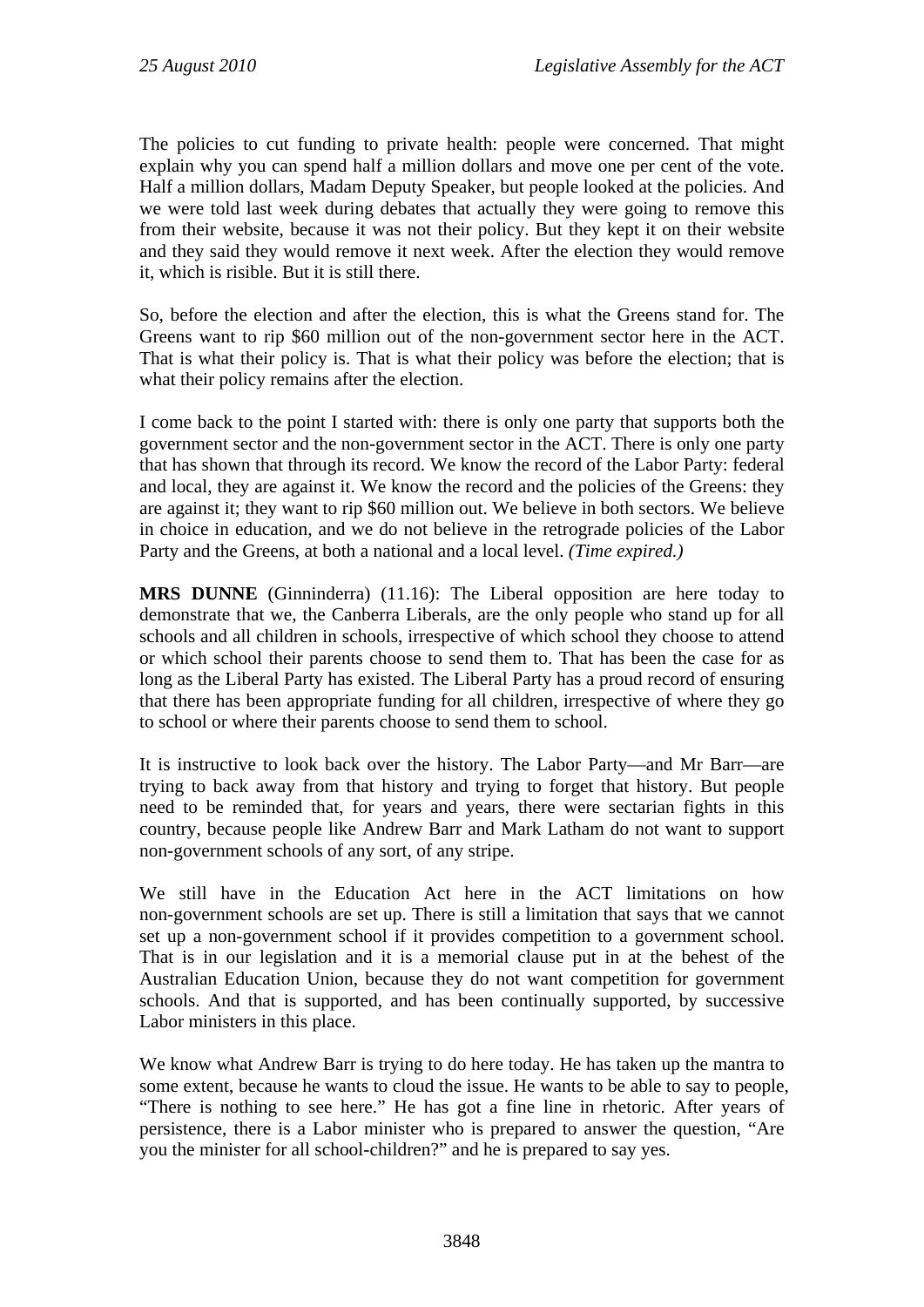The policies to cut funding to private health: people were concerned. That might explain why you can spend half a million dollars and move one per cent of the vote. Half a million dollars, Madam Deputy Speaker, but people looked at the policies. And we were told last week during debates that actually they were going to remove this from their website, because it was not their policy. But they kept it on their website and they said they would remove it next week. After the election they would remove it, which is risible. But it is still there.

So, before the election and after the election, this is what the Greens stand for. The Greens want to rip $60 million out of the non-government sector here in the ACT. That is what their policy is. That is what their policy was before the election; that is what their policy remains after the election.

I come back to the point I started with: there is only one party that supports both the government sector and the non-government sector in the ACT. There is only one party that has shown that through its record. We know the record of the Labor Party: federal and local, they are against it. We know the record and the policies of the Greens: they are against it; they want to rip $60 million out. We believe in both sectors. We believe in choice in education, and we do not believe in the retrograde policies of the Labor Party and the Greens, at both a national and a local level. *(Time expired.)*

**MRS DUNNE** (Ginninderra) (11.16): The Liberal opposition are here today to demonstrate that we, the Canberra Liberals, are the only people who stand up for all schools and all children in schools, irrespective of which school they choose to attend or which school their parents choose to send them to. That has been the case for as long as the Liberal Party has existed. The Liberal Party has a proud record of ensuring that there has been appropriate funding for all children, irrespective of where they go to school or where their parents choose to send them to school.

It is instructive to look back over the history. The Labor Party—and Mr Barr—are trying to back away from that history and trying to forget that history. But people need to be reminded that, for years and years, there were sectarian fights in this country, because people like Andrew Barr and Mark Latham do not want to support non-government schools of any sort, of any stripe.

We still have in the Education Act here in the ACT limitations on how non-government schools are set up. There is still a limitation that says that we cannot set up a non-government school if it provides competition to a government school. That is in our legislation and it is a memorial clause put in at the behest of the Australian Education Union, because they do not want competition for government schools. And that is supported, and has been continually supported, by successive Labor ministers in this place.

We know what Andrew Barr is trying to do here today. He has taken up the mantra to some extent, because he wants to cloud the issue. He wants to be able to say to people, "There is nothing to see here." He has got a fine line in rhetoric. After years of persistence, there is a Labor minister who is prepared to answer the question, "Are you the minister for all school-children?" and he is prepared to say yes.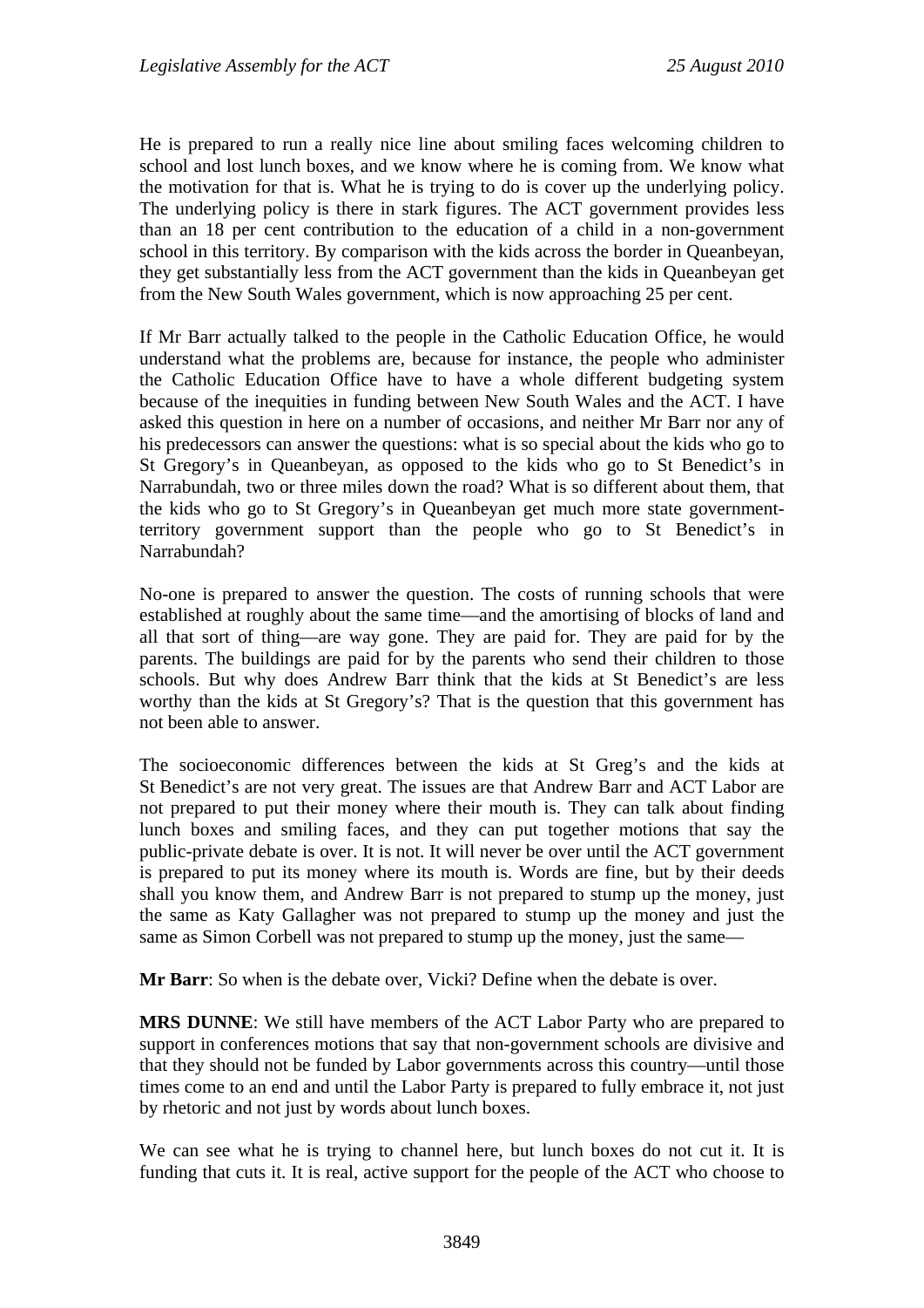He is prepared to run a really nice line about smiling faces welcoming children to school and lost lunch boxes, and we know where he is coming from. We know what the motivation for that is. What he is trying to do is cover up the underlying policy. The underlying policy is there in stark figures. The ACT government provides less than an 18 per cent contribution to the education of a child in a non-government school in this territory. By comparison with the kids across the border in Queanbeyan, they get substantially less from the ACT government than the kids in Queanbeyan get from the New South Wales government, which is now approaching 25 per cent.

If Mr Barr actually talked to the people in the Catholic Education Office, he would understand what the problems are, because for instance, the people who administer the Catholic Education Office have to have a whole different budgeting system because of the inequities in funding between New South Wales and the ACT. I have asked this question in here on a number of occasions, and neither Mr Barr nor any of his predecessors can answer the questions: what is so special about the kids who go to St Gregory's in Queanbeyan, as opposed to the kids who go to St Benedict's in Narrabundah, two or three miles down the road? What is so different about them, that the kids who go to St Gregory's in Queanbeyan get much more state government-territory government support than the people who go to St Benedict's in Narrabundah?

No-one is prepared to answer the question. The costs of running schools that were established at roughly about the same time—and the amortising of blocks of land and all that sort of thing—are way gone. They are paid for. They are paid for by the parents. The buildings are paid for by the parents who send their children to those schools. But why does Andrew Barr think that the kids at St Benedict's are less worthy than the kids at St Gregory's? That is the question that this government has not been able to answer.

The socioeconomic differences between the kids at St Greg's and the kids at St Benedict's are not very great. The issues are that Andrew Barr and ACT Labor are not prepared to put their money where their mouth is. They can talk about finding lunch boxes and smiling faces, and they can put together motions that say the public-private debate is over. It is not. It will never be over until the ACT government is prepared to put its money where its mouth is. Words are fine, but by their deeds shall you know them, and Andrew Barr is not prepared to stump up the money, just the same as Katy Gallagher was not prepared to stump up the money and just the same as Simon Corbell was not prepared to stump up the money, just the same—

**Mr Barr**: So when is the debate over, Vicki? Define when the debate is over.

**MRS DUNNE**: We still have members of the ACT Labor Party who are prepared to support in conferences motions that say that non-government schools are divisive and that they should not be funded by Labor governments across this country—until those times come to an end and until the Labor Party is prepared to fully embrace it, not just by rhetoric and not just by words about lunch boxes.

We can see what he is trying to channel here, but lunch boxes do not cut it. It is funding that cuts it. It is real, active support for the people of the ACT who choose to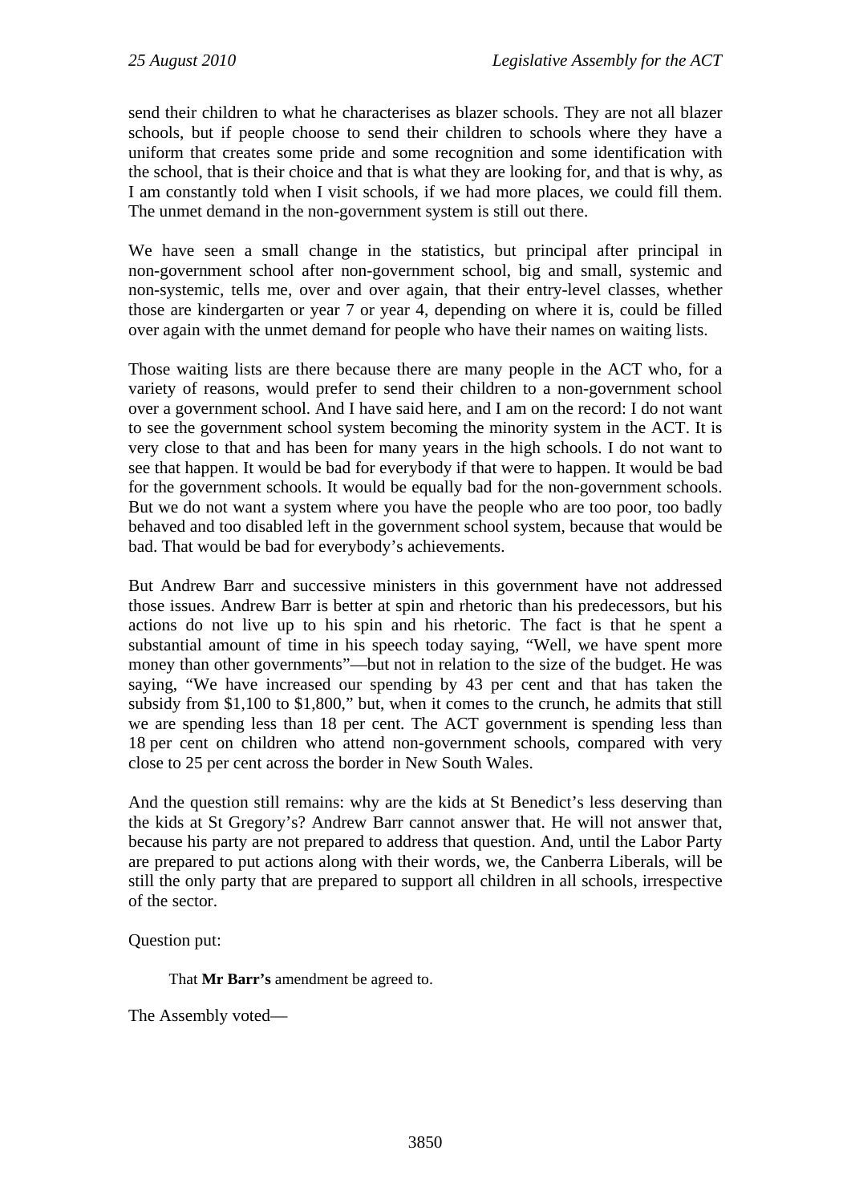send their children to what he characterises as blazer schools. They are not all blazer schools, but if people choose to send their children to schools where they have a uniform that creates some pride and some recognition and some identification with the school, that is their choice and that is what they are looking for, and that is why, as I am constantly told when I visit schools, if we had more places, we could fill them. The unmet demand in the non-government system is still out there.

We have seen a small change in the statistics, but principal after principal in non-government school after non-government school, big and small, systemic and non-systemic, tells me, over and over again, that their entry-level classes, whether those are kindergarten or year 7 or year 4, depending on where it is, could be filled over again with the unmet demand for people who have their names on waiting lists.

Those waiting lists are there because there are many people in the ACT who, for a variety of reasons, would prefer to send their children to a non-government school over a government school. And I have said here, and I am on the record: I do not want to see the government school system becoming the minority system in the ACT. It is very close to that and has been for many years in the high schools. I do not want to see that happen. It would be bad for everybody if that were to happen. It would be bad for the government schools. It would be equally bad for the non-government schools. But we do not want a system where you have the people who are too poor, too badly behaved and too disabled left in the government school system, because that would be bad. That would be bad for everybody's achievements.

But Andrew Barr and successive ministers in this government have not addressed those issues. Andrew Barr is better at spin and rhetoric than his predecessors, but his actions do not live up to his spin and his rhetoric. The fact is that he spent a substantial amount of time in his speech today saying, "Well, we have spent more money than other governments"—but not in relation to the size of the budget. He was saying, "We have increased our spending by 43 per cent and that has taken the subsidy from $1,100 to $1,800," but, when it comes to the crunch, he admits that still we are spending less than 18 per cent. The ACT government is spending less than 18 per cent on children who attend non-government schools, compared with very close to 25 per cent across the border in New South Wales.

And the question still remains: why are the kids at St Benedict's less deserving than the kids at St Gregory's? Andrew Barr cannot answer that. He will not answer that, because his party are not prepared to address that question. And, until the Labor Party are prepared to put actions along with their words, we, the Canberra Liberals, will be still the only party that are prepared to support all children in all schools, irrespective of the sector.

Question put:

> That **Mr Barr's** amendment be agreed to.

The Assembly voted—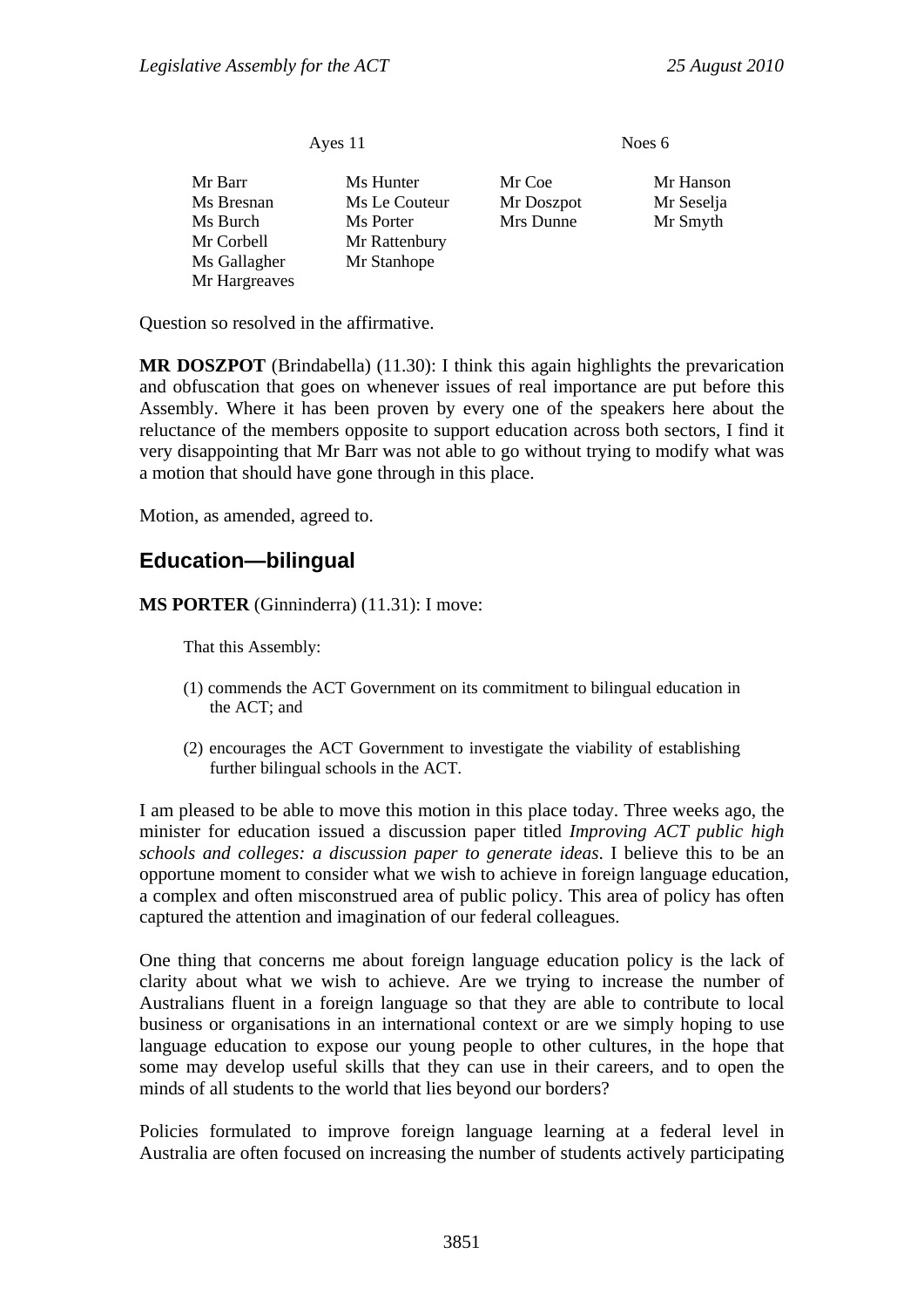| Ayes 11 | | Noes 6 | |
|---|---|---|---|
| Mr Barr | Ms Hunter | Mr Coe | Mr Hanson |
| Ms Bresnan | Ms Le Couteur | Mr Doszpot | Mr Seselja |
| Ms Burch | Ms Porter | Mrs Dunne | Mr Smyth |
| Mr Corbell | Mr Rattenbury | | |
| Ms Gallagher | Mr Stanhope | | |
| Mr Hargreaves | | | |

Question so resolved in the affirmative.

**MR DOSZPOT** (Brindabella) (11.30): I think this again highlights the prevarication and obfuscation that goes on whenever issues of real importance are put before this Assembly. Where it has been proven by every one of the speakers here about the reluctance of the members opposite to support education across both sectors, I find it very disappointing that Mr Barr was not able to go without trying to modify what was a motion that should have gone through in this place.

Motion, as amended, agreed to.

## Education—bilingual

**MS PORTER** (Ginninderra) (11.31): I move:

> That this Assembly:
>
> (1) commends the ACT Government on its commitment to bilingual education in the ACT; and
>
> (2) encourages the ACT Government to investigate the viability of establishing further bilingual schools in the ACT.

I am pleased to be able to move this motion in this place today. Three weeks ago, the minister for education issued a discussion paper titled *Improving ACT public high schools and colleges: a discussion paper to generate ideas*. I believe this to be an opportune moment to consider what we wish to achieve in foreign language education, a complex and often misconstrued area of public policy. This area of policy has often captured the attention and imagination of our federal colleagues.

One thing that concerns me about foreign language education policy is the lack of clarity about what we wish to achieve. Are we trying to increase the number of Australians fluent in a foreign language so that they are able to contribute to local business or organisations in an international context or are we simply hoping to use language education to expose our young people to other cultures, in the hope that some may develop useful skills that they can use in their careers, and to open the minds of all students to the world that lies beyond our borders?

Policies formulated to improve foreign language learning at a federal level in Australia are often focused on increasing the number of students actively participating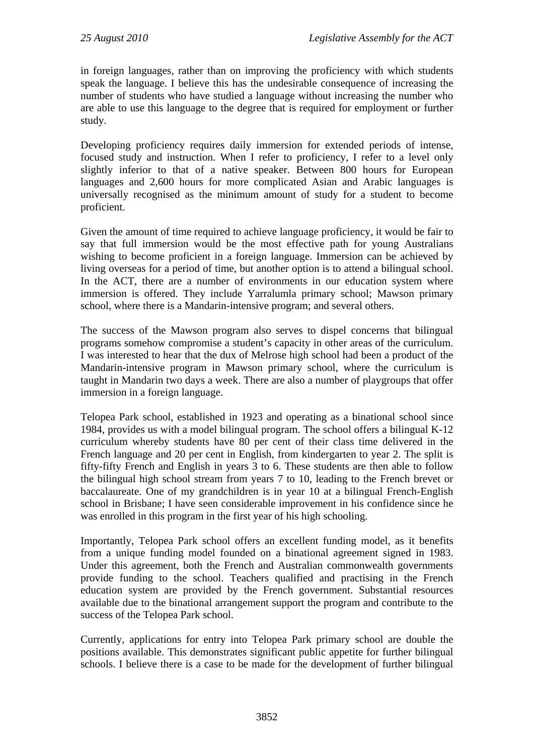in foreign languages, rather than on improving the proficiency with which students speak the language. I believe this has the undesirable consequence of increasing the number of students who have studied a language without increasing the number who are able to use this language to the degree that is required for employment or further study.

Developing proficiency requires daily immersion for extended periods of intense, focused study and instruction. When I refer to proficiency, I refer to a level only slightly inferior to that of a native speaker. Between 800 hours for European languages and 2,600 hours for more complicated Asian and Arabic languages is universally recognised as the minimum amount of study for a student to become proficient.

Given the amount of time required to achieve language proficiency, it would be fair to say that full immersion would be the most effective path for young Australians wishing to become proficient in a foreign language. Immersion can be achieved by living overseas for a period of time, but another option is to attend a bilingual school. In the ACT, there are a number of environments in our education system where immersion is offered. They include Yarralumla primary school; Mawson primary school, where there is a Mandarin-intensive program; and several others.

The success of the Mawson program also serves to dispel concerns that bilingual programs somehow compromise a student's capacity in other areas of the curriculum. I was interested to hear that the dux of Melrose high school had been a product of the Mandarin-intensive program in Mawson primary school, where the curriculum is taught in Mandarin two days a week. There are also a number of playgroups that offer immersion in a foreign language.

Telopea Park school, established in 1923 and operating as a binational school since 1984, provides us with a model bilingual program. The school offers a bilingual K-12 curriculum whereby students have 80 per cent of their class time delivered in the French language and 20 per cent in English, from kindergarten to year 2. The split is fifty-fifty French and English in years 3 to 6. These students are then able to follow the bilingual high school stream from years 7 to 10, leading to the French brevet or baccalaureate. One of my grandchildren is in year 10 at a bilingual French-English school in Brisbane; I have seen considerable improvement in his confidence since he was enrolled in this program in the first year of his high schooling.

Importantly, Telopea Park school offers an excellent funding model, as it benefits from a unique funding model founded on a binational agreement signed in 1983. Under this agreement, both the French and Australian commonwealth governments provide funding to the school. Teachers qualified and practising in the French education system are provided by the French government. Substantial resources available due to the binational arrangement support the program and contribute to the success of the Telopea Park school.

Currently, applications for entry into Telopea Park primary school are double the positions available. This demonstrates significant public appetite for further bilingual schools. I believe there is a case to be made for the development of further bilingual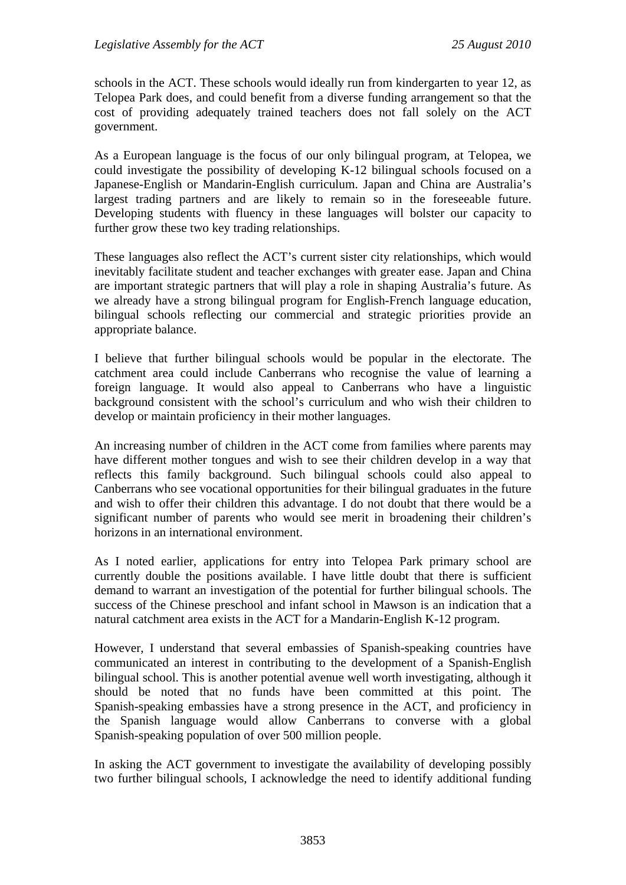schools in the ACT. These schools would ideally run from kindergarten to year 12, as Telopea Park does, and could benefit from a diverse funding arrangement so that the cost of providing adequately trained teachers does not fall solely on the ACT government.

As a European language is the focus of our only bilingual program, at Telopea, we could investigate the possibility of developing K-12 bilingual schools focused on a Japanese-English or Mandarin-English curriculum. Japan and China are Australia's largest trading partners and are likely to remain so in the foreseeable future. Developing students with fluency in these languages will bolster our capacity to further grow these two key trading relationships.

These languages also reflect the ACT's current sister city relationships, which would inevitably facilitate student and teacher exchanges with greater ease. Japan and China are important strategic partners that will play a role in shaping Australia's future. As we already have a strong bilingual program for English-French language education, bilingual schools reflecting our commercial and strategic priorities provide an appropriate balance.

I believe that further bilingual schools would be popular in the electorate. The catchment area could include Canberrans who recognise the value of learning a foreign language. It would also appeal to Canberrans who have a linguistic background consistent with the school's curriculum and who wish their children to develop or maintain proficiency in their mother languages.

An increasing number of children in the ACT come from families where parents may have different mother tongues and wish to see their children develop in a way that reflects this family background. Such bilingual schools could also appeal to Canberrans who see vocational opportunities for their bilingual graduates in the future and wish to offer their children this advantage. I do not doubt that there would be a significant number of parents who would see merit in broadening their children's horizons in an international environment.

As I noted earlier, applications for entry into Telopea Park primary school are currently double the positions available. I have little doubt that there is sufficient demand to warrant an investigation of the potential for further bilingual schools. The success of the Chinese preschool and infant school in Mawson is an indication that a natural catchment area exists in the ACT for a Mandarin-English K-12 program.

However, I understand that several embassies of Spanish-speaking countries have communicated an interest in contributing to the development of a Spanish-English bilingual school. This is another potential avenue well worth investigating, although it should be noted that no funds have been committed at this point. The Spanish-speaking embassies have a strong presence in the ACT, and proficiency in the Spanish language would allow Canberrans to converse with a global Spanish-speaking population of over 500 million people.

In asking the ACT government to investigate the availability of developing possibly two further bilingual schools, I acknowledge the need to identify additional funding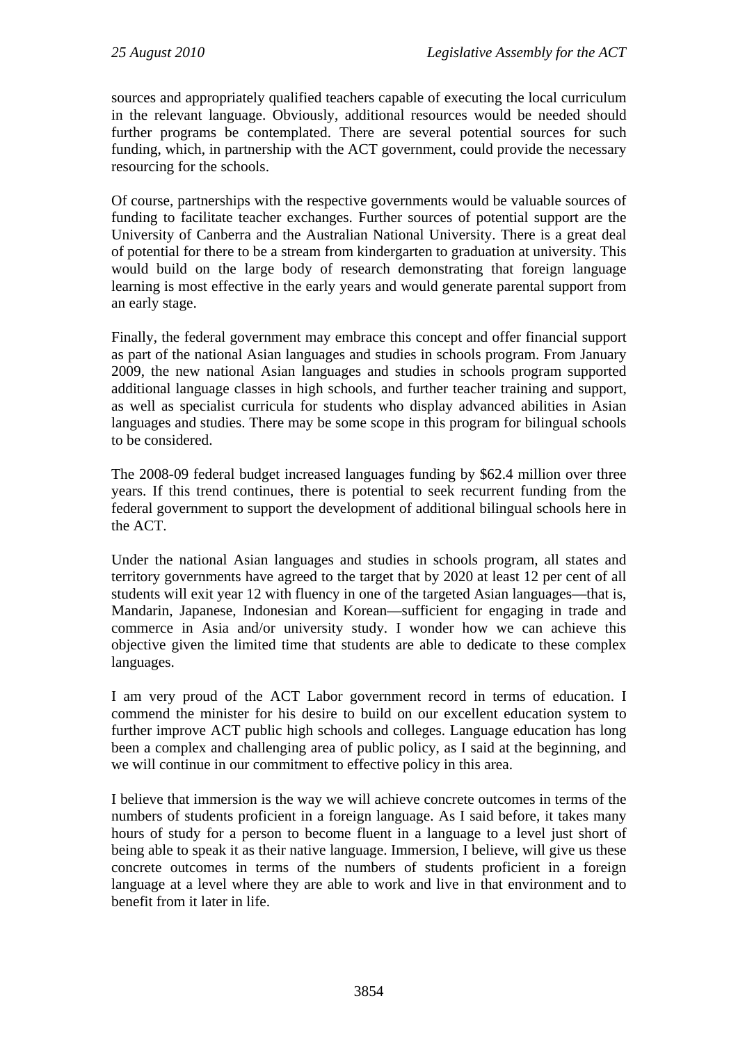sources and appropriately qualified teachers capable of executing the local curriculum in the relevant language. Obviously, additional resources would be needed should further programs be contemplated. There are several potential sources for such funding, which, in partnership with the ACT government, could provide the necessary resourcing for the schools.

Of course, partnerships with the respective governments would be valuable sources of funding to facilitate teacher exchanges. Further sources of potential support are the University of Canberra and the Australian National University. There is a great deal of potential for there to be a stream from kindergarten to graduation at university. This would build on the large body of research demonstrating that foreign language learning is most effective in the early years and would generate parental support from an early stage.

Finally, the federal government may embrace this concept and offer financial support as part of the national Asian languages and studies in schools program. From January 2009, the new national Asian languages and studies in schools program supported additional language classes in high schools, and further teacher training and support, as well as specialist curricula for students who display advanced abilities in Asian languages and studies. There may be some scope in this program for bilingual schools to be considered.

The 2008-09 federal budget increased languages funding by $62.4 million over three years. If this trend continues, there is potential to seek recurrent funding from the federal government to support the development of additional bilingual schools here in the ACT.

Under the national Asian languages and studies in schools program, all states and territory governments have agreed to the target that by 2020 at least 12 per cent of all students will exit year 12 with fluency in one of the targeted Asian languages—that is, Mandarin, Japanese, Indonesian and Korean—sufficient for engaging in trade and commerce in Asia and/or university study. I wonder how we can achieve this objective given the limited time that students are able to dedicate to these complex languages.

I am very proud of the ACT Labor government record in terms of education. I commend the minister for his desire to build on our excellent education system to further improve ACT public high schools and colleges. Language education has long been a complex and challenging area of public policy, as I said at the beginning, and we will continue in our commitment to effective policy in this area.

I believe that immersion is the way we will achieve concrete outcomes in terms of the numbers of students proficient in a foreign language. As I said before, it takes many hours of study for a person to become fluent in a language to a level just short of being able to speak it as their native language. Immersion, I believe, will give us these concrete outcomes in terms of the numbers of students proficient in a foreign language at a level where they are able to work and live in that environment and to benefit from it later in life.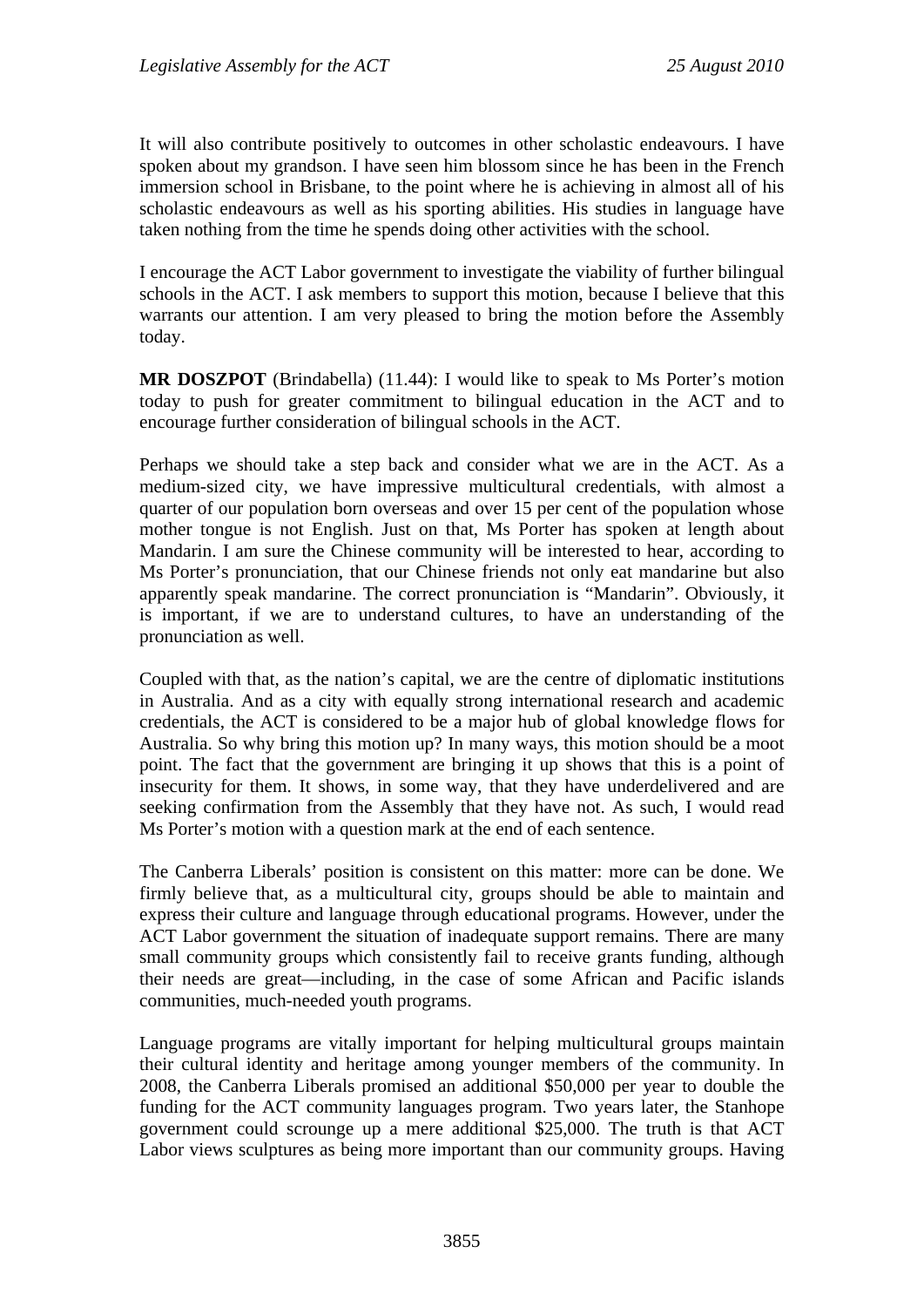It will also contribute positively to outcomes in other scholastic endeavours. I have spoken about my grandson. I have seen him blossom since he has been in the French immersion school in Brisbane, to the point where he is achieving in almost all of his scholastic endeavours as well as his sporting abilities. His studies in language have taken nothing from the time he spends doing other activities with the school.

I encourage the ACT Labor government to investigate the viability of further bilingual schools in the ACT. I ask members to support this motion, because I believe that this warrants our attention. I am very pleased to bring the motion before the Assembly today.

**MR DOSZPOT** (Brindabella) (11.44): I would like to speak to Ms Porter's motion today to push for greater commitment to bilingual education in the ACT and to encourage further consideration of bilingual schools in the ACT.

Perhaps we should take a step back and consider what we are in the ACT. As a medium-sized city, we have impressive multicultural credentials, with almost a quarter of our population born overseas and over 15 per cent of the population whose mother tongue is not English. Just on that, Ms Porter has spoken at length about Mandarin. I am sure the Chinese community will be interested to hear, according to Ms Porter's pronunciation, that our Chinese friends not only eat mandarine but also apparently speak mandarine. The correct pronunciation is "Mandarin". Obviously, it is important, if we are to understand cultures, to have an understanding of the pronunciation as well.

Coupled with that, as the nation's capital, we are the centre of diplomatic institutions in Australia. And as a city with equally strong international research and academic credentials, the ACT is considered to be a major hub of global knowledge flows for Australia. So why bring this motion up? In many ways, this motion should be a moot point. The fact that the government are bringing it up shows that this is a point of insecurity for them. It shows, in some way, that they have underdelivered and are seeking confirmation from the Assembly that they have not. As such, I would read Ms Porter's motion with a question mark at the end of each sentence.

The Canberra Liberals' position is consistent on this matter: more can be done. We firmly believe that, as a multicultural city, groups should be able to maintain and express their culture and language through educational programs. However, under the ACT Labor government the situation of inadequate support remains. There are many small community groups which consistently fail to receive grants funding, although their needs are great—including, in the case of some African and Pacific islands communities, much-needed youth programs.

Language programs are vitally important for helping multicultural groups maintain their cultural identity and heritage among younger members of the community. In 2008, the Canberra Liberals promised an additional $50,000 per year to double the funding for the ACT community languages program. Two years later, the Stanhope government could scrounge up a mere additional $25,000. The truth is that ACT Labor views sculptures as being more important than our community groups. Having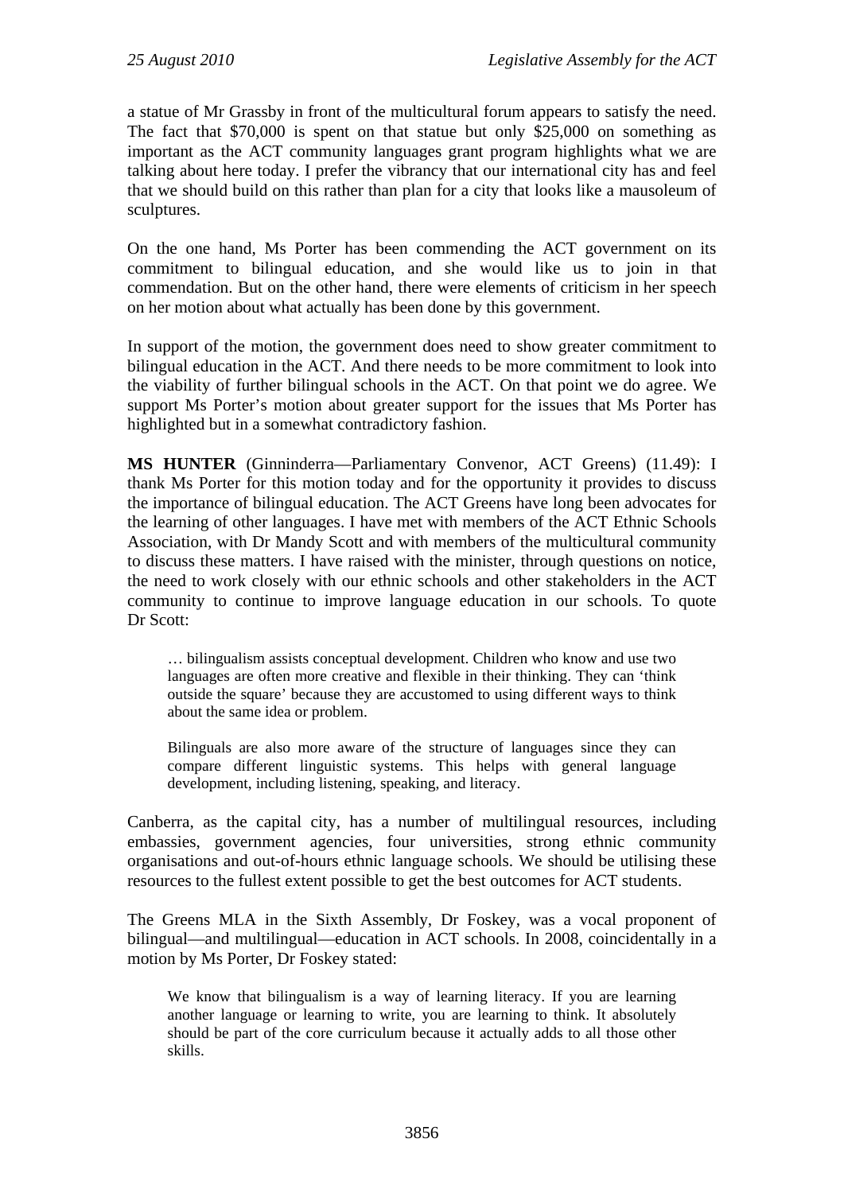a statue of Mr Grassby in front of the multicultural forum appears to satisfy the need. The fact that $70,000 is spent on that statue but only $25,000 on something as important as the ACT community languages grant program highlights what we are talking about here today. I prefer the vibrancy that our international city has and feel that we should build on this rather than plan for a city that looks like a mausoleum of sculptures.

On the one hand, Ms Porter has been commending the ACT government on its commitment to bilingual education, and she would like us to join in that commendation. But on the other hand, there were elements of criticism in her speech on her motion about what actually has been done by this government.

In support of the motion, the government does need to show greater commitment to bilingual education in the ACT. And there needs to be more commitment to look into the viability of further bilingual schools in the ACT. On that point we do agree. We support Ms Porter's motion about greater support for the issues that Ms Porter has highlighted but in a somewhat contradictory fashion.

**MS HUNTER** (Ginninderra—Parliamentary Convenor, ACT Greens) (11.49): I thank Ms Porter for this motion today and for the opportunity it provides to discuss the importance of bilingual education. The ACT Greens have long been advocates for the learning of other languages. I have met with members of the ACT Ethnic Schools Association, with Dr Mandy Scott and with members of the multicultural community to discuss these matters. I have raised with the minister, through questions on notice, the need to work closely with our ethnic schools and other stakeholders in the ACT community to continue to improve language education in our schools. To quote Dr Scott:

> … bilingualism assists conceptual development. Children who know and use two languages are often more creative and flexible in their thinking. They can 'think outside the square' because they are accustomed to using different ways to think about the same idea or problem.
>
> Bilinguals are also more aware of the structure of languages since they can compare different linguistic systems. This helps with general language development, including listening, speaking, and literacy.

Canberra, as the capital city, has a number of multilingual resources, including embassies, government agencies, four universities, strong ethnic community organisations and out-of-hours ethnic language schools. We should be utilising these resources to the fullest extent possible to get the best outcomes for ACT students.

The Greens MLA in the Sixth Assembly, Dr Foskey, was a vocal proponent of bilingual—and multilingual—education in ACT schools. In 2008, coincidentally in a motion by Ms Porter, Dr Foskey stated:

> We know that bilingualism is a way of learning literacy. If you are learning another language or learning to write, you are learning to think. It absolutely should be part of the core curriculum because it actually adds to all those other skills.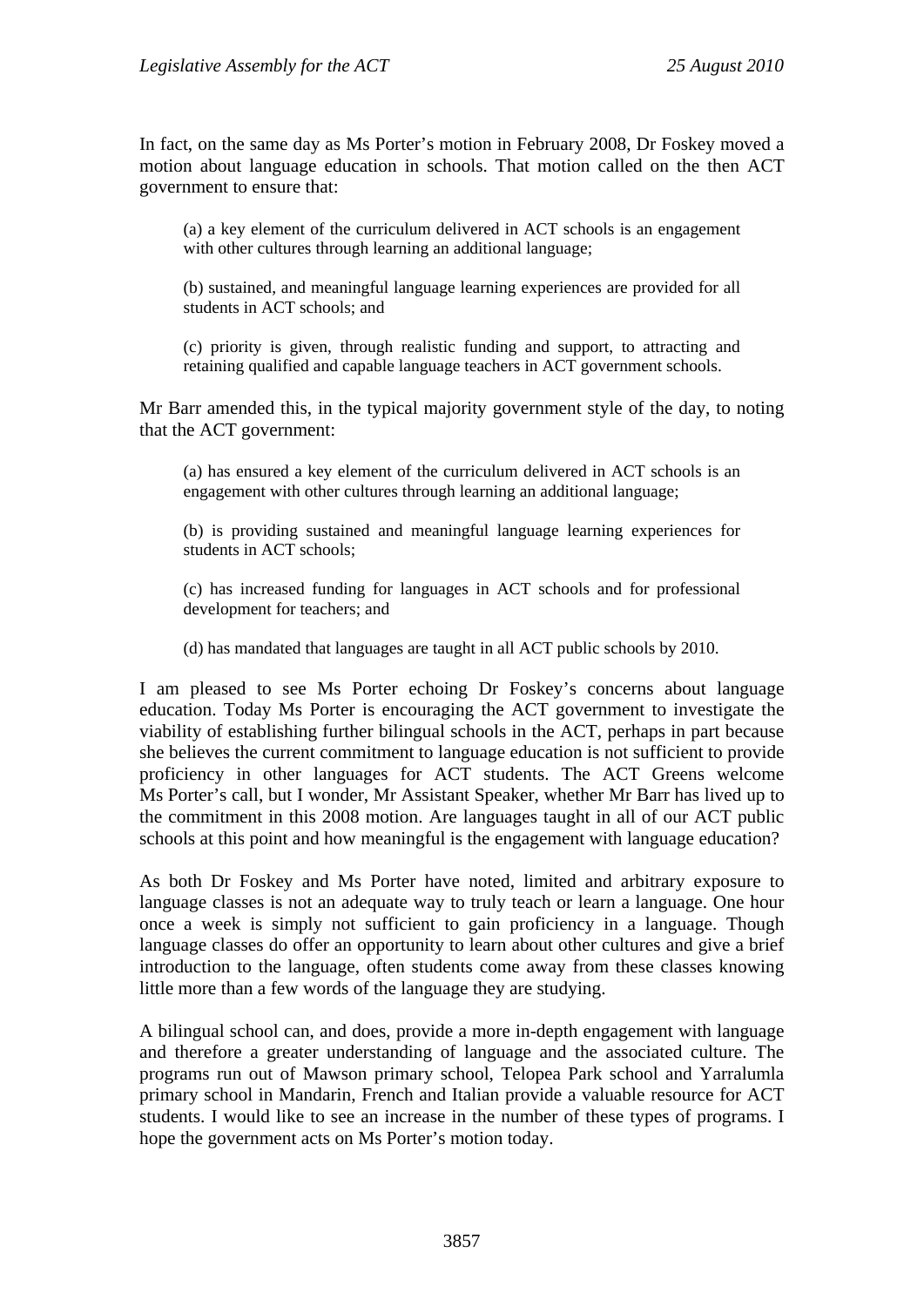In fact, on the same day as Ms Porter's motion in February 2008, Dr Foskey moved a motion about language education in schools. That motion called on the then ACT government to ensure that:

> (a) a key element of the curriculum delivered in ACT schools is an engagement with other cultures through learning an additional language;
>
> (b) sustained, and meaningful language learning experiences are provided for all students in ACT schools; and
>
> (c) priority is given, through realistic funding and support, to attracting and retaining qualified and capable language teachers in ACT government schools.

Mr Barr amended this, in the typical majority government style of the day, to noting that the ACT government:

> (a) has ensured a key element of the curriculum delivered in ACT schools is an engagement with other cultures through learning an additional language;
>
> (b) is providing sustained and meaningful language learning experiences for students in ACT schools;
>
> (c) has increased funding for languages in ACT schools and for professional development for teachers; and
>
> (d) has mandated that languages are taught in all ACT public schools by 2010.

I am pleased to see Ms Porter echoing Dr Foskey's concerns about language education. Today Ms Porter is encouraging the ACT government to investigate the viability of establishing further bilingual schools in the ACT, perhaps in part because she believes the current commitment to language education is not sufficient to provide proficiency in other languages for ACT students. The ACT Greens welcome Ms Porter's call, but I wonder, Mr Assistant Speaker, whether Mr Barr has lived up to the commitment in this 2008 motion. Are languages taught in all of our ACT public schools at this point and how meaningful is the engagement with language education?

As both Dr Foskey and Ms Porter have noted, limited and arbitrary exposure to language classes is not an adequate way to truly teach or learn a language. One hour once a week is simply not sufficient to gain proficiency in a language. Though language classes do offer an opportunity to learn about other cultures and give a brief introduction to the language, often students come away from these classes knowing little more than a few words of the language they are studying.

A bilingual school can, and does, provide a more in-depth engagement with language and therefore a greater understanding of language and the associated culture. The programs run out of Mawson primary school, Telopea Park school and Yarralumla primary school in Mandarin, French and Italian provide a valuable resource for ACT students. I would like to see an increase in the number of these types of programs. I hope the government acts on Ms Porter's motion today.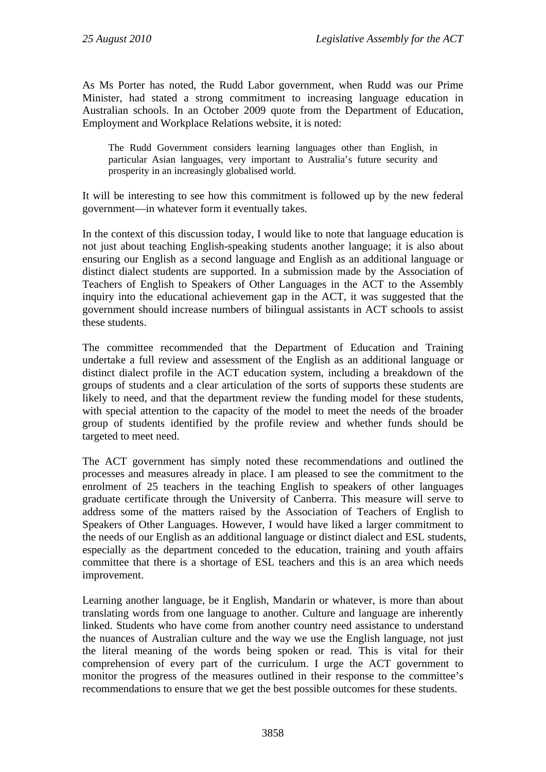As Ms Porter has noted, the Rudd Labor government, when Rudd was our Prime Minister, had stated a strong commitment to increasing language education in Australian schools. In an October 2009 quote from the Department of Education, Employment and Workplace Relations website, it is noted:

> The Rudd Government considers learning languages other than English, in particular Asian languages, very important to Australia's future security and prosperity in an increasingly globalised world.

It will be interesting to see how this commitment is followed up by the new federal government—in whatever form it eventually takes.

In the context of this discussion today, I would like to note that language education is not just about teaching English-speaking students another language; it is also about ensuring our English as a second language and English as an additional language or distinct dialect students are supported. In a submission made by the Association of Teachers of English to Speakers of Other Languages in the ACT to the Assembly inquiry into the educational achievement gap in the ACT, it was suggested that the government should increase numbers of bilingual assistants in ACT schools to assist these students.

The committee recommended that the Department of Education and Training undertake a full review and assessment of the English as an additional language or distinct dialect profile in the ACT education system, including a breakdown of the groups of students and a clear articulation of the sorts of supports these students are likely to need, and that the department review the funding model for these students, with special attention to the capacity of the model to meet the needs of the broader group of students identified by the profile review and whether funds should be targeted to meet need.

The ACT government has simply noted these recommendations and outlined the processes and measures already in place. I am pleased to see the commitment to the enrolment of 25 teachers in the teaching English to speakers of other languages graduate certificate through the University of Canberra. This measure will serve to address some of the matters raised by the Association of Teachers of English to Speakers of Other Languages. However, I would have liked a larger commitment to the needs of our English as an additional language or distinct dialect and ESL students, especially as the department conceded to the education, training and youth affairs committee that there is a shortage of ESL teachers and this is an area which needs improvement.

Learning another language, be it English, Mandarin or whatever, is more than about translating words from one language to another. Culture and language are inherently linked. Students who have come from another country need assistance to understand the nuances of Australian culture and the way we use the English language, not just the literal meaning of the words being spoken or read. This is vital for their comprehension of every part of the curriculum. I urge the ACT government to monitor the progress of the measures outlined in their response to the committee's recommendations to ensure that we get the best possible outcomes for these students.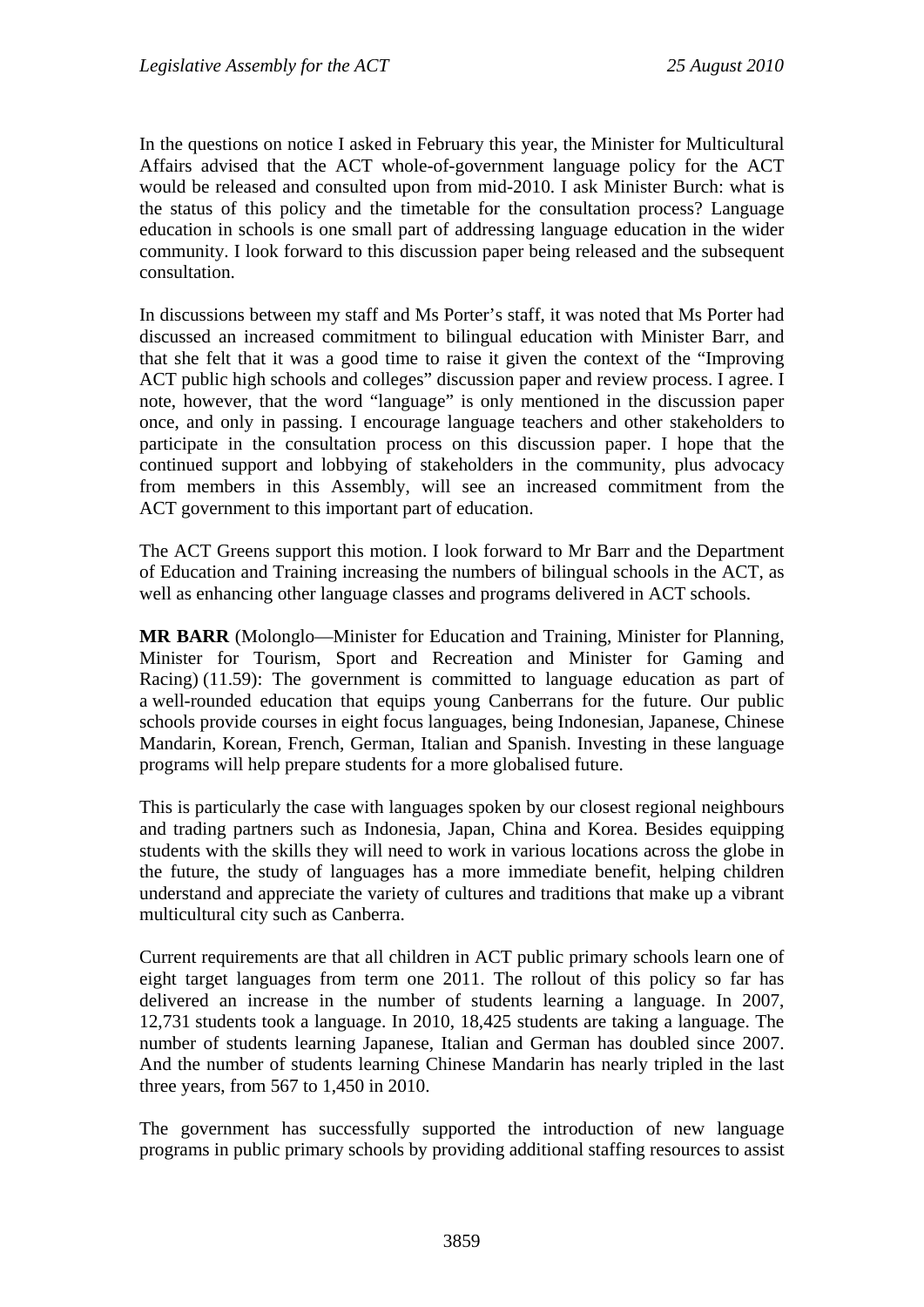In the questions on notice I asked in February this year, the Minister for Multicultural Affairs advised that the ACT whole-of-government language policy for the ACT would be released and consulted upon from mid-2010. I ask Minister Burch: what is the status of this policy and the timetable for the consultation process? Language education in schools is one small part of addressing language education in the wider community. I look forward to this discussion paper being released and the subsequent consultation.

In discussions between my staff and Ms Porter's staff, it was noted that Ms Porter had discussed an increased commitment to bilingual education with Minister Barr, and that she felt that it was a good time to raise it given the context of the "Improving ACT public high schools and colleges" discussion paper and review process. I agree. I note, however, that the word "language" is only mentioned in the discussion paper once, and only in passing. I encourage language teachers and other stakeholders to participate in the consultation process on this discussion paper. I hope that the continued support and lobbying of stakeholders in the community, plus advocacy from members in this Assembly, will see an increased commitment from the ACT government to this important part of education.

The ACT Greens support this motion. I look forward to Mr Barr and the Department of Education and Training increasing the numbers of bilingual schools in the ACT, as well as enhancing other language classes and programs delivered in ACT schools.

**MR BARR** (Molonglo—Minister for Education and Training, Minister for Planning, Minister for Tourism, Sport and Recreation and Minister for Gaming and Racing) (11.59): The government is committed to language education as part of a well-rounded education that equips young Canberrans for the future. Our public schools provide courses in eight focus languages, being Indonesian, Japanese, Chinese Mandarin, Korean, French, German, Italian and Spanish. Investing in these language programs will help prepare students for a more globalised future.

This is particularly the case with languages spoken by our closest regional neighbours and trading partners such as Indonesia, Japan, China and Korea. Besides equipping students with the skills they will need to work in various locations across the globe in the future, the study of languages has a more immediate benefit, helping children understand and appreciate the variety of cultures and traditions that make up a vibrant multicultural city such as Canberra.

Current requirements are that all children in ACT public primary schools learn one of eight target languages from term one 2011. The rollout of this policy so far has delivered an increase in the number of students learning a language. In 2007, 12,731 students took a language. In 2010, 18,425 students are taking a language. The number of students learning Japanese, Italian and German has doubled since 2007. And the number of students learning Chinese Mandarin has nearly tripled in the last three years, from 567 to 1,450 in 2010.

The government has successfully supported the introduction of new language programs in public primary schools by providing additional staffing resources to assist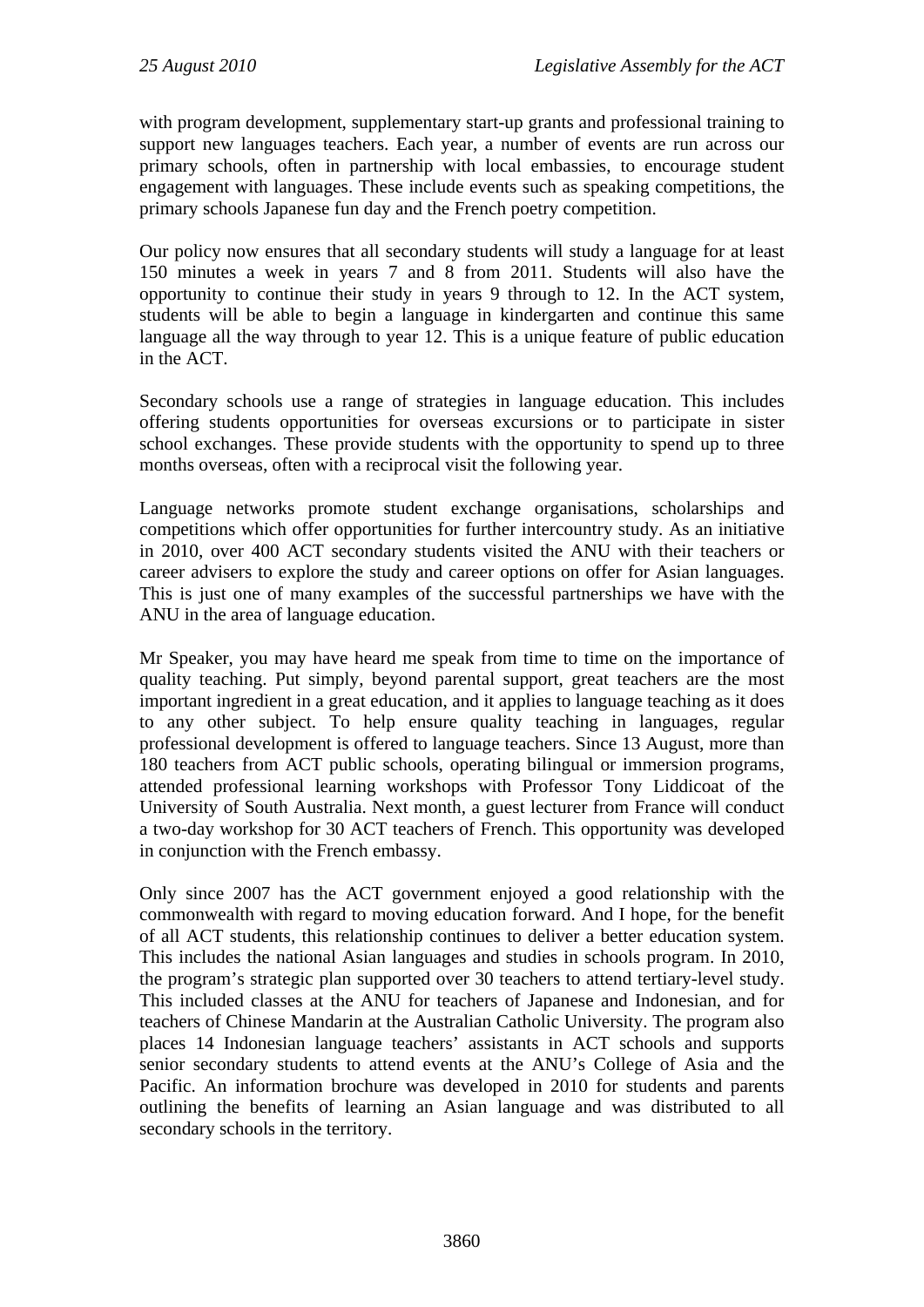with program development, supplementary start-up grants and professional training to support new languages teachers. Each year, a number of events are run across our primary schools, often in partnership with local embassies, to encourage student engagement with languages. These include events such as speaking competitions, the primary schools Japanese fun day and the French poetry competition.

Our policy now ensures that all secondary students will study a language for at least 150 minutes a week in years 7 and 8 from 2011. Students will also have the opportunity to continue their study in years 9 through to 12. In the ACT system, students will be able to begin a language in kindergarten and continue this same language all the way through to year 12. This is a unique feature of public education in the ACT.

Secondary schools use a range of strategies in language education. This includes offering students opportunities for overseas excursions or to participate in sister school exchanges. These provide students with the opportunity to spend up to three months overseas, often with a reciprocal visit the following year.

Language networks promote student exchange organisations, scholarships and competitions which offer opportunities for further intercountry study. As an initiative in 2010, over 400 ACT secondary students visited the ANU with their teachers or career advisers to explore the study and career options on offer for Asian languages. This is just one of many examples of the successful partnerships we have with the ANU in the area of language education.

Mr Speaker, you may have heard me speak from time to time on the importance of quality teaching. Put simply, beyond parental support, great teachers are the most important ingredient in a great education, and it applies to language teaching as it does to any other subject. To help ensure quality teaching in languages, regular professional development is offered to language teachers. Since 13 August, more than 180 teachers from ACT public schools, operating bilingual or immersion programs, attended professional learning workshops with Professor Tony Liddicoat of the University of South Australia. Next month, a guest lecturer from France will conduct a two-day workshop for 30 ACT teachers of French. This opportunity was developed in conjunction with the French embassy.

Only since 2007 has the ACT government enjoyed a good relationship with the commonwealth with regard to moving education forward. And I hope, for the benefit of all ACT students, this relationship continues to deliver a better education system. This includes the national Asian languages and studies in schools program. In 2010, the program's strategic plan supported over 30 teachers to attend tertiary-level study. This included classes at the ANU for teachers of Japanese and Indonesian, and for teachers of Chinese Mandarin at the Australian Catholic University. The program also places 14 Indonesian language teachers' assistants in ACT schools and supports senior secondary students to attend events at the ANU's College of Asia and the Pacific. An information brochure was developed in 2010 for students and parents outlining the benefits of learning an Asian language and was distributed to all secondary schools in the territory.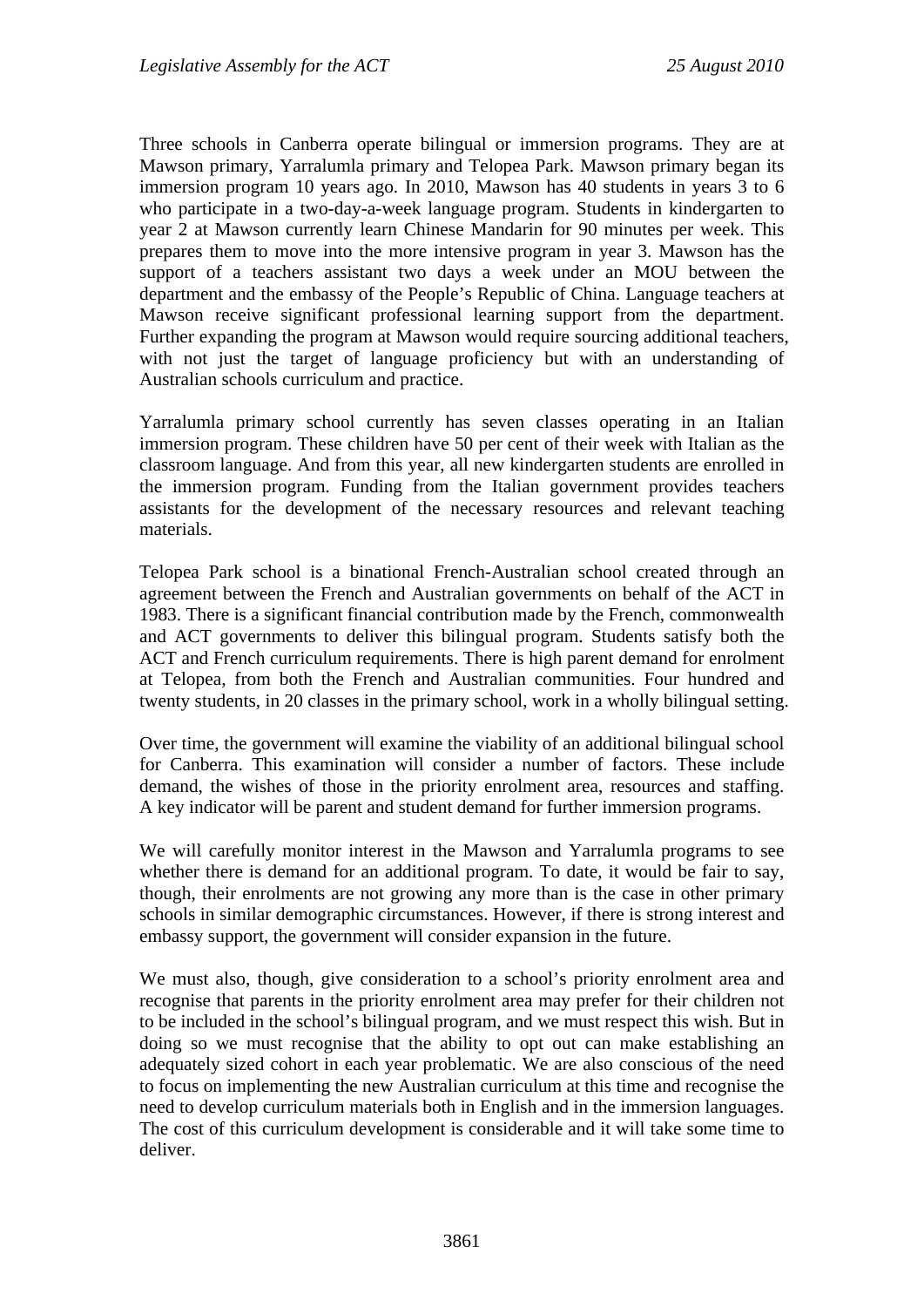Three schools in Canberra operate bilingual or immersion programs. They are at Mawson primary, Yarralumla primary and Telopea Park. Mawson primary began its immersion program 10 years ago. In 2010, Mawson has 40 students in years 3 to 6 who participate in a two-day-a-week language program. Students in kindergarten to year 2 at Mawson currently learn Chinese Mandarin for 90 minutes per week. This prepares them to move into the more intensive program in year 3. Mawson has the support of a teachers assistant two days a week under an MOU between the department and the embassy of the People's Republic of China. Language teachers at Mawson receive significant professional learning support from the department. Further expanding the program at Mawson would require sourcing additional teachers, with not just the target of language proficiency but with an understanding of Australian schools curriculum and practice.

Yarralumla primary school currently has seven classes operating in an Italian immersion program. These children have 50 per cent of their week with Italian as the classroom language. And from this year, all new kindergarten students are enrolled in the immersion program. Funding from the Italian government provides teachers assistants for the development of the necessary resources and relevant teaching materials.

Telopea Park school is a binational French-Australian school created through an agreement between the French and Australian governments on behalf of the ACT in 1983. There is a significant financial contribution made by the French, commonwealth and ACT governments to deliver this bilingual program. Students satisfy both the ACT and French curriculum requirements. There is high parent demand for enrolment at Telopea, from both the French and Australian communities. Four hundred and twenty students, in 20 classes in the primary school, work in a wholly bilingual setting.

Over time, the government will examine the viability of an additional bilingual school for Canberra. This examination will consider a number of factors. These include demand, the wishes of those in the priority enrolment area, resources and staffing. A key indicator will be parent and student demand for further immersion programs.

We will carefully monitor interest in the Mawson and Yarralumla programs to see whether there is demand for an additional program. To date, it would be fair to say, though, their enrolments are not growing any more than is the case in other primary schools in similar demographic circumstances. However, if there is strong interest and embassy support, the government will consider expansion in the future.

We must also, though, give consideration to a school's priority enrolment area and recognise that parents in the priority enrolment area may prefer for their children not to be included in the school's bilingual program, and we must respect this wish. But in doing so we must recognise that the ability to opt out can make establishing an adequately sized cohort in each year problematic. We are also conscious of the need to focus on implementing the new Australian curriculum at this time and recognise the need to develop curriculum materials both in English and in the immersion languages. The cost of this curriculum development is considerable and it will take some time to deliver.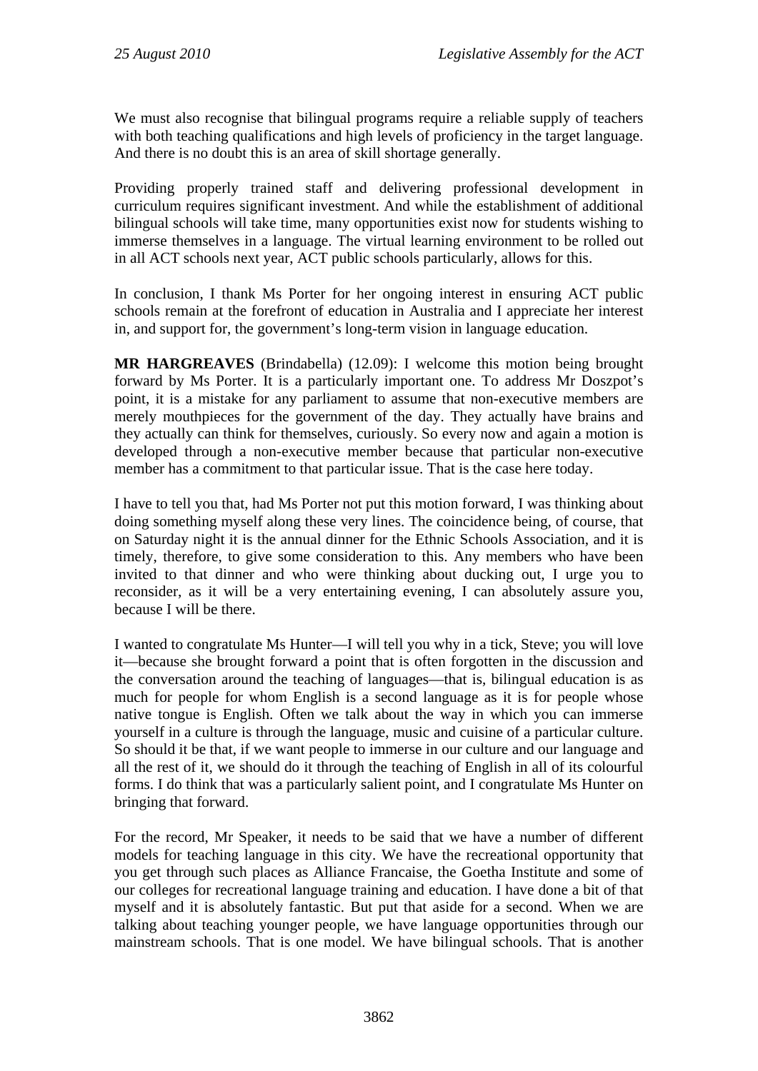We must also recognise that bilingual programs require a reliable supply of teachers with both teaching qualifications and high levels of proficiency in the target language. And there is no doubt this is an area of skill shortage generally.

Providing properly trained staff and delivering professional development in curriculum requires significant investment. And while the establishment of additional bilingual schools will take time, many opportunities exist now for students wishing to immerse themselves in a language. The virtual learning environment to be rolled out in all ACT schools next year, ACT public schools particularly, allows for this.

In conclusion, I thank Ms Porter for her ongoing interest in ensuring ACT public schools remain at the forefront of education in Australia and I appreciate her interest in, and support for, the government's long-term vision in language education.

**MR HARGREAVES** (Brindabella) (12.09): I welcome this motion being brought forward by Ms Porter. It is a particularly important one. To address Mr Doszpot's point, it is a mistake for any parliament to assume that non-executive members are merely mouthpieces for the government of the day. They actually have brains and they actually can think for themselves, curiously. So every now and again a motion is developed through a non-executive member because that particular non-executive member has a commitment to that particular issue. That is the case here today.

I have to tell you that, had Ms Porter not put this motion forward, I was thinking about doing something myself along these very lines. The coincidence being, of course, that on Saturday night it is the annual dinner for the Ethnic Schools Association, and it is timely, therefore, to give some consideration to this. Any members who have been invited to that dinner and who were thinking about ducking out, I urge you to reconsider, as it will be a very entertaining evening, I can absolutely assure you, because I will be there.

I wanted to congratulate Ms Hunter—I will tell you why in a tick, Steve; you will love it—because she brought forward a point that is often forgotten in the discussion and the conversation around the teaching of languages—that is, bilingual education is as much for people for whom English is a second language as it is for people whose native tongue is English. Often we talk about the way in which you can immerse yourself in a culture is through the language, music and cuisine of a particular culture. So should it be that, if we want people to immerse in our culture and our language and all the rest of it, we should do it through the teaching of English in all of its colourful forms. I do think that was a particularly salient point, and I congratulate Ms Hunter on bringing that forward.

For the record, Mr Speaker, it needs to be said that we have a number of different models for teaching language in this city. We have the recreational opportunity that you get through such places as Alliance Francaise, the Goetha Institute and some of our colleges for recreational language training and education. I have done a bit of that myself and it is absolutely fantastic. But put that aside for a second. When we are talking about teaching younger people, we have language opportunities through our mainstream schools. That is one model. We have bilingual schools. That is another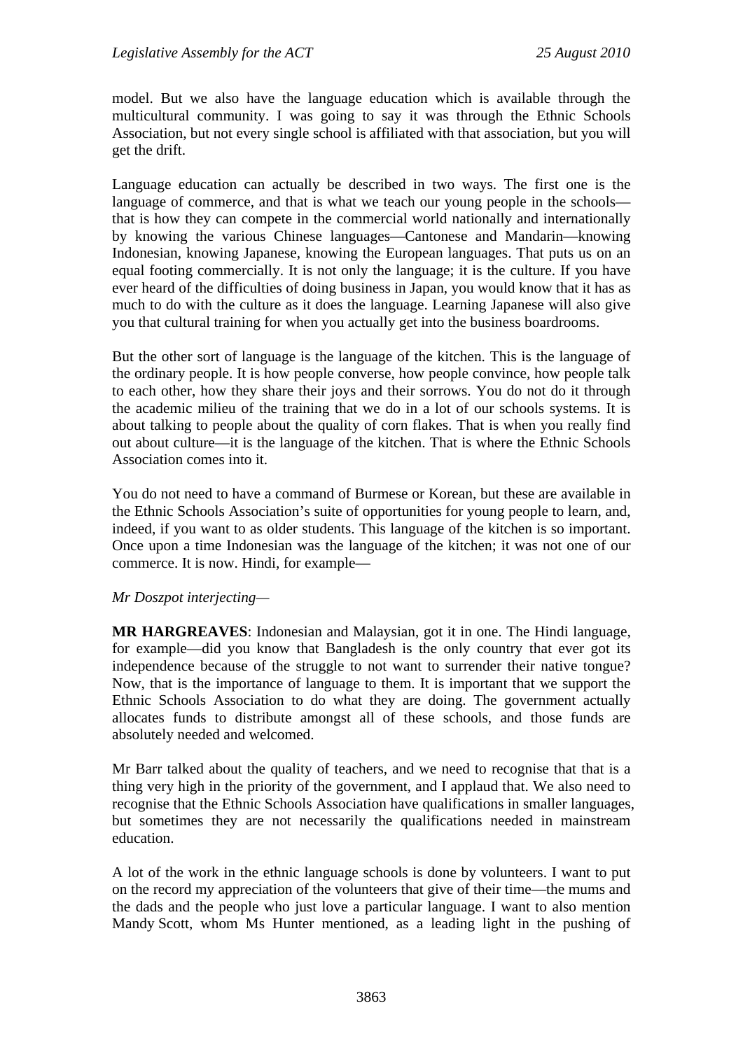model. But we also have the language education which is available through the multicultural community. I was going to say it was through the Ethnic Schools Association, but not every single school is affiliated with that association, but you will get the drift.

Language education can actually be described in two ways. The first one is the language of commerce, and that is what we teach our young people in the schools—that is how they can compete in the commercial world nationally and internationally by knowing the various Chinese languages—Cantonese and Mandarin—knowing Indonesian, knowing Japanese, knowing the European languages. That puts us on an equal footing commercially. It is not only the language; it is the culture. If you have ever heard of the difficulties of doing business in Japan, you would know that it has as much to do with the culture as it does the language. Learning Japanese will also give you that cultural training for when you actually get into the business boardrooms.

But the other sort of language is the language of the kitchen. This is the language of the ordinary people. It is how people converse, how people convince, how people talk to each other, how they share their joys and their sorrows. You do not do it through the academic milieu of the training that we do in a lot of our schools systems. It is about talking to people about the quality of corn flakes. That is when you really find out about culture—it is the language of the kitchen. That is where the Ethnic Schools Association comes into it.

You do not need to have a command of Burmese or Korean, but these are available in the Ethnic Schools Association's suite of opportunities for young people to learn, and, indeed, if you want to as older students. This language of the kitchen is so important. Once upon a time Indonesian was the language of the kitchen; it was not one of our commerce. It is now. Hindi, for example—

*Mr Doszpot interjecting*—

**MR HARGREAVES**: Indonesian and Malaysian, got it in one. The Hindi language, for example—did you know that Bangladesh is the only country that ever got its independence because of the struggle to not want to surrender their native tongue? Now, that is the importance of language to them. It is important that we support the Ethnic Schools Association to do what they are doing. The government actually allocates funds to distribute amongst all of these schools, and those funds are absolutely needed and welcomed.

Mr Barr talked about the quality of teachers, and we need to recognise that that is a thing very high in the priority of the government, and I applaud that. We also need to recognise that the Ethnic Schools Association have qualifications in smaller languages, but sometimes they are not necessarily the qualifications needed in mainstream education.

A lot of the work in the ethnic language schools is done by volunteers. I want to put on the record my appreciation of the volunteers that give of their time—the mums and the dads and the people who just love a particular language. I want to also mention Mandy Scott, whom Ms Hunter mentioned, as a leading light in the pushing of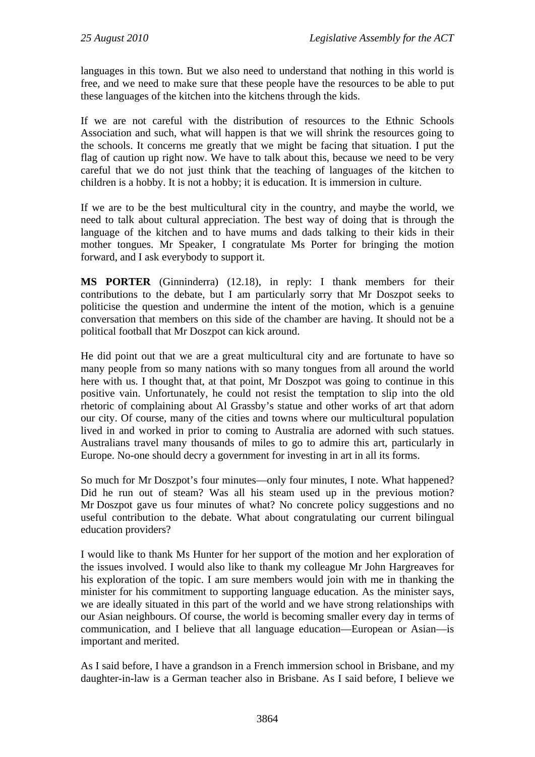languages in this town. But we also need to understand that nothing in this world is free, and we need to make sure that these people have the resources to be able to put these languages of the kitchen into the kitchens through the kids.

If we are not careful with the distribution of resources to the Ethnic Schools Association and such, what will happen is that we will shrink the resources going to the schools. It concerns me greatly that we might be facing that situation. I put the flag of caution up right now. We have to talk about this, because we need to be very careful that we do not just think that the teaching of languages of the kitchen to children is a hobby. It is not a hobby; it is education. It is immersion in culture.

If we are to be the best multicultural city in the country, and maybe the world, we need to talk about cultural appreciation. The best way of doing that is through the language of the kitchen and to have mums and dads talking to their kids in their mother tongues. Mr Speaker, I congratulate Ms Porter for bringing the motion forward, and I ask everybody to support it.

**MS PORTER** (Ginninderra) (12.18), in reply: I thank members for their contributions to the debate, but I am particularly sorry that Mr Doszpot seeks to politicise the question and undermine the intent of the motion, which is a genuine conversation that members on this side of the chamber are having. It should not be a political football that Mr Doszpot can kick around.

He did point out that we are a great multicultural city and are fortunate to have so many people from so many nations with so many tongues from all around the world here with us. I thought that, at that point, Mr Doszpot was going to continue in this positive vain. Unfortunately, he could not resist the temptation to slip into the old rhetoric of complaining about Al Grassby's statue and other works of art that adorn our city. Of course, many of the cities and towns where our multicultural population lived in and worked in prior to coming to Australia are adorned with such statues. Australians travel many thousands of miles to go to admire this art, particularly in Europe. No-one should decry a government for investing in art in all its forms.

So much for Mr Doszpot's four minutes—only four minutes, I note. What happened? Did he run out of steam? Was all his steam used up in the previous motion? Mr Doszpot gave us four minutes of what? No concrete policy suggestions and no useful contribution to the debate. What about congratulating our current bilingual education providers?

I would like to thank Ms Hunter for her support of the motion and her exploration of the issues involved. I would also like to thank my colleague Mr John Hargreaves for his exploration of the topic. I am sure members would join with me in thanking the minister for his commitment to supporting language education. As the minister says, we are ideally situated in this part of the world and we have strong relationships with our Asian neighbours. Of course, the world is becoming smaller every day in terms of communication, and I believe that all language education—European or Asian—is important and merited.

As I said before, I have a grandson in a French immersion school in Brisbane, and my daughter-in-law is a German teacher also in Brisbane. As I said before, I believe we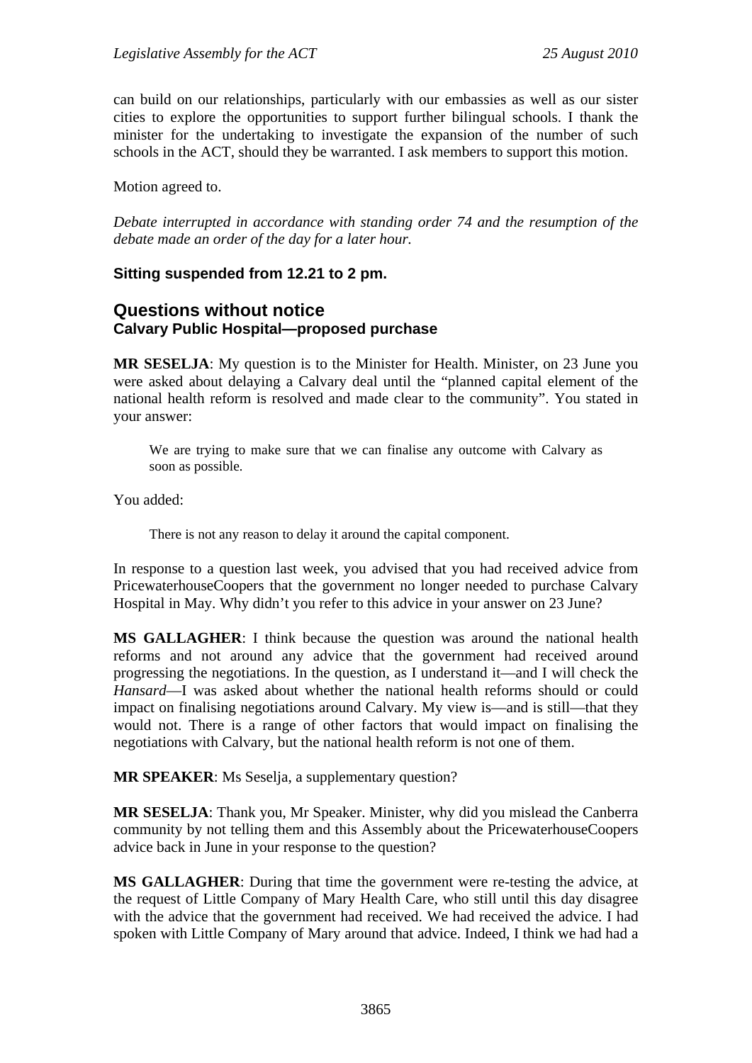can build on our relationships, particularly with our embassies as well as our sister cities to explore the opportunities to support further bilingual schools. I thank the minister for the undertaking to investigate the expansion of the number of such schools in the ACT, should they be warranted. I ask members to support this motion.

Motion agreed to.

*Debate interrupted in accordance with standing order 74 and the resumption of the debate made an order of the day for a later hour.*

**Sitting suspended from 12.21 to 2 pm.**

## Questions without notice

### Calvary Public Hospital—proposed purchase

**MR SESELJA**: My question is to the Minister for Health. Minister, on 23 June you were asked about delaying a Calvary deal until the "planned capital element of the national health reform is resolved and made clear to the community". You stated in your answer:

> We are trying to make sure that we can finalise any outcome with Calvary as soon as possible.

You added:

> There is not any reason to delay it around the capital component.

In response to a question last week, you advised that you had received advice from PricewaterhouseCoopers that the government no longer needed to purchase Calvary Hospital in May. Why didn't you refer to this advice in your answer on 23 June?

**MS GALLAGHER**: I think because the question was around the national health reforms and not around any advice that the government had received around progressing the negotiations. In the question, as I understand it—and I will check the *Hansard*—I was asked about whether the national health reforms should or could impact on finalising negotiations around Calvary. My view is—and is still—that they would not. There is a range of other factors that would impact on finalising the negotiations with Calvary, but the national health reform is not one of them.

**MR SPEAKER**: Ms Seselja, a supplementary question?

**MR SESELJA**: Thank you, Mr Speaker. Minister, why did you mislead the Canberra community by not telling them and this Assembly about the PricewaterhouseCoopers advice back in June in your response to the question?

**MS GALLAGHER**: During that time the government were re-testing the advice, at the request of Little Company of Mary Health Care, who still until this day disagree with the advice that the government had received. We had received the advice. I had spoken with Little Company of Mary around that advice. Indeed, I think we had had a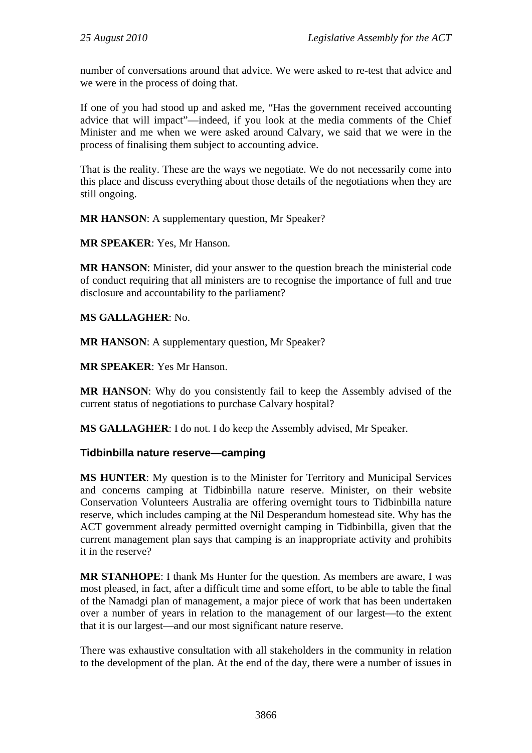number of conversations around that advice. We were asked to re-test that advice and we were in the process of doing that.

If one of you had stood up and asked me, "Has the government received accounting advice that will impact"—indeed, if you look at the media comments of the Chief Minister and me when we were asked around Calvary, we said that we were in the process of finalising them subject to accounting advice.

That is the reality. These are the ways we negotiate. We do not necessarily come into this place and discuss everything about those details of the negotiations when they are still ongoing.

**MR HANSON**: A supplementary question, Mr Speaker?

**MR SPEAKER**: Yes, Mr Hanson.

**MR HANSON**: Minister, did your answer to the question breach the ministerial code of conduct requiring that all ministers are to recognise the importance of full and true disclosure and accountability to the parliament?

**MS GALLAGHER**: No.

**MR HANSON**: A supplementary question, Mr Speaker?

**MR SPEAKER**: Yes Mr Hanson.

**MR HANSON**: Why do you consistently fail to keep the Assembly advised of the current status of negotiations to purchase Calvary hospital?

**MS GALLAGHER**: I do not. I do keep the Assembly advised, Mr Speaker.

### Tidbinbilla nature reserve—camping

**MS HUNTER**: My question is to the Minister for Territory and Municipal Services and concerns camping at Tidbinbilla nature reserve. Minister, on their website Conservation Volunteers Australia are offering overnight tours to Tidbinbilla nature reserve, which includes camping at the Nil Desperandum homestead site. Why has the ACT government already permitted overnight camping in Tidbinbilla, given that the current management plan says that camping is an inappropriate activity and prohibits it in the reserve?

**MR STANHOPE**: I thank Ms Hunter for the question. As members are aware, I was most pleased, in fact, after a difficult time and some effort, to be able to table the final of the Namadgi plan of management, a major piece of work that has been undertaken over a number of years in relation to the management of our largest—to the extent that it is our largest—and our most significant nature reserve.

There was exhaustive consultation with all stakeholders in the community in relation to the development of the plan. At the end of the day, there were a number of issues in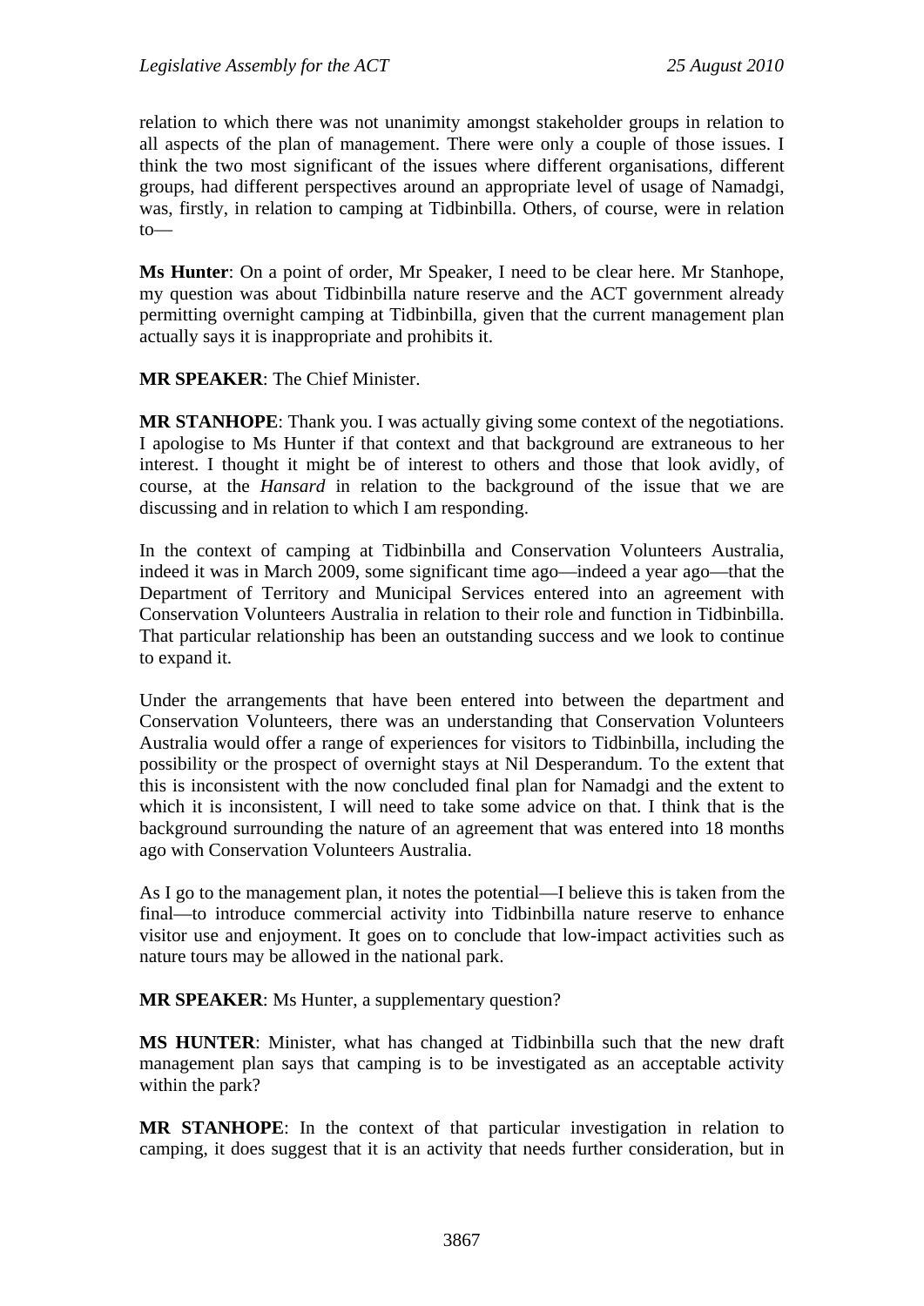relation to which there was not unanimity amongst stakeholder groups in relation to all aspects of the plan of management. There were only a couple of those issues. I think the two most significant of the issues where different organisations, different groups, had different perspectives around an appropriate level of usage of Namadgi, was, firstly, in relation to camping at Tidbinbilla. Others, of course, were in relation to—

**Ms Hunter**: On a point of order, Mr Speaker, I need to be clear here. Mr Stanhope, my question was about Tidbinbilla nature reserve and the ACT government already permitting overnight camping at Tidbinbilla, given that the current management plan actually says it is inappropriate and prohibits it.

**MR SPEAKER**: The Chief Minister.

**MR STANHOPE**: Thank you. I was actually giving some context of the negotiations. I apologise to Ms Hunter if that context and that background are extraneous to her interest. I thought it might be of interest to others and those that look avidly, of course, at the *Hansard* in relation to the background of the issue that we are discussing and in relation to which I am responding.

In the context of camping at Tidbinbilla and Conservation Volunteers Australia, indeed it was in March 2009, some significant time ago—indeed a year ago—that the Department of Territory and Municipal Services entered into an agreement with Conservation Volunteers Australia in relation to their role and function in Tidbinbilla. That particular relationship has been an outstanding success and we look to continue to expand it.

Under the arrangements that have been entered into between the department and Conservation Volunteers, there was an understanding that Conservation Volunteers Australia would offer a range of experiences for visitors to Tidbinbilla, including the possibility or the prospect of overnight stays at Nil Desperandum. To the extent that this is inconsistent with the now concluded final plan for Namadgi and the extent to which it is inconsistent, I will need to take some advice on that. I think that is the background surrounding the nature of an agreement that was entered into 18 months ago with Conservation Volunteers Australia.

As I go to the management plan, it notes the potential—I believe this is taken from the final—to introduce commercial activity into Tidbinbilla nature reserve to enhance visitor use and enjoyment. It goes on to conclude that low-impact activities such as nature tours may be allowed in the national park.

**MR SPEAKER**: Ms Hunter, a supplementary question?

**MS HUNTER**: Minister, what has changed at Tidbinbilla such that the new draft management plan says that camping is to be investigated as an acceptable activity within the park?

**MR STANHOPE**: In the context of that particular investigation in relation to camping, it does suggest that it is an activity that needs further consideration, but in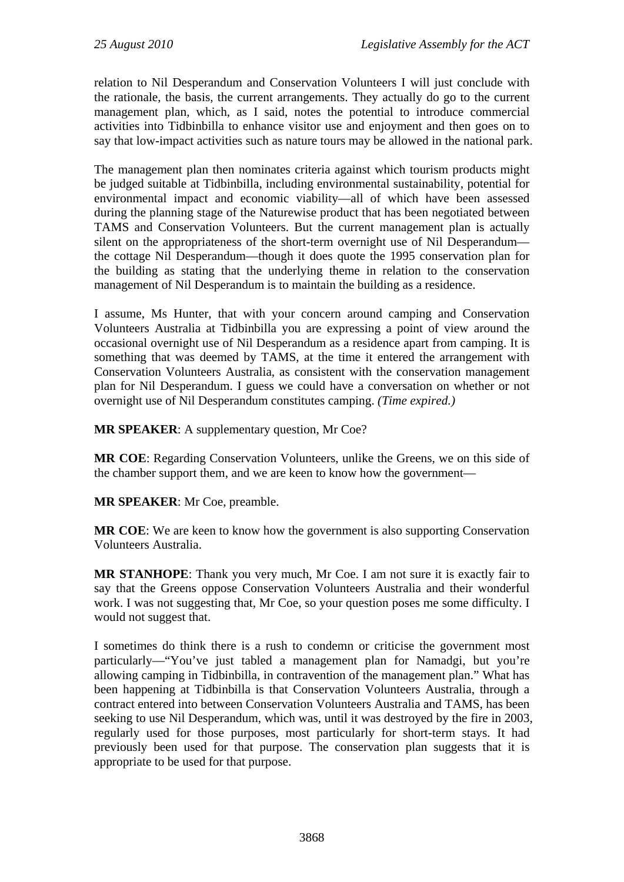relation to Nil Desperandum and Conservation Volunteers I will just conclude with the rationale, the basis, the current arrangements. They actually do go to the current management plan, which, as I said, notes the potential to introduce commercial activities into Tidbinbilla to enhance visitor use and enjoyment and then goes on to say that low-impact activities such as nature tours may be allowed in the national park.

The management plan then nominates criteria against which tourism products might be judged suitable at Tidbinbilla, including environmental sustainability, potential for environmental impact and economic viability—all of which have been assessed during the planning stage of the Naturewise product that has been negotiated between TAMS and Conservation Volunteers. But the current management plan is actually silent on the appropriateness of the short-term overnight use of Nil Desperandum—the cottage Nil Desperandum—though it does quote the 1995 conservation plan for the building as stating that the underlying theme in relation to the conservation management of Nil Desperandum is to maintain the building as a residence.

I assume, Ms Hunter, that with your concern around camping and Conservation Volunteers Australia at Tidbinbilla you are expressing a point of view around the occasional overnight use of Nil Desperandum as a residence apart from camping. It is something that was deemed by TAMS, at the time it entered the arrangement with Conservation Volunteers Australia, as consistent with the conservation management plan for Nil Desperandum. I guess we could have a conversation on whether or not overnight use of Nil Desperandum constitutes camping. *(Time expired.)*

**MR SPEAKER**: A supplementary question, Mr Coe?

**MR COE**: Regarding Conservation Volunteers, unlike the Greens, we on this side of the chamber support them, and we are keen to know how the government—

**MR SPEAKER**: Mr Coe, preamble.

**MR COE**: We are keen to know how the government is also supporting Conservation Volunteers Australia.

**MR STANHOPE**: Thank you very much, Mr Coe. I am not sure it is exactly fair to say that the Greens oppose Conservation Volunteers Australia and their wonderful work. I was not suggesting that, Mr Coe, so your question poses me some difficulty. I would not suggest that.

I sometimes do think there is a rush to condemn or criticise the government most particularly—"You've just tabled a management plan for Namadgi, but you're allowing camping in Tidbinbilla, in contravention of the management plan." What has been happening at Tidbinbilla is that Conservation Volunteers Australia, through a contract entered into between Conservation Volunteers Australia and TAMS, has been seeking to use Nil Desperandum, which was, until it was destroyed by the fire in 2003, regularly used for those purposes, most particularly for short-term stays. It had previously been used for that purpose. The conservation plan suggests that it is appropriate to be used for that purpose.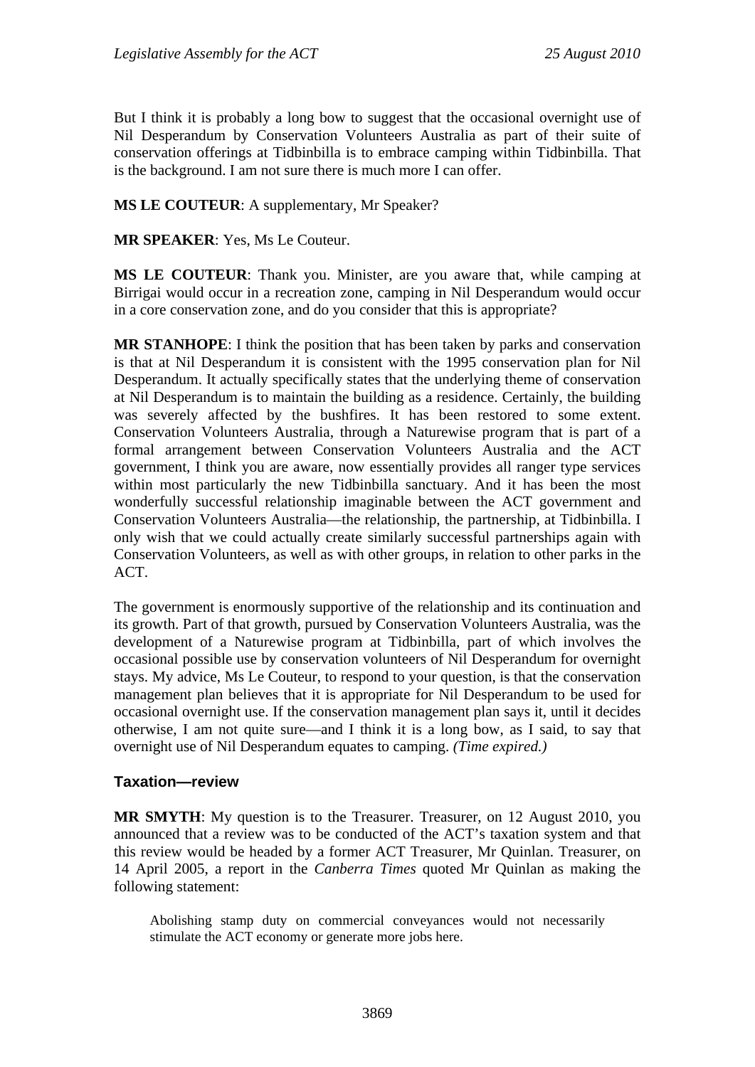But I think it is probably a long bow to suggest that the occasional overnight use of Nil Desperandum by Conservation Volunteers Australia as part of their suite of conservation offerings at Tidbinbilla is to embrace camping within Tidbinbilla. That is the background. I am not sure there is much more I can offer.

**MS LE COUTEUR**: A supplementary, Mr Speaker?

**MR SPEAKER**: Yes, Ms Le Couteur.

**MS LE COUTEUR**: Thank you. Minister, are you aware that, while camping at Birrigai would occur in a recreation zone, camping in Nil Desperandum would occur in a core conservation zone, and do you consider that this is appropriate?

**MR STANHOPE**: I think the position that has been taken by parks and conservation is that at Nil Desperandum it is consistent with the 1995 conservation plan for Nil Desperandum. It actually specifically states that the underlying theme of conservation at Nil Desperandum is to maintain the building as a residence. Certainly, the building was severely affected by the bushfires. It has been restored to some extent. Conservation Volunteers Australia, through a Naturewise program that is part of a formal arrangement between Conservation Volunteers Australia and the ACT government, I think you are aware, now essentially provides all ranger type services within most particularly the new Tidbinbilla sanctuary. And it has been the most wonderfully successful relationship imaginable between the ACT government and Conservation Volunteers Australia—the relationship, the partnership, at Tidbinbilla. I only wish that we could actually create similarly successful partnerships again with Conservation Volunteers, as well as with other groups, in relation to other parks in the ACT.

The government is enormously supportive of the relationship and its continuation and its growth. Part of that growth, pursued by Conservation Volunteers Australia, was the development of a Naturewise program at Tidbinbilla, part of which involves the occasional possible use by conservation volunteers of Nil Desperandum for overnight stays. My advice, Ms Le Couteur, to respond to your question, is that the conservation management plan believes that it is appropriate for Nil Desperandum to be used for occasional overnight use. If the conservation management plan says it, until it decides otherwise, I am not quite sure—and I think it is a long bow, as I said, to say that overnight use of Nil Desperandum equates to camping. *(Time expired.)*

### Taxation—review

**MR SMYTH**: My question is to the Treasurer. Treasurer, on 12 August 2010, you announced that a review was to be conducted of the ACT's taxation system and that this review would be headed by a former ACT Treasurer, Mr Quinlan. Treasurer, on 14 April 2005, a report in the *Canberra Times* quoted Mr Quinlan as making the following statement:

> Abolishing stamp duty on commercial conveyances would not necessarily stimulate the ACT economy or generate more jobs here.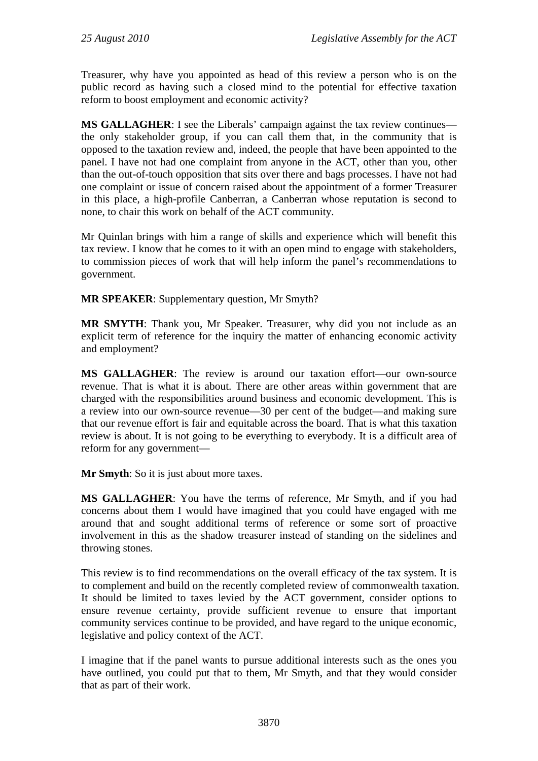Treasurer, why have you appointed as head of this review a person who is on the public record as having such a closed mind to the potential for effective taxation reform to boost employment and economic activity?

**MS GALLAGHER**: I see the Liberals' campaign against the tax review continues—the only stakeholder group, if you can call them that, in the community that is opposed to the taxation review and, indeed, the people that have been appointed to the panel. I have not had one complaint from anyone in the ACT, other than you, other than the out-of-touch opposition that sits over there and bags processes. I have not had one complaint or issue of concern raised about the appointment of a former Treasurer in this place, a high-profile Canberran, a Canberran whose reputation is second to none, to chair this work on behalf of the ACT community.

Mr Quinlan brings with him a range of skills and experience which will benefit this tax review. I know that he comes to it with an open mind to engage with stakeholders, to commission pieces of work that will help inform the panel's recommendations to government.

**MR SPEAKER**: Supplementary question, Mr Smyth?

**MR SMYTH**: Thank you, Mr Speaker. Treasurer, why did you not include as an explicit term of reference for the inquiry the matter of enhancing economic activity and employment?

**MS GALLAGHER**: The review is around our taxation effort—our own-source revenue. That is what it is about. There are other areas within government that are charged with the responsibilities around business and economic development. This is a review into our own-source revenue—30 per cent of the budget—and making sure that our revenue effort is fair and equitable across the board. That is what this taxation review is about. It is not going to be everything to everybody. It is a difficult area of reform for any government—

**Mr Smyth**: So it is just about more taxes.

**MS GALLAGHER**: You have the terms of reference, Mr Smyth, and if you had concerns about them I would have imagined that you could have engaged with me around that and sought additional terms of reference or some sort of proactive involvement in this as the shadow treasurer instead of standing on the sidelines and throwing stones.

This review is to find recommendations on the overall efficacy of the tax system. It is to complement and build on the recently completed review of commonwealth taxation. It should be limited to taxes levied by the ACT government, consider options to ensure revenue certainty, provide sufficient revenue to ensure that important community services continue to be provided, and have regard to the unique economic, legislative and policy context of the ACT.

I imagine that if the panel wants to pursue additional interests such as the ones you have outlined, you could put that to them, Mr Smyth, and that they would consider that as part of their work.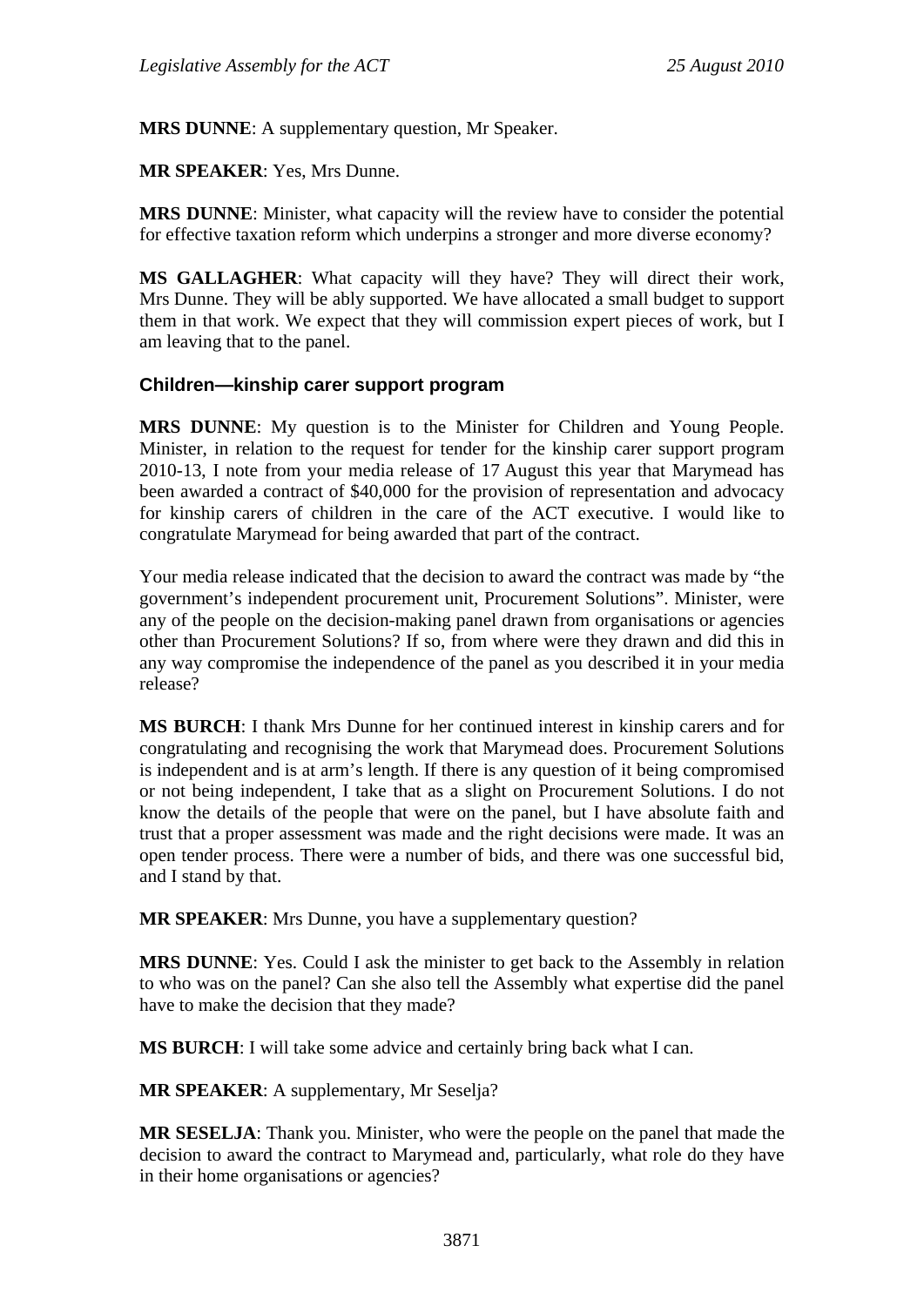**MRS DUNNE**: A supplementary question, Mr Speaker.

**MR SPEAKER**: Yes, Mrs Dunne.

**MRS DUNNE**: Minister, what capacity will the review have to consider the potential for effective taxation reform which underpins a stronger and more diverse economy?

**MS GALLAGHER**: What capacity will they have? They will direct their work, Mrs Dunne. They will be ably supported. We have allocated a small budget to support them in that work. We expect that they will commission expert pieces of work, but I am leaving that to the panel.

### Children—kinship carer support program

**MRS DUNNE**: My question is to the Minister for Children and Young People. Minister, in relation to the request for tender for the kinship carer support program 2010-13, I note from your media release of 17 August this year that Marymead has been awarded a contract of $40,000 for the provision of representation and advocacy for kinship carers of children in the care of the ACT executive. I would like to congratulate Marymead for being awarded that part of the contract.

Your media release indicated that the decision to award the contract was made by "the government's independent procurement unit, Procurement Solutions". Minister, were any of the people on the decision-making panel drawn from organisations or agencies other than Procurement Solutions? If so, from where were they drawn and did this in any way compromise the independence of the panel as you described it in your media release?

**MS BURCH**: I thank Mrs Dunne for her continued interest in kinship carers and for congratulating and recognising the work that Marymead does. Procurement Solutions is independent and is at arm's length. If there is any question of it being compromised or not being independent, I take that as a slight on Procurement Solutions. I do not know the details of the people that were on the panel, but I have absolute faith and trust that a proper assessment was made and the right decisions were made. It was an open tender process. There were a number of bids, and there was one successful bid, and I stand by that.

**MR SPEAKER**: Mrs Dunne, you have a supplementary question?

**MRS DUNNE**: Yes. Could I ask the minister to get back to the Assembly in relation to who was on the panel? Can she also tell the Assembly what expertise did the panel have to make the decision that they made?

**MS BURCH**: I will take some advice and certainly bring back what I can.

**MR SPEAKER**: A supplementary, Mr Seselja?

**MR SESELJA**: Thank you. Minister, who were the people on the panel that made the decision to award the contract to Marymead and, particularly, what role do they have in their home organisations or agencies?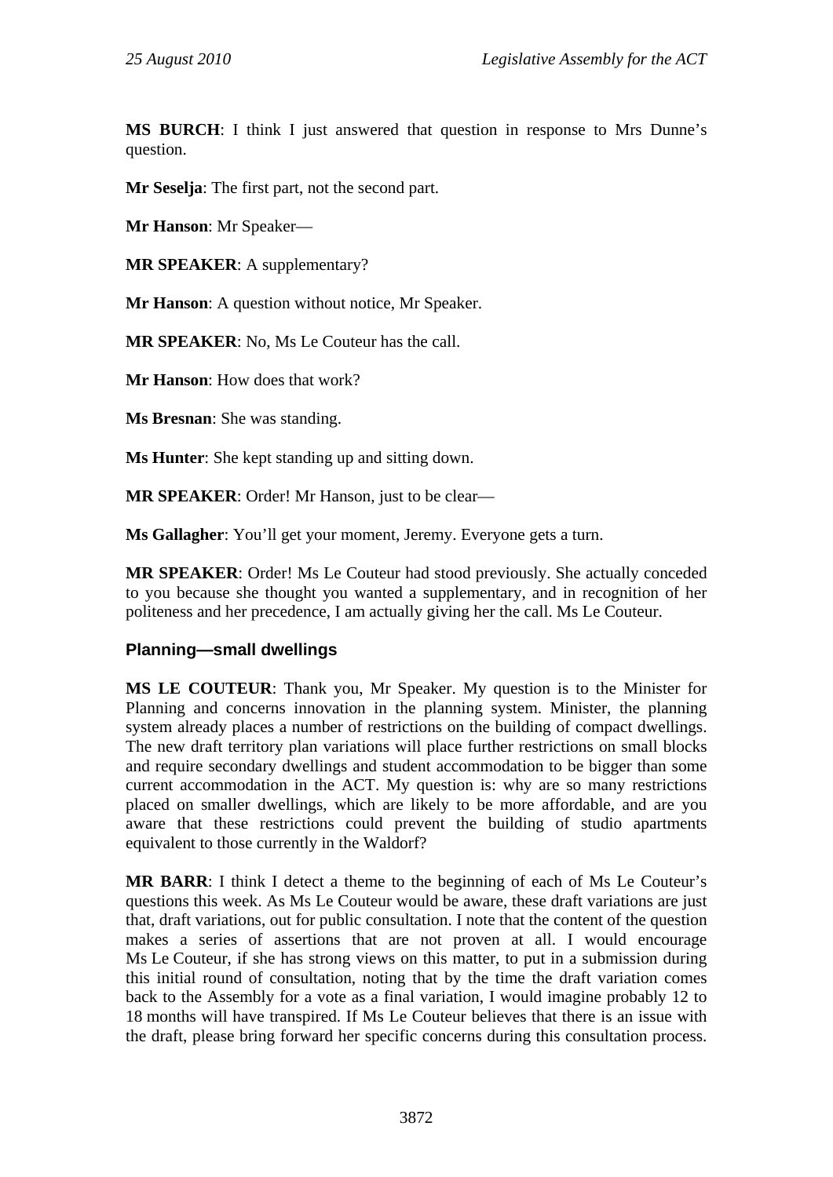**MS BURCH**: I think I just answered that question in response to Mrs Dunne's question.

**Mr Seselja**: The first part, not the second part.

**Mr Hanson**: Mr Speaker—

**MR SPEAKER**: A supplementary?

**Mr Hanson**: A question without notice, Mr Speaker.

**MR SPEAKER**: No, Ms Le Couteur has the call.

**Mr Hanson**: How does that work?

**Ms Bresnan**: She was standing.

**Ms Hunter**: She kept standing up and sitting down.

**MR SPEAKER**: Order! Mr Hanson, just to be clear—

**Ms Gallagher**: You'll get your moment, Jeremy. Everyone gets a turn.

**MR SPEAKER**: Order! Ms Le Couteur had stood previously. She actually conceded to you because she thought you wanted a supplementary, and in recognition of her politeness and her precedence, I am actually giving her the call. Ms Le Couteur.

### Planning—small dwellings

**MS LE COUTEUR**: Thank you, Mr Speaker. My question is to the Minister for Planning and concerns innovation in the planning system. Minister, the planning system already places a number of restrictions on the building of compact dwellings. The new draft territory plan variations will place further restrictions on small blocks and require secondary dwellings and student accommodation to be bigger than some current accommodation in the ACT. My question is: why are so many restrictions placed on smaller dwellings, which are likely to be more affordable, and are you aware that these restrictions could prevent the building of studio apartments equivalent to those currently in the Waldorf?

**MR BARR**: I think I detect a theme to the beginning of each of Ms Le Couteur's questions this week. As Ms Le Couteur would be aware, these draft variations are just that, draft variations, out for public consultation. I note that the content of the question makes a series of assertions that are not proven at all. I would encourage Ms Le Couteur, if she has strong views on this matter, to put in a submission during this initial round of consultation, noting that by the time the draft variation comes back to the Assembly for a vote as a final variation, I would imagine probably 12 to 18 months will have transpired. If Ms Le Couteur believes that there is an issue with the draft, please bring forward her specific concerns during this consultation process.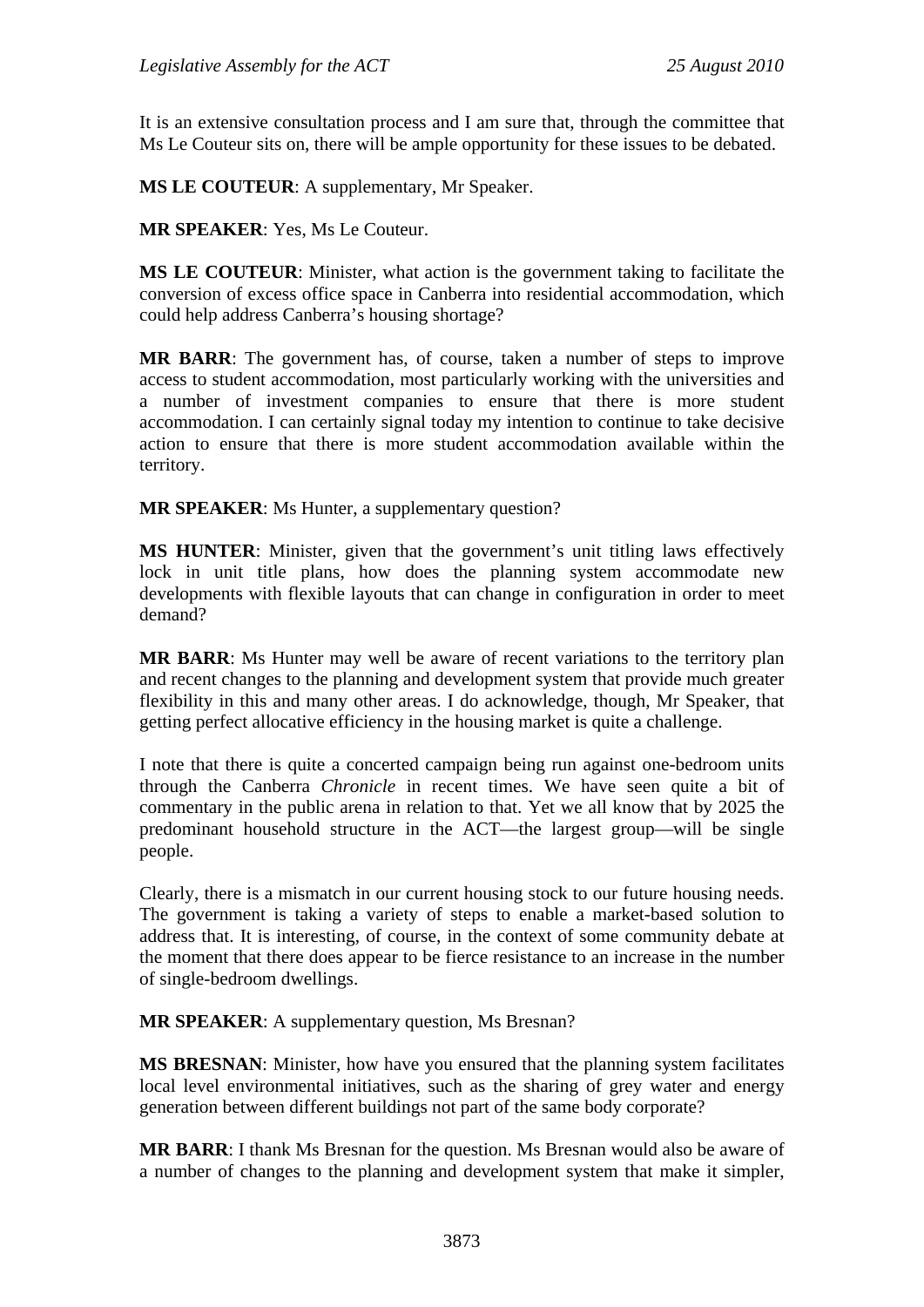It is an extensive consultation process and I am sure that, through the committee that Ms Le Couteur sits on, there will be ample opportunity for these issues to be debated.

**MS LE COUTEUR**: A supplementary, Mr Speaker.

**MR SPEAKER**: Yes, Ms Le Couteur.

**MS LE COUTEUR**: Minister, what action is the government taking to facilitate the conversion of excess office space in Canberra into residential accommodation, which could help address Canberra's housing shortage?

**MR BARR**: The government has, of course, taken a number of steps to improve access to student accommodation, most particularly working with the universities and a number of investment companies to ensure that there is more student accommodation. I can certainly signal today my intention to continue to take decisive action to ensure that there is more student accommodation available within the territory.

**MR SPEAKER**: Ms Hunter, a supplementary question?

**MS HUNTER**: Minister, given that the government's unit titling laws effectively lock in unit title plans, how does the planning system accommodate new developments with flexible layouts that can change in configuration in order to meet demand?

**MR BARR**: Ms Hunter may well be aware of recent variations to the territory plan and recent changes to the planning and development system that provide much greater flexibility in this and many other areas. I do acknowledge, though, Mr Speaker, that getting perfect allocative efficiency in the housing market is quite a challenge.

I note that there is quite a concerted campaign being run against one-bedroom units through the Canberra *Chronicle* in recent times. We have seen quite a bit of commentary in the public arena in relation to that. Yet we all know that by 2025 the predominant household structure in the ACT—the largest group—will be single people.

Clearly, there is a mismatch in our current housing stock to our future housing needs. The government is taking a variety of steps to enable a market-based solution to address that. It is interesting, of course, in the context of some community debate at the moment that there does appear to be fierce resistance to an increase in the number of single-bedroom dwellings.

**MR SPEAKER**: A supplementary question, Ms Bresnan?

**MS BRESNAN**: Minister, how have you ensured that the planning system facilitates local level environmental initiatives, such as the sharing of grey water and energy generation between different buildings not part of the same body corporate?

**MR BARR**: I thank Ms Bresnan for the question. Ms Bresnan would also be aware of a number of changes to the planning and development system that make it simpler,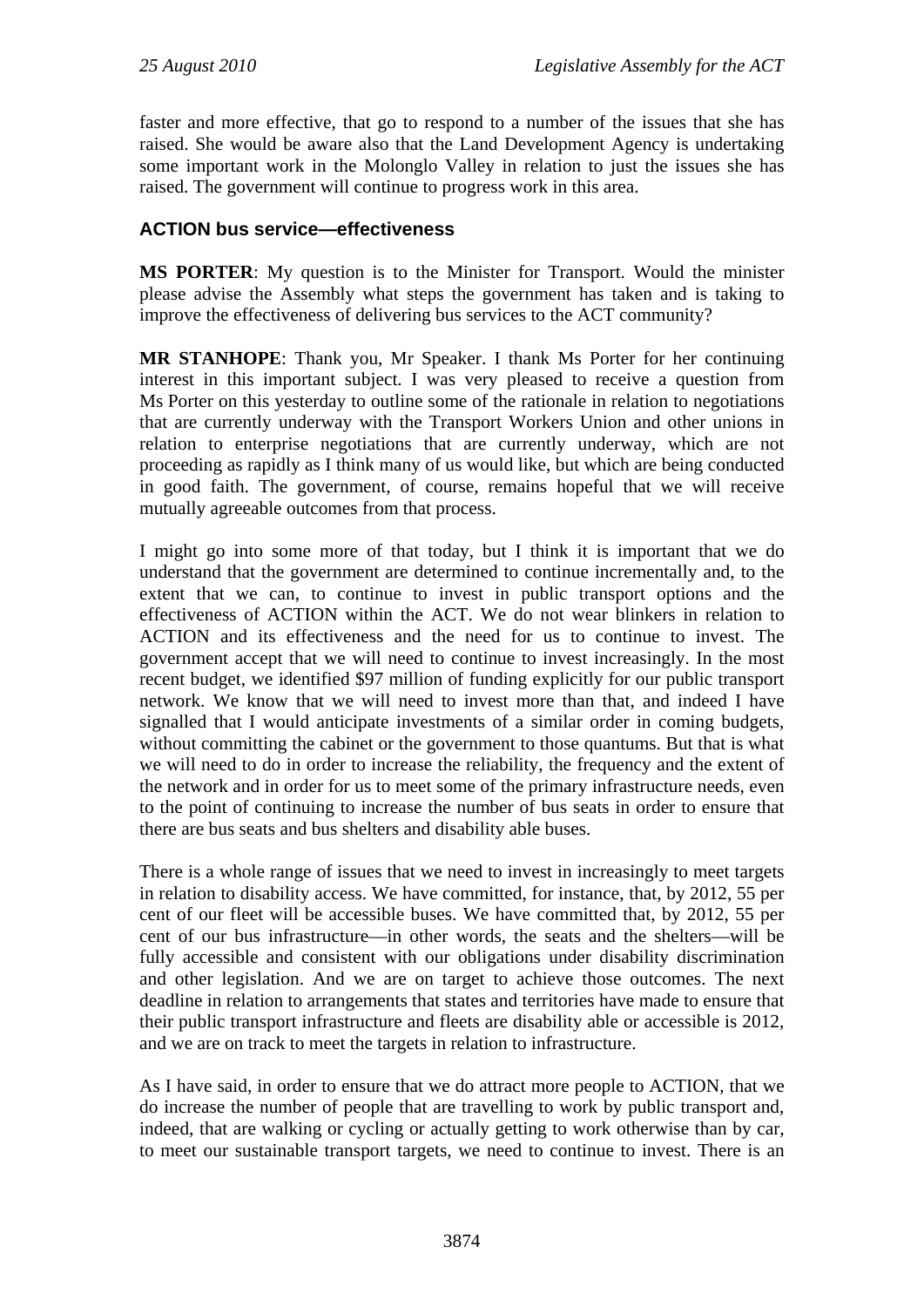faster and more effective, that go to respond to a number of the issues that she has raised. She would be aware also that the Land Development Agency is undertaking some important work in the Molonglo Valley in relation to just the issues she has raised. The government will continue to progress work in this area.

### ACTION bus service—effectiveness

**MS PORTER**: My question is to the Minister for Transport. Would the minister please advise the Assembly what steps the government has taken and is taking to improve the effectiveness of delivering bus services to the ACT community?

**MR STANHOPE**: Thank you, Mr Speaker. I thank Ms Porter for her continuing interest in this important subject. I was very pleased to receive a question from Ms Porter on this yesterday to outline some of the rationale in relation to negotiations that are currently underway with the Transport Workers Union and other unions in relation to enterprise negotiations that are currently underway, which are not proceeding as rapidly as I think many of us would like, but which are being conducted in good faith. The government, of course, remains hopeful that we will receive mutually agreeable outcomes from that process.

I might go into some more of that today, but I think it is important that we do understand that the government are determined to continue incrementally and, to the extent that we can, to continue to invest in public transport options and the effectiveness of ACTION within the ACT. We do not wear blinkers in relation to ACTION and its effectiveness and the need for us to continue to invest. The government accept that we will need to continue to invest increasingly. In the most recent budget, we identified $97 million of funding explicitly for our public transport network. We know that we will need to invest more than that, and indeed I have signalled that I would anticipate investments of a similar order in coming budgets, without committing the cabinet or the government to those quantums. But that is what we will need to do in order to increase the reliability, the frequency and the extent of the network and in order for us to meet some of the primary infrastructure needs, even to the point of continuing to increase the number of bus seats in order to ensure that there are bus seats and bus shelters and disability able buses.

There is a whole range of issues that we need to invest in increasingly to meet targets in relation to disability access. We have committed, for instance, that, by 2012, 55 per cent of our fleet will be accessible buses. We have committed that, by 2012, 55 per cent of our bus infrastructure—in other words, the seats and the shelters—will be fully accessible and consistent with our obligations under disability discrimination and other legislation. And we are on target to achieve those outcomes. The next deadline in relation to arrangements that states and territories have made to ensure that their public transport infrastructure and fleets are disability able or accessible is 2012, and we are on track to meet the targets in relation to infrastructure.

As I have said, in order to ensure that we do attract more people to ACTION, that we do increase the number of people that are travelling to work by public transport and, indeed, that are walking or cycling or actually getting to work otherwise than by car, to meet our sustainable transport targets, we need to continue to invest. There is an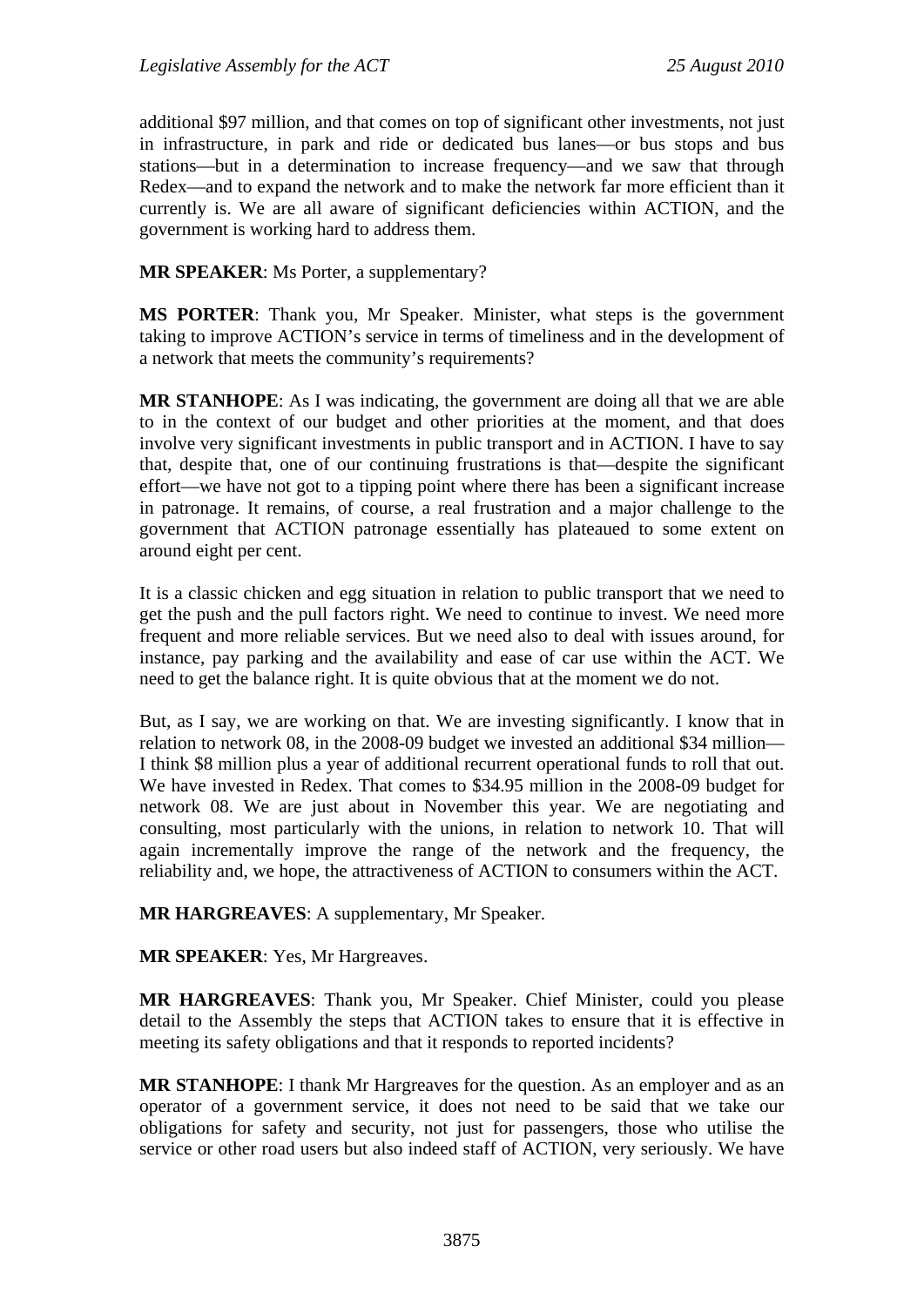additional $97 million, and that comes on top of significant other investments, not just in infrastructure, in park and ride or dedicated bus lanes—or bus stops and bus stations—but in a determination to increase frequency—and we saw that through Redex—and to expand the network and to make the network far more efficient than it currently is. We are all aware of significant deficiencies within ACTION, and the government is working hard to address them.

**MR SPEAKER**: Ms Porter, a supplementary?

**MS PORTER**: Thank you, Mr Speaker. Minister, what steps is the government taking to improve ACTION's service in terms of timeliness and in the development of a network that meets the community's requirements?

**MR STANHOPE**: As I was indicating, the government are doing all that we are able to in the context of our budget and other priorities at the moment, and that does involve very significant investments in public transport and in ACTION. I have to say that, despite that, one of our continuing frustrations is that—despite the significant effort—we have not got to a tipping point where there has been a significant increase in patronage. It remains, of course, a real frustration and a major challenge to the government that ACTION patronage essentially has plateaued to some extent on around eight per cent.

It is a classic chicken and egg situation in relation to public transport that we need to get the push and the pull factors right. We need to continue to invest. We need more frequent and more reliable services. But we need also to deal with issues around, for instance, pay parking and the availability and ease of car use within the ACT. We need to get the balance right. It is quite obvious that at the moment we do not.

But, as I say, we are working on that. We are investing significantly. I know that in relation to network 08, in the 2008-09 budget we invested an additional $34 million—I think $8 million plus a year of additional recurrent operational funds to roll that out. We have invested in Redex. That comes to $34.95 million in the 2008-09 budget for network 08. We are just about in November this year. We are negotiating and consulting, most particularly with the unions, in relation to network 10. That will again incrementally improve the range of the network and the frequency, the reliability and, we hope, the attractiveness of ACTION to consumers within the ACT.

**MR HARGREAVES**: A supplementary, Mr Speaker.

**MR SPEAKER**: Yes, Mr Hargreaves.

**MR HARGREAVES**: Thank you, Mr Speaker. Chief Minister, could you please detail to the Assembly the steps that ACTION takes to ensure that it is effective in meeting its safety obligations and that it responds to reported incidents?

**MR STANHOPE**: I thank Mr Hargreaves for the question. As an employer and as an operator of a government service, it does not need to be said that we take our obligations for safety and security, not just for passengers, those who utilise the service or other road users but also indeed staff of ACTION, very seriously. We have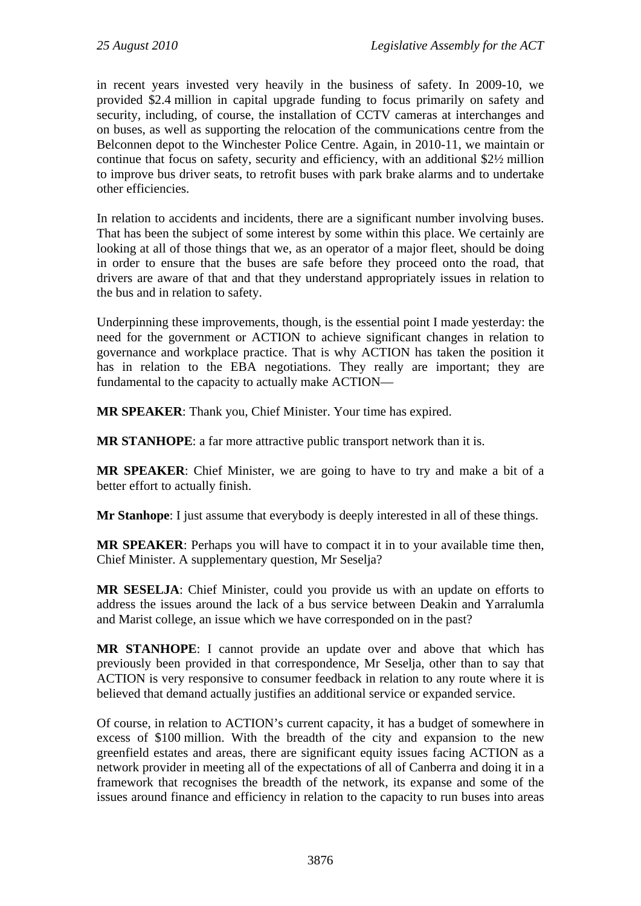in recent years invested very heavily in the business of safety. In 2009-10, we provided $2.4 million in capital upgrade funding to focus primarily on safety and security, including, of course, the installation of CCTV cameras at interchanges and on buses, as well as supporting the relocation of the communications centre from the Belconnen depot to the Winchester Police Centre. Again, in 2010-11, we maintain or continue that focus on safety, security and efficiency, with an additional $2½ million to improve bus driver seats, to retrofit buses with park brake alarms and to undertake other efficiencies.

In relation to accidents and incidents, there are a significant number involving buses. That has been the subject of some interest by some within this place. We certainly are looking at all of those things that we, as an operator of a major fleet, should be doing in order to ensure that the buses are safe before they proceed onto the road, that drivers are aware of that and that they understand appropriately issues in relation to the bus and in relation to safety.

Underpinning these improvements, though, is the essential point I made yesterday: the need for the government or ACTION to achieve significant changes in relation to governance and workplace practice. That is why ACTION has taken the position it has in relation to the EBA negotiations. They really are important; they are fundamental to the capacity to actually make ACTION—

**MR SPEAKER**: Thank you, Chief Minister. Your time has expired.

**MR STANHOPE**: a far more attractive public transport network than it is.

**MR SPEAKER**: Chief Minister, we are going to have to try and make a bit of a better effort to actually finish.

**Mr Stanhope**: I just assume that everybody is deeply interested in all of these things.

**MR SPEAKER**: Perhaps you will have to compact it in to your available time then, Chief Minister. A supplementary question, Mr Seselja?

**MR SESELJA**: Chief Minister, could you provide us with an update on efforts to address the issues around the lack of a bus service between Deakin and Yarralumla and Marist college, an issue which we have corresponded on in the past?

**MR STANHOPE**: I cannot provide an update over and above that which has previously been provided in that correspondence, Mr Seselja, other than to say that ACTION is very responsive to consumer feedback in relation to any route where it is believed that demand actually justifies an additional service or expanded service.

Of course, in relation to ACTION's current capacity, it has a budget of somewhere in excess of $100 million. With the breadth of the city and expansion to the new greenfield estates and areas, there are significant equity issues facing ACTION as a network provider in meeting all of the expectations of all of Canberra and doing it in a framework that recognises the breadth of the network, its expanse and some of the issues around finance and efficiency in relation to the capacity to run buses into areas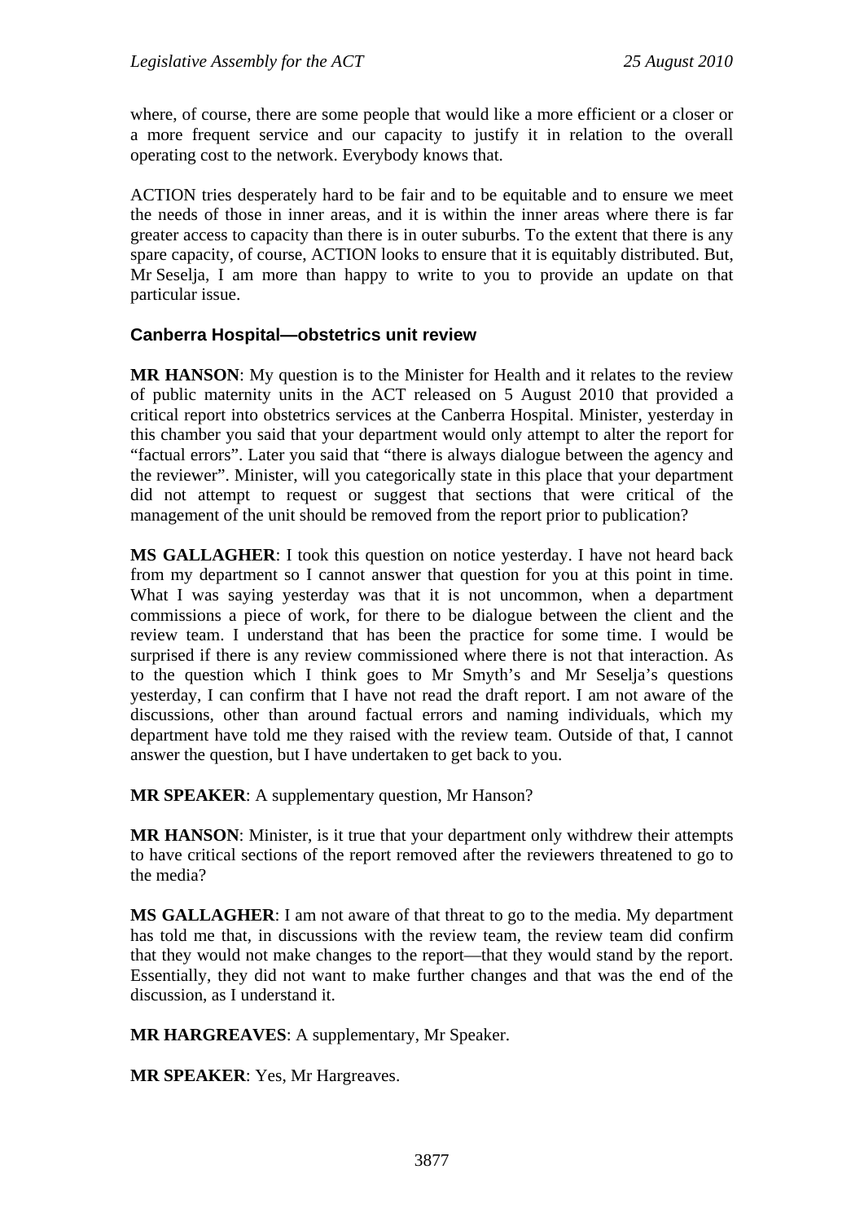where, of course, there are some people that would like a more efficient or a closer or a more frequent service and our capacity to justify it in relation to the overall operating cost to the network. Everybody knows that.

ACTION tries desperately hard to be fair and to be equitable and to ensure we meet the needs of those in inner areas, and it is within the inner areas where there is far greater access to capacity than there is in outer suburbs. To the extent that there is any spare capacity, of course, ACTION looks to ensure that it is equitably distributed. But, Mr Seselja, I am more than happy to write to you to provide an update on that particular issue.

### Canberra Hospital—obstetrics unit review

**MR HANSON**: My question is to the Minister for Health and it relates to the review of public maternity units in the ACT released on 5 August 2010 that provided a critical report into obstetrics services at the Canberra Hospital. Minister, yesterday in this chamber you said that your department would only attempt to alter the report for "factual errors". Later you said that "there is always dialogue between the agency and the reviewer". Minister, will you categorically state in this place that your department did not attempt to request or suggest that sections that were critical of the management of the unit should be removed from the report prior to publication?

**MS GALLAGHER**: I took this question on notice yesterday. I have not heard back from my department so I cannot answer that question for you at this point in time. What I was saying yesterday was that it is not uncommon, when a department commissions a piece of work, for there to be dialogue between the client and the review team. I understand that has been the practice for some time. I would be surprised if there is any review commissioned where there is not that interaction. As to the question which I think goes to Mr Smyth's and Mr Seselja's questions yesterday, I can confirm that I have not read the draft report. I am not aware of the discussions, other than around factual errors and naming individuals, which my department have told me they raised with the review team. Outside of that, I cannot answer the question, but I have undertaken to get back to you.

**MR SPEAKER**: A supplementary question, Mr Hanson?

**MR HANSON**: Minister, is it true that your department only withdrew their attempts to have critical sections of the report removed after the reviewers threatened to go to the media?

**MS GALLAGHER**: I am not aware of that threat to go to the media. My department has told me that, in discussions with the review team, the review team did confirm that they would not make changes to the report—that they would stand by the report. Essentially, they did not want to make further changes and that was the end of the discussion, as I understand it.

**MR HARGREAVES**: A supplementary, Mr Speaker.

**MR SPEAKER**: Yes, Mr Hargreaves.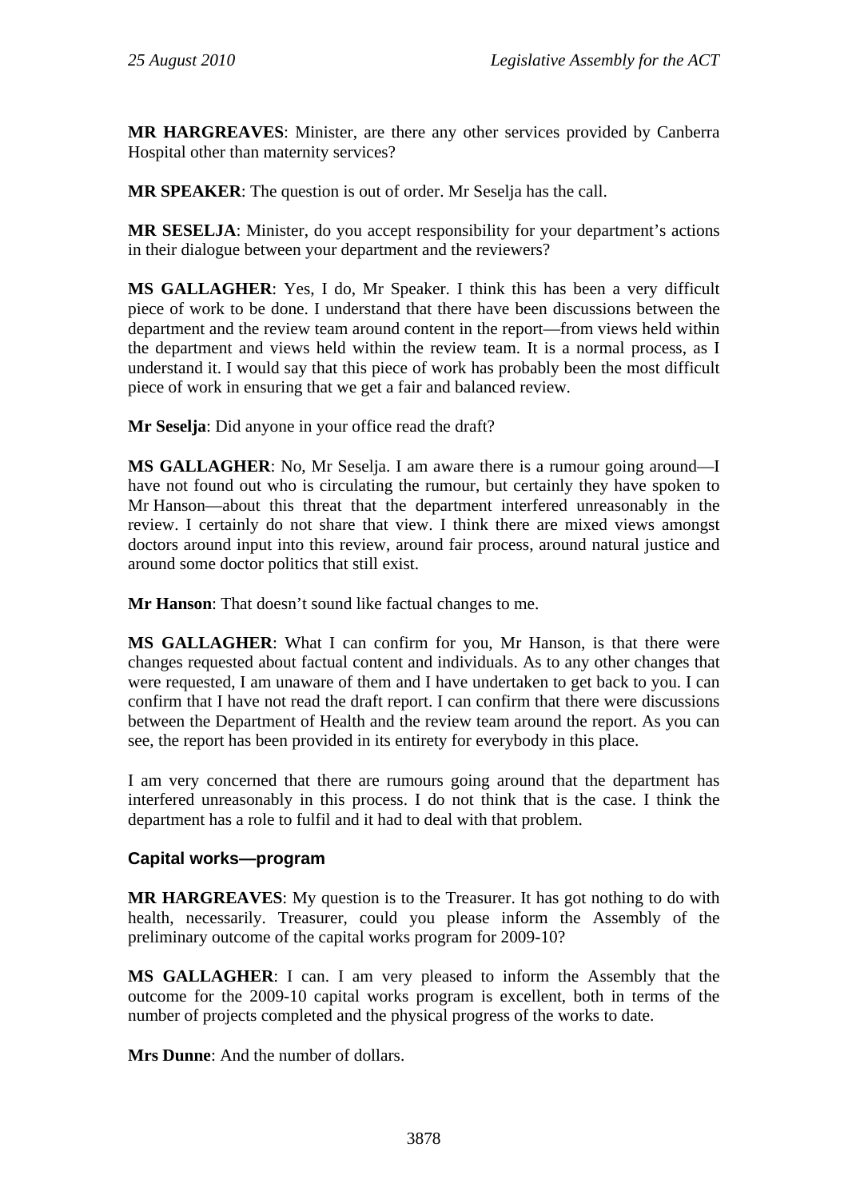**MR HARGREAVES**: Minister, are there any other services provided by Canberra Hospital other than maternity services?

**MR SPEAKER**: The question is out of order. Mr Seselja has the call.

**MR SESELJA**: Minister, do you accept responsibility for your department's actions in their dialogue between your department and the reviewers?

**MS GALLAGHER**: Yes, I do, Mr Speaker. I think this has been a very difficult piece of work to be done. I understand that there have been discussions between the department and the review team around content in the report—from views held within the department and views held within the review team. It is a normal process, as I understand it. I would say that this piece of work has probably been the most difficult piece of work in ensuring that we get a fair and balanced review.

**Mr Seselja**: Did anyone in your office read the draft?

**MS GALLAGHER**: No, Mr Seselja. I am aware there is a rumour going around—I have not found out who is circulating the rumour, but certainly they have spoken to Mr Hanson—about this threat that the department interfered unreasonably in the review. I certainly do not share that view. I think there are mixed views amongst doctors around input into this review, around fair process, around natural justice and around some doctor politics that still exist.

**Mr Hanson**: That doesn't sound like factual changes to me.

**MS GALLAGHER**: What I can confirm for you, Mr Hanson, is that there were changes requested about factual content and individuals. As to any other changes that were requested, I am unaware of them and I have undertaken to get back to you. I can confirm that I have not read the draft report. I can confirm that there were discussions between the Department of Health and the review team around the report. As you can see, the report has been provided in its entirety for everybody in this place.

I am very concerned that there are rumours going around that the department has interfered unreasonably in this process. I do not think that is the case. I think the department has a role to fulfil and it had to deal with that problem.

### Capital works—program

**MR HARGREAVES**: My question is to the Treasurer. It has got nothing to do with health, necessarily. Treasurer, could you please inform the Assembly of the preliminary outcome of the capital works program for 2009-10?

**MS GALLAGHER**: I can. I am very pleased to inform the Assembly that the outcome for the 2009-10 capital works program is excellent, both in terms of the number of projects completed and the physical progress of the works to date.

**Mrs Dunne**: And the number of dollars.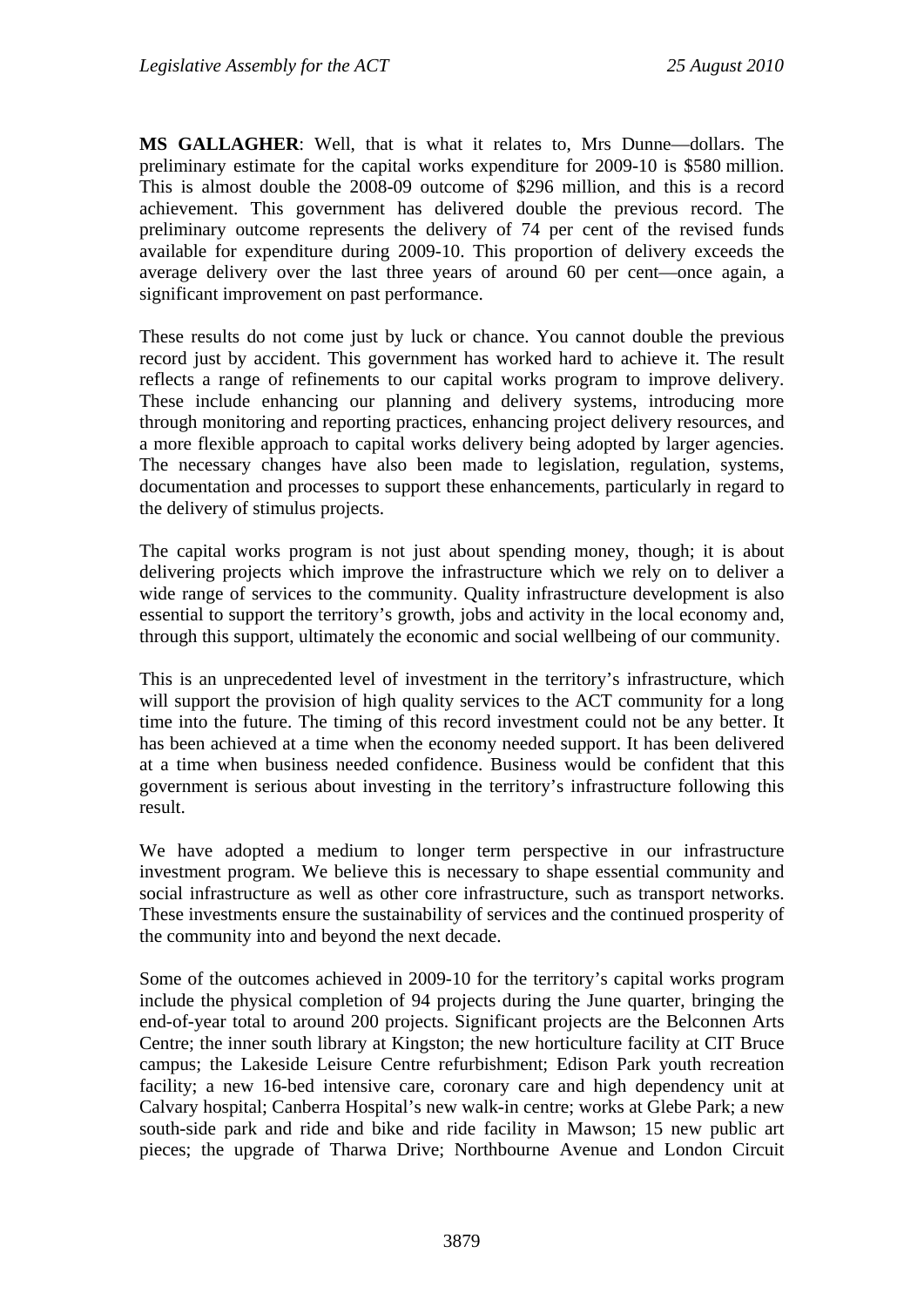**MS GALLAGHER**: Well, that is what it relates to, Mrs Dunne—dollars. The preliminary estimate for the capital works expenditure for 2009-10 is $580 million. This is almost double the 2008-09 outcome of $296 million, and this is a record achievement. This government has delivered double the previous record. The preliminary outcome represents the delivery of 74 per cent of the revised funds available for expenditure during 2009-10. This proportion of delivery exceeds the average delivery over the last three years of around 60 per cent—once again, a significant improvement on past performance.

These results do not come just by luck or chance. You cannot double the previous record just by accident. This government has worked hard to achieve it. The result reflects a range of refinements to our capital works program to improve delivery. These include enhancing our planning and delivery systems, introducing more through monitoring and reporting practices, enhancing project delivery resources, and a more flexible approach to capital works delivery being adopted by larger agencies. The necessary changes have also been made to legislation, regulation, systems, documentation and processes to support these enhancements, particularly in regard to the delivery of stimulus projects.

The capital works program is not just about spending money, though; it is about delivering projects which improve the infrastructure which we rely on to deliver a wide range of services to the community. Quality infrastructure development is also essential to support the territory's growth, jobs and activity in the local economy and, through this support, ultimately the economic and social wellbeing of our community.

This is an unprecedented level of investment in the territory's infrastructure, which will support the provision of high quality services to the ACT community for a long time into the future. The timing of this record investment could not be any better. It has been achieved at a time when the economy needed support. It has been delivered at a time when business needed confidence. Business would be confident that this government is serious about investing in the territory's infrastructure following this result.

We have adopted a medium to longer term perspective in our infrastructure investment program. We believe this is necessary to shape essential community and social infrastructure as well as other core infrastructure, such as transport networks. These investments ensure the sustainability of services and the continued prosperity of the community into and beyond the next decade.

Some of the outcomes achieved in 2009-10 for the territory's capital works program include the physical completion of 94 projects during the June quarter, bringing the end-of-year total to around 200 projects. Significant projects are the Belconnen Arts Centre; the inner south library at Kingston; the new horticulture facility at CIT Bruce campus; the Lakeside Leisure Centre refurbishment; Edison Park youth recreation facility; a new 16-bed intensive care, coronary care and high dependency unit at Calvary hospital; Canberra Hospital's new walk-in centre; works at Glebe Park; a new south-side park and ride and bike and ride facility in Mawson; 15 new public art pieces; the upgrade of Tharwa Drive; Northbourne Avenue and London Circuit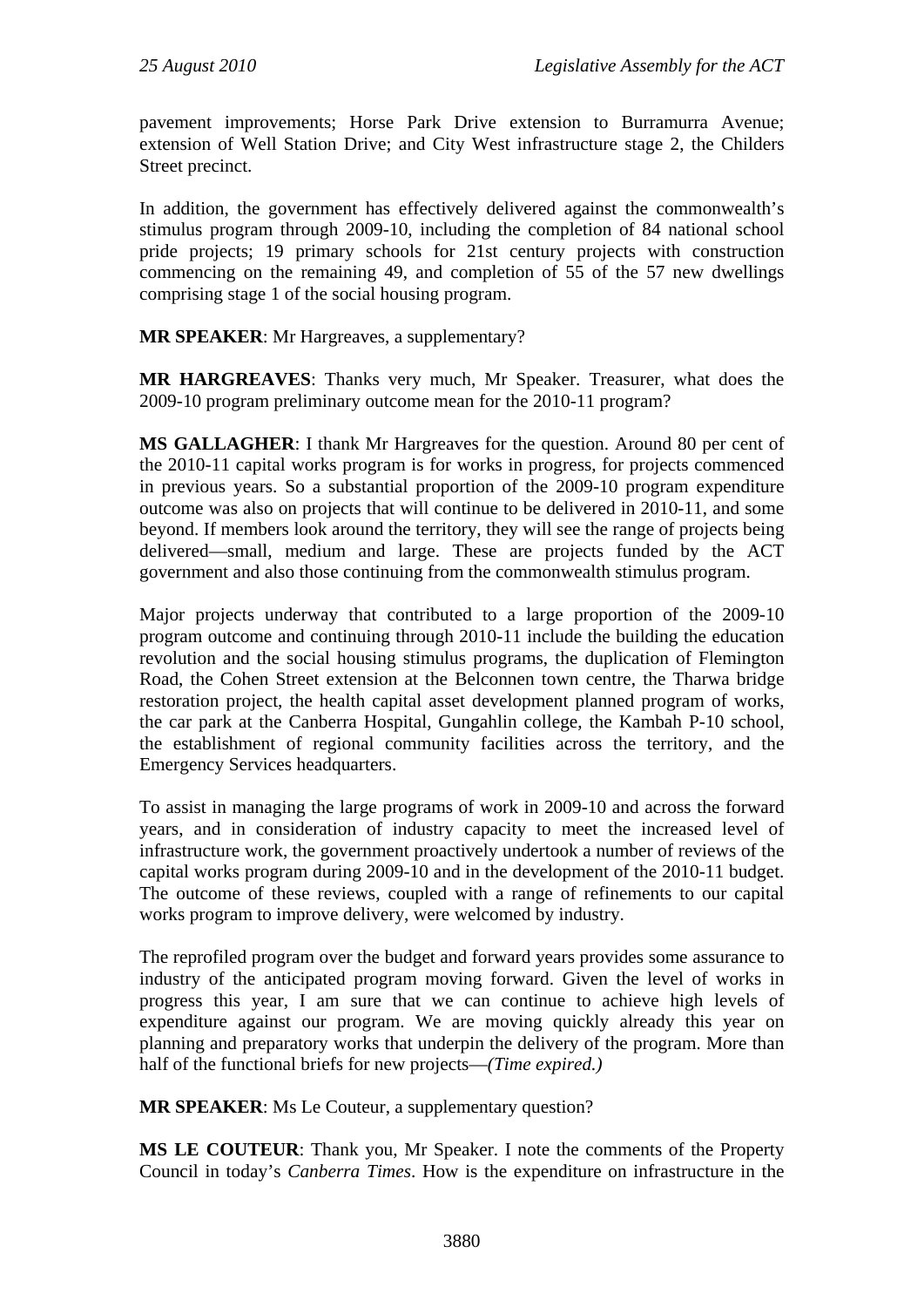pavement improvements; Horse Park Drive extension to Burramurra Avenue; extension of Well Station Drive; and City West infrastructure stage 2, the Childers Street precinct.

In addition, the government has effectively delivered against the commonwealth's stimulus program through 2009-10, including the completion of 84 national school pride projects; 19 primary schools for 21st century projects with construction commencing on the remaining 49, and completion of 55 of the 57 new dwellings comprising stage 1 of the social housing program.

**MR SPEAKER**: Mr Hargreaves, a supplementary?

**MR HARGREAVES**: Thanks very much, Mr Speaker. Treasurer, what does the 2009-10 program preliminary outcome mean for the 2010-11 program?

**MS GALLAGHER**: I thank Mr Hargreaves for the question. Around 80 per cent of the 2010-11 capital works program is for works in progress, for projects commenced in previous years. So a substantial proportion of the 2009-10 program expenditure outcome was also on projects that will continue to be delivered in 2010-11, and some beyond. If members look around the territory, they will see the range of projects being delivered—small, medium and large. These are projects funded by the ACT government and also those continuing from the commonwealth stimulus program.

Major projects underway that contributed to a large proportion of the 2009-10 program outcome and continuing through 2010-11 include the building the education revolution and the social housing stimulus programs, the duplication of Flemington Road, the Cohen Street extension at the Belconnen town centre, the Tharwa bridge restoration project, the health capital asset development planned program of works, the car park at the Canberra Hospital, Gungahlin college, the Kambah P-10 school, the establishment of regional community facilities across the territory, and the Emergency Services headquarters.

To assist in managing the large programs of work in 2009-10 and across the forward years, and in consideration of industry capacity to meet the increased level of infrastructure work, the government proactively undertook a number of reviews of the capital works program during 2009-10 and in the development of the 2010-11 budget. The outcome of these reviews, coupled with a range of refinements to our capital works program to improve delivery, were welcomed by industry.

The reprofiled program over the budget and forward years provides some assurance to industry of the anticipated program moving forward. Given the level of works in progress this year, I am sure that we can continue to achieve high levels of expenditure against our program. We are moving quickly already this year on planning and preparatory works that underpin the delivery of the program. More than half of the functional briefs for new projects—*(Time expired.)*

**MR SPEAKER**: Ms Le Couteur, a supplementary question?

**MS LE COUTEUR**: Thank you, Mr Speaker. I note the comments of the Property Council in today's *Canberra Times*. How is the expenditure on infrastructure in the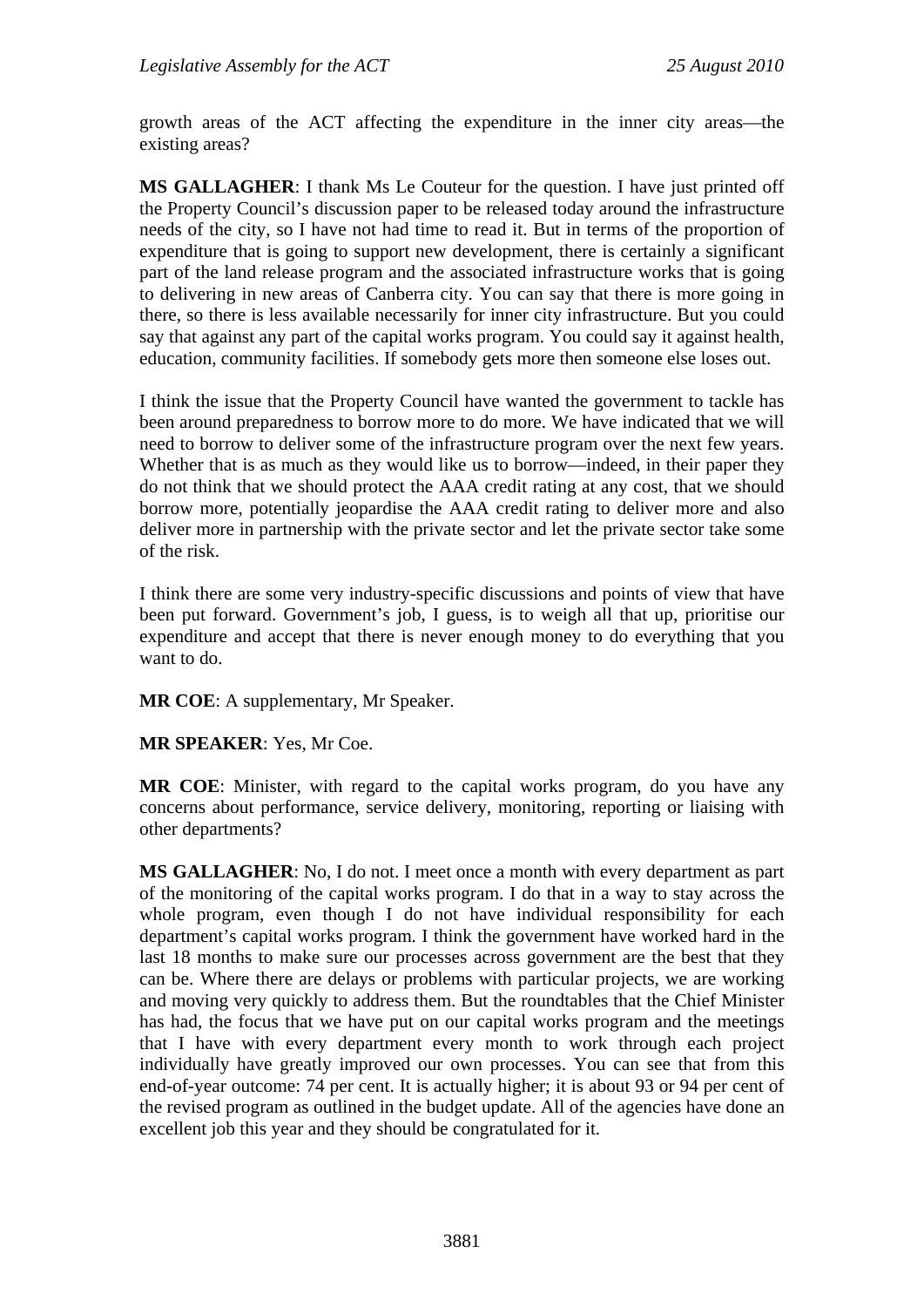growth areas of the ACT affecting the expenditure in the inner city areas—the existing areas?

**MS GALLAGHER**: I thank Ms Le Couteur for the question. I have just printed off the Property Council's discussion paper to be released today around the infrastructure needs of the city, so I have not had time to read it. But in terms of the proportion of expenditure that is going to support new development, there is certainly a significant part of the land release program and the associated infrastructure works that is going to delivering in new areas of Canberra city. You can say that there is more going in there, so there is less available necessarily for inner city infrastructure. But you could say that against any part of the capital works program. You could say it against health, education, community facilities. If somebody gets more then someone else loses out.

I think the issue that the Property Council have wanted the government to tackle has been around preparedness to borrow more to do more. We have indicated that we will need to borrow to deliver some of the infrastructure program over the next few years. Whether that is as much as they would like us to borrow—indeed, in their paper they do not think that we should protect the AAA credit rating at any cost, that we should borrow more, potentially jeopardise the AAA credit rating to deliver more and also deliver more in partnership with the private sector and let the private sector take some of the risk.

I think there are some very industry-specific discussions and points of view that have been put forward. Government's job, I guess, is to weigh all that up, prioritise our expenditure and accept that there is never enough money to do everything that you want to do.

**MR COE**: A supplementary, Mr Speaker.

**MR SPEAKER**: Yes, Mr Coe.

**MR COE**: Minister, with regard to the capital works program, do you have any concerns about performance, service delivery, monitoring, reporting or liaising with other departments?

**MS GALLAGHER**: No, I do not. I meet once a month with every department as part of the monitoring of the capital works program. I do that in a way to stay across the whole program, even though I do not have individual responsibility for each department's capital works program. I think the government have worked hard in the last 18 months to make sure our processes across government are the best that they can be. Where there are delays or problems with particular projects, we are working and moving very quickly to address them. But the roundtables that the Chief Minister has had, the focus that we have put on our capital works program and the meetings that I have with every department every month to work through each project individually have greatly improved our own processes. You can see that from this end-of-year outcome: 74 per cent. It is actually higher; it is about 93 or 94 per cent of the revised program as outlined in the budget update. All of the agencies have done an excellent job this year and they should be congratulated for it.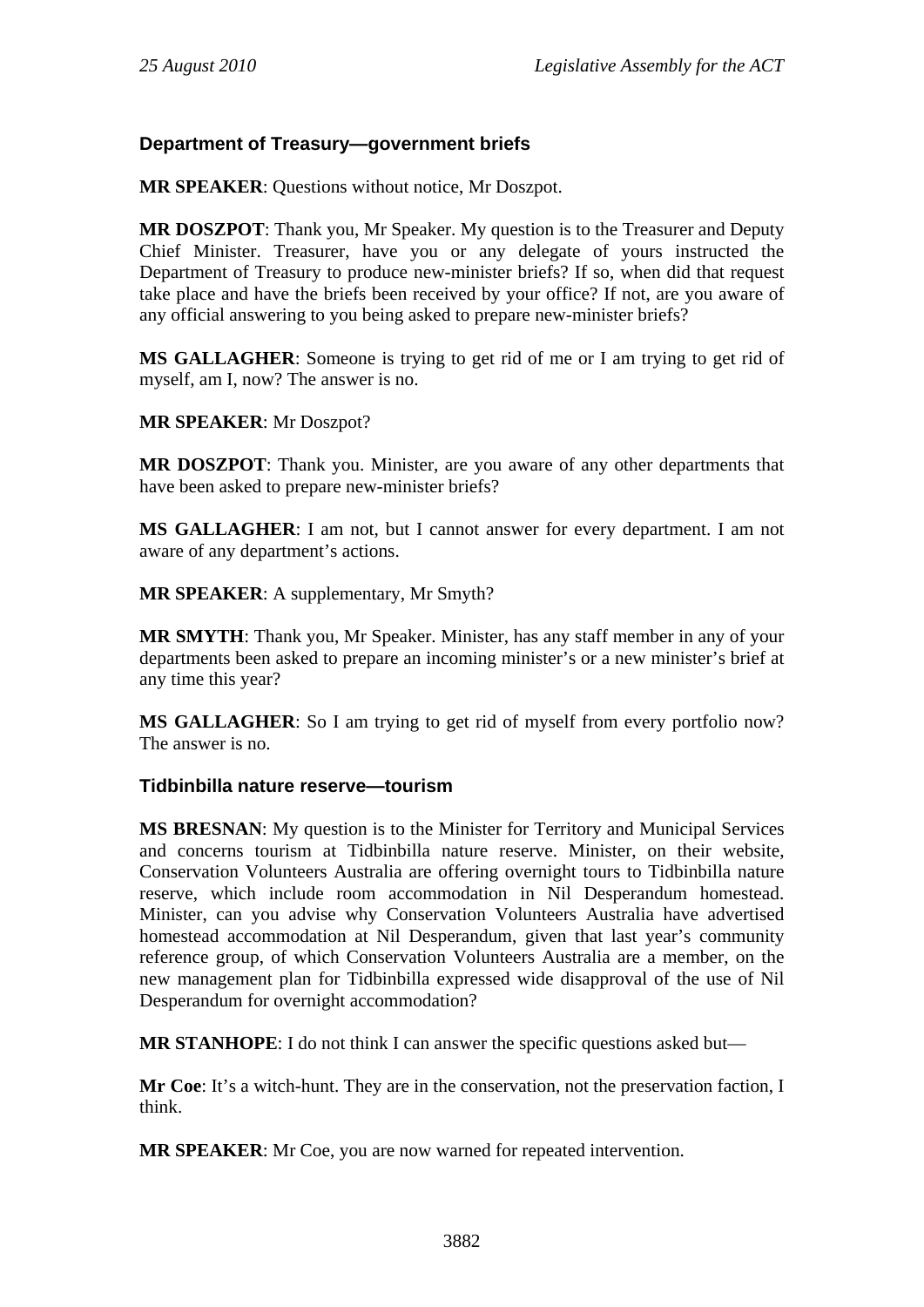### Department of Treasury—government briefs

**MR SPEAKER**: Questions without notice, Mr Doszpot.

**MR DOSZPOT**: Thank you, Mr Speaker. My question is to the Treasurer and Deputy Chief Minister. Treasurer, have you or any delegate of yours instructed the Department of Treasury to produce new-minister briefs? If so, when did that request take place and have the briefs been received by your office? If not, are you aware of any official answering to you being asked to prepare new-minister briefs?

**MS GALLAGHER**: Someone is trying to get rid of me or I am trying to get rid of myself, am I, now? The answer is no.

**MR SPEAKER**: Mr Doszpot?

**MR DOSZPOT**: Thank you. Minister, are you aware of any other departments that have been asked to prepare new-minister briefs?

**MS GALLAGHER**: I am not, but I cannot answer for every department. I am not aware of any department's actions.

**MR SPEAKER**: A supplementary, Mr Smyth?

**MR SMYTH**: Thank you, Mr Speaker. Minister, has any staff member in any of your departments been asked to prepare an incoming minister's or a new minister's brief at any time this year?

**MS GALLAGHER**: So I am trying to get rid of myself from every portfolio now? The answer is no.

### Tidbinbilla nature reserve—tourism

**MS BRESNAN**: My question is to the Minister for Territory and Municipal Services and concerns tourism at Tidbinbilla nature reserve. Minister, on their website, Conservation Volunteers Australia are offering overnight tours to Tidbinbilla nature reserve, which include room accommodation in Nil Desperandum homestead. Minister, can you advise why Conservation Volunteers Australia have advertised homestead accommodation at Nil Desperandum, given that last year's community reference group, of which Conservation Volunteers Australia are a member, on the new management plan for Tidbinbilla expressed wide disapproval of the use of Nil Desperandum for overnight accommodation?

**MR STANHOPE**: I do not think I can answer the specific questions asked but—

**Mr Coe**: It's a witch-hunt. They are in the conservation, not the preservation faction, I think.

**MR SPEAKER**: Mr Coe, you are now warned for repeated intervention.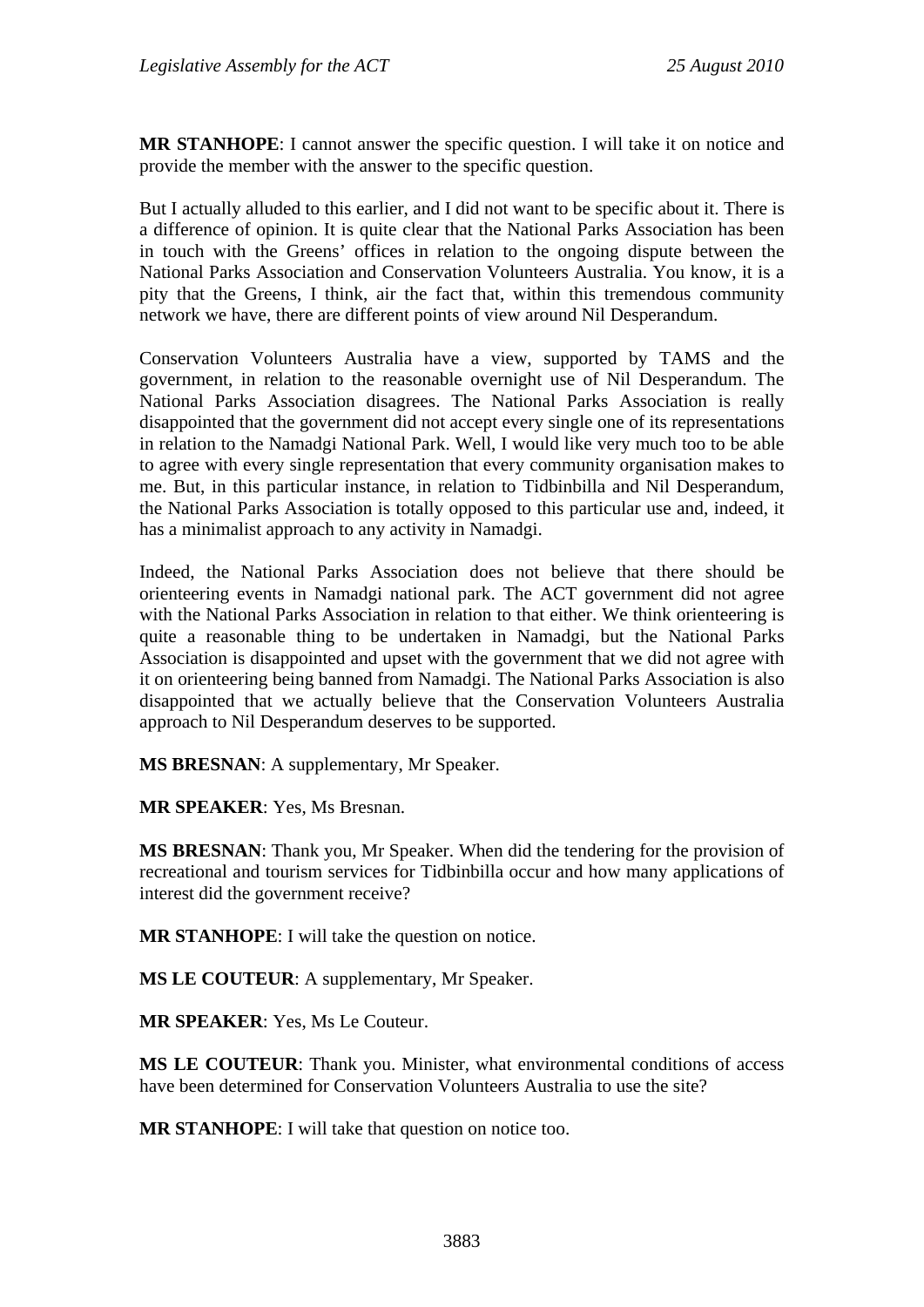**MR STANHOPE**: I cannot answer the specific question. I will take it on notice and provide the member with the answer to the specific question.

But I actually alluded to this earlier, and I did not want to be specific about it. There is a difference of opinion. It is quite clear that the National Parks Association has been in touch with the Greens' offices in relation to the ongoing dispute between the National Parks Association and Conservation Volunteers Australia. You know, it is a pity that the Greens, I think, air the fact that, within this tremendous community network we have, there are different points of view around Nil Desperandum.

Conservation Volunteers Australia have a view, supported by TAMS and the government, in relation to the reasonable overnight use of Nil Desperandum. The National Parks Association disagrees. The National Parks Association is really disappointed that the government did not accept every single one of its representations in relation to the Namadgi National Park. Well, I would like very much too to be able to agree with every single representation that every community organisation makes to me. But, in this particular instance, in relation to Tidbinbilla and Nil Desperandum, the National Parks Association is totally opposed to this particular use and, indeed, it has a minimalist approach to any activity in Namadgi.

Indeed, the National Parks Association does not believe that there should be orienteering events in Namadgi national park. The ACT government did not agree with the National Parks Association in relation to that either. We think orienteering is quite a reasonable thing to be undertaken in Namadgi, but the National Parks Association is disappointed and upset with the government that we did not agree with it on orienteering being banned from Namadgi. The National Parks Association is also disappointed that we actually believe that the Conservation Volunteers Australia approach to Nil Desperandum deserves to be supported.

**MS BRESNAN**: A supplementary, Mr Speaker.

**MR SPEAKER**: Yes, Ms Bresnan.

**MS BRESNAN**: Thank you, Mr Speaker. When did the tendering for the provision of recreational and tourism services for Tidbinbilla occur and how many applications of interest did the government receive?

**MR STANHOPE**: I will take the question on notice.

**MS LE COUTEUR**: A supplementary, Mr Speaker.

**MR SPEAKER**: Yes, Ms Le Couteur.

**MS LE COUTEUR**: Thank you. Minister, what environmental conditions of access have been determined for Conservation Volunteers Australia to use the site?

**MR STANHOPE**: I will take that question on notice too.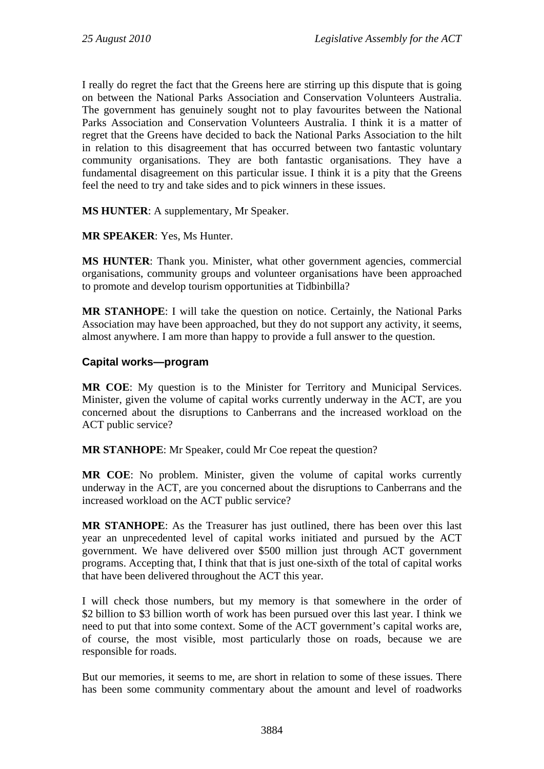I really do regret the fact that the Greens here are stirring up this dispute that is going on between the National Parks Association and Conservation Volunteers Australia. The government has genuinely sought not to play favourites between the National Parks Association and Conservation Volunteers Australia. I think it is a matter of regret that the Greens have decided to back the National Parks Association to the hilt in relation to this disagreement that has occurred between two fantastic voluntary community organisations. They are both fantastic organisations. They have a fundamental disagreement on this particular issue. I think it is a pity that the Greens feel the need to try and take sides and to pick winners in these issues.

**MS HUNTER**: A supplementary, Mr Speaker.

**MR SPEAKER**: Yes, Ms Hunter.

**MS HUNTER**: Thank you. Minister, what other government agencies, commercial organisations, community groups and volunteer organisations have been approached to promote and develop tourism opportunities at Tidbinbilla?

**MR STANHOPE**: I will take the question on notice. Certainly, the National Parks Association may have been approached, but they do not support any activity, it seems, almost anywhere. I am more than happy to provide a full answer to the question.

### Capital works—program

**MR COE**: My question is to the Minister for Territory and Municipal Services. Minister, given the volume of capital works currently underway in the ACT, are you concerned about the disruptions to Canberrans and the increased workload on the ACT public service?

**MR STANHOPE**: Mr Speaker, could Mr Coe repeat the question?

**MR COE**: No problem. Minister, given the volume of capital works currently underway in the ACT, are you concerned about the disruptions to Canberrans and the increased workload on the ACT public service?

**MR STANHOPE**: As the Treasurer has just outlined, there has been over this last year an unprecedented level of capital works initiated and pursued by the ACT government. We have delivered over $500 million just through ACT government programs. Accepting that, I think that that is just one-sixth of the total of capital works that have been delivered throughout the ACT this year.

I will check those numbers, but my memory is that somewhere in the order of $2 billion to $3 billion worth of work has been pursued over this last year. I think we need to put that into some context. Some of the ACT government's capital works are, of course, the most visible, most particularly those on roads, because we are responsible for roads.

But our memories, it seems to me, are short in relation to some of these issues. There has been some community commentary about the amount and level of roadworks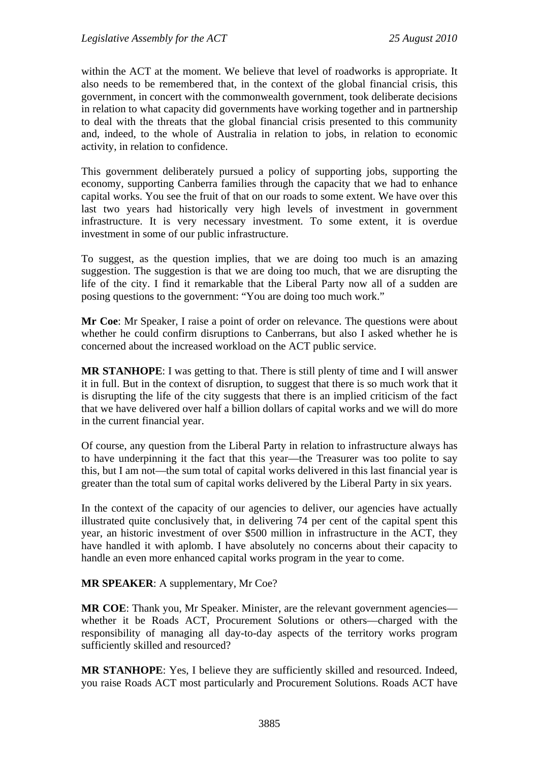within the ACT at the moment. We believe that level of roadworks is appropriate. It also needs to be remembered that, in the context of the global financial crisis, this government, in concert with the commonwealth government, took deliberate decisions in relation to what capacity did governments have working together and in partnership to deal with the threats that the global financial crisis presented to this community and, indeed, to the whole of Australia in relation to jobs, in relation to economic activity, in relation to confidence.

This government deliberately pursued a policy of supporting jobs, supporting the economy, supporting Canberra families through the capacity that we had to enhance capital works. You see the fruit of that on our roads to some extent. We have over this last two years had historically very high levels of investment in government infrastructure. It is very necessary investment. To some extent, it is overdue investment in some of our public infrastructure.

To suggest, as the question implies, that we are doing too much is an amazing suggestion. The suggestion is that we are doing too much, that we are disrupting the life of the city. I find it remarkable that the Liberal Party now all of a sudden are posing questions to the government: "You are doing too much work."

**Mr Coe**: Mr Speaker, I raise a point of order on relevance. The questions were about whether he could confirm disruptions to Canberrans, but also I asked whether he is concerned about the increased workload on the ACT public service.

**MR STANHOPE**: I was getting to that. There is still plenty of time and I will answer it in full. But in the context of disruption, to suggest that there is so much work that it is disrupting the life of the city suggests that there is an implied criticism of the fact that we have delivered over half a billion dollars of capital works and we will do more in the current financial year.

Of course, any question from the Liberal Party in relation to infrastructure always has to have underpinning it the fact that this year—the Treasurer was too polite to say this, but I am not—the sum total of capital works delivered in this last financial year is greater than the total sum of capital works delivered by the Liberal Party in six years.

In the context of the capacity of our agencies to deliver, our agencies have actually illustrated quite conclusively that, in delivering 74 per cent of the capital spent this year, an historic investment of over $500 million in infrastructure in the ACT, they have handled it with aplomb. I have absolutely no concerns about their capacity to handle an even more enhanced capital works program in the year to come.

**MR SPEAKER**: A supplementary, Mr Coe?

**MR COE**: Thank you, Mr Speaker. Minister, are the relevant government agencies—whether it be Roads ACT, Procurement Solutions or others—charged with the responsibility of managing all day-to-day aspects of the territory works program sufficiently skilled and resourced?

**MR STANHOPE**: Yes, I believe they are sufficiently skilled and resourced. Indeed, you raise Roads ACT most particularly and Procurement Solutions. Roads ACT have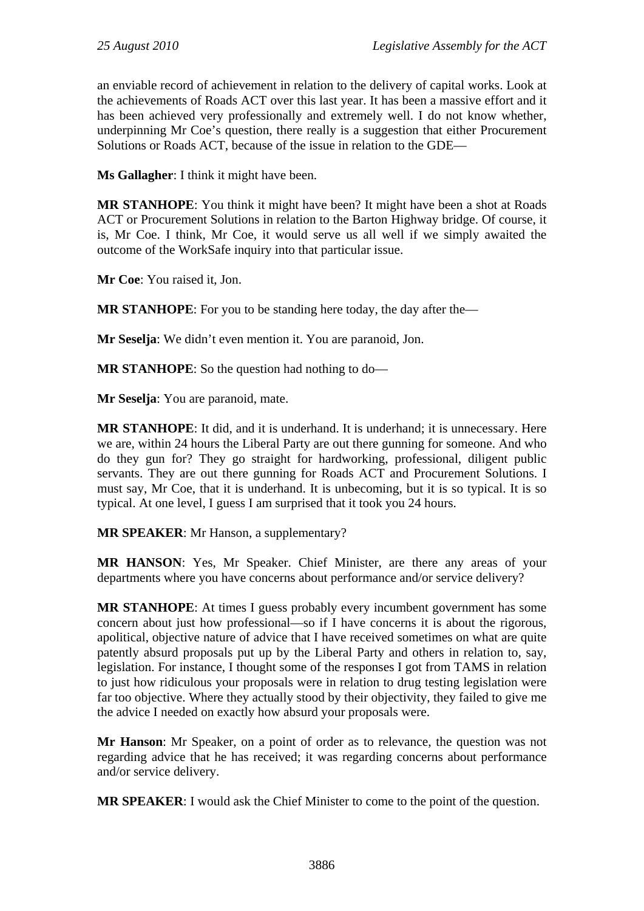an enviable record of achievement in relation to the delivery of capital works. Look at the achievements of Roads ACT over this last year. It has been a massive effort and it has been achieved very professionally and extremely well. I do not know whether, underpinning Mr Coe's question, there really is a suggestion that either Procurement Solutions or Roads ACT, because of the issue in relation to the GDE—

**Ms Gallagher**: I think it might have been.

**MR STANHOPE**: You think it might have been? It might have been a shot at Roads ACT or Procurement Solutions in relation to the Barton Highway bridge. Of course, it is, Mr Coe. I think, Mr Coe, it would serve us all well if we simply awaited the outcome of the WorkSafe inquiry into that particular issue.

**Mr Coe**: You raised it, Jon.

**MR STANHOPE**: For you to be standing here today, the day after the—

**Mr Seselja**: We didn't even mention it. You are paranoid, Jon.

**MR STANHOPE**: So the question had nothing to do—

**Mr Seselja**: You are paranoid, mate.

**MR STANHOPE**: It did, and it is underhand. It is underhand; it is unnecessary. Here we are, within 24 hours the Liberal Party are out there gunning for someone. And who do they gun for? They go straight for hardworking, professional, diligent public servants. They are out there gunning for Roads ACT and Procurement Solutions. I must say, Mr Coe, that it is underhand. It is unbecoming, but it is so typical. It is so typical. At one level, I guess I am surprised that it took you 24 hours.

**MR SPEAKER**: Mr Hanson, a supplementary?

**MR HANSON**: Yes, Mr Speaker. Chief Minister, are there any areas of your departments where you have concerns about performance and/or service delivery?

**MR STANHOPE**: At times I guess probably every incumbent government has some concern about just how professional—so if I have concerns it is about the rigorous, apolitical, objective nature of advice that I have received sometimes on what are quite patently absurd proposals put up by the Liberal Party and others in relation to, say, legislation. For instance, I thought some of the responses I got from TAMS in relation to just how ridiculous your proposals were in relation to drug testing legislation were far too objective. Where they actually stood by their objectivity, they failed to give me the advice I needed on exactly how absurd your proposals were.

**Mr Hanson**: Mr Speaker, on a point of order as to relevance, the question was not regarding advice that he has received; it was regarding concerns about performance and/or service delivery.

**MR SPEAKER**: I would ask the Chief Minister to come to the point of the question.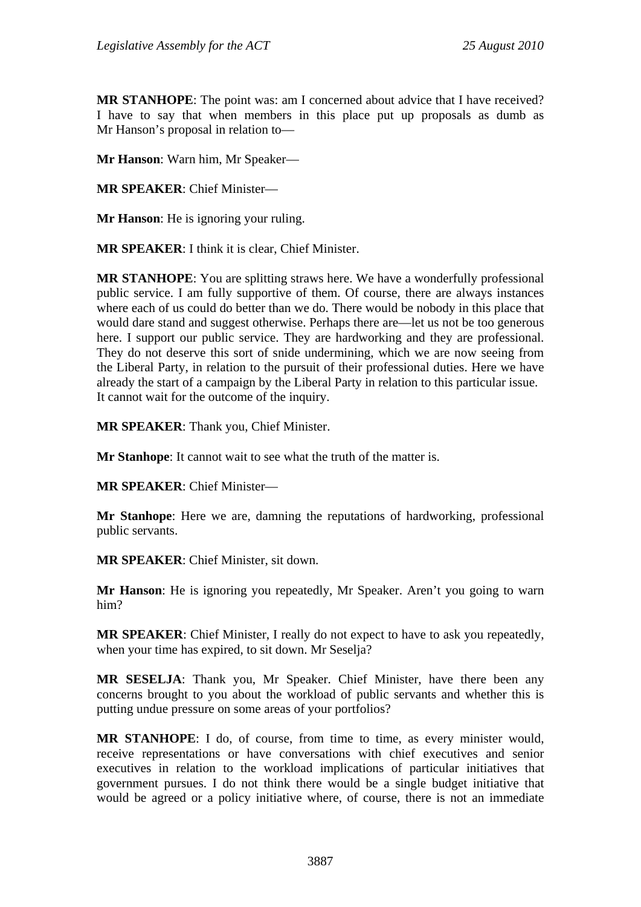**MR STANHOPE**: The point was: am I concerned about advice that I have received? I have to say that when members in this place put up proposals as dumb as Mr Hanson's proposal in relation to—

**Mr Hanson**: Warn him, Mr Speaker—

**MR SPEAKER**: Chief Minister—

**Mr Hanson**: He is ignoring your ruling.

**MR SPEAKER**: I think it is clear, Chief Minister.

**MR STANHOPE**: You are splitting straws here. We have a wonderfully professional public service. I am fully supportive of them. Of course, there are always instances where each of us could do better than we do. There would be nobody in this place that would dare stand and suggest otherwise. Perhaps there are—let us not be too generous here. I support our public service. They are hardworking and they are professional. They do not deserve this sort of snide undermining, which we are now seeing from the Liberal Party, in relation to the pursuit of their professional duties. Here we have already the start of a campaign by the Liberal Party in relation to this particular issue. It cannot wait for the outcome of the inquiry.

**MR SPEAKER**: Thank you, Chief Minister.

**Mr Stanhope**: It cannot wait to see what the truth of the matter is.

**MR SPEAKER**: Chief Minister—

**Mr Stanhope**: Here we are, damning the reputations of hardworking, professional public servants.

**MR SPEAKER**: Chief Minister, sit down.

**Mr Hanson**: He is ignoring you repeatedly, Mr Speaker. Aren't you going to warn him?

**MR SPEAKER**: Chief Minister, I really do not expect to have to ask you repeatedly, when your time has expired, to sit down. Mr Seselja?

**MR SESELJA**: Thank you, Mr Speaker. Chief Minister, have there been any concerns brought to you about the workload of public servants and whether this is putting undue pressure on some areas of your portfolios?

**MR STANHOPE**: I do, of course, from time to time, as every minister would, receive representations or have conversations with chief executives and senior executives in relation to the workload implications of particular initiatives that government pursues. I do not think there would be a single budget initiative that would be agreed or a policy initiative where, of course, there is not an immediate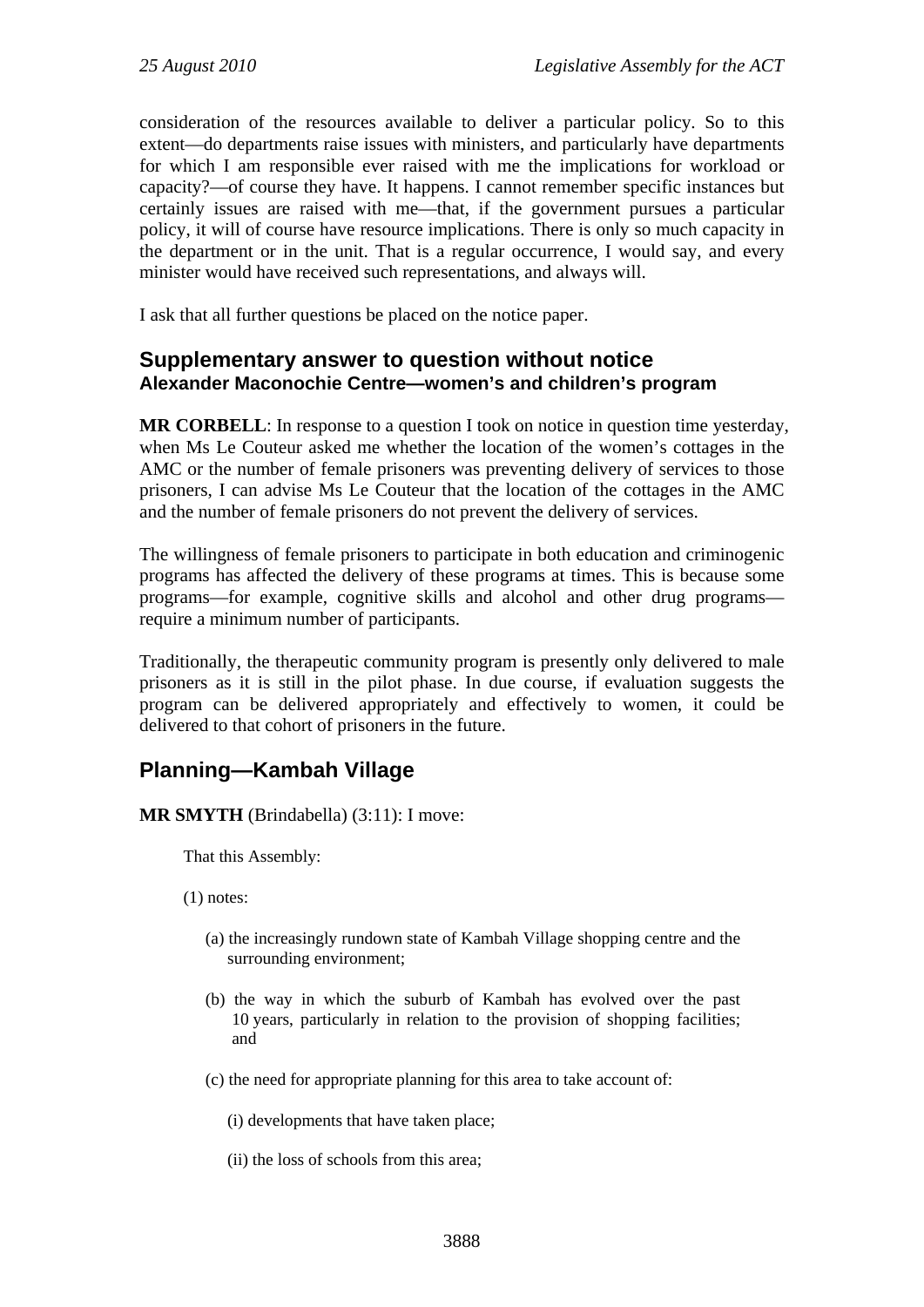consideration of the resources available to deliver a particular policy. So to this extent—do departments raise issues with ministers, and particularly have departments for which I am responsible ever raised with me the implications for workload or capacity?—of course they have. It happens. I cannot remember specific instances but certainly issues are raised with me—that, if the government pursues a particular policy, it will of course have resource implications. There is only so much capacity in the department or in the unit. That is a regular occurrence, I would say, and every minister would have received such representations, and always will.

I ask that all further questions be placed on the notice paper.

## Supplementary answer to question without notice
### Alexander Maconochie Centre—women's and children's program

**MR CORBELL**: In response to a question I took on notice in question time yesterday, when Ms Le Couteur asked me whether the location of the women's cottages in the AMC or the number of female prisoners was preventing delivery of services to those prisoners, I can advise Ms Le Couteur that the location of the cottages in the AMC and the number of female prisoners do not prevent the delivery of services.

The willingness of female prisoners to participate in both education and criminogenic programs has affected the delivery of these programs at times. This is because some programs—for example, cognitive skills and alcohol and other drug programs—require a minimum number of participants.

Traditionally, the therapeutic community program is presently only delivered to male prisoners as it is still in the pilot phase. In due course, if evaluation suggests the program can be delivered appropriately and effectively to women, it could be delivered to that cohort of prisoners in the future.

## Planning—Kambah Village

**MR SMYTH** (Brindabella) (3:11): I move:

> That this Assembly:
>
> (1) notes:
>
> (a) the increasingly rundown state of Kambah Village shopping centre and the surrounding environment;
>
> (b) the way in which the suburb of Kambah has evolved over the past 10 years, particularly in relation to the provision of shopping facilities; and
>
> (c) the need for appropriate planning for this area to take account of:
>
> (i) developments that have taken place;
>
> (ii) the loss of schools from this area;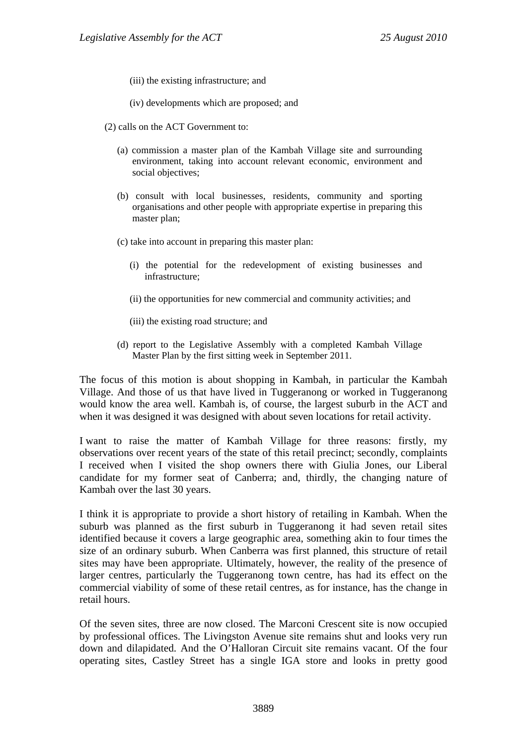(iii) the existing infrastructure; and

(iv) developments which are proposed; and

(2) calls on the ACT Government to:

(a) commission a master plan of the Kambah Village site and surrounding environment, taking into account relevant economic, environment and social objectives;

(b) consult with local businesses, residents, community and sporting organisations and other people with appropriate expertise in preparing this master plan;

(c) take into account in preparing this master plan:

(i) the potential for the redevelopment of existing businesses and infrastructure;

(ii) the opportunities for new commercial and community activities; and

(iii) the existing road structure; and

(d) report to the Legislative Assembly with a completed Kambah Village Master Plan by the first sitting week in September 2011.

The focus of this motion is about shopping in Kambah, in particular the Kambah Village. And those of us that have lived in Tuggeranong or worked in Tuggeranong would know the area well. Kambah is, of course, the largest suburb in the ACT and when it was designed it was designed with about seven locations for retail activity.

I want to raise the matter of Kambah Village for three reasons: firstly, my observations over recent years of the state of this retail precinct; secondly, complaints I received when I visited the shop owners there with Giulia Jones, our Liberal candidate for my former seat of Canberra; and, thirdly, the changing nature of Kambah over the last 30 years.

I think it is appropriate to provide a short history of retailing in Kambah. When the suburb was planned as the first suburb in Tuggeranong it had seven retail sites identified because it covers a large geographic area, something akin to four times the size of an ordinary suburb. When Canberra was first planned, this structure of retail sites may have been appropriate. Ultimately, however, the reality of the presence of larger centres, particularly the Tuggeranong town centre, has had its effect on the commercial viability of some of these retail centres, as for instance, has the change in retail hours.

Of the seven sites, three are now closed. The Marconi Crescent site is now occupied by professional offices. The Livingston Avenue site remains shut and looks very run down and dilapidated. And the O'Halloran Circuit site remains vacant. Of the four operating sites, Castley Street has a single IGA store and looks in pretty good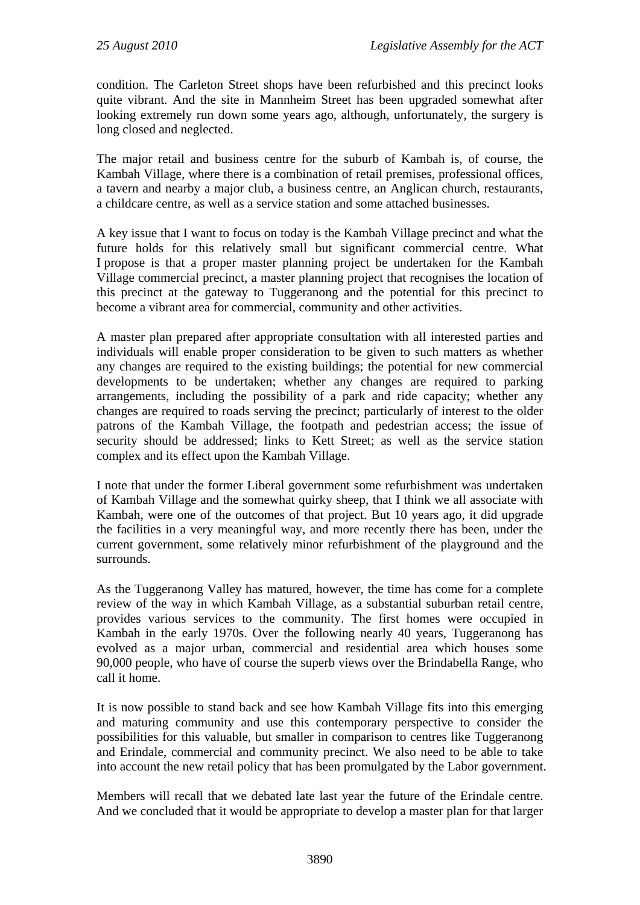condition. The Carleton Street shops have been refurbished and this precinct looks quite vibrant. And the site in Mannheim Street has been upgraded somewhat after looking extremely run down some years ago, although, unfortunately, the surgery is long closed and neglected.

The major retail and business centre for the suburb of Kambah is, of course, the Kambah Village, where there is a combination of retail premises, professional offices, a tavern and nearby a major club, a business centre, an Anglican church, restaurants, a childcare centre, as well as a service station and some attached businesses.

A key issue that I want to focus on today is the Kambah Village precinct and what the future holds for this relatively small but significant commercial centre. What I propose is that a proper master planning project be undertaken for the Kambah Village commercial precinct, a master planning project that recognises the location of this precinct at the gateway to Tuggeranong and the potential for this precinct to become a vibrant area for commercial, community and other activities.

A master plan prepared after appropriate consultation with all interested parties and individuals will enable proper consideration to be given to such matters as whether any changes are required to the existing buildings; the potential for new commercial developments to be undertaken; whether any changes are required to parking arrangements, including the possibility of a park and ride capacity; whether any changes are required to roads serving the precinct; particularly of interest to the older patrons of the Kambah Village, the footpath and pedestrian access; the issue of security should be addressed; links to Kett Street; as well as the service station complex and its effect upon the Kambah Village.

I note that under the former Liberal government some refurbishment was undertaken of Kambah Village and the somewhat quirky sheep, that I think we all associate with Kambah, were one of the outcomes of that project. But 10 years ago, it did upgrade the facilities in a very meaningful way, and more recently there has been, under the current government, some relatively minor refurbishment of the playground and the surrounds.

As the Tuggeranong Valley has matured, however, the time has come for a complete review of the way in which Kambah Village, as a substantial suburban retail centre, provides various services to the community. The first homes were occupied in Kambah in the early 1970s. Over the following nearly 40 years, Tuggeranong has evolved as a major urban, commercial and residential area which houses some 90,000 people, who have of course the superb views over the Brindabella Range, who call it home.

It is now possible to stand back and see how Kambah Village fits into this emerging and maturing community and use this contemporary perspective to consider the possibilities for this valuable, but smaller in comparison to centres like Tuggeranong and Erindale, commercial and community precinct. We also need to be able to take into account the new retail policy that has been promulgated by the Labor government.

Members will recall that we debated late last year the future of the Erindale centre. And we concluded that it would be appropriate to develop a master plan for that larger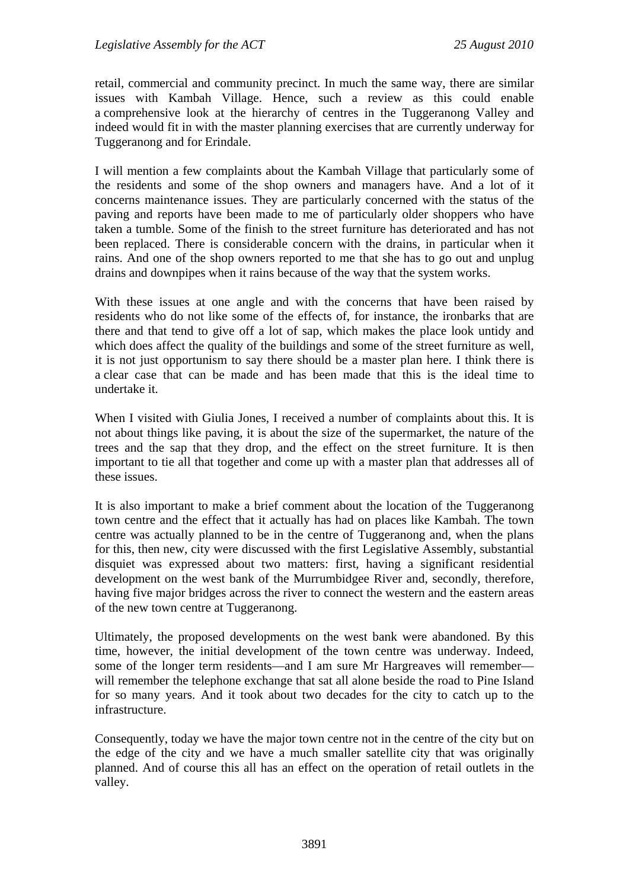retail, commercial and community precinct. In much the same way, there are similar issues with Kambah Village. Hence, such a review as this could enable a comprehensive look at the hierarchy of centres in the Tuggeranong Valley and indeed would fit in with the master planning exercises that are currently underway for Tuggeranong and for Erindale.

I will mention a few complaints about the Kambah Village that particularly some of the residents and some of the shop owners and managers have. And a lot of it concerns maintenance issues. They are particularly concerned with the status of the paving and reports have been made to me of particularly older shoppers who have taken a tumble. Some of the finish to the street furniture has deteriorated and has not been replaced. There is considerable concern with the drains, in particular when it rains. And one of the shop owners reported to me that she has to go out and unplug drains and downpipes when it rains because of the way that the system works.

With these issues at one angle and with the concerns that have been raised by residents who do not like some of the effects of, for instance, the ironbarks that are there and that tend to give off a lot of sap, which makes the place look untidy and which does affect the quality of the buildings and some of the street furniture as well, it is not just opportunism to say there should be a master plan here. I think there is a clear case that can be made and has been made that this is the ideal time to undertake it.

When I visited with Giulia Jones, I received a number of complaints about this. It is not about things like paving, it is about the size of the supermarket, the nature of the trees and the sap that they drop, and the effect on the street furniture. It is then important to tie all that together and come up with a master plan that addresses all of these issues.

It is also important to make a brief comment about the location of the Tuggeranong town centre and the effect that it actually has had on places like Kambah. The town centre was actually planned to be in the centre of Tuggeranong and, when the plans for this, then new, city were discussed with the first Legislative Assembly, substantial disquiet was expressed about two matters: first, having a significant residential development on the west bank of the Murrumbidgee River and, secondly, therefore, having five major bridges across the river to connect the western and the eastern areas of the new town centre at Tuggeranong.

Ultimately, the proposed developments on the west bank were abandoned. By this time, however, the initial development of the town centre was underway. Indeed, some of the longer term residents—and I am sure Mr Hargreaves will remember—will remember the telephone exchange that sat all alone beside the road to Pine Island for so many years. And it took about two decades for the city to catch up to the infrastructure.

Consequently, today we have the major town centre not in the centre of the city but on the edge of the city and we have a much smaller satellite city that was originally planned. And of course this all has an effect on the operation of retail outlets in the valley.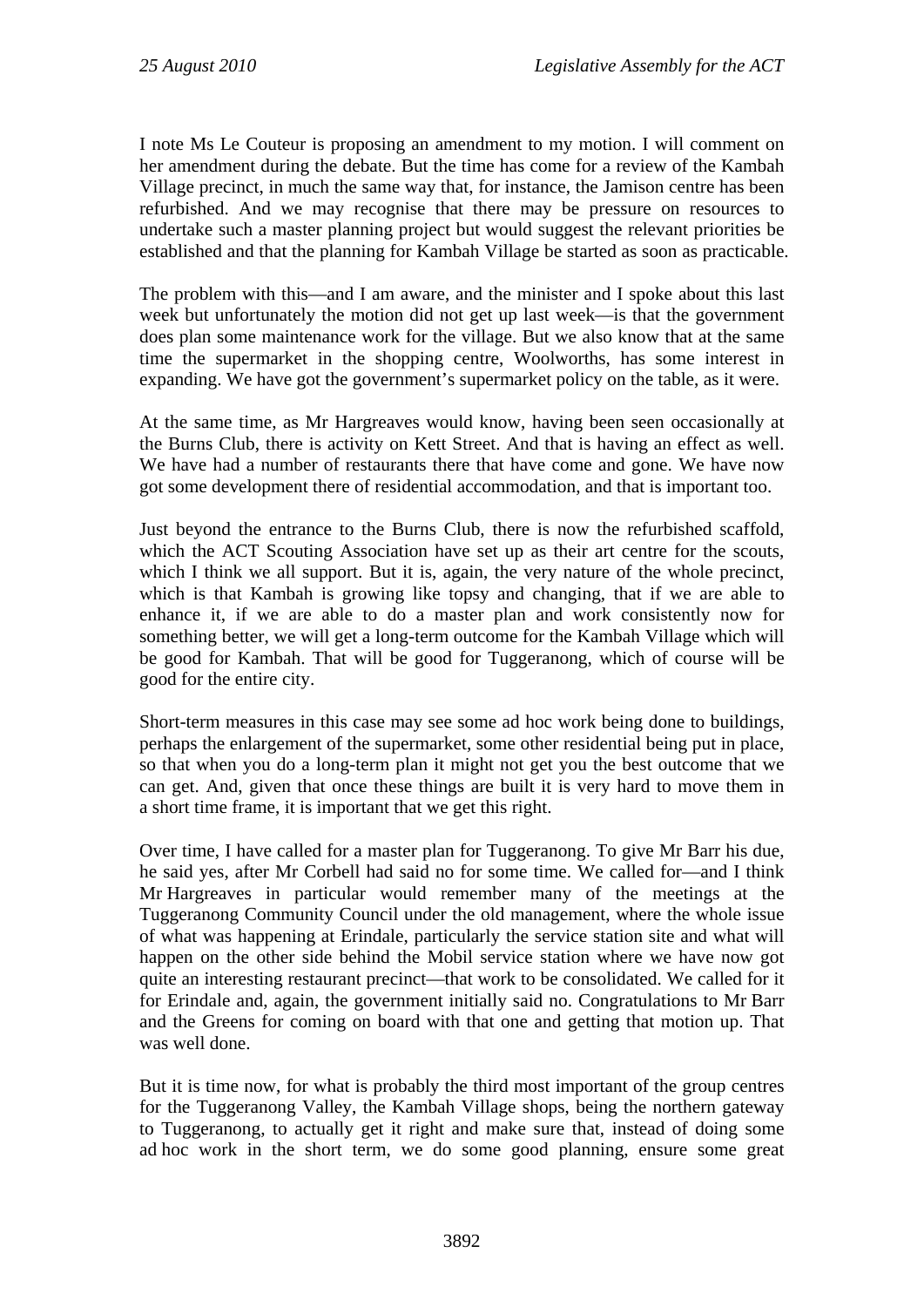I note Ms Le Couteur is proposing an amendment to my motion. I will comment on her amendment during the debate. But the time has come for a review of the Kambah Village precinct, in much the same way that, for instance, the Jamison centre has been refurbished. And we may recognise that there may be pressure on resources to undertake such a master planning project but would suggest the relevant priorities be established and that the planning for Kambah Village be started as soon as practicable.

The problem with this—and I am aware, and the minister and I spoke about this last week but unfortunately the motion did not get up last week—is that the government does plan some maintenance work for the village. But we also know that at the same time the supermarket in the shopping centre, Woolworths, has some interest in expanding. We have got the government's supermarket policy on the table, as it were.

At the same time, as Mr Hargreaves would know, having been seen occasionally at the Burns Club, there is activity on Kett Street. And that is having an effect as well. We have had a number of restaurants there that have come and gone. We have now got some development there of residential accommodation, and that is important too.

Just beyond the entrance to the Burns Club, there is now the refurbished scaffold, which the ACT Scouting Association have set up as their art centre for the scouts, which I think we all support. But it is, again, the very nature of the whole precinct, which is that Kambah is growing like topsy and changing, that if we are able to enhance it, if we are able to do a master plan and work consistently now for something better, we will get a long-term outcome for the Kambah Village which will be good for Kambah. That will be good for Tuggeranong, which of course will be good for the entire city.

Short-term measures in this case may see some ad hoc work being done to buildings, perhaps the enlargement of the supermarket, some other residential being put in place, so that when you do a long-term plan it might not get you the best outcome that we can get. And, given that once these things are built it is very hard to move them in a short time frame, it is important that we get this right.

Over time, I have called for a master plan for Tuggeranong. To give Mr Barr his due, he said yes, after Mr Corbell had said no for some time. We called for—and I think Mr Hargreaves in particular would remember many of the meetings at the Tuggeranong Community Council under the old management, where the whole issue of what was happening at Erindale, particularly the service station site and what will happen on the other side behind the Mobil service station where we have now got quite an interesting restaurant precinct—that work to be consolidated. We called for it for Erindale and, again, the government initially said no. Congratulations to Mr Barr and the Greens for coming on board with that one and getting that motion up. That was well done.

But it is time now, for what is probably the third most important of the group centres for the Tuggeranong Valley, the Kambah Village shops, being the northern gateway to Tuggeranong, to actually get it right and make sure that, instead of doing some ad hoc work in the short term, we do some good planning, ensure some great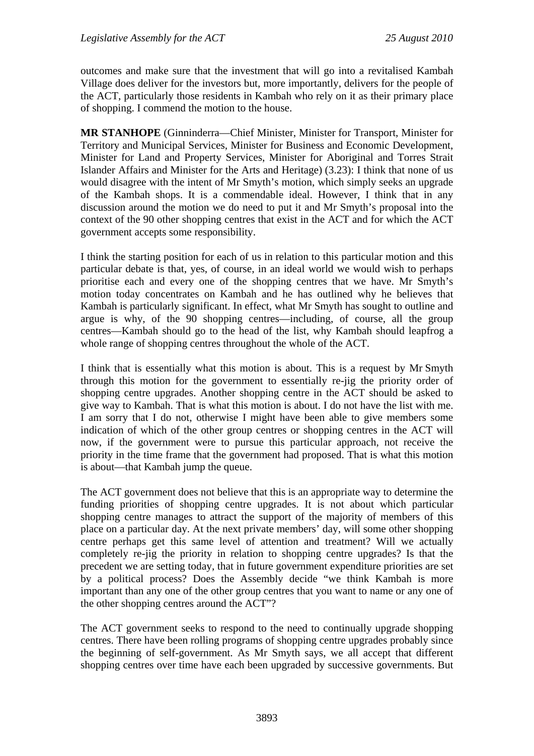outcomes and make sure that the investment that will go into a revitalised Kambah Village does deliver for the investors but, more importantly, delivers for the people of the ACT, particularly those residents in Kambah who rely on it as their primary place of shopping. I commend the motion to the house.

**MR STANHOPE** (Ginninderra—Chief Minister, Minister for Transport, Minister for Territory and Municipal Services, Minister for Business and Economic Development, Minister for Land and Property Services, Minister for Aboriginal and Torres Strait Islander Affairs and Minister for the Arts and Heritage) (3.23): I think that none of us would disagree with the intent of Mr Smyth's motion, which simply seeks an upgrade of the Kambah shops. It is a commendable ideal. However, I think that in any discussion around the motion we do need to put it and Mr Smyth's proposal into the context of the 90 other shopping centres that exist in the ACT and for which the ACT government accepts some responsibility.

I think the starting position for each of us in relation to this particular motion and this particular debate is that, yes, of course, in an ideal world we would wish to perhaps prioritise each and every one of the shopping centres that we have. Mr Smyth's motion today concentrates on Kambah and he has outlined why he believes that Kambah is particularly significant. In effect, what Mr Smyth has sought to outline and argue is why, of the 90 shopping centres—including, of course, all the group centres—Kambah should go to the head of the list, why Kambah should leapfrog a whole range of shopping centres throughout the whole of the ACT.

I think that is essentially what this motion is about. This is a request by Mr Smyth through this motion for the government to essentially re-jig the priority order of shopping centre upgrades. Another shopping centre in the ACT should be asked to give way to Kambah. That is what this motion is about. I do not have the list with me. I am sorry that I do not, otherwise I might have been able to give members some indication of which of the other group centres or shopping centres in the ACT will now, if the government were to pursue this particular approach, not receive the priority in the time frame that the government had proposed. That is what this motion is about—that Kambah jump the queue.

The ACT government does not believe that this is an appropriate way to determine the funding priorities of shopping centre upgrades. It is not about which particular shopping centre manages to attract the support of the majority of members of this place on a particular day. At the next private members' day, will some other shopping centre perhaps get this same level of attention and treatment? Will we actually completely re-jig the priority in relation to shopping centre upgrades? Is that the precedent we are setting today, that in future government expenditure priorities are set by a political process? Does the Assembly decide "we think Kambah is more important than any one of the other group centres that you want to name or any one of the other shopping centres around the ACT"?

The ACT government seeks to respond to the need to continually upgrade shopping centres. There have been rolling programs of shopping centre upgrades probably since the beginning of self-government. As Mr Smyth says, we all accept that different shopping centres over time have each been upgraded by successive governments. But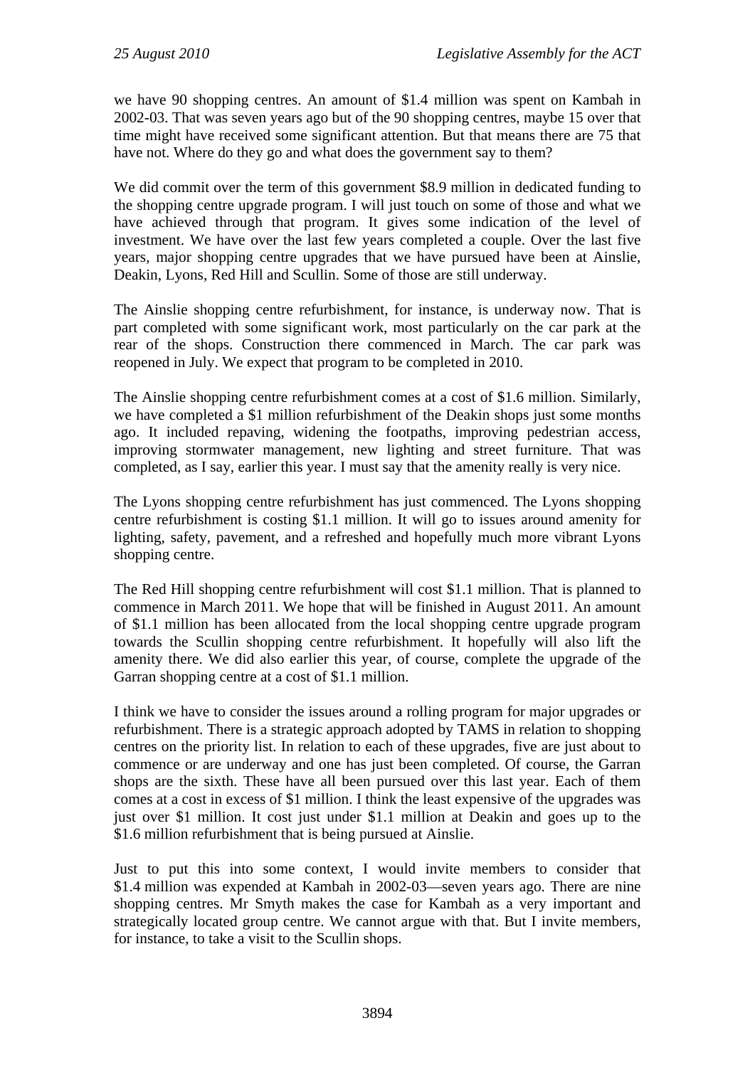we have 90 shopping centres. An amount of $1.4 million was spent on Kambah in 2002-03. That was seven years ago but of the 90 shopping centres, maybe 15 over that time might have received some significant attention. But that means there are 75 that have not. Where do they go and what does the government say to them?

We did commit over the term of this government $8.9 million in dedicated funding to the shopping centre upgrade program. I will just touch on some of those and what we have achieved through that program. It gives some indication of the level of investment. We have over the last few years completed a couple. Over the last five years, major shopping centre upgrades that we have pursued have been at Ainslie, Deakin, Lyons, Red Hill and Scullin. Some of those are still underway.

The Ainslie shopping centre refurbishment, for instance, is underway now. That is part completed with some significant work, most particularly on the car park at the rear of the shops. Construction there commenced in March. The car park was reopened in July. We expect that program to be completed in 2010.

The Ainslie shopping centre refurbishment comes at a cost of $1.6 million. Similarly, we have completed a $1 million refurbishment of the Deakin shops just some months ago. It included repaving, widening the footpaths, improving pedestrian access, improving stormwater management, new lighting and street furniture. That was completed, as I say, earlier this year. I must say that the amenity really is very nice.

The Lyons shopping centre refurbishment has just commenced. The Lyons shopping centre refurbishment is costing $1.1 million. It will go to issues around amenity for lighting, safety, pavement, and a refreshed and hopefully much more vibrant Lyons shopping centre.

The Red Hill shopping centre refurbishment will cost $1.1 million. That is planned to commence in March 2011. We hope that will be finished in August 2011. An amount of $1.1 million has been allocated from the local shopping centre upgrade program towards the Scullin shopping centre refurbishment. It hopefully will also lift the amenity there. We did also earlier this year, of course, complete the upgrade of the Garran shopping centre at a cost of $1.1 million.

I think we have to consider the issues around a rolling program for major upgrades or refurbishment. There is a strategic approach adopted by TAMS in relation to shopping centres on the priority list. In relation to each of these upgrades, five are just about to commence or are underway and one has just been completed. Of course, the Garran shops are the sixth. These have all been pursued over this last year. Each of them comes at a cost in excess of $1 million. I think the least expensive of the upgrades was just over $1 million. It cost just under $1.1 million at Deakin and goes up to the $1.6 million refurbishment that is being pursued at Ainslie.

Just to put this into some context, I would invite members to consider that $1.4 million was expended at Kambah in 2002-03—seven years ago. There are nine shopping centres. Mr Smyth makes the case for Kambah as a very important and strategically located group centre. We cannot argue with that. But I invite members, for instance, to take a visit to the Scullin shops.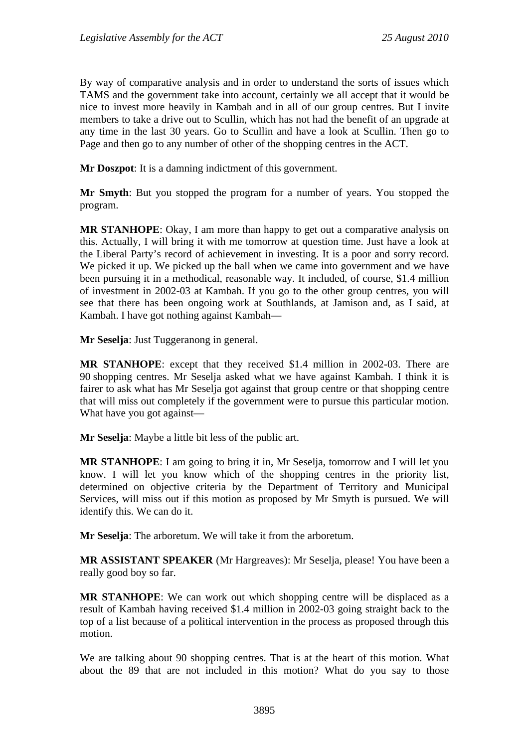By way of comparative analysis and in order to understand the sorts of issues which TAMS and the government take into account, certainly we all accept that it would be nice to invest more heavily in Kambah and in all of our group centres. But I invite members to take a drive out to Scullin, which has not had the benefit of an upgrade at any time in the last 30 years. Go to Scullin and have a look at Scullin. Then go to Page and then go to any number of other of the shopping centres in the ACT.

**Mr Doszpot**: It is a damning indictment of this government.

**Mr Smyth**: But you stopped the program for a number of years. You stopped the program.

**MR STANHOPE**: Okay, I am more than happy to get out a comparative analysis on this. Actually, I will bring it with me tomorrow at question time. Just have a look at the Liberal Party's record of achievement in investing. It is a poor and sorry record. We picked it up. We picked up the ball when we came into government and we have been pursuing it in a methodical, reasonable way. It included, of course, $1.4 million of investment in 2002-03 at Kambah. If you go to the other group centres, you will see that there has been ongoing work at Southlands, at Jamison and, as I said, at Kambah. I have got nothing against Kambah—

**Mr Seselja**: Just Tuggeranong in general.

**MR STANHOPE**: except that they received $1.4 million in 2002-03. There are 90 shopping centres. Mr Seselja asked what we have against Kambah. I think it is fairer to ask what has Mr Seselja got against that group centre or that shopping centre that will miss out completely if the government were to pursue this particular motion. What have you got against—

**Mr Seselja**: Maybe a little bit less of the public art.

**MR STANHOPE**: I am going to bring it in, Mr Seselja, tomorrow and I will let you know. I will let you know which of the shopping centres in the priority list, determined on objective criteria by the Department of Territory and Municipal Services, will miss out if this motion as proposed by Mr Smyth is pursued. We will identify this. We can do it.

**Mr Seselja**: The arboretum. We will take it from the arboretum.

**MR ASSISTANT SPEAKER** (Mr Hargreaves): Mr Seselja, please! You have been a really good boy so far.

**MR STANHOPE**: We can work out which shopping centre will be displaced as a result of Kambah having received $1.4 million in 2002-03 going straight back to the top of a list because of a political intervention in the process as proposed through this motion.

We are talking about 90 shopping centres. That is at the heart of this motion. What about the 89 that are not included in this motion? What do you say to those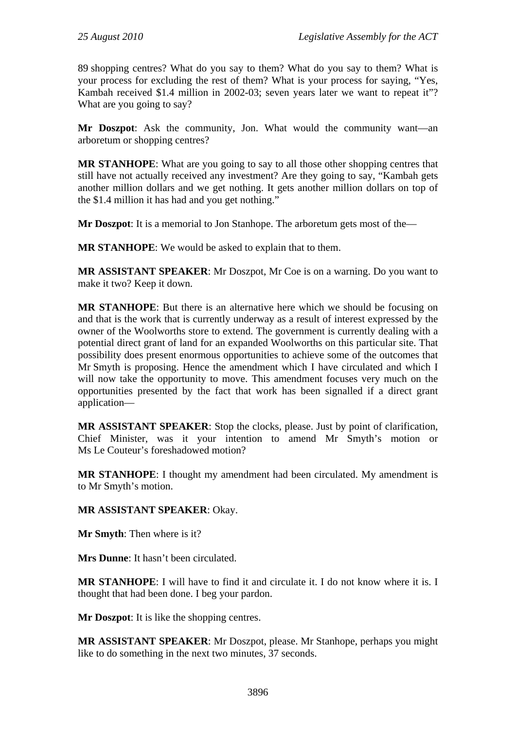89 shopping centres? What do you say to them? What do you say to them? What is your process for excluding the rest of them? What is your process for saying, "Yes, Kambah received $1.4 million in 2002-03; seven years later we want to repeat it"? What are you going to say?

**Mr Doszpot**: Ask the community, Jon. What would the community want—an arboretum or shopping centres?

**MR STANHOPE**: What are you going to say to all those other shopping centres that still have not actually received any investment? Are they going to say, "Kambah gets another million dollars and we get nothing. It gets another million dollars on top of the $1.4 million it has had and you get nothing."

**Mr Doszpot**: It is a memorial to Jon Stanhope. The arboretum gets most of the—

**MR STANHOPE**: We would be asked to explain that to them.

**MR ASSISTANT SPEAKER**: Mr Doszpot, Mr Coe is on a warning. Do you want to make it two? Keep it down.

**MR STANHOPE**: But there is an alternative here which we should be focusing on and that is the work that is currently underway as a result of interest expressed by the owner of the Woolworths store to extend. The government is currently dealing with a potential direct grant of land for an expanded Woolworths on this particular site. That possibility does present enormous opportunities to achieve some of the outcomes that Mr Smyth is proposing. Hence the amendment which I have circulated and which I will now take the opportunity to move. This amendment focuses very much on the opportunities presented by the fact that work has been signalled if a direct grant application—

**MR ASSISTANT SPEAKER**: Stop the clocks, please. Just by point of clarification, Chief Minister, was it your intention to amend Mr Smyth's motion or Ms Le Couteur's foreshadowed motion?

**MR STANHOPE**: I thought my amendment had been circulated. My amendment is to Mr Smyth's motion.

**MR ASSISTANT SPEAKER**: Okay.

**Mr Smyth**: Then where is it?

**Mrs Dunne**: It hasn't been circulated.

**MR STANHOPE**: I will have to find it and circulate it. I do not know where it is. I thought that had been done. I beg your pardon.

**Mr Doszpot**: It is like the shopping centres.

**MR ASSISTANT SPEAKER**: Mr Doszpot, please. Mr Stanhope, perhaps you might like to do something in the next two minutes, 37 seconds.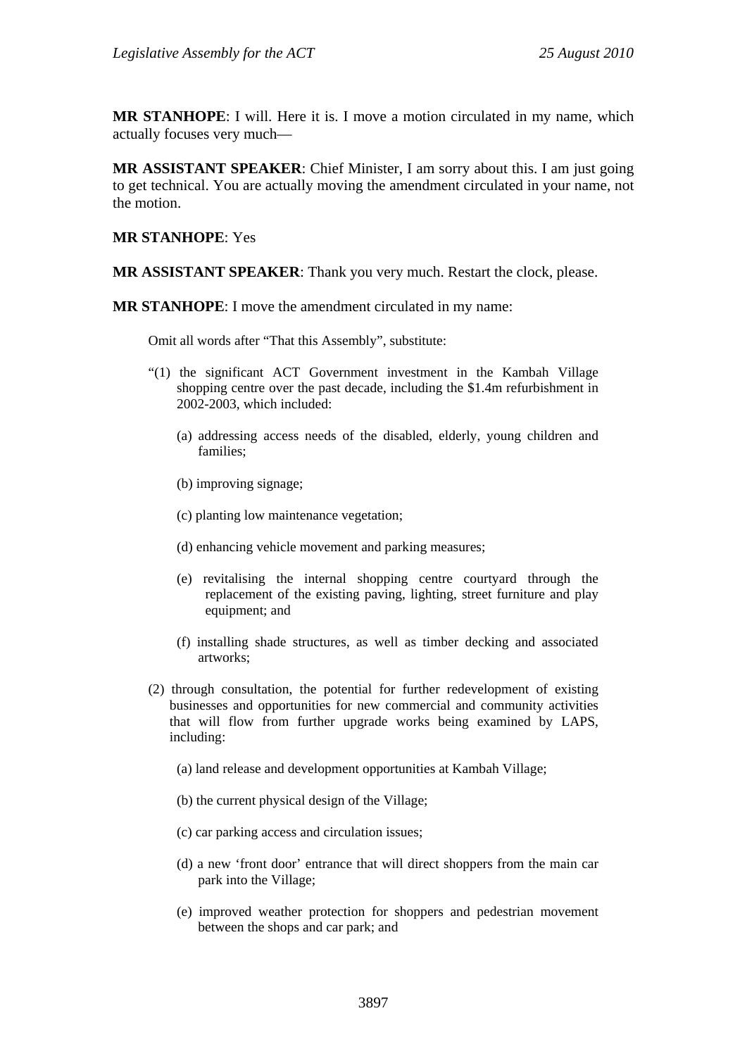**MR STANHOPE**: I will. Here it is. I move a motion circulated in my name, which actually focuses very much—

**MR ASSISTANT SPEAKER**: Chief Minister, I am sorry about this. I am just going to get technical. You are actually moving the amendment circulated in your name, not the motion.

**MR STANHOPE**: Yes

**MR ASSISTANT SPEAKER**: Thank you very much. Restart the clock, please.

**MR STANHOPE**: I move the amendment circulated in my name:

> Omit all words after "That this Assembly", substitute:
>
> "(1) the significant ACT Government investment in the Kambah Village shopping centre over the past decade, including the $1.4m refurbishment in 2002-2003, which included:
>
> (a) addressing access needs of the disabled, elderly, young children and families;
>
> (b) improving signage;
>
> (c) planting low maintenance vegetation;
>
> (d) enhancing vehicle movement and parking measures;
>
> (e) revitalising the internal shopping centre courtyard through the replacement of the existing paving, lighting, street furniture and play equipment; and
>
> (f) installing shade structures, as well as timber decking and associated artworks;
>
> (2) through consultation, the potential for further redevelopment of existing businesses and opportunities for new commercial and community activities that will flow from further upgrade works being examined by LAPS, including:
>
> (a) land release and development opportunities at Kambah Village;
>
> (b) the current physical design of the Village;
>
> (c) car parking access and circulation issues;
>
> (d) a new 'front door' entrance that will direct shoppers from the main car park into the Village;
>
> (e) improved weather protection for shoppers and pedestrian movement between the shops and car park; and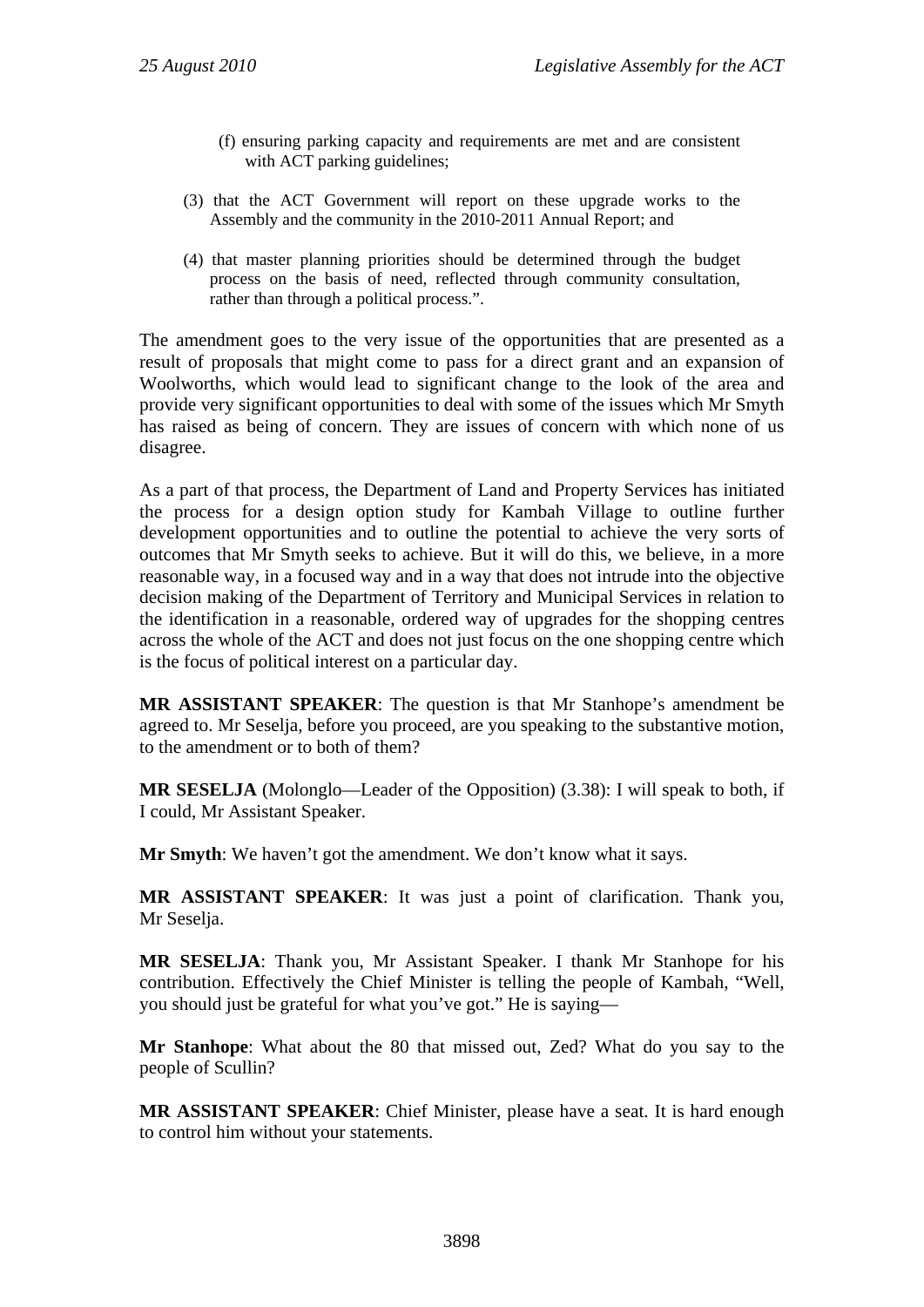(f) ensuring parking capacity and requirements are met and are consistent with ACT parking guidelines;

(3) that the ACT Government will report on these upgrade works to the Assembly and the community in the 2010-2011 Annual Report; and

(4) that master planning priorities should be determined through the budget process on the basis of need, reflected through community consultation, rather than through a political process.".

The amendment goes to the very issue of the opportunities that are presented as a result of proposals that might come to pass for a direct grant and an expansion of Woolworths, which would lead to significant change to the look of the area and provide very significant opportunities to deal with some of the issues which Mr Smyth has raised as being of concern. They are issues of concern with which none of us disagree.

As a part of that process, the Department of Land and Property Services has initiated the process for a design option study for Kambah Village to outline further development opportunities and to outline the potential to achieve the very sorts of outcomes that Mr Smyth seeks to achieve. But it will do this, we believe, in a more reasonable way, in a focused way and in a way that does not intrude into the objective decision making of the Department of Territory and Municipal Services in relation to the identification in a reasonable, ordered way of upgrades for the shopping centres across the whole of the ACT and does not just focus on the one shopping centre which is the focus of political interest on a particular day.

**MR ASSISTANT SPEAKER**: The question is that Mr Stanhope's amendment be agreed to. Mr Seselja, before you proceed, are you speaking to the substantive motion, to the amendment or to both of them?

**MR SESELJA** (Molonglo—Leader of the Opposition) (3.38): I will speak to both, if I could, Mr Assistant Speaker.

**Mr Smyth**: We haven't got the amendment. We don't know what it says.

**MR ASSISTANT SPEAKER**: It was just a point of clarification. Thank you, Mr Seselja.

**MR SESELJA**: Thank you, Mr Assistant Speaker. I thank Mr Stanhope for his contribution. Effectively the Chief Minister is telling the people of Kambah, "Well, you should just be grateful for what you've got." He is saying—

**Mr Stanhope**: What about the 80 that missed out, Zed? What do you say to the people of Scullin?

**MR ASSISTANT SPEAKER**: Chief Minister, please have a seat. It is hard enough to control him without your statements.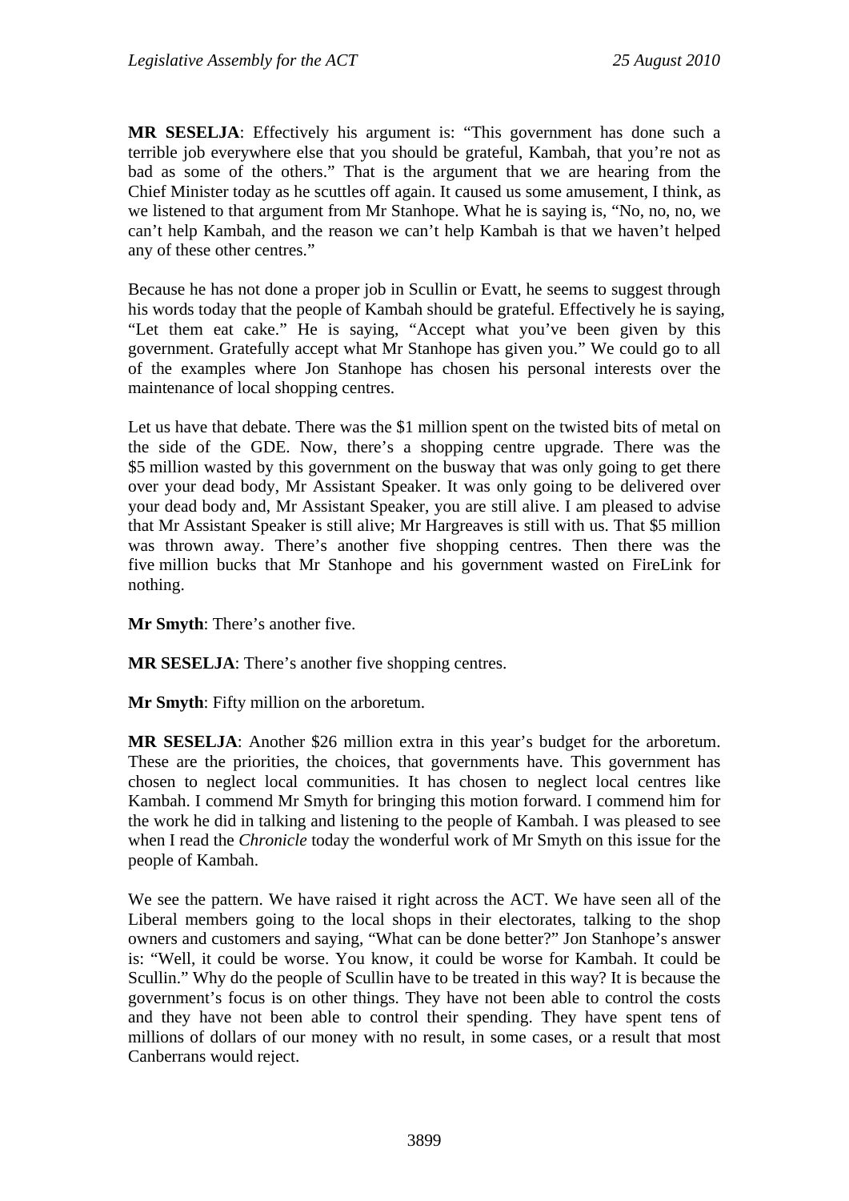**MR SESELJA**: Effectively his argument is: "This government has done such a terrible job everywhere else that you should be grateful, Kambah, that you're not as bad as some of the others." That is the argument that we are hearing from the Chief Minister today as he scuttles off again. It caused us some amusement, I think, as we listened to that argument from Mr Stanhope. What he is saying is, "No, no, no, we can't help Kambah, and the reason we can't help Kambah is that we haven't helped any of these other centres."

Because he has not done a proper job in Scullin or Evatt, he seems to suggest through his words today that the people of Kambah should be grateful. Effectively he is saying, "Let them eat cake." He is saying, "Accept what you've been given by this government. Gratefully accept what Mr Stanhope has given you." We could go to all of the examples where Jon Stanhope has chosen his personal interests over the maintenance of local shopping centres.

Let us have that debate. There was the $1 million spent on the twisted bits of metal on the side of the GDE. Now, there's a shopping centre upgrade. There was the $5 million wasted by this government on the busway that was only going to get there over your dead body, Mr Assistant Speaker. It was only going to be delivered over your dead body and, Mr Assistant Speaker, you are still alive. I am pleased to advise that Mr Assistant Speaker is still alive; Mr Hargreaves is still with us. That $5 million was thrown away. There's another five shopping centres. Then there was the five million bucks that Mr Stanhope and his government wasted on FireLink for nothing.

**Mr Smyth**: There's another five.

**MR SESELJA**: There's another five shopping centres.

**Mr Smyth**: Fifty million on the arboretum.

**MR SESELJA**: Another $26 million extra in this year's budget for the arboretum. These are the priorities, the choices, that governments have. This government has chosen to neglect local communities. It has chosen to neglect local centres like Kambah. I commend Mr Smyth for bringing this motion forward. I commend him for the work he did in talking and listening to the people of Kambah. I was pleased to see when I read the *Chronicle* today the wonderful work of Mr Smyth on this issue for the people of Kambah.

We see the pattern. We have raised it right across the ACT. We have seen all of the Liberal members going to the local shops in their electorates, talking to the shop owners and customers and saying, "What can be done better?" Jon Stanhope's answer is: "Well, it could be worse. You know, it could be worse for Kambah. It could be Scullin." Why do the people of Scullin have to be treated in this way? It is because the government's focus is on other things. They have not been able to control the costs and they have not been able to control their spending. They have spent tens of millions of dollars of our money with no result, in some cases, or a result that most Canberrans would reject.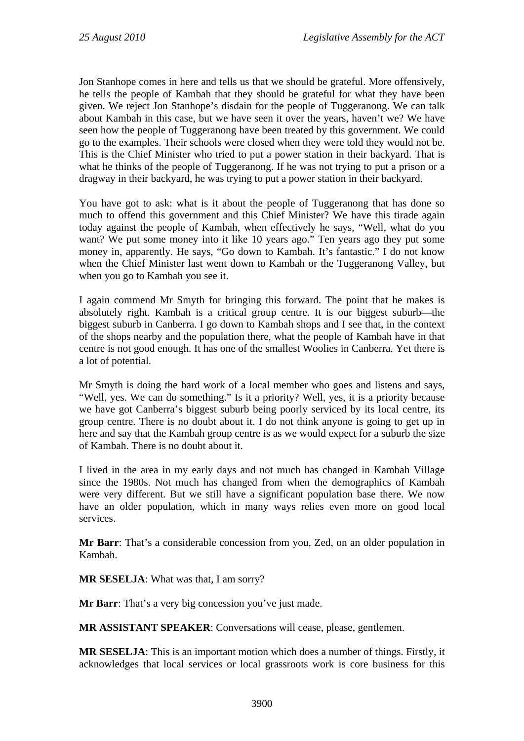Jon Stanhope comes in here and tells us that we should be grateful. More offensively, he tells the people of Kambah that they should be grateful for what they have been given. We reject Jon Stanhope's disdain for the people of Tuggeranong. We can talk about Kambah in this case, but we have seen it over the years, haven't we? We have seen how the people of Tuggeranong have been treated by this government. We could go to the examples. Their schools were closed when they were told they would not be. This is the Chief Minister who tried to put a power station in their backyard. That is what he thinks of the people of Tuggeranong. If he was not trying to put a prison or a dragway in their backyard, he was trying to put a power station in their backyard.

You have got to ask: what is it about the people of Tuggeranong that has done so much to offend this government and this Chief Minister? We have this tirade again today against the people of Kambah, when effectively he says, "Well, what do you want? We put some money into it like 10 years ago." Ten years ago they put some money in, apparently. He says, "Go down to Kambah. It's fantastic." I do not know when the Chief Minister last went down to Kambah or the Tuggeranong Valley, but when you go to Kambah you see it.

I again commend Mr Smyth for bringing this forward. The point that he makes is absolutely right. Kambah is a critical group centre. It is our biggest suburb—the biggest suburb in Canberra. I go down to Kambah shops and I see that, in the context of the shops nearby and the population there, what the people of Kambah have in that centre is not good enough. It has one of the smallest Woolies in Canberra. Yet there is a lot of potential.

Mr Smyth is doing the hard work of a local member who goes and listens and says, "Well, yes. We can do something." Is it a priority? Well, yes, it is a priority because we have got Canberra's biggest suburb being poorly serviced by its local centre, its group centre. There is no doubt about it. I do not think anyone is going to get up in here and say that the Kambah group centre is as we would expect for a suburb the size of Kambah. There is no doubt about it.

I lived in the area in my early days and not much has changed in Kambah Village since the 1980s. Not much has changed from when the demographics of Kambah were very different. But we still have a significant population base there. We now have an older population, which in many ways relies even more on good local services.

**Mr Barr**: That's a considerable concession from you, Zed, on an older population in Kambah.

**MR SESELJA**: What was that, I am sorry?

**Mr Barr**: That's a very big concession you've just made.

**MR ASSISTANT SPEAKER**: Conversations will cease, please, gentlemen.

**MR SESELJA**: This is an important motion which does a number of things. Firstly, it acknowledges that local services or local grassroots work is core business for this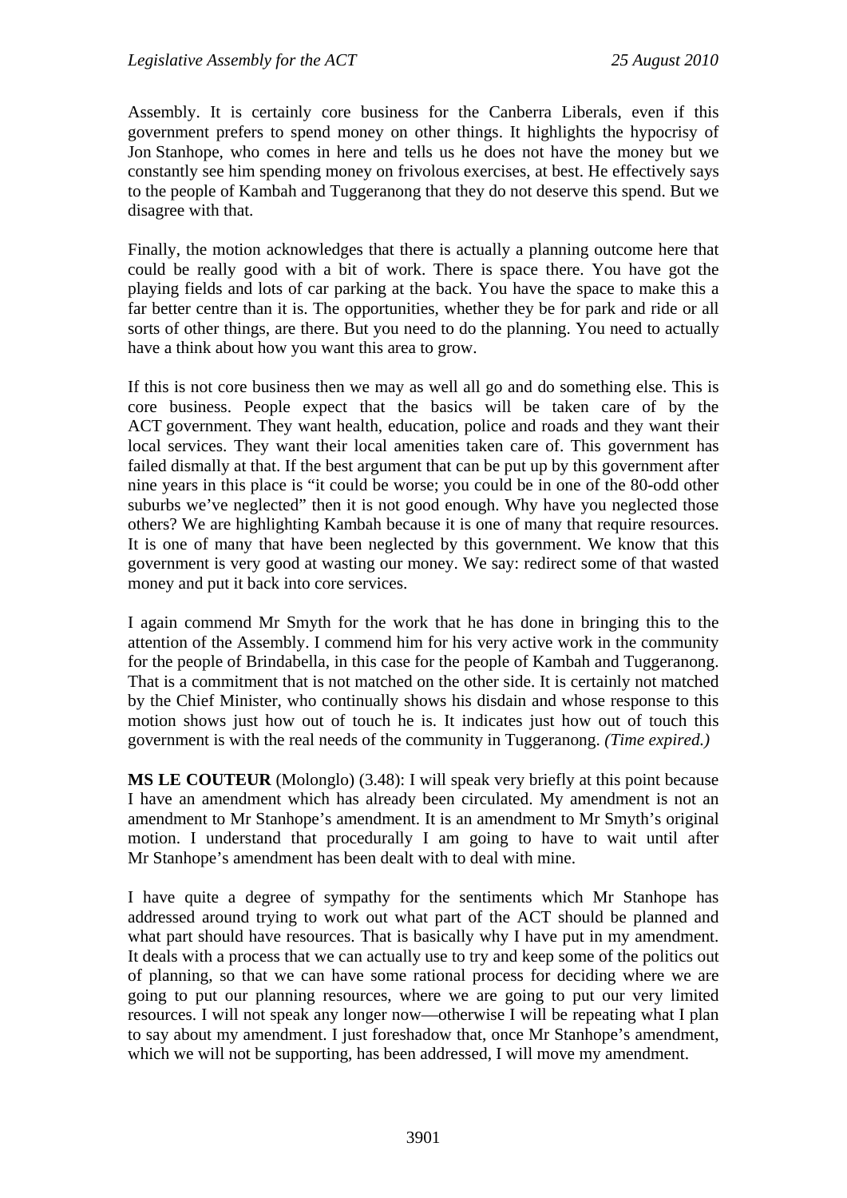Assembly. It is certainly core business for the Canberra Liberals, even if this government prefers to spend money on other things. It highlights the hypocrisy of Jon Stanhope, who comes in here and tells us he does not have the money but we constantly see him spending money on frivolous exercises, at best. He effectively says to the people of Kambah and Tuggeranong that they do not deserve this spend. But we disagree with that.

Finally, the motion acknowledges that there is actually a planning outcome here that could be really good with a bit of work. There is space there. You have got the playing fields and lots of car parking at the back. You have the space to make this a far better centre than it is. The opportunities, whether they be for park and ride or all sorts of other things, are there. But you need to do the planning. You need to actually have a think about how you want this area to grow.

If this is not core business then we may as well all go and do something else. This is core business. People expect that the basics will be taken care of by the ACT government. They want health, education, police and roads and they want their local services. They want their local amenities taken care of. This government has failed dismally at that. If the best argument that can be put up by this government after nine years in this place is "it could be worse; you could be in one of the 80-odd other suburbs we've neglected" then it is not good enough. Why have you neglected those others? We are highlighting Kambah because it is one of many that require resources. It is one of many that have been neglected by this government. We know that this government is very good at wasting our money. We say: redirect some of that wasted money and put it back into core services.

I again commend Mr Smyth for the work that he has done in bringing this to the attention of the Assembly. I commend him for his very active work in the community for the people of Brindabella, in this case for the people of Kambah and Tuggeranong. That is a commitment that is not matched on the other side. It is certainly not matched by the Chief Minister, who continually shows his disdain and whose response to this motion shows just how out of touch he is. It indicates just how out of touch this government is with the real needs of the community in Tuggeranong. *(Time expired.)*

**MS LE COUTEUR** (Molonglo) (3.48): I will speak very briefly at this point because I have an amendment which has already been circulated. My amendment is not an amendment to Mr Stanhope's amendment. It is an amendment to Mr Smyth's original motion. I understand that procedurally I am going to have to wait until after Mr Stanhope's amendment has been dealt with to deal with mine.

I have quite a degree of sympathy for the sentiments which Mr Stanhope has addressed around trying to work out what part of the ACT should be planned and what part should have resources. That is basically why I have put in my amendment. It deals with a process that we can actually use to try and keep some of the politics out of planning, so that we can have some rational process for deciding where we are going to put our planning resources, where we are going to put our very limited resources. I will not speak any longer now—otherwise I will be repeating what I plan to say about my amendment. I just foreshadow that, once Mr Stanhope's amendment, which we will not be supporting, has been addressed, I will move my amendment.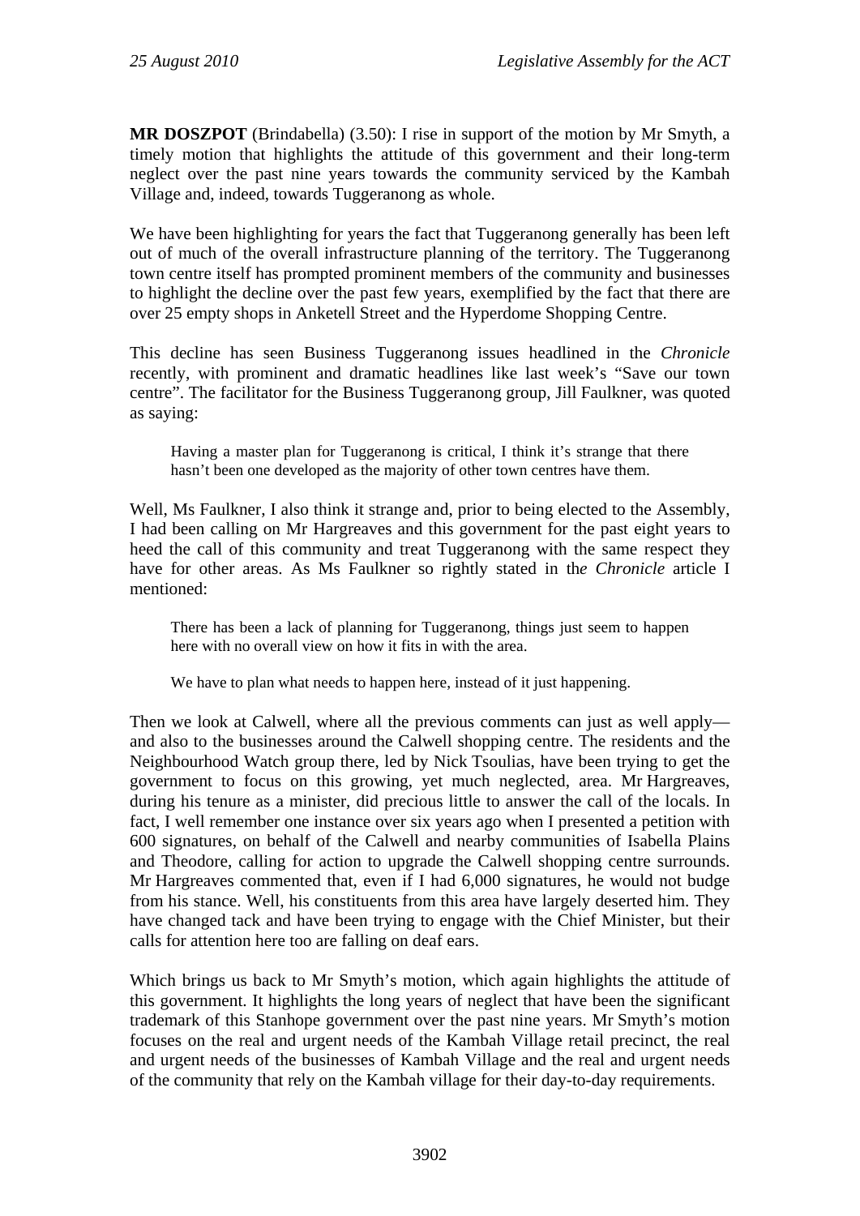**MR DOSZPOT** (Brindabella) (3.50): I rise in support of the motion by Mr Smyth, a timely motion that highlights the attitude of this government and their long-term neglect over the past nine years towards the community serviced by the Kambah Village and, indeed, towards Tuggeranong as whole.

We have been highlighting for years the fact that Tuggeranong generally has been left out of much of the overall infrastructure planning of the territory. The Tuggeranong town centre itself has prompted prominent members of the community and businesses to highlight the decline over the past few years, exemplified by the fact that there are over 25 empty shops in Anketell Street and the Hyperdome Shopping Centre.

This decline has seen Business Tuggeranong issues headlined in the *Chronicle* recently, with prominent and dramatic headlines like last week's "Save our town centre". The facilitator for the Business Tuggeranong group, Jill Faulkner, was quoted as saying:

> Having a master plan for Tuggeranong is critical, I think it's strange that there hasn't been one developed as the majority of other town centres have them.

Well, Ms Faulkner, I also think it strange and, prior to being elected to the Assembly, I had been calling on Mr Hargreaves and this government for the past eight years to heed the call of this community and treat Tuggeranong with the same respect they have for other areas. As Ms Faulkner so rightly stated in th*e Chronicle* article I mentioned:

> There has been a lack of planning for Tuggeranong, things just seem to happen here with no overall view on how it fits in with the area.
>
> We have to plan what needs to happen here, instead of it just happening.

Then we look at Calwell, where all the previous comments can just as well apply—and also to the businesses around the Calwell shopping centre. The residents and the Neighbourhood Watch group there, led by Nick Tsoulias, have been trying to get the government to focus on this growing, yet much neglected, area. Mr Hargreaves, during his tenure as a minister, did precious little to answer the call of the locals. In fact, I well remember one instance over six years ago when I presented a petition with 600 signatures, on behalf of the Calwell and nearby communities of Isabella Plains and Theodore, calling for action to upgrade the Calwell shopping centre surrounds. Mr Hargreaves commented that, even if I had 6,000 signatures, he would not budge from his stance. Well, his constituents from this area have largely deserted him. They have changed tack and have been trying to engage with the Chief Minister, but their calls for attention here too are falling on deaf ears.

Which brings us back to Mr Smyth's motion, which again highlights the attitude of this government. It highlights the long years of neglect that have been the significant trademark of this Stanhope government over the past nine years. Mr Smyth's motion focuses on the real and urgent needs of the Kambah Village retail precinct, the real and urgent needs of the businesses of Kambah Village and the real and urgent needs of the community that rely on the Kambah village for their day-to-day requirements.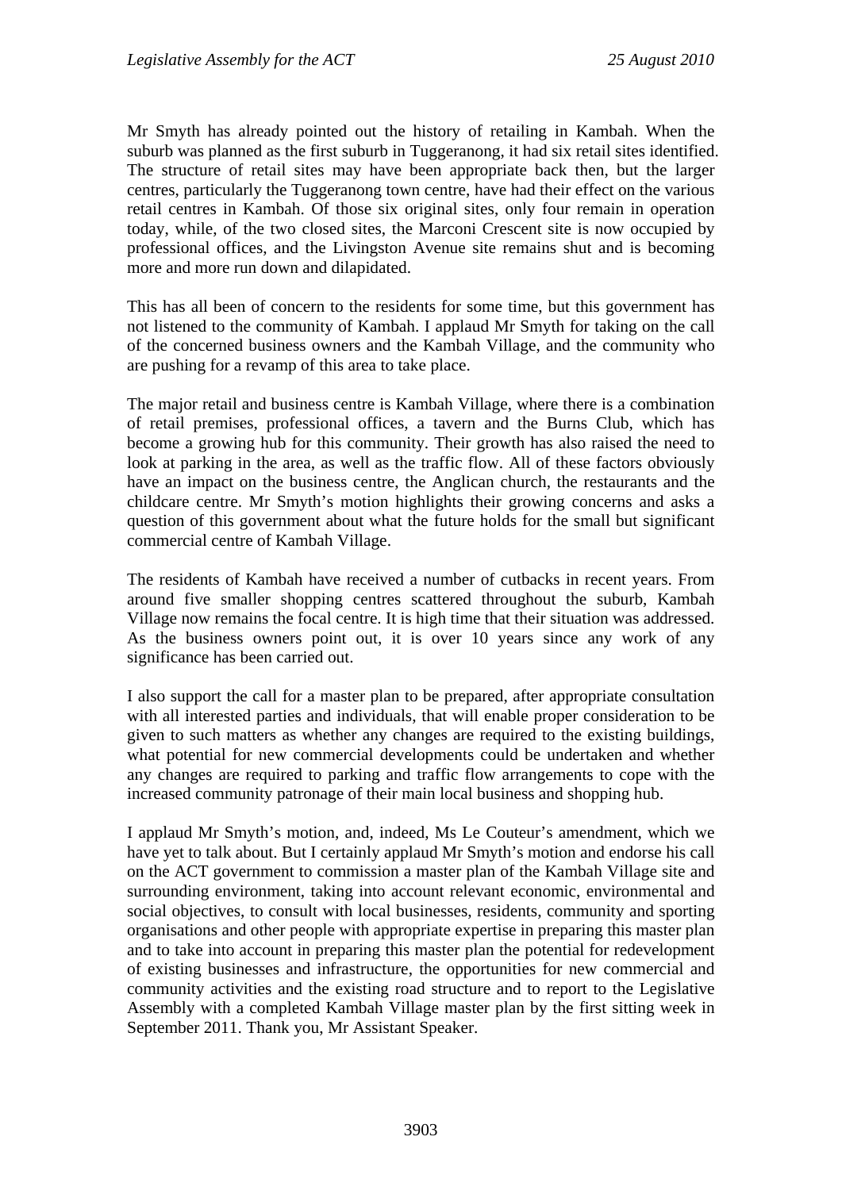Mr Smyth has already pointed out the history of retailing in Kambah. When the suburb was planned as the first suburb in Tuggeranong, it had six retail sites identified. The structure of retail sites may have been appropriate back then, but the larger centres, particularly the Tuggeranong town centre, have had their effect on the various retail centres in Kambah. Of those six original sites, only four remain in operation today, while, of the two closed sites, the Marconi Crescent site is now occupied by professional offices, and the Livingston Avenue site remains shut and is becoming more and more run down and dilapidated.

This has all been of concern to the residents for some time, but this government has not listened to the community of Kambah. I applaud Mr Smyth for taking on the call of the concerned business owners and the Kambah Village, and the community who are pushing for a revamp of this area to take place.

The major retail and business centre is Kambah Village, where there is a combination of retail premises, professional offices, a tavern and the Burns Club, which has become a growing hub for this community. Their growth has also raised the need to look at parking in the area, as well as the traffic flow. All of these factors obviously have an impact on the business centre, the Anglican church, the restaurants and the childcare centre. Mr Smyth's motion highlights their growing concerns and asks a question of this government about what the future holds for the small but significant commercial centre of Kambah Village.

The residents of Kambah have received a number of cutbacks in recent years. From around five smaller shopping centres scattered throughout the suburb, Kambah Village now remains the focal centre. It is high time that their situation was addressed. As the business owners point out, it is over 10 years since any work of any significance has been carried out.

I also support the call for a master plan to be prepared, after appropriate consultation with all interested parties and individuals, that will enable proper consideration to be given to such matters as whether any changes are required to the existing buildings, what potential for new commercial developments could be undertaken and whether any changes are required to parking and traffic flow arrangements to cope with the increased community patronage of their main local business and shopping hub.

I applaud Mr Smyth's motion, and, indeed, Ms Le Couteur's amendment, which we have yet to talk about. But I certainly applaud Mr Smyth's motion and endorse his call on the ACT government to commission a master plan of the Kambah Village site and surrounding environment, taking into account relevant economic, environmental and social objectives, to consult with local businesses, residents, community and sporting organisations and other people with appropriate expertise in preparing this master plan and to take into account in preparing this master plan the potential for redevelopment of existing businesses and infrastructure, the opportunities for new commercial and community activities and the existing road structure and to report to the Legislative Assembly with a completed Kambah Village master plan by the first sitting week in September 2011. Thank you, Mr Assistant Speaker.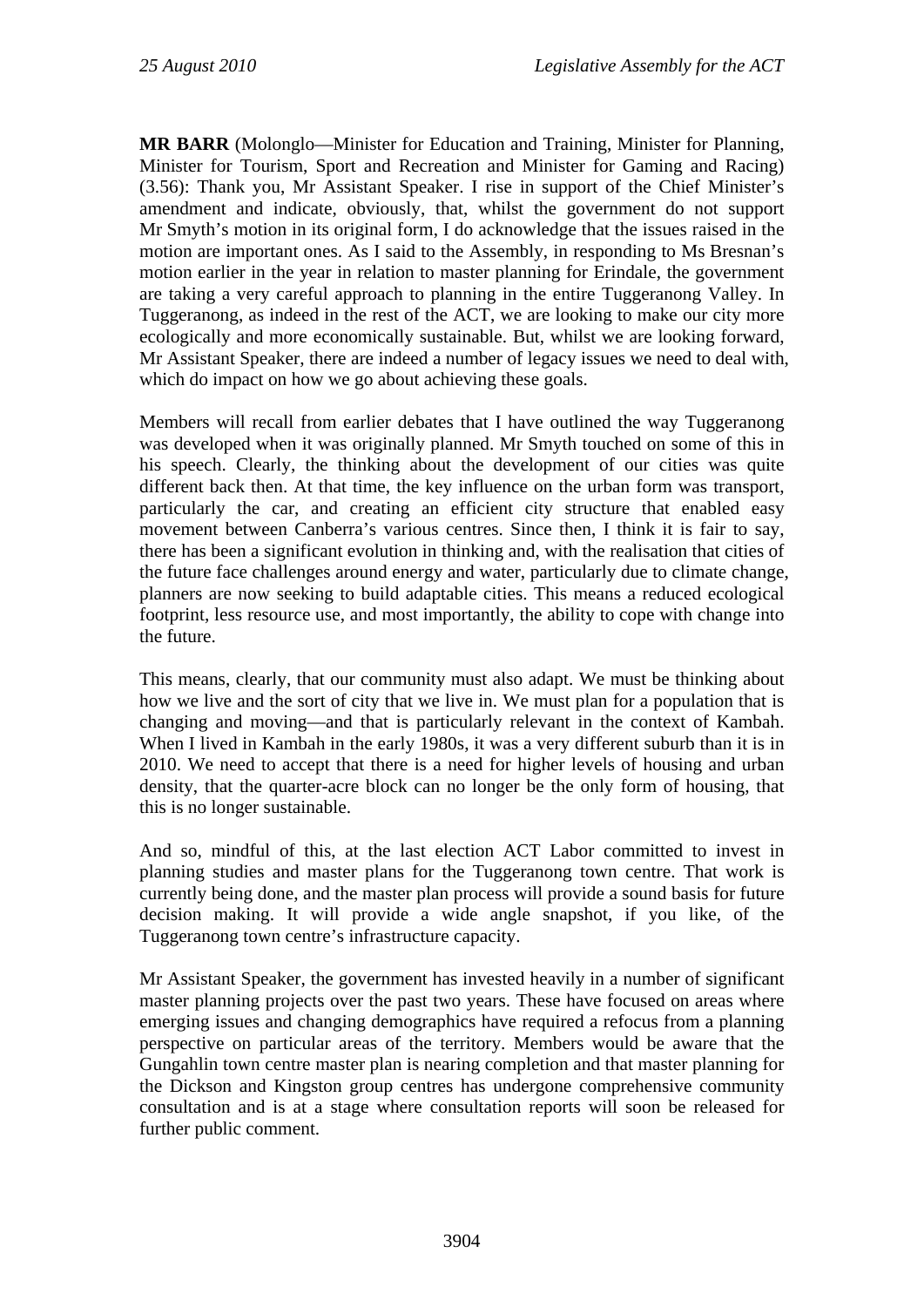**MR BARR** (Molonglo—Minister for Education and Training, Minister for Planning, Minister for Tourism, Sport and Recreation and Minister for Gaming and Racing) (3.56): Thank you, Mr Assistant Speaker. I rise in support of the Chief Minister's amendment and indicate, obviously, that, whilst the government do not support Mr Smyth's motion in its original form, I do acknowledge that the issues raised in the motion are important ones. As I said to the Assembly, in responding to Ms Bresnan's motion earlier in the year in relation to master planning for Erindale, the government are taking a very careful approach to planning in the entire Tuggeranong Valley. In Tuggeranong, as indeed in the rest of the ACT, we are looking to make our city more ecologically and more economically sustainable. But, whilst we are looking forward, Mr Assistant Speaker, there are indeed a number of legacy issues we need to deal with, which do impact on how we go about achieving these goals.

Members will recall from earlier debates that I have outlined the way Tuggeranong was developed when it was originally planned. Mr Smyth touched on some of this in his speech. Clearly, the thinking about the development of our cities was quite different back then. At that time, the key influence on the urban form was transport, particularly the car, and creating an efficient city structure that enabled easy movement between Canberra's various centres. Since then, I think it is fair to say, there has been a significant evolution in thinking and, with the realisation that cities of the future face challenges around energy and water, particularly due to climate change, planners are now seeking to build adaptable cities. This means a reduced ecological footprint, less resource use, and most importantly, the ability to cope with change into the future.

This means, clearly, that our community must also adapt. We must be thinking about how we live and the sort of city that we live in. We must plan for a population that is changing and moving—and that is particularly relevant in the context of Kambah. When I lived in Kambah in the early 1980s, it was a very different suburb than it is in 2010. We need to accept that there is a need for higher levels of housing and urban density, that the quarter-acre block can no longer be the only form of housing, that this is no longer sustainable.

And so, mindful of this, at the last election ACT Labor committed to invest in planning studies and master plans for the Tuggeranong town centre. That work is currently being done, and the master plan process will provide a sound basis for future decision making. It will provide a wide angle snapshot, if you like, of the Tuggeranong town centre's infrastructure capacity.

Mr Assistant Speaker, the government has invested heavily in a number of significant master planning projects over the past two years. These have focused on areas where emerging issues and changing demographics have required a refocus from a planning perspective on particular areas of the territory. Members would be aware that the Gungahlin town centre master plan is nearing completion and that master planning for the Dickson and Kingston group centres has undergone comprehensive community consultation and is at a stage where consultation reports will soon be released for further public comment.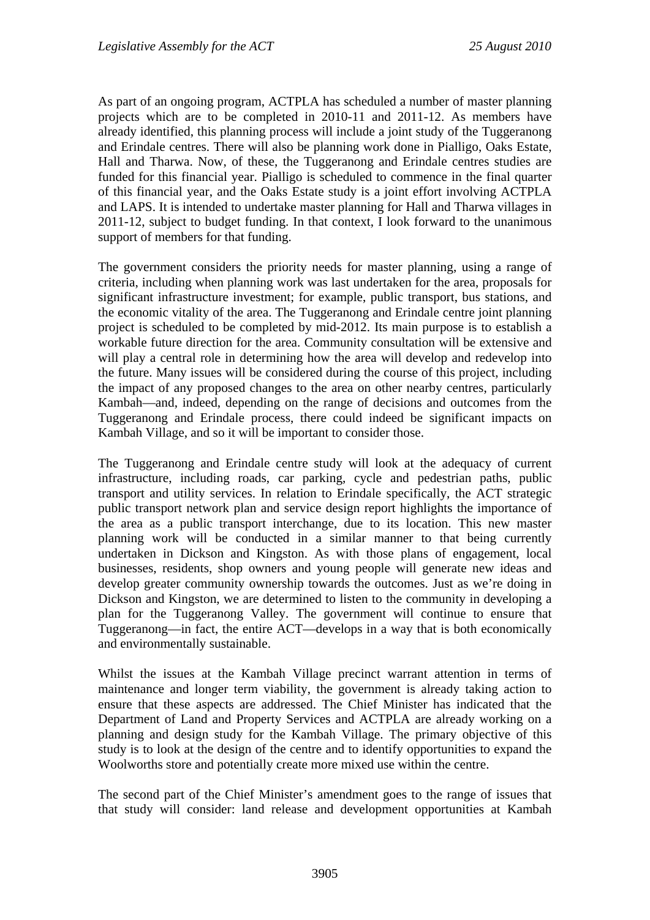As part of an ongoing program, ACTPLA has scheduled a number of master planning projects which are to be completed in 2010-11 and 2011-12. As members have already identified, this planning process will include a joint study of the Tuggeranong and Erindale centres. There will also be planning work done in Pialligo, Oaks Estate, Hall and Tharwa. Now, of these, the Tuggeranong and Erindale centres studies are funded for this financial year. Pialligo is scheduled to commence in the final quarter of this financial year, and the Oaks Estate study is a joint effort involving ACTPLA and LAPS. It is intended to undertake master planning for Hall and Tharwa villages in 2011-12, subject to budget funding. In that context, I look forward to the unanimous support of members for that funding.

The government considers the priority needs for master planning, using a range of criteria, including when planning work was last undertaken for the area, proposals for significant infrastructure investment; for example, public transport, bus stations, and the economic vitality of the area. The Tuggeranong and Erindale centre joint planning project is scheduled to be completed by mid-2012. Its main purpose is to establish a workable future direction for the area. Community consultation will be extensive and will play a central role in determining how the area will develop and redevelop into the future. Many issues will be considered during the course of this project, including the impact of any proposed changes to the area on other nearby centres, particularly Kambah—and, indeed, depending on the range of decisions and outcomes from the Tuggeranong and Erindale process, there could indeed be significant impacts on Kambah Village, and so it will be important to consider those.

The Tuggeranong and Erindale centre study will look at the adequacy of current infrastructure, including roads, car parking, cycle and pedestrian paths, public transport and utility services. In relation to Erindale specifically, the ACT strategic public transport network plan and service design report highlights the importance of the area as a public transport interchange, due to its location. This new master planning work will be conducted in a similar manner to that being currently undertaken in Dickson and Kingston. As with those plans of engagement, local businesses, residents, shop owners and young people will generate new ideas and develop greater community ownership towards the outcomes. Just as we're doing in Dickson and Kingston, we are determined to listen to the community in developing a plan for the Tuggeranong Valley. The government will continue to ensure that Tuggeranong—in fact, the entire ACT—develops in a way that is both economically and environmentally sustainable.

Whilst the issues at the Kambah Village precinct warrant attention in terms of maintenance and longer term viability, the government is already taking action to ensure that these aspects are addressed. The Chief Minister has indicated that the Department of Land and Property Services and ACTPLA are already working on a planning and design study for the Kambah Village. The primary objective of this study is to look at the design of the centre and to identify opportunities to expand the Woolworths store and potentially create more mixed use within the centre.

The second part of the Chief Minister's amendment goes to the range of issues that that study will consider: land release and development opportunities at Kambah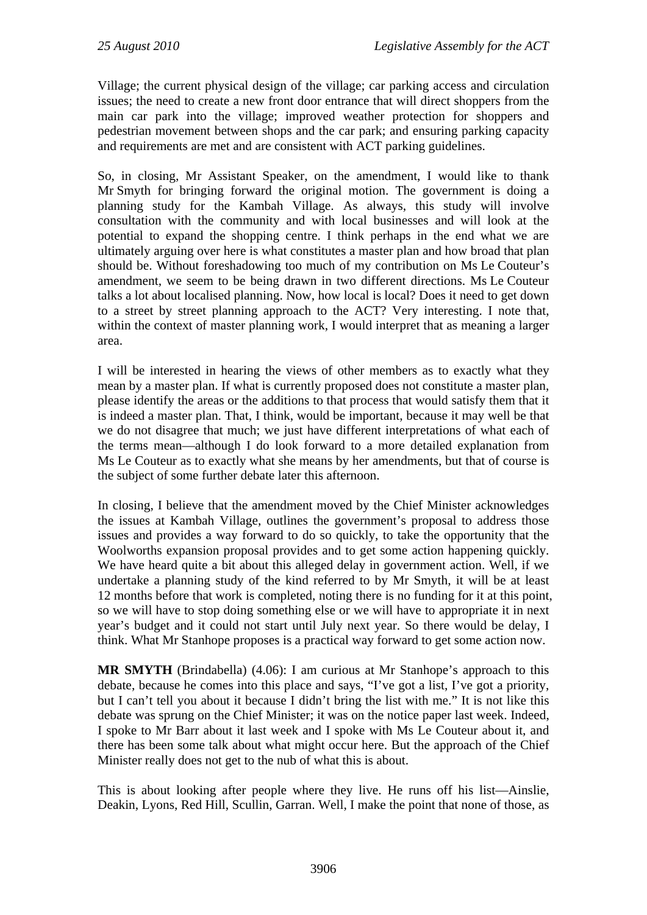Village; the current physical design of the village; car parking access and circulation issues; the need to create a new front door entrance that will direct shoppers from the main car park into the village; improved weather protection for shoppers and pedestrian movement between shops and the car park; and ensuring parking capacity and requirements are met and are consistent with ACT parking guidelines.

So, in closing, Mr Assistant Speaker, on the amendment, I would like to thank Mr Smyth for bringing forward the original motion. The government is doing a planning study for the Kambah Village. As always, this study will involve consultation with the community and with local businesses and will look at the potential to expand the shopping centre. I think perhaps in the end what we are ultimately arguing over here is what constitutes a master plan and how broad that plan should be. Without foreshadowing too much of my contribution on Ms Le Couteur's amendment, we seem to be being drawn in two different directions. Ms Le Couteur talks a lot about localised planning. Now, how local is local? Does it need to get down to a street by street planning approach to the ACT? Very interesting. I note that, within the context of master planning work, I would interpret that as meaning a larger area.

I will be interested in hearing the views of other members as to exactly what they mean by a master plan. If what is currently proposed does not constitute a master plan, please identify the areas or the additions to that process that would satisfy them that it is indeed a master plan. That, I think, would be important, because it may well be that we do not disagree that much; we just have different interpretations of what each of the terms mean—although I do look forward to a more detailed explanation from Ms Le Couteur as to exactly what she means by her amendments, but that of course is the subject of some further debate later this afternoon.

In closing, I believe that the amendment moved by the Chief Minister acknowledges the issues at Kambah Village, outlines the government's proposal to address those issues and provides a way forward to do so quickly, to take the opportunity that the Woolworths expansion proposal provides and to get some action happening quickly. We have heard quite a bit about this alleged delay in government action. Well, if we undertake a planning study of the kind referred to by Mr Smyth, it will be at least 12 months before that work is completed, noting there is no funding for it at this point, so we will have to stop doing something else or we will have to appropriate it in next year's budget and it could not start until July next year. So there would be delay, I think. What Mr Stanhope proposes is a practical way forward to get some action now.

**MR SMYTH** (Brindabella) (4.06): I am curious at Mr Stanhope's approach to this debate, because he comes into this place and says, "I've got a list, I've got a priority, but I can't tell you about it because I didn't bring the list with me." It is not like this debate was sprung on the Chief Minister; it was on the notice paper last week. Indeed, I spoke to Mr Barr about it last week and I spoke with Ms Le Couteur about it, and there has been some talk about what might occur here. But the approach of the Chief Minister really does not get to the nub of what this is about.

This is about looking after people where they live. He runs off his list—Ainslie, Deakin, Lyons, Red Hill, Scullin, Garran. Well, I make the point that none of those, as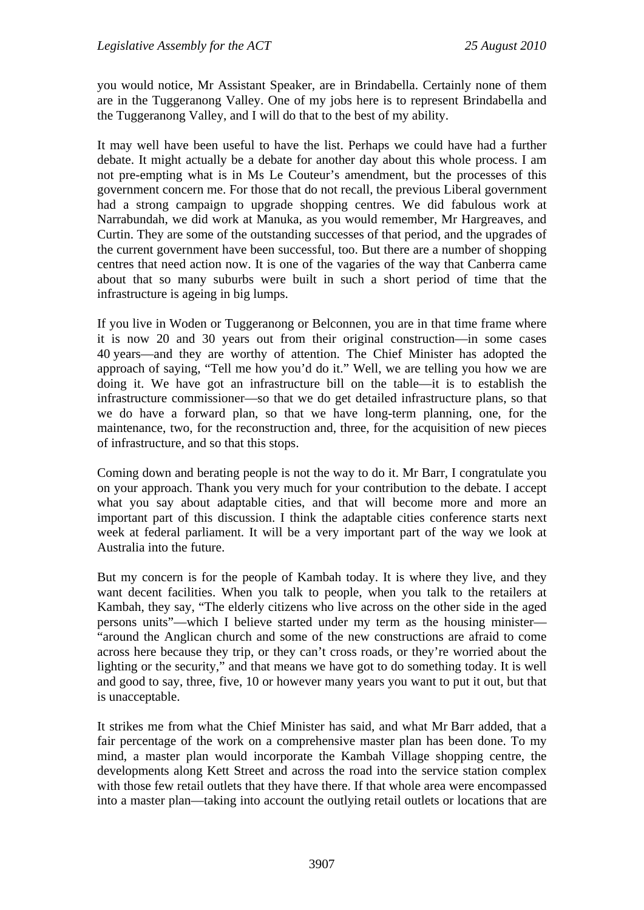you would notice, Mr Assistant Speaker, are in Brindabella. Certainly none of them are in the Tuggeranong Valley. One of my jobs here is to represent Brindabella and the Tuggeranong Valley, and I will do that to the best of my ability.

It may well have been useful to have the list. Perhaps we could have had a further debate. It might actually be a debate for another day about this whole process. I am not pre-empting what is in Ms Le Couteur's amendment, but the processes of this government concern me. For those that do not recall, the previous Liberal government had a strong campaign to upgrade shopping centres. We did fabulous work at Narrabundah, we did work at Manuka, as you would remember, Mr Hargreaves, and Curtin. They are some of the outstanding successes of that period, and the upgrades of the current government have been successful, too. But there are a number of shopping centres that need action now. It is one of the vagaries of the way that Canberra came about that so many suburbs were built in such a short period of time that the infrastructure is ageing in big lumps.

If you live in Woden or Tuggeranong or Belconnen, you are in that time frame where it is now 20 and 30 years out from their original construction—in some cases 40 years—and they are worthy of attention. The Chief Minister has adopted the approach of saying, "Tell me how you'd do it." Well, we are telling you how we are doing it. We have got an infrastructure bill on the table—it is to establish the infrastructure commissioner—so that we do get detailed infrastructure plans, so that we do have a forward plan, so that we have long-term planning, one, for the maintenance, two, for the reconstruction and, three, for the acquisition of new pieces of infrastructure, and so that this stops.

Coming down and berating people is not the way to do it. Mr Barr, I congratulate you on your approach. Thank you very much for your contribution to the debate. I accept what you say about adaptable cities, and that will become more and more an important part of this discussion. I think the adaptable cities conference starts next week at federal parliament. It will be a very important part of the way we look at Australia into the future.

But my concern is for the people of Kambah today. It is where they live, and they want decent facilities. When you talk to people, when you talk to the retailers at Kambah, they say, "The elderly citizens who live across on the other side in the aged persons units"—which I believe started under my term as the housing minister—"around the Anglican church and some of the new constructions are afraid to come across here because they trip, or they can't cross roads, or they're worried about the lighting or the security," and that means we have got to do something today. It is well and good to say, three, five, 10 or however many years you want to put it out, but that is unacceptable.

It strikes me from what the Chief Minister has said, and what Mr Barr added, that a fair percentage of the work on a comprehensive master plan has been done. To my mind, a master plan would incorporate the Kambah Village shopping centre, the developments along Kett Street and across the road into the service station complex with those few retail outlets that they have there. If that whole area were encompassed into a master plan—taking into account the outlying retail outlets or locations that are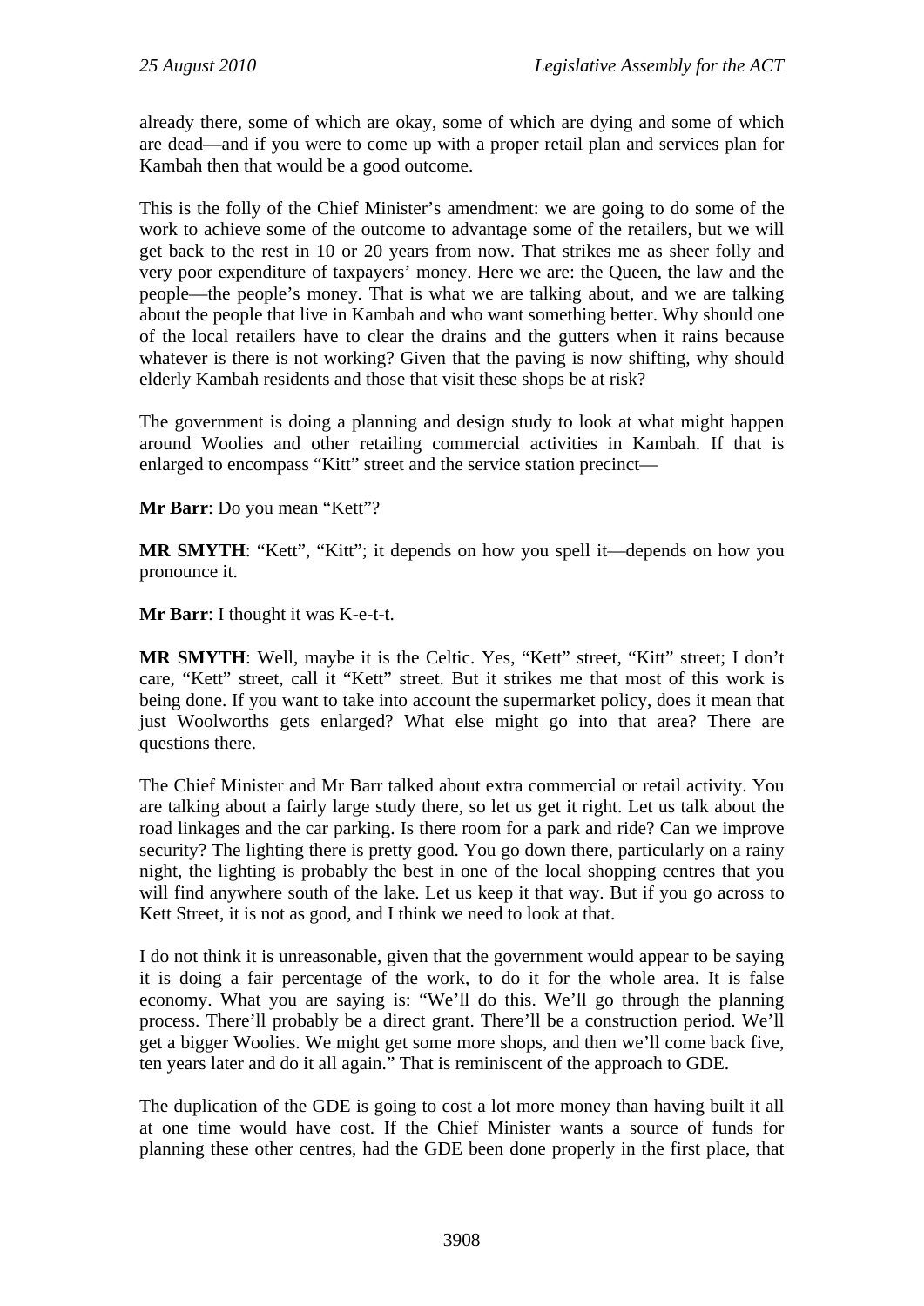already there, some of which are okay, some of which are dying and some of which are dead—and if you were to come up with a proper retail plan and services plan for Kambah then that would be a good outcome.

This is the folly of the Chief Minister's amendment: we are going to do some of the work to achieve some of the outcome to advantage some of the retailers, but we will get back to the rest in 10 or 20 years from now. That strikes me as sheer folly and very poor expenditure of taxpayers' money. Here we are: the Queen, the law and the people—the people's money. That is what we are talking about, and we are talking about the people that live in Kambah and who want something better. Why should one of the local retailers have to clear the drains and the gutters when it rains because whatever is there is not working? Given that the paving is now shifting, why should elderly Kambah residents and those that visit these shops be at risk?

The government is doing a planning and design study to look at what might happen around Woolies and other retailing commercial activities in Kambah. If that is enlarged to encompass "Kitt" street and the service station precinct—

**Mr Barr**: Do you mean "Kett"?

**MR SMYTH**: "Kett", "Kitt"; it depends on how you spell it—depends on how you pronounce it.

**Mr Barr**: I thought it was K-e-t-t.

**MR SMYTH**: Well, maybe it is the Celtic. Yes, "Kett" street, "Kitt" street; I don't care, "Kett" street, call it "Kett" street. But it strikes me that most of this work is being done. If you want to take into account the supermarket policy, does it mean that just Woolworths gets enlarged? What else might go into that area? There are questions there.

The Chief Minister and Mr Barr talked about extra commercial or retail activity. You are talking about a fairly large study there, so let us get it right. Let us talk about the road linkages and the car parking. Is there room for a park and ride? Can we improve security? The lighting there is pretty good. You go down there, particularly on a rainy night, the lighting is probably the best in one of the local shopping centres that you will find anywhere south of the lake. Let us keep it that way. But if you go across to Kett Street, it is not as good, and I think we need to look at that.

I do not think it is unreasonable, given that the government would appear to be saying it is doing a fair percentage of the work, to do it for the whole area. It is false economy. What you are saying is: "We'll do this. We'll go through the planning process. There'll probably be a direct grant. There'll be a construction period. We'll get a bigger Woolies. We might get some more shops, and then we'll come back five, ten years later and do it all again." That is reminiscent of the approach to GDE.

The duplication of the GDE is going to cost a lot more money than having built it all at one time would have cost. If the Chief Minister wants a source of funds for planning these other centres, had the GDE been done properly in the first place, that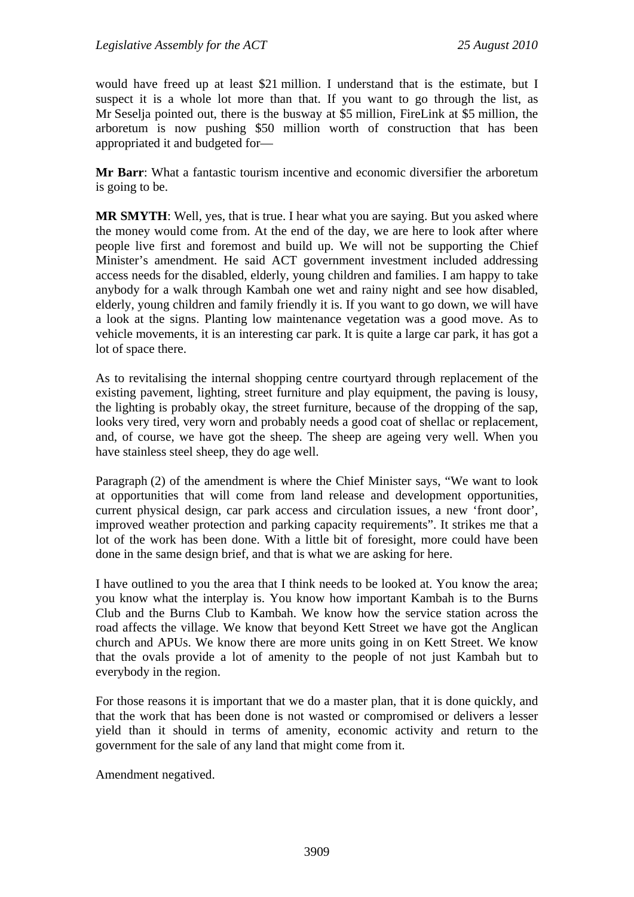would have freed up at least \$21 million. I understand that is the estimate, but I suspect it is a whole lot more than that. If you want to go through the list, as Mr Seselja pointed out, there is the busway at \$5 million, FireLink at \$5 million, the arboretum is now pushing \$50 million worth of construction that has been appropriated it and budgeted for—

**Mr Barr**: What a fantastic tourism incentive and economic diversifier the arboretum is going to be.

**MR SMYTH**: Well, yes, that is true. I hear what you are saying. But you asked where the money would come from. At the end of the day, we are here to look after where people live first and foremost and build up. We will not be supporting the Chief Minister's amendment. He said ACT government investment included addressing access needs for the disabled, elderly, young children and families. I am happy to take anybody for a walk through Kambah one wet and rainy night and see how disabled, elderly, young children and family friendly it is. If you want to go down, we will have a look at the signs. Planting low maintenance vegetation was a good move. As to vehicle movements, it is an interesting car park. It is quite a large car park, it has got a lot of space there.

As to revitalising the internal shopping centre courtyard through replacement of the existing pavement, lighting, street furniture and play equipment, the paving is lousy, the lighting is probably okay, the street furniture, because of the dropping of the sap, looks very tired, very worn and probably needs a good coat of shellac or replacement, and, of course, we have got the sheep. The sheep are ageing very well. When you have stainless steel sheep, they do age well.

Paragraph (2) of the amendment is where the Chief Minister says, "We want to look at opportunities that will come from land release and development opportunities, current physical design, car park access and circulation issues, a new 'front door', improved weather protection and parking capacity requirements". It strikes me that a lot of the work has been done. With a little bit of foresight, more could have been done in the same design brief, and that is what we are asking for here.

I have outlined to you the area that I think needs to be looked at. You know the area; you know what the interplay is. You know how important Kambah is to the Burns Club and the Burns Club to Kambah. We know how the service station across the road affects the village. We know that beyond Kett Street we have got the Anglican church and APUs. We know there are more units going in on Kett Street. We know that the ovals provide a lot of amenity to the people of not just Kambah but to everybody in the region.

For those reasons it is important that we do a master plan, that it is done quickly, and that the work that has been done is not wasted or compromised or delivers a lesser yield than it should in terms of amenity, economic activity and return to the government for the sale of any land that might come from it.

Amendment negatived.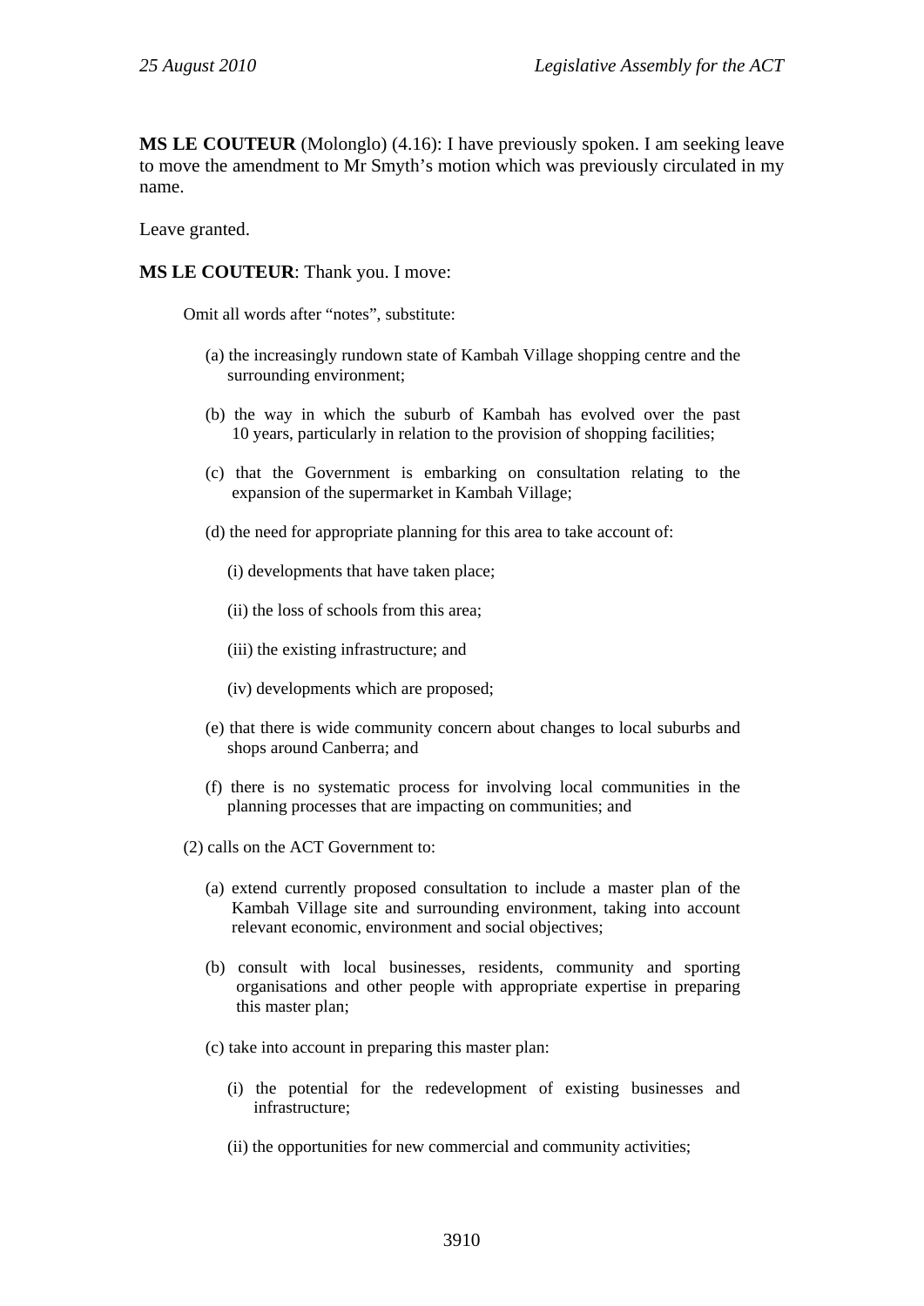**MS LE COUTEUR** (Molonglo) (4.16): I have previously spoken. I am seeking leave to move the amendment to Mr Smyth's motion which was previously circulated in my name.

Leave granted.

**MS LE COUTEUR**: Thank you. I move:

Omit all words after "notes", substitute:

(a) the increasingly rundown state of Kambah Village shopping centre and the surrounding environment;

(b) the way in which the suburb of Kambah has evolved over the past 10 years, particularly in relation to the provision of shopping facilities;

(c) that the Government is embarking on consultation relating to the expansion of the supermarket in Kambah Village;

(d) the need for appropriate planning for this area to take account of:

(i) developments that have taken place;

(ii) the loss of schools from this area;

(iii) the existing infrastructure; and

(iv) developments which are proposed;

(e) that there is wide community concern about changes to local suburbs and shops around Canberra; and

(f) there is no systematic process for involving local communities in the planning processes that are impacting on communities; and

(2) calls on the ACT Government to:

(a) extend currently proposed consultation to include a master plan of the Kambah Village site and surrounding environment, taking into account relevant economic, environment and social objectives;

(b) consult with local businesses, residents, community and sporting organisations and other people with appropriate expertise in preparing this master plan;

(c) take into account in preparing this master plan:

(i) the potential for the redevelopment of existing businesses and infrastructure;

(ii) the opportunities for new commercial and community activities;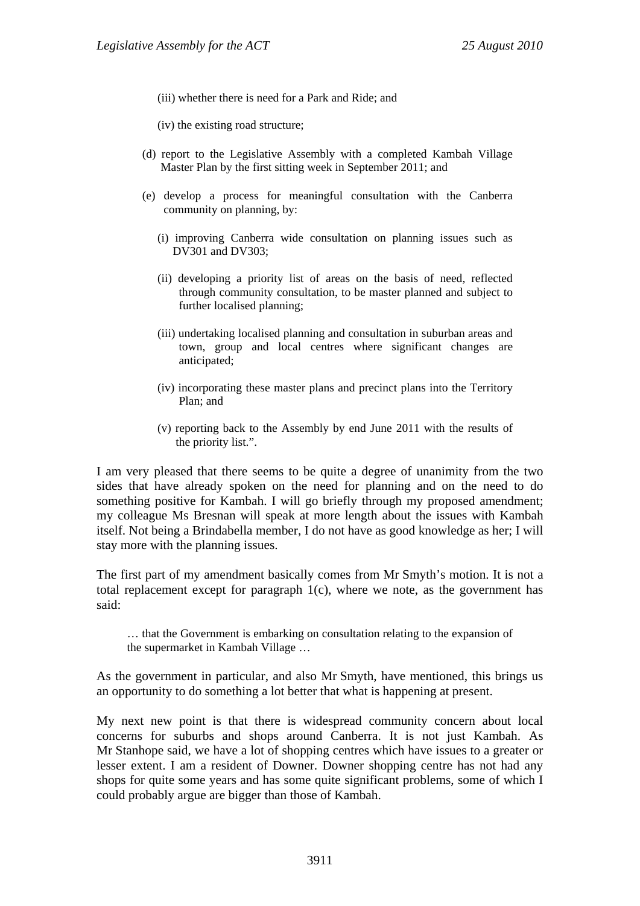(iii) whether there is need for a Park and Ride; and

(iv) the existing road structure;

(d) report to the Legislative Assembly with a completed Kambah Village Master Plan by the first sitting week in September 2011; and

(e) develop a process for meaningful consultation with the Canberra community on planning, by:

(i) improving Canberra wide consultation on planning issues such as DV301 and DV303;

(ii) developing a priority list of areas on the basis of need, reflected through community consultation, to be master planned and subject to further localised planning;

(iii) undertaking localised planning and consultation in suburban areas and town, group and local centres where significant changes are anticipated;

(iv) incorporating these master plans and precinct plans into the Territory Plan; and

(v) reporting back to the Assembly by end June 2011 with the results of the priority list.".

I am very pleased that there seems to be quite a degree of unanimity from the two sides that have already spoken on the need for planning and on the need to do something positive for Kambah. I will go briefly through my proposed amendment; my colleague Ms Bresnan will speak at more length about the issues with Kambah itself. Not being a Brindabella member, I do not have as good knowledge as her; I will stay more with the planning issues.

The first part of my amendment basically comes from Mr Smyth's motion. It is not a total replacement except for paragraph 1(c), where we note, as the government has said:

> … that the Government is embarking on consultation relating to the expansion of the supermarket in Kambah Village …

As the government in particular, and also Mr Smyth, have mentioned, this brings us an opportunity to do something a lot better that what is happening at present.

My next new point is that there is widespread community concern about local concerns for suburbs and shops around Canberra. It is not just Kambah. As Mr Stanhope said, we have a lot of shopping centres which have issues to a greater or lesser extent. I am a resident of Downer. Downer shopping centre has not had any shops for quite some years and has some quite significant problems, some of which I could probably argue are bigger than those of Kambah.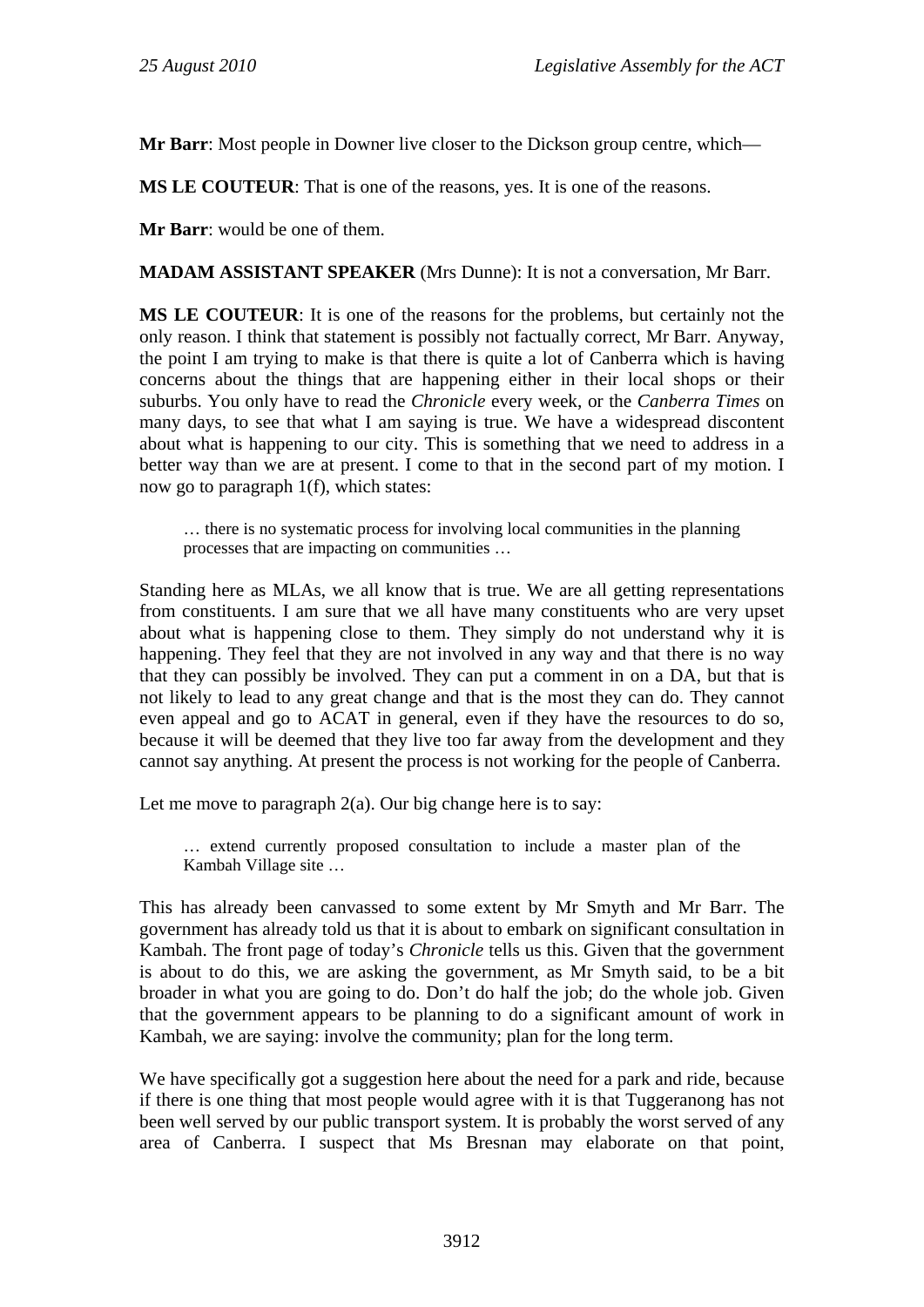**Mr Barr**: Most people in Downer live closer to the Dickson group centre, which—

**MS LE COUTEUR**: That is one of the reasons, yes. It is one of the reasons.

**Mr Barr**: would be one of them.

**MADAM ASSISTANT SPEAKER** (Mrs Dunne): It is not a conversation, Mr Barr.

**MS LE COUTEUR**: It is one of the reasons for the problems, but certainly not the only reason. I think that statement is possibly not factually correct, Mr Barr. Anyway, the point I am trying to make is that there is quite a lot of Canberra which is having concerns about the things that are happening either in their local shops or their suburbs. You only have to read the *Chronicle* every week, or the *Canberra Times* on many days, to see that what I am saying is true. We have a widespread discontent about what is happening to our city. This is something that we need to address in a better way than we are at present. I come to that in the second part of my motion. I now go to paragraph 1(f), which states:

> … there is no systematic process for involving local communities in the planning processes that are impacting on communities …

Standing here as MLAs, we all know that is true. We are all getting representations from constituents. I am sure that we all have many constituents who are very upset about what is happening close to them. They simply do not understand why it is happening. They feel that they are not involved in any way and that there is no way that they can possibly be involved. They can put a comment in on a DA, but that is not likely to lead to any great change and that is the most they can do. They cannot even appeal and go to ACAT in general, even if they have the resources to do so, because it will be deemed that they live too far away from the development and they cannot say anything. At present the process is not working for the people of Canberra.

Let me move to paragraph 2(a). Our big change here is to say:

> … extend currently proposed consultation to include a master plan of the Kambah Village site …

This has already been canvassed to some extent by Mr Smyth and Mr Barr. The government has already told us that it is about to embark on significant consultation in Kambah. The front page of today's *Chronicle* tells us this. Given that the government is about to do this, we are asking the government, as Mr Smyth said, to be a bit broader in what you are going to do. Don't do half the job; do the whole job. Given that the government appears to be planning to do a significant amount of work in Kambah, we are saying: involve the community; plan for the long term.

We have specifically got a suggestion here about the need for a park and ride, because if there is one thing that most people would agree with it is that Tuggeranong has not been well served by our public transport system. It is probably the worst served of any area of Canberra. I suspect that Ms Bresnan may elaborate on that point,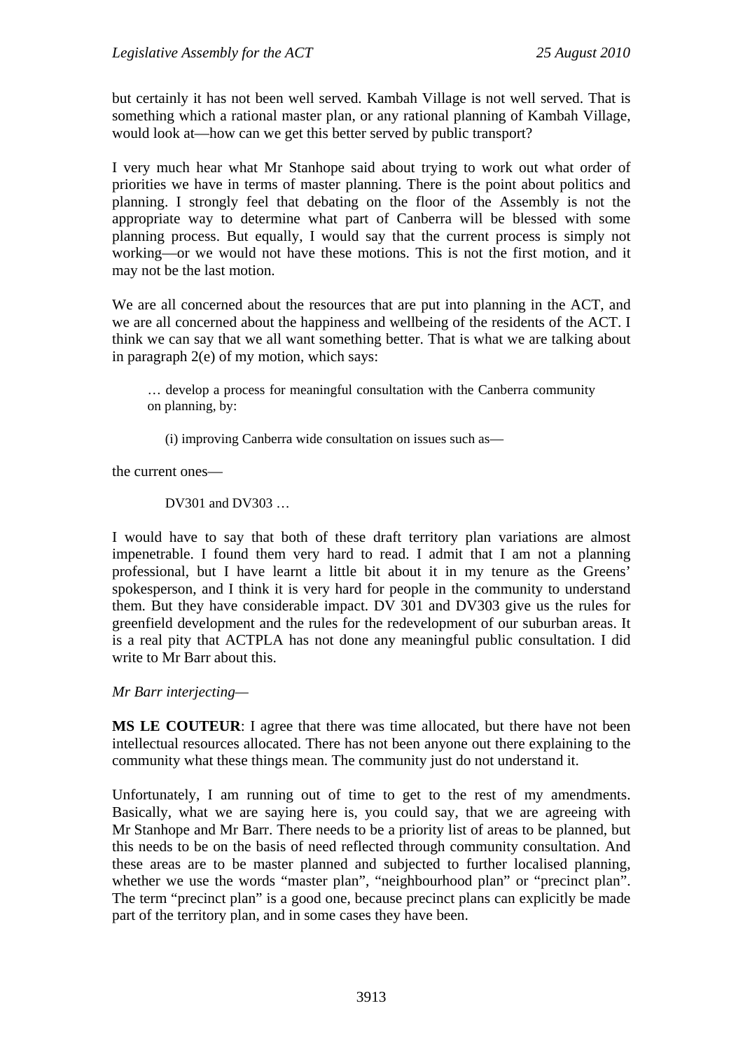but certainly it has not been well served. Kambah Village is not well served. That is something which a rational master plan, or any rational planning of Kambah Village, would look at—how can we get this better served by public transport?

I very much hear what Mr Stanhope said about trying to work out what order of priorities we have in terms of master planning. There is the point about politics and planning. I strongly feel that debating on the floor of the Assembly is not the appropriate way to determine what part of Canberra will be blessed with some planning process. But equally, I would say that the current process is simply not working—or we would not have these motions. This is not the first motion, and it may not be the last motion.

We are all concerned about the resources that are put into planning in the ACT, and we are all concerned about the happiness and wellbeing of the residents of the ACT. I think we can say that we all want something better. That is what we are talking about in paragraph 2(e) of my motion, which says:

> … develop a process for meaningful consultation with the Canberra community on planning, by:
>
> > (i) improving Canberra wide consultation on issues such as—

the current ones—

> > DV301 and DV303 …

I would have to say that both of these draft territory plan variations are almost impenetrable. I found them very hard to read. I admit that I am not a planning professional, but I have learnt a little bit about it in my tenure as the Greens' spokesperson, and I think it is very hard for people in the community to understand them. But they have considerable impact. DV 301 and DV303 give us the rules for greenfield development and the rules for the redevelopment of our suburban areas. It is a real pity that ACTPLA has not done any meaningful public consultation. I did write to Mr Barr about this.

*Mr Barr interjecting*—

**MS LE COUTEUR**: I agree that there was time allocated, but there have not been intellectual resources allocated. There has not been anyone out there explaining to the community what these things mean. The community just do not understand it.

Unfortunately, I am running out of time to get to the rest of my amendments. Basically, what we are saying here is, you could say, that we are agreeing with Mr Stanhope and Mr Barr. There needs to be a priority list of areas to be planned, but this needs to be on the basis of need reflected through community consultation. And these areas are to be master planned and subjected to further localised planning, whether we use the words "master plan", "neighbourhood plan" or "precinct plan". The term "precinct plan" is a good one, because precinct plans can explicitly be made part of the territory plan, and in some cases they have been.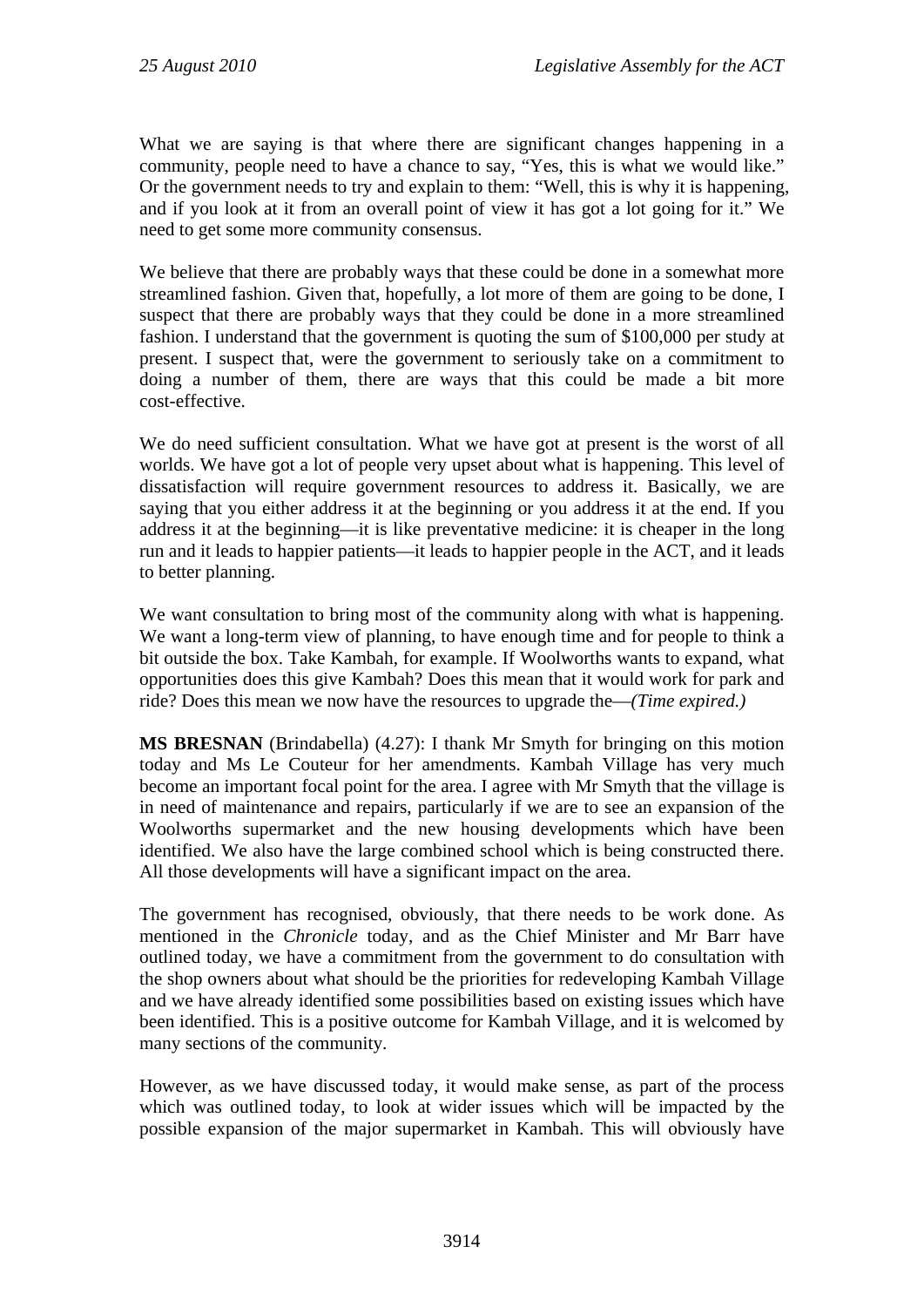What we are saying is that where there are significant changes happening in a community, people need to have a chance to say, "Yes, this is what we would like." Or the government needs to try and explain to them: "Well, this is why it is happening, and if you look at it from an overall point of view it has got a lot going for it." We need to get some more community consensus.

We believe that there are probably ways that these could be done in a somewhat more streamlined fashion. Given that, hopefully, a lot more of them are going to be done, I suspect that there are probably ways that they could be done in a more streamlined fashion. I understand that the government is quoting the sum of $100,000 per study at present. I suspect that, were the government to seriously take on a commitment to doing a number of them, there are ways that this could be made a bit more cost-effective.

We do need sufficient consultation. What we have got at present is the worst of all worlds. We have got a lot of people very upset about what is happening. This level of dissatisfaction will require government resources to address it. Basically, we are saying that you either address it at the beginning or you address it at the end. If you address it at the beginning—it is like preventative medicine: it is cheaper in the long run and it leads to happier patients—it leads to happier people in the ACT, and it leads to better planning.

We want consultation to bring most of the community along with what is happening. We want a long-term view of planning, to have enough time and for people to think a bit outside the box. Take Kambah, for example. If Woolworths wants to expand, what opportunities does this give Kambah? Does this mean that it would work for park and ride? Does this mean we now have the resources to upgrade the—*(Time expired.)*

**MS BRESNAN** (Brindabella) (4.27): I thank Mr Smyth for bringing on this motion today and Ms Le Couteur for her amendments. Kambah Village has very much become an important focal point for the area. I agree with Mr Smyth that the village is in need of maintenance and repairs, particularly if we are to see an expansion of the Woolworths supermarket and the new housing developments which have been identified. We also have the large combined school which is being constructed there. All those developments will have a significant impact on the area.

The government has recognised, obviously, that there needs to be work done. As mentioned in the *Chronicle* today, and as the Chief Minister and Mr Barr have outlined today, we have a commitment from the government to do consultation with the shop owners about what should be the priorities for redeveloping Kambah Village and we have already identified some possibilities based on existing issues which have been identified. This is a positive outcome for Kambah Village, and it is welcomed by many sections of the community.

However, as we have discussed today, it would make sense, as part of the process which was outlined today, to look at wider issues which will be impacted by the possible expansion of the major supermarket in Kambah. This will obviously have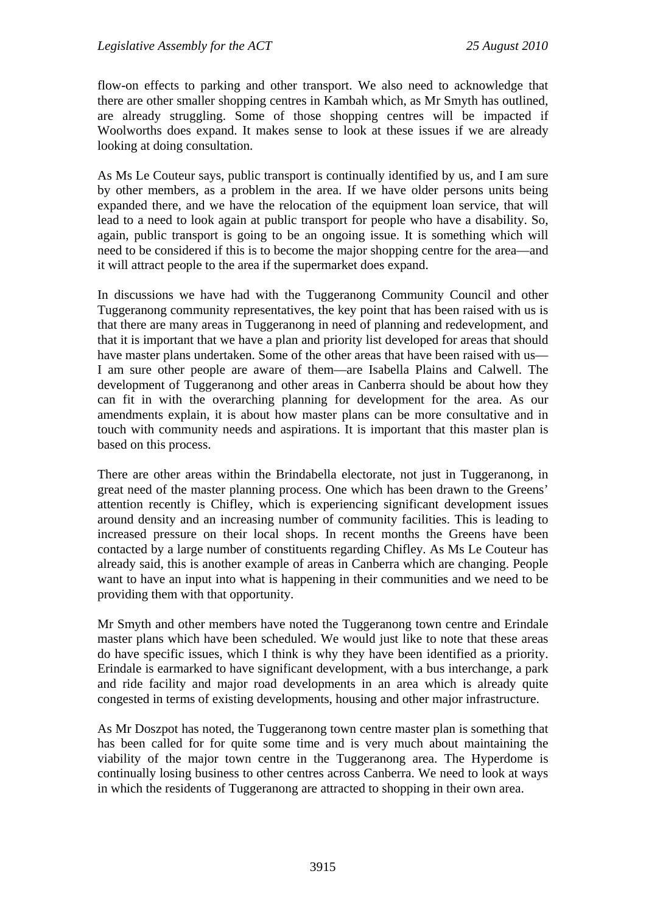flow-on effects to parking and other transport. We also need to acknowledge that there are other smaller shopping centres in Kambah which, as Mr Smyth has outlined, are already struggling. Some of those shopping centres will be impacted if Woolworths does expand. It makes sense to look at these issues if we are already looking at doing consultation.

As Ms Le Couteur says, public transport is continually identified by us, and I am sure by other members, as a problem in the area. If we have older persons units being expanded there, and we have the relocation of the equipment loan service, that will lead to a need to look again at public transport for people who have a disability. So, again, public transport is going to be an ongoing issue. It is something which will need to be considered if this is to become the major shopping centre for the area—and it will attract people to the area if the supermarket does expand.

In discussions we have had with the Tuggeranong Community Council and other Tuggeranong community representatives, the key point that has been raised with us is that there are many areas in Tuggeranong in need of planning and redevelopment, and that it is important that we have a plan and priority list developed for areas that should have master plans undertaken. Some of the other areas that have been raised with us—I am sure other people are aware of them—are Isabella Plains and Calwell. The development of Tuggeranong and other areas in Canberra should be about how they can fit in with the overarching planning for development for the area. As our amendments explain, it is about how master plans can be more consultative and in touch with community needs and aspirations. It is important that this master plan is based on this process.

There are other areas within the Brindabella electorate, not just in Tuggeranong, in great need of the master planning process. One which has been drawn to the Greens' attention recently is Chifley, which is experiencing significant development issues around density and an increasing number of community facilities. This is leading to increased pressure on their local shops. In recent months the Greens have been contacted by a large number of constituents regarding Chifley. As Ms Le Couteur has already said, this is another example of areas in Canberra which are changing. People want to have an input into what is happening in their communities and we need to be providing them with that opportunity.

Mr Smyth and other members have noted the Tuggeranong town centre and Erindale master plans which have been scheduled. We would just like to note that these areas do have specific issues, which I think is why they have been identified as a priority. Erindale is earmarked to have significant development, with a bus interchange, a park and ride facility and major road developments in an area which is already quite congested in terms of existing developments, housing and other major infrastructure.

As Mr Doszpot has noted, the Tuggeranong town centre master plan is something that has been called for for quite some time and is very much about maintaining the viability of the major town centre in the Tuggeranong area. The Hyperdome is continually losing business to other centres across Canberra. We need to look at ways in which the residents of Tuggeranong are attracted to shopping in their own area.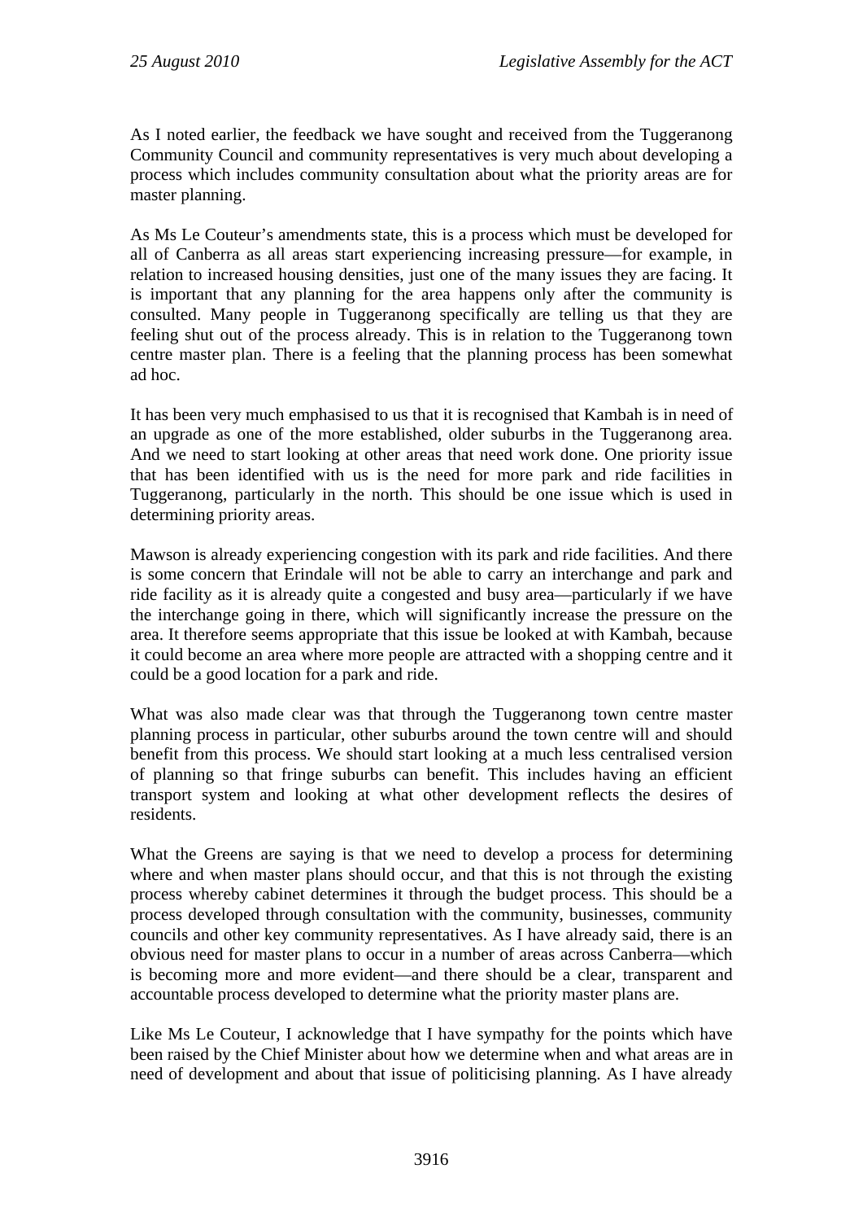As I noted earlier, the feedback we have sought and received from the Tuggeranong Community Council and community representatives is very much about developing a process which includes community consultation about what the priority areas are for master planning.

As Ms Le Couteur's amendments state, this is a process which must be developed for all of Canberra as all areas start experiencing increasing pressure—for example, in relation to increased housing densities, just one of the many issues they are facing. It is important that any planning for the area happens only after the community is consulted. Many people in Tuggeranong specifically are telling us that they are feeling shut out of the process already. This is in relation to the Tuggeranong town centre master plan. There is a feeling that the planning process has been somewhat ad hoc.

It has been very much emphasised to us that it is recognised that Kambah is in need of an upgrade as one of the more established, older suburbs in the Tuggeranong area. And we need to start looking at other areas that need work done. One priority issue that has been identified with us is the need for more park and ride facilities in Tuggeranong, particularly in the north. This should be one issue which is used in determining priority areas.

Mawson is already experiencing congestion with its park and ride facilities. And there is some concern that Erindale will not be able to carry an interchange and park and ride facility as it is already quite a congested and busy area—particularly if we have the interchange going in there, which will significantly increase the pressure on the area. It therefore seems appropriate that this issue be looked at with Kambah, because it could become an area where more people are attracted with a shopping centre and it could be a good location for a park and ride.

What was also made clear was that through the Tuggeranong town centre master planning process in particular, other suburbs around the town centre will and should benefit from this process. We should start looking at a much less centralised version of planning so that fringe suburbs can benefit. This includes having an efficient transport system and looking at what other development reflects the desires of residents.

What the Greens are saying is that we need to develop a process for determining where and when master plans should occur, and that this is not through the existing process whereby cabinet determines it through the budget process. This should be a process developed through consultation with the community, businesses, community councils and other key community representatives. As I have already said, there is an obvious need for master plans to occur in a number of areas across Canberra—which is becoming more and more evident—and there should be a clear, transparent and accountable process developed to determine what the priority master plans are.

Like Ms Le Couteur, I acknowledge that I have sympathy for the points which have been raised by the Chief Minister about how we determine when and what areas are in need of development and about that issue of politicising planning. As I have already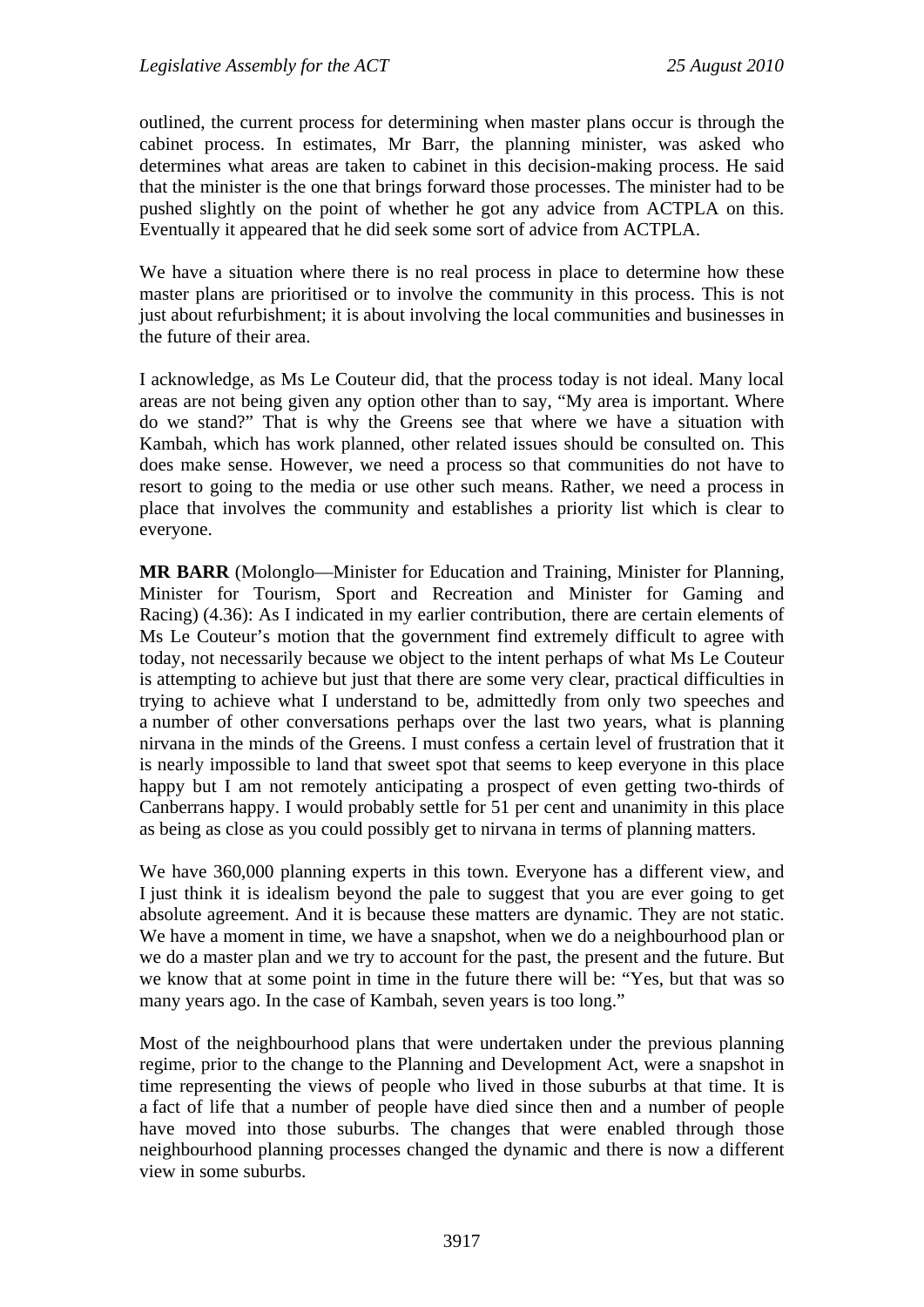outlined, the current process for determining when master plans occur is through the cabinet process. In estimates, Mr Barr, the planning minister, was asked who determines what areas are taken to cabinet in this decision-making process. He said that the minister is the one that brings forward those processes. The minister had to be pushed slightly on the point of whether he got any advice from ACTPLA on this. Eventually it appeared that he did seek some sort of advice from ACTPLA.

We have a situation where there is no real process in place to determine how these master plans are prioritised or to involve the community in this process. This is not just about refurbishment; it is about involving the local communities and businesses in the future of their area.

I acknowledge, as Ms Le Couteur did, that the process today is not ideal. Many local areas are not being given any option other than to say, "My area is important. Where do we stand?" That is why the Greens see that where we have a situation with Kambah, which has work planned, other related issues should be consulted on. This does make sense. However, we need a process so that communities do not have to resort to going to the media or use other such means. Rather, we need a process in place that involves the community and establishes a priority list which is clear to everyone.

**MR BARR** (Molonglo—Minister for Education and Training, Minister for Planning, Minister for Tourism, Sport and Recreation and Minister for Gaming and Racing) (4.36): As I indicated in my earlier contribution, there are certain elements of Ms Le Couteur's motion that the government find extremely difficult to agree with today, not necessarily because we object to the intent perhaps of what Ms Le Couteur is attempting to achieve but just that there are some very clear, practical difficulties in trying to achieve what I understand to be, admittedly from only two speeches and a number of other conversations perhaps over the last two years, what is planning nirvana in the minds of the Greens. I must confess a certain level of frustration that it is nearly impossible to land that sweet spot that seems to keep everyone in this place happy but I am not remotely anticipating a prospect of even getting two-thirds of Canberrans happy. I would probably settle for 51 per cent and unanimity in this place as being as close as you could possibly get to nirvana in terms of planning matters.

We have 360,000 planning experts in this town. Everyone has a different view, and I just think it is idealism beyond the pale to suggest that you are ever going to get absolute agreement. And it is because these matters are dynamic. They are not static. We have a moment in time, we have a snapshot, when we do a neighbourhood plan or we do a master plan and we try to account for the past, the present and the future. But we know that at some point in time in the future there will be: "Yes, but that was so many years ago. In the case of Kambah, seven years is too long."

Most of the neighbourhood plans that were undertaken under the previous planning regime, prior to the change to the Planning and Development Act, were a snapshot in time representing the views of people who lived in those suburbs at that time. It is a fact of life that a number of people have died since then and a number of people have moved into those suburbs. The changes that were enabled through those neighbourhood planning processes changed the dynamic and there is now a different view in some suburbs.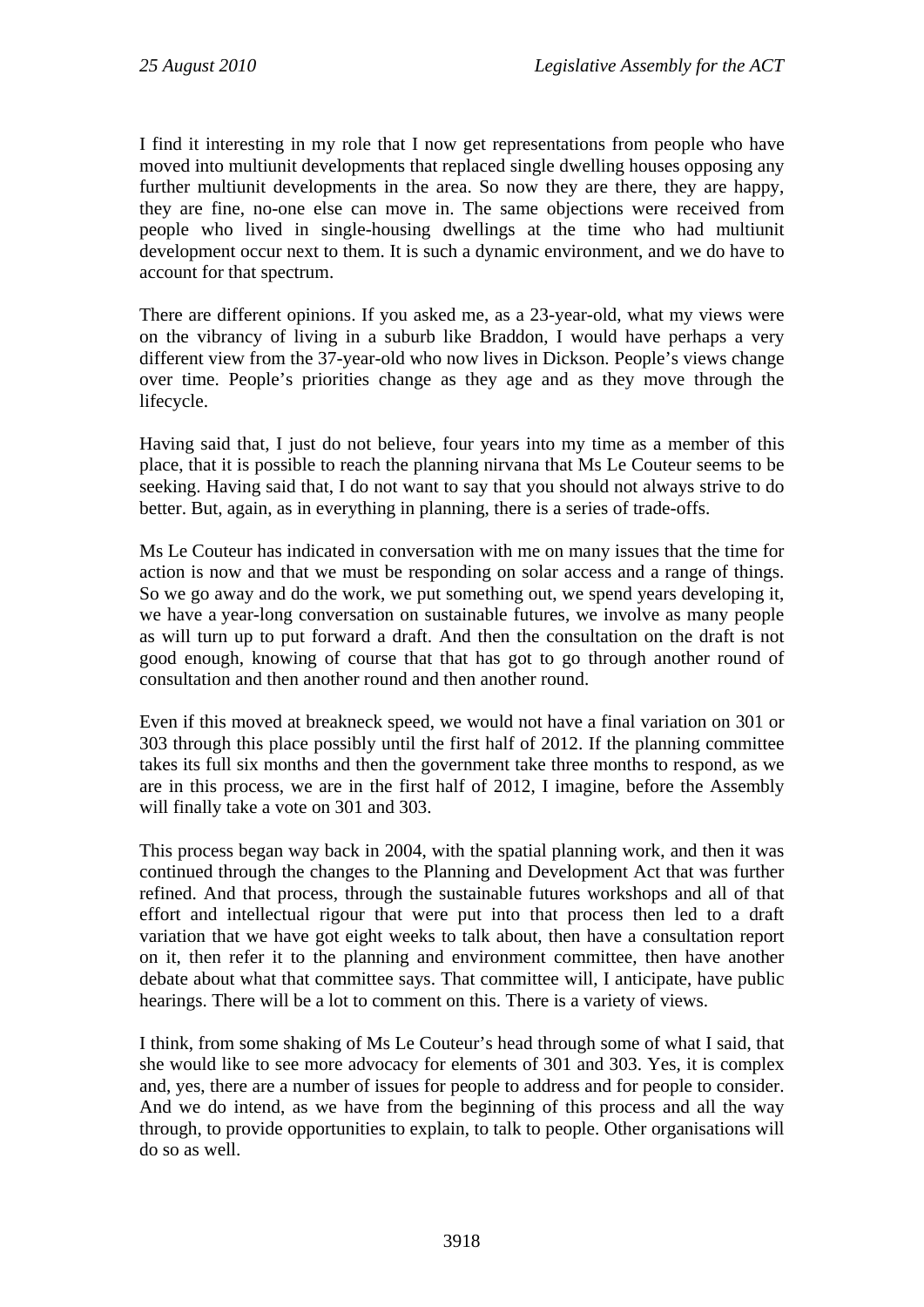I find it interesting in my role that I now get representations from people who have moved into multiunit developments that replaced single dwelling houses opposing any further multiunit developments in the area. So now they are there, they are happy, they are fine, no-one else can move in. The same objections were received from people who lived in single-housing dwellings at the time who had multiunit development occur next to them. It is such a dynamic environment, and we do have to account for that spectrum.

There are different opinions. If you asked me, as a 23-year-old, what my views were on the vibrancy of living in a suburb like Braddon, I would have perhaps a very different view from the 37-year-old who now lives in Dickson. People's views change over time. People's priorities change as they age and as they move through the lifecycle.

Having said that, I just do not believe, four years into my time as a member of this place, that it is possible to reach the planning nirvana that Ms Le Couteur seems to be seeking. Having said that, I do not want to say that you should not always strive to do better. But, again, as in everything in planning, there is a series of trade-offs.

Ms Le Couteur has indicated in conversation with me on many issues that the time for action is now and that we must be responding on solar access and a range of things. So we go away and do the work, we put something out, we spend years developing it, we have a year-long conversation on sustainable futures, we involve as many people as will turn up to put forward a draft. And then the consultation on the draft is not good enough, knowing of course that that has got to go through another round of consultation and then another round and then another round.

Even if this moved at breakneck speed, we would not have a final variation on 301 or 303 through this place possibly until the first half of 2012. If the planning committee takes its full six months and then the government take three months to respond, as we are in this process, we are in the first half of 2012, I imagine, before the Assembly will finally take a vote on 301 and 303.

This process began way back in 2004, with the spatial planning work, and then it was continued through the changes to the Planning and Development Act that was further refined. And that process, through the sustainable futures workshops and all of that effort and intellectual rigour that were put into that process then led to a draft variation that we have got eight weeks to talk about, then have a consultation report on it, then refer it to the planning and environment committee, then have another debate about what that committee says. That committee will, I anticipate, have public hearings. There will be a lot to comment on this. There is a variety of views.

I think, from some shaking of Ms Le Couteur's head through some of what I said, that she would like to see more advocacy for elements of 301 and 303. Yes, it is complex and, yes, there are a number of issues for people to address and for people to consider. And we do intend, as we have from the beginning of this process and all the way through, to provide opportunities to explain, to talk to people. Other organisations will do so as well.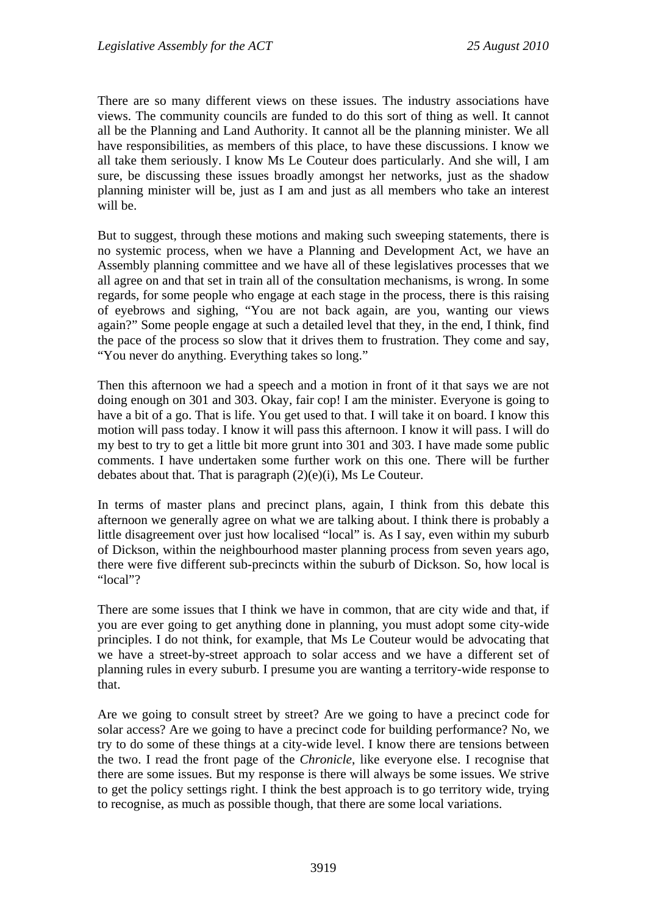There are so many different views on these issues. The industry associations have views. The community councils are funded to do this sort of thing as well. It cannot all be the Planning and Land Authority. It cannot all be the planning minister. We all have responsibilities, as members of this place, to have these discussions. I know we all take them seriously. I know Ms Le Couteur does particularly. And she will, I am sure, be discussing these issues broadly amongst her networks, just as the shadow planning minister will be, just as I am and just as all members who take an interest will be.

But to suggest, through these motions and making such sweeping statements, there is no systemic process, when we have a Planning and Development Act, we have an Assembly planning committee and we have all of these legislatives processes that we all agree on and that set in train all of the consultation mechanisms, is wrong. In some regards, for some people who engage at each stage in the process, there is this raising of eyebrows and sighing, "You are not back again, are you, wanting our views again?" Some people engage at such a detailed level that they, in the end, I think, find the pace of the process so slow that it drives them to frustration. They come and say, "You never do anything. Everything takes so long."

Then this afternoon we had a speech and a motion in front of it that says we are not doing enough on 301 and 303. Okay, fair cop! I am the minister. Everyone is going to have a bit of a go. That is life. You get used to that. I will take it on board. I know this motion will pass today. I know it will pass this afternoon. I know it will pass. I will do my best to try to get a little bit more grunt into 301 and 303. I have made some public comments. I have undertaken some further work on this one. There will be further debates about that. That is paragraph (2)(e)(i), Ms Le Couteur.

In terms of master plans and precinct plans, again, I think from this debate this afternoon we generally agree on what we are talking about. I think there is probably a little disagreement over just how localised "local" is. As I say, even within my suburb of Dickson, within the neighbourhood master planning process from seven years ago, there were five different sub-precincts within the suburb of Dickson. So, how local is "local"?

There are some issues that I think we have in common, that are city wide and that, if you are ever going to get anything done in planning, you must adopt some city-wide principles. I do not think, for example, that Ms Le Couteur would be advocating that we have a street-by-street approach to solar access and we have a different set of planning rules in every suburb. I presume you are wanting a territory-wide response to that.

Are we going to consult street by street? Are we going to have a precinct code for solar access? Are we going to have a precinct code for building performance? No, we try to do some of these things at a city-wide level. I know there are tensions between the two. I read the front page of the *Chronicle*, like everyone else. I recognise that there are some issues. But my response is there will always be some issues. We strive to get the policy settings right. I think the best approach is to go territory wide, trying to recognise, as much as possible though, that there are some local variations.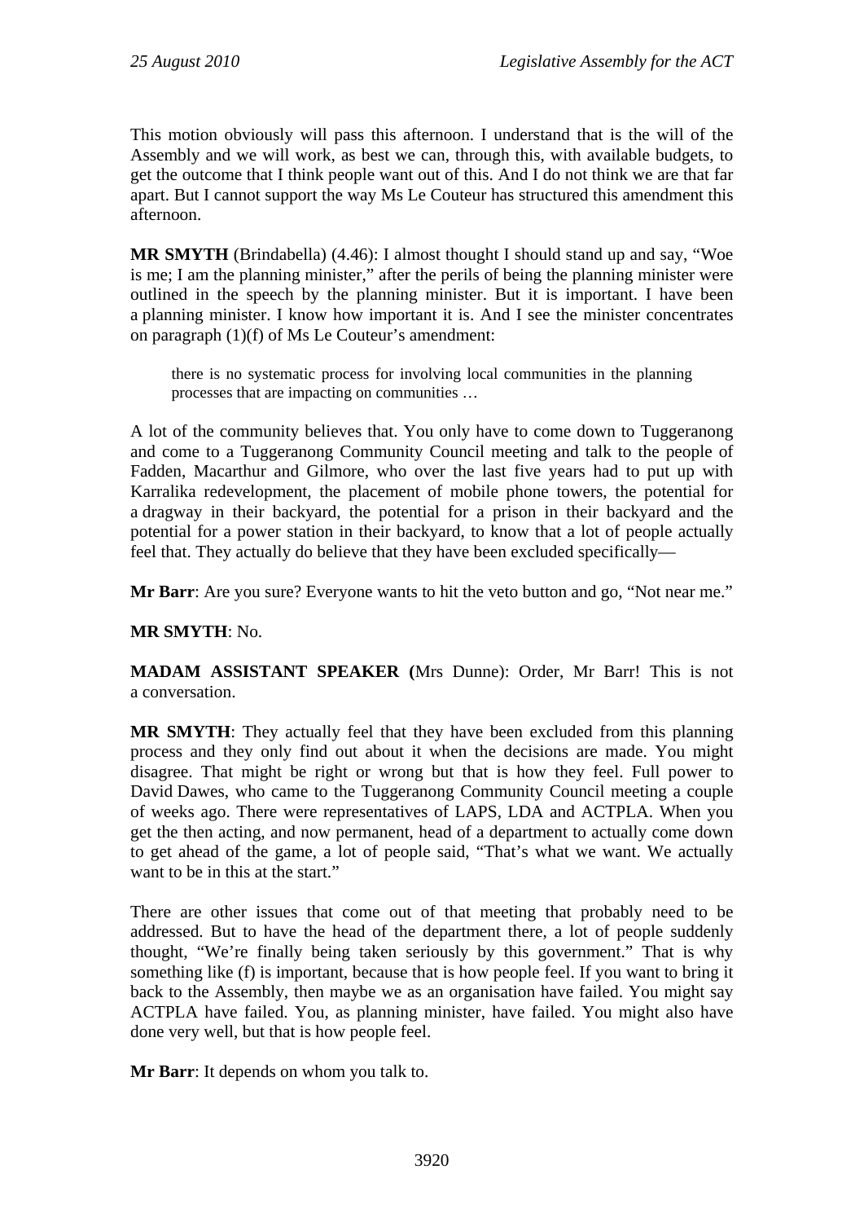This motion obviously will pass this afternoon. I understand that is the will of the Assembly and we will work, as best we can, through this, with available budgets, to get the outcome that I think people want out of this. And I do not think we are that far apart. But I cannot support the way Ms Le Couteur has structured this amendment this afternoon.

**MR SMYTH** (Brindabella) (4.46): I almost thought I should stand up and say, "Woe is me; I am the planning minister," after the perils of being the planning minister were outlined in the speech by the planning minister. But it is important. I have been a planning minister. I know how important it is. And I see the minister concentrates on paragraph (1)(f) of Ms Le Couteur's amendment:

> there is no systematic process for involving local communities in the planning processes that are impacting on communities …

A lot of the community believes that. You only have to come down to Tuggeranong and come to a Tuggeranong Community Council meeting and talk to the people of Fadden, Macarthur and Gilmore, who over the last five years had to put up with Karralika redevelopment, the placement of mobile phone towers, the potential for a dragway in their backyard, the potential for a prison in their backyard and the potential for a power station in their backyard, to know that a lot of people actually feel that. They actually do believe that they have been excluded specifically—

**Mr Barr**: Are you sure? Everyone wants to hit the veto button and go, "Not near me."

**MR SMYTH**: No.

**MADAM ASSISTANT SPEAKER (**Mrs Dunne): Order, Mr Barr! This is not a conversation.

**MR SMYTH**: They actually feel that they have been excluded from this planning process and they only find out about it when the decisions are made. You might disagree. That might be right or wrong but that is how they feel. Full power to David Dawes, who came to the Tuggeranong Community Council meeting a couple of weeks ago. There were representatives of LAPS, LDA and ACTPLA. When you get the then acting, and now permanent, head of a department to actually come down to get ahead of the game, a lot of people said, "That's what we want. We actually want to be in this at the start."

There are other issues that come out of that meeting that probably need to be addressed. But to have the head of the department there, a lot of people suddenly thought, "We're finally being taken seriously by this government." That is why something like (f) is important, because that is how people feel. If you want to bring it back to the Assembly, then maybe we as an organisation have failed. You might say ACTPLA have failed. You, as planning minister, have failed. You might also have done very well, but that is how people feel.

**Mr Barr**: It depends on whom you talk to.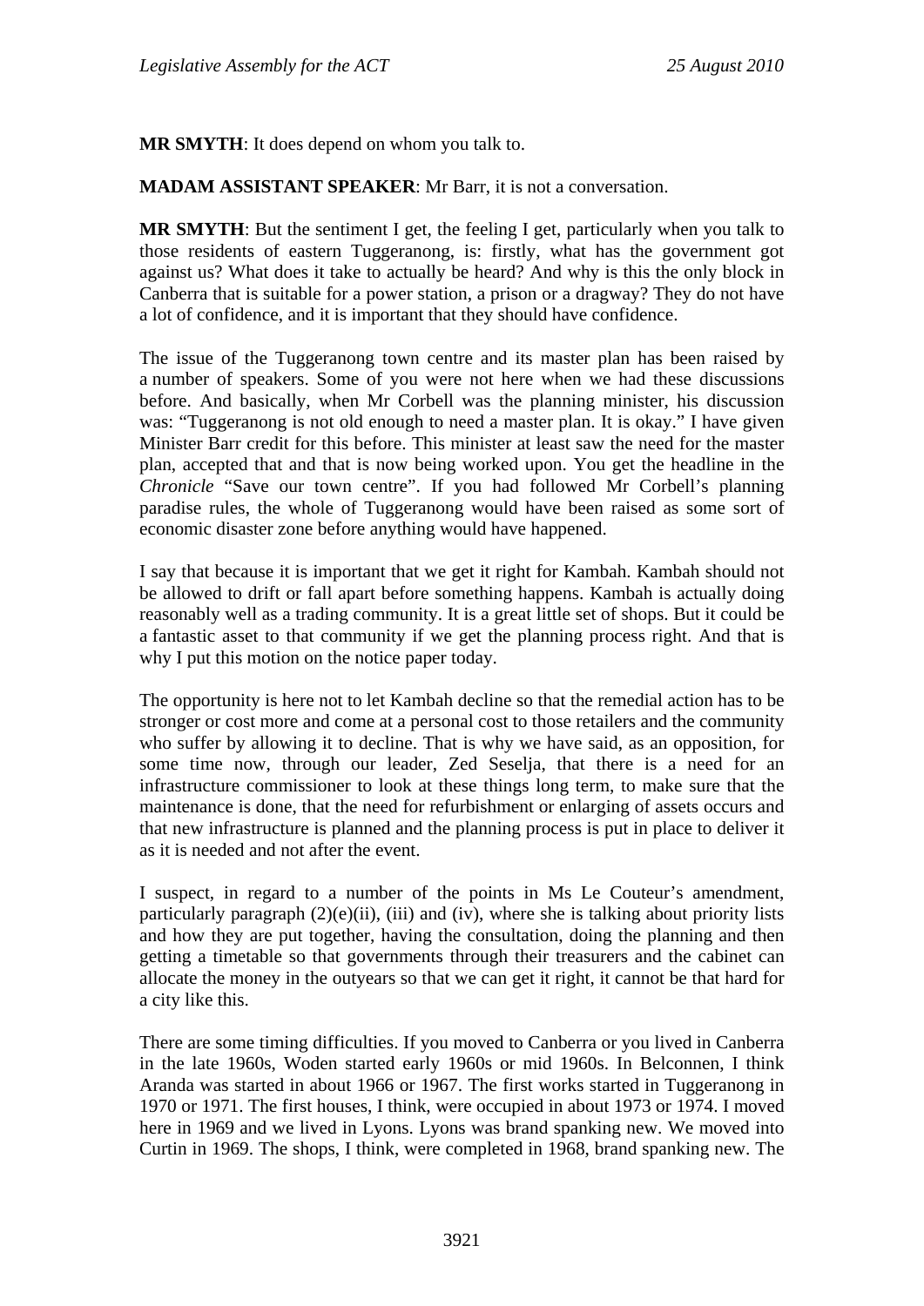**MR SMYTH**: It does depend on whom you talk to.

**MADAM ASSISTANT SPEAKER**: Mr Barr, it is not a conversation.

**MR SMYTH**: But the sentiment I get, the feeling I get, particularly when you talk to those residents of eastern Tuggeranong, is: firstly, what has the government got against us? What does it take to actually be heard? And why is this the only block in Canberra that is suitable for a power station, a prison or a dragway? They do not have a lot of confidence, and it is important that they should have confidence.

The issue of the Tuggeranong town centre and its master plan has been raised by a number of speakers. Some of you were not here when we had these discussions before. And basically, when Mr Corbell was the planning minister, his discussion was: "Tuggeranong is not old enough to need a master plan. It is okay." I have given Minister Barr credit for this before. This minister at least saw the need for the master plan, accepted that and that is now being worked upon. You get the headline in the *Chronicle* "Save our town centre". If you had followed Mr Corbell's planning paradise rules, the whole of Tuggeranong would have been raised as some sort of economic disaster zone before anything would have happened.

I say that because it is important that we get it right for Kambah. Kambah should not be allowed to drift or fall apart before something happens. Kambah is actually doing reasonably well as a trading community. It is a great little set of shops. But it could be a fantastic asset to that community if we get the planning process right. And that is why I put this motion on the notice paper today.

The opportunity is here not to let Kambah decline so that the remedial action has to be stronger or cost more and come at a personal cost to those retailers and the community who suffer by allowing it to decline. That is why we have said, as an opposition, for some time now, through our leader, Zed Seselja, that there is a need for an infrastructure commissioner to look at these things long term, to make sure that the maintenance is done, that the need for refurbishment or enlarging of assets occurs and that new infrastructure is planned and the planning process is put in place to deliver it as it is needed and not after the event.

I suspect, in regard to a number of the points in Ms Le Couteur's amendment, particularly paragraph (2)(e)(ii), (iii) and (iv), where she is talking about priority lists and how they are put together, having the consultation, doing the planning and then getting a timetable so that governments through their treasurers and the cabinet can allocate the money in the outyears so that we can get it right, it cannot be that hard for a city like this.

There are some timing difficulties. If you moved to Canberra or you lived in Canberra in the late 1960s, Woden started early 1960s or mid 1960s. In Belconnen, I think Aranda was started in about 1966 or 1967. The first works started in Tuggeranong in 1970 or 1971. The first houses, I think, were occupied in about 1973 or 1974. I moved here in 1969 and we lived in Lyons. Lyons was brand spanking new. We moved into Curtin in 1969. The shops, I think, were completed in 1968, brand spanking new. The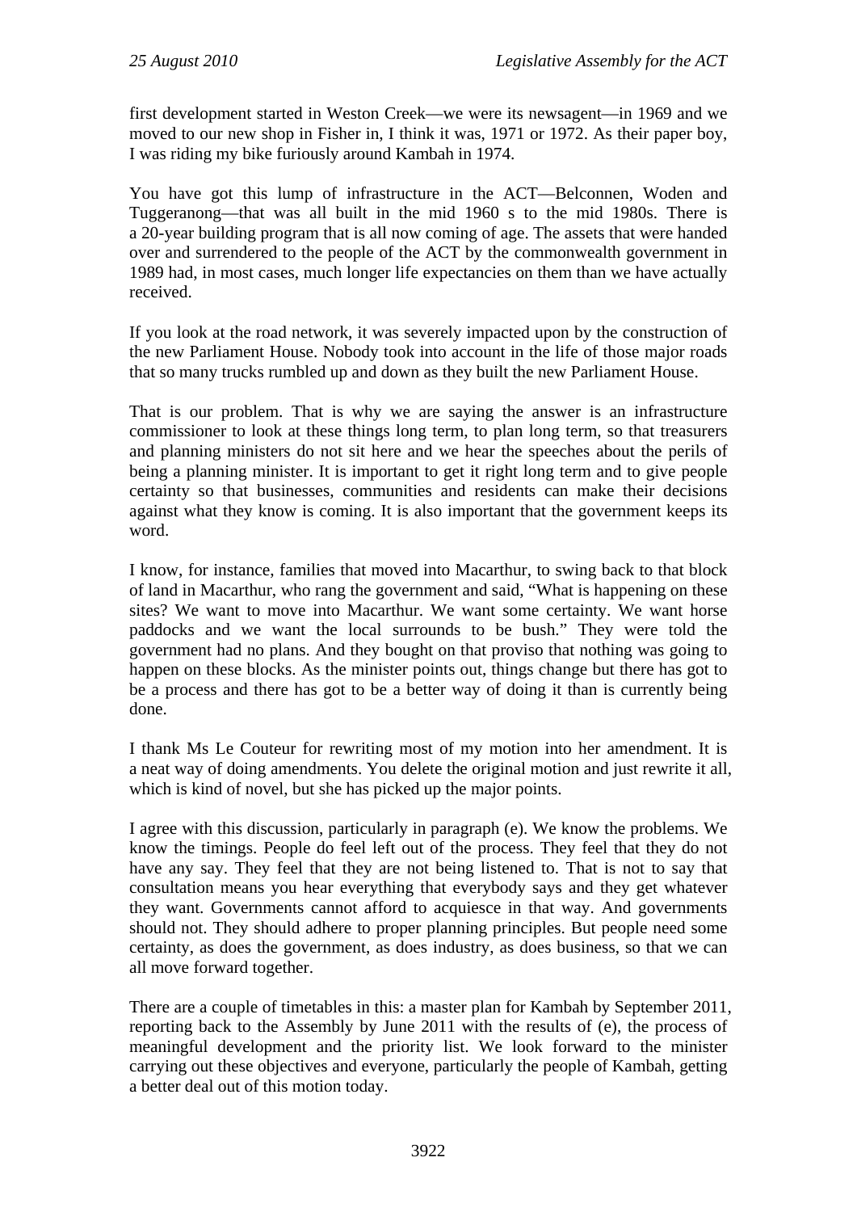first development started in Weston Creek—we were its newsagent—in 1969 and we moved to our new shop in Fisher in, I think it was, 1971 or 1972. As their paper boy, I was riding my bike furiously around Kambah in 1974.

You have got this lump of infrastructure in the ACT—Belconnen, Woden and Tuggeranong—that was all built in the mid 1960 s to the mid 1980s. There is a 20-year building program that is all now coming of age. The assets that were handed over and surrendered to the people of the ACT by the commonwealth government in 1989 had, in most cases, much longer life expectancies on them than we have actually received.

If you look at the road network, it was severely impacted upon by the construction of the new Parliament House. Nobody took into account in the life of those major roads that so many trucks rumbled up and down as they built the new Parliament House.

That is our problem. That is why we are saying the answer is an infrastructure commissioner to look at these things long term, to plan long term, so that treasurers and planning ministers do not sit here and we hear the speeches about the perils of being a planning minister. It is important to get it right long term and to give people certainty so that businesses, communities and residents can make their decisions against what they know is coming. It is also important that the government keeps its word.

I know, for instance, families that moved into Macarthur, to swing back to that block of land in Macarthur, who rang the government and said, "What is happening on these sites? We want to move into Macarthur. We want some certainty. We want horse paddocks and we want the local surrounds to be bush." They were told the government had no plans. And they bought on that proviso that nothing was going to happen on these blocks. As the minister points out, things change but there has got to be a process and there has got to be a better way of doing it than is currently being done.

I thank Ms Le Couteur for rewriting most of my motion into her amendment. It is a neat way of doing amendments. You delete the original motion and just rewrite it all, which is kind of novel, but she has picked up the major points.

I agree with this discussion, particularly in paragraph (e). We know the problems. We know the timings. People do feel left out of the process. They feel that they do not have any say. They feel that they are not being listened to. That is not to say that consultation means you hear everything that everybody says and they get whatever they want. Governments cannot afford to acquiesce in that way. And governments should not. They should adhere to proper planning principles. But people need some certainty, as does the government, as does industry, as does business, so that we can all move forward together.

There are a couple of timetables in this: a master plan for Kambah by September 2011, reporting back to the Assembly by June 2011 with the results of (e), the process of meaningful development and the priority list. We look forward to the minister carrying out these objectives and everyone, particularly the people of Kambah, getting a better deal out of this motion today.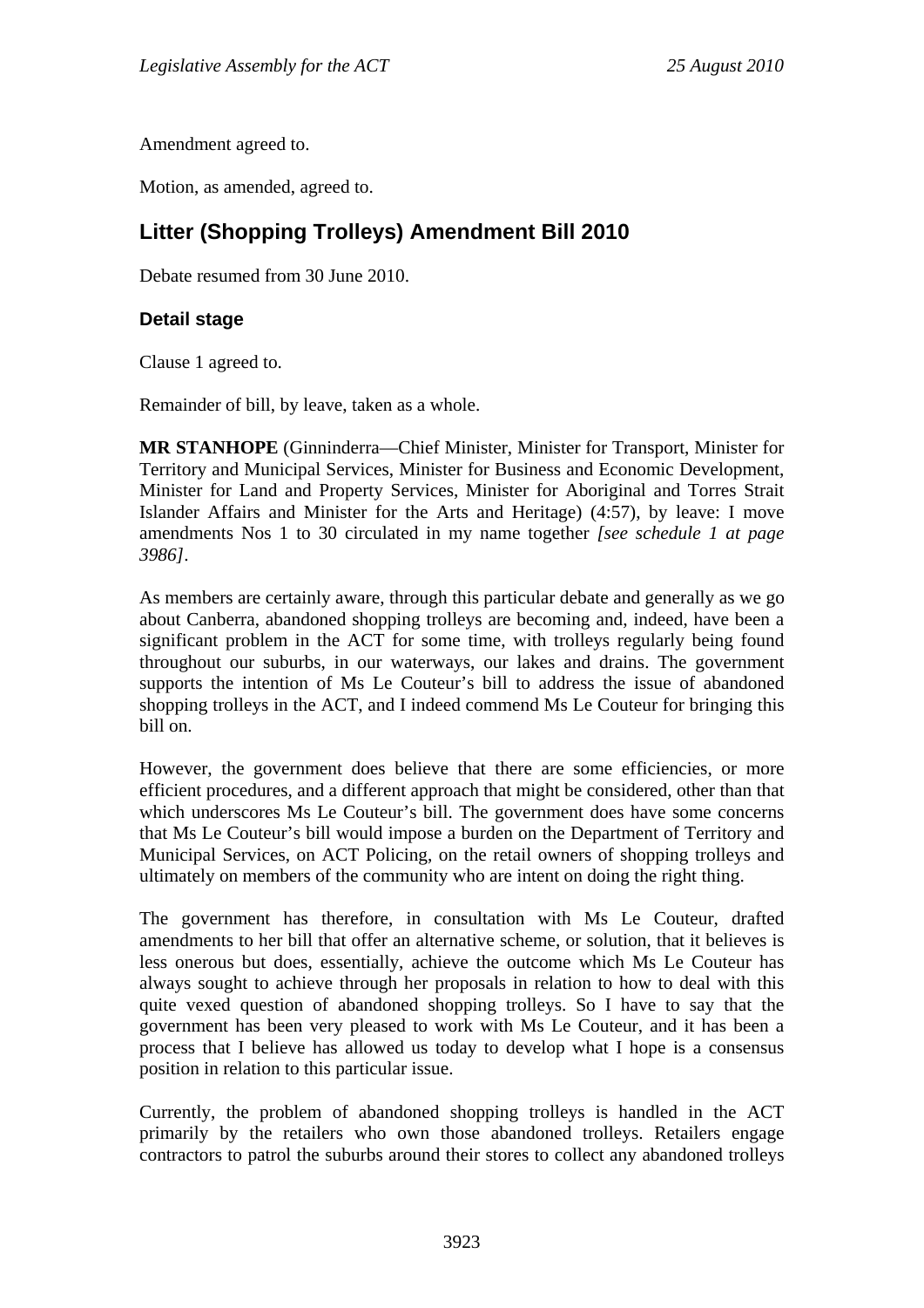Amendment agreed to.

Motion, as amended, agreed to.

## Litter (Shopping Trolleys) Amendment Bill 2010

Debate resumed from 30 June 2010.

### Detail stage

Clause 1 agreed to.

Remainder of bill, by leave, taken as a whole.

**MR STANHOPE** (Ginninderra—Chief Minister, Minister for Transport, Minister for Territory and Municipal Services, Minister for Business and Economic Development, Minister for Land and Property Services, Minister for Aboriginal and Torres Strait Islander Affairs and Minister for the Arts and Heritage) (4:57), by leave: I move amendments Nos 1 to 30 circulated in my name together *[see schedule 1 at page 3986]*.

As members are certainly aware, through this particular debate and generally as we go about Canberra, abandoned shopping trolleys are becoming and, indeed, have been a significant problem in the ACT for some time, with trolleys regularly being found throughout our suburbs, in our waterways, our lakes and drains. The government supports the intention of Ms Le Couteur's bill to address the issue of abandoned shopping trolleys in the ACT, and I indeed commend Ms Le Couteur for bringing this bill on.

However, the government does believe that there are some efficiencies, or more efficient procedures, and a different approach that might be considered, other than that which underscores Ms Le Couteur's bill. The government does have some concerns that Ms Le Couteur's bill would impose a burden on the Department of Territory and Municipal Services, on ACT Policing, on the retail owners of shopping trolleys and ultimately on members of the community who are intent on doing the right thing.

The government has therefore, in consultation with Ms Le Couteur, drafted amendments to her bill that offer an alternative scheme, or solution, that it believes is less onerous but does, essentially, achieve the outcome which Ms Le Couteur has always sought to achieve through her proposals in relation to how to deal with this quite vexed question of abandoned shopping trolleys. So I have to say that the government has been very pleased to work with Ms Le Couteur, and it has been a process that I believe has allowed us today to develop what I hope is a consensus position in relation to this particular issue.

Currently, the problem of abandoned shopping trolleys is handled in the ACT primarily by the retailers who own those abandoned trolleys. Retailers engage contractors to patrol the suburbs around their stores to collect any abandoned trolleys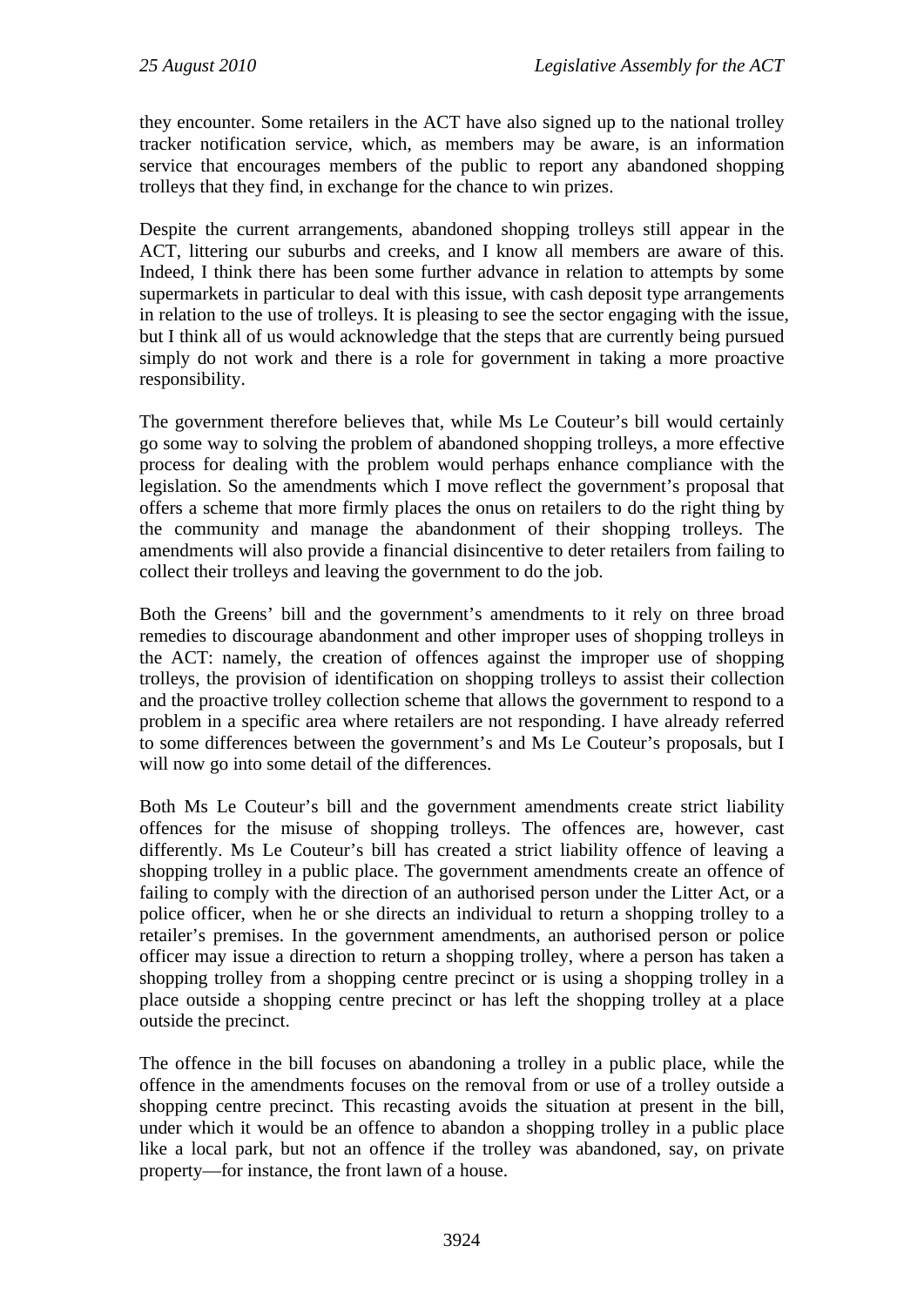they encounter. Some retailers in the ACT have also signed up to the national trolley tracker notification service, which, as members may be aware, is an information service that encourages members of the public to report any abandoned shopping trolleys that they find, in exchange for the chance to win prizes.

Despite the current arrangements, abandoned shopping trolleys still appear in the ACT, littering our suburbs and creeks, and I know all members are aware of this. Indeed, I think there has been some further advance in relation to attempts by some supermarkets in particular to deal with this issue, with cash deposit type arrangements in relation to the use of trolleys. It is pleasing to see the sector engaging with the issue, but I think all of us would acknowledge that the steps that are currently being pursued simply do not work and there is a role for government in taking a more proactive responsibility.

The government therefore believes that, while Ms Le Couteur's bill would certainly go some way to solving the problem of abandoned shopping trolleys, a more effective process for dealing with the problem would perhaps enhance compliance with the legislation. So the amendments which I move reflect the government's proposal that offers a scheme that more firmly places the onus on retailers to do the right thing by the community and manage the abandonment of their shopping trolleys. The amendments will also provide a financial disincentive to deter retailers from failing to collect their trolleys and leaving the government to do the job.

Both the Greens' bill and the government's amendments to it rely on three broad remedies to discourage abandonment and other improper uses of shopping trolleys in the ACT: namely, the creation of offences against the improper use of shopping trolleys, the provision of identification on shopping trolleys to assist their collection and the proactive trolley collection scheme that allows the government to respond to a problem in a specific area where retailers are not responding. I have already referred to some differences between the government's and Ms Le Couteur's proposals, but I will now go into some detail of the differences.

Both Ms Le Couteur's bill and the government amendments create strict liability offences for the misuse of shopping trolleys. The offences are, however, cast differently. Ms Le Couteur's bill has created a strict liability offence of leaving a shopping trolley in a public place. The government amendments create an offence of failing to comply with the direction of an authorised person under the Litter Act, or a police officer, when he or she directs an individual to return a shopping trolley to a retailer's premises. In the government amendments, an authorised person or police officer may issue a direction to return a shopping trolley, where a person has taken a shopping trolley from a shopping centre precinct or is using a shopping trolley in a place outside a shopping centre precinct or has left the shopping trolley at a place outside the precinct.

The offence in the bill focuses on abandoning a trolley in a public place, while the offence in the amendments focuses on the removal from or use of a trolley outside a shopping centre precinct. This recasting avoids the situation at present in the bill, under which it would be an offence to abandon a shopping trolley in a public place like a local park, but not an offence if the trolley was abandoned, say, on private property—for instance, the front lawn of a house.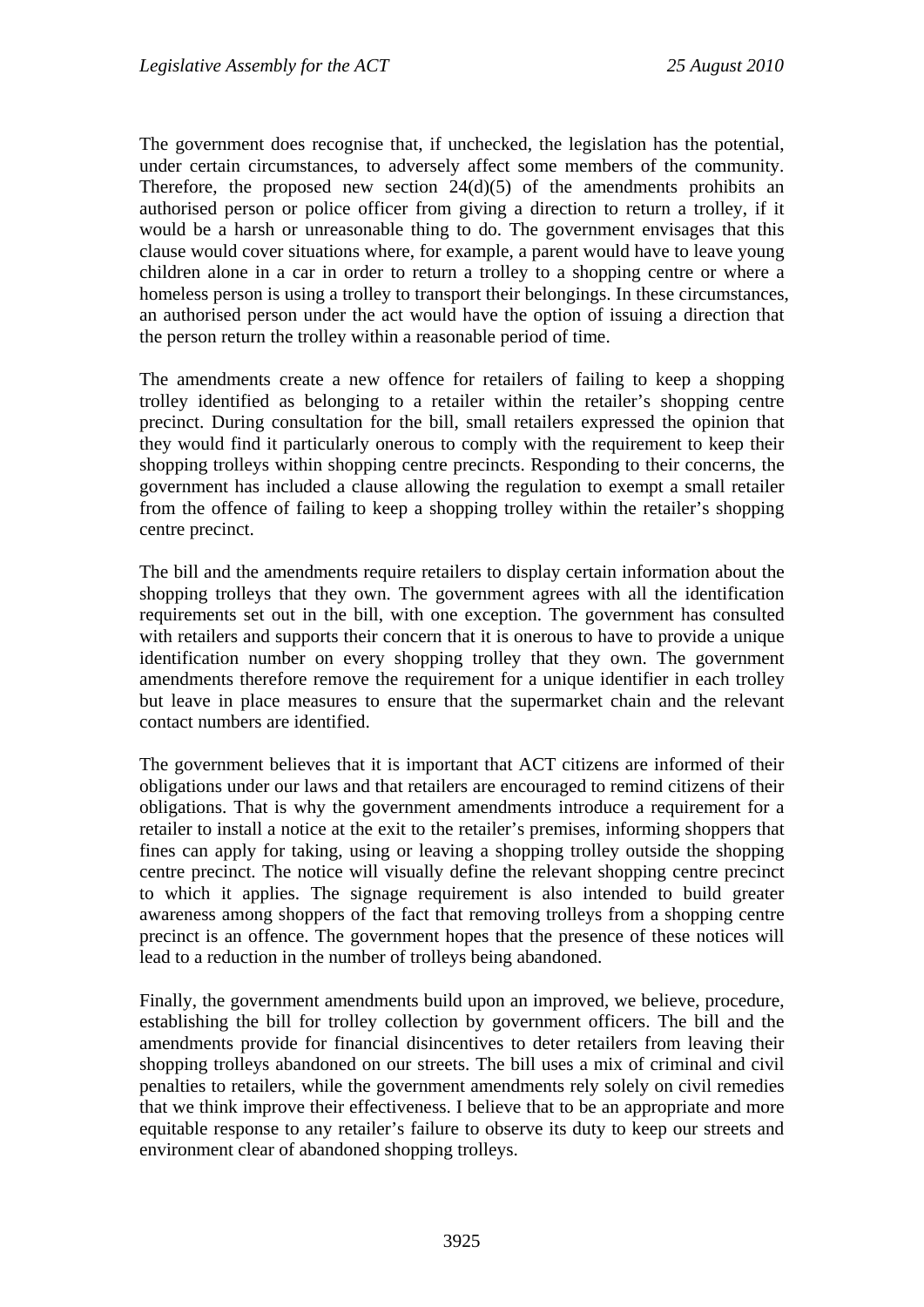The government does recognise that, if unchecked, the legislation has the potential, under certain circumstances, to adversely affect some members of the community. Therefore, the proposed new section 24(d)(5) of the amendments prohibits an authorised person or police officer from giving a direction to return a trolley, if it would be a harsh or unreasonable thing to do. The government envisages that this clause would cover situations where, for example, a parent would have to leave young children alone in a car in order to return a trolley to a shopping centre or where a homeless person is using a trolley to transport their belongings. In these circumstances, an authorised person under the act would have the option of issuing a direction that the person return the trolley within a reasonable period of time.

The amendments create a new offence for retailers of failing to keep a shopping trolley identified as belonging to a retailer within the retailer's shopping centre precinct. During consultation for the bill, small retailers expressed the opinion that they would find it particularly onerous to comply with the requirement to keep their shopping trolleys within shopping centre precincts. Responding to their concerns, the government has included a clause allowing the regulation to exempt a small retailer from the offence of failing to keep a shopping trolley within the retailer's shopping centre precinct.

The bill and the amendments require retailers to display certain information about the shopping trolleys that they own. The government agrees with all the identification requirements set out in the bill, with one exception. The government has consulted with retailers and supports their concern that it is onerous to have to provide a unique identification number on every shopping trolley that they own. The government amendments therefore remove the requirement for a unique identifier in each trolley but leave in place measures to ensure that the supermarket chain and the relevant contact numbers are identified.

The government believes that it is important that ACT citizens are informed of their obligations under our laws and that retailers are encouraged to remind citizens of their obligations. That is why the government amendments introduce a requirement for a retailer to install a notice at the exit to the retailer's premises, informing shoppers that fines can apply for taking, using or leaving a shopping trolley outside the shopping centre precinct. The notice will visually define the relevant shopping centre precinct to which it applies. The signage requirement is also intended to build greater awareness among shoppers of the fact that removing trolleys from a shopping centre precinct is an offence. The government hopes that the presence of these notices will lead to a reduction in the number of trolleys being abandoned.

Finally, the government amendments build upon an improved, we believe, procedure, establishing the bill for trolley collection by government officers. The bill and the amendments provide for financial disincentives to deter retailers from leaving their shopping trolleys abandoned on our streets. The bill uses a mix of criminal and civil penalties to retailers, while the government amendments rely solely on civil remedies that we think improve their effectiveness. I believe that to be an appropriate and more equitable response to any retailer's failure to observe its duty to keep our streets and environment clear of abandoned shopping trolleys.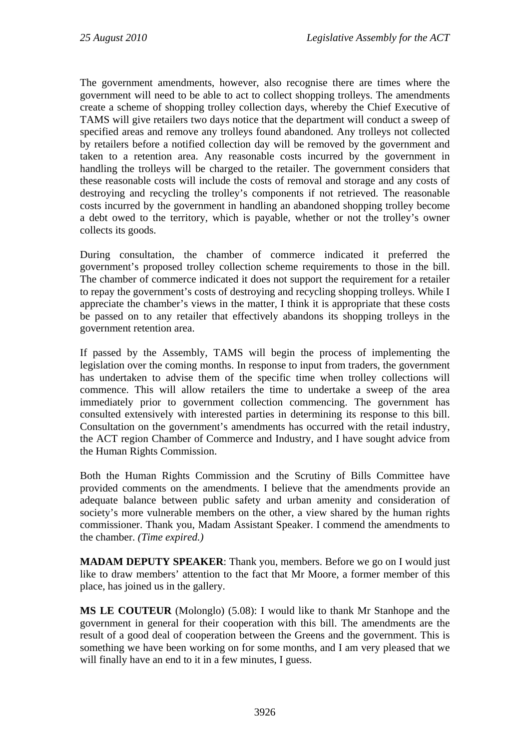The government amendments, however, also recognise there are times where the government will need to be able to act to collect shopping trolleys. The amendments create a scheme of shopping trolley collection days, whereby the Chief Executive of TAMS will give retailers two days notice that the department will conduct a sweep of specified areas and remove any trolleys found abandoned. Any trolleys not collected by retailers before a notified collection day will be removed by the government and taken to a retention area. Any reasonable costs incurred by the government in handling the trolleys will be charged to the retailer. The government considers that these reasonable costs will include the costs of removal and storage and any costs of destroying and recycling the trolley's components if not retrieved. The reasonable costs incurred by the government in handling an abandoned shopping trolley become a debt owed to the territory, which is payable, whether or not the trolley's owner collects its goods.

During consultation, the chamber of commerce indicated it preferred the government's proposed trolley collection scheme requirements to those in the bill. The chamber of commerce indicated it does not support the requirement for a retailer to repay the government's costs of destroying and recycling shopping trolleys. While I appreciate the chamber's views in the matter, I think it is appropriate that these costs be passed on to any retailer that effectively abandons its shopping trolleys in the government retention area.

If passed by the Assembly, TAMS will begin the process of implementing the legislation over the coming months. In response to input from traders, the government has undertaken to advise them of the specific time when trolley collections will commence. This will allow retailers the time to undertake a sweep of the area immediately prior to government collection commencing. The government has consulted extensively with interested parties in determining its response to this bill. Consultation on the government's amendments has occurred with the retail industry, the ACT region Chamber of Commerce and Industry, and I have sought advice from the Human Rights Commission.

Both the Human Rights Commission and the Scrutiny of Bills Committee have provided comments on the amendments. I believe that the amendments provide an adequate balance between public safety and urban amenity and consideration of society's more vulnerable members on the other, a view shared by the human rights commissioner. Thank you, Madam Assistant Speaker. I commend the amendments to the chamber. *(Time expired.)*

**MADAM DEPUTY SPEAKER**: Thank you, members. Before we go on I would just like to draw members' attention to the fact that Mr Moore, a former member of this place, has joined us in the gallery.

**MS LE COUTEUR** (Molonglo) (5.08): I would like to thank Mr Stanhope and the government in general for their cooperation with this bill. The amendments are the result of a good deal of cooperation between the Greens and the government. This is something we have been working on for some months, and I am very pleased that we will finally have an end to it in a few minutes, I guess.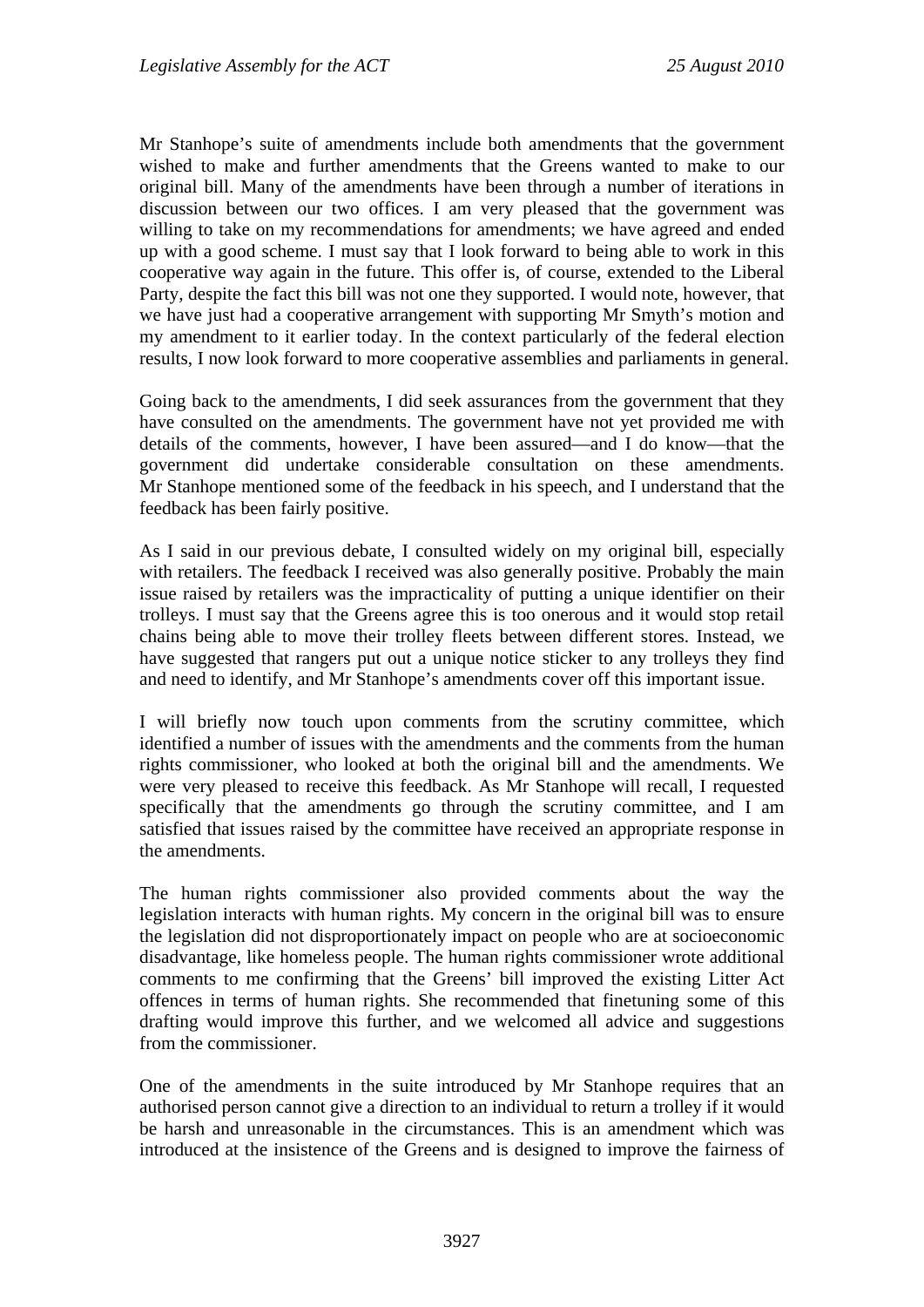Mr Stanhope's suite of amendments include both amendments that the government wished to make and further amendments that the Greens wanted to make to our original bill. Many of the amendments have been through a number of iterations in discussion between our two offices. I am very pleased that the government was willing to take on my recommendations for amendments; we have agreed and ended up with a good scheme. I must say that I look forward to being able to work in this cooperative way again in the future. This offer is, of course, extended to the Liberal Party, despite the fact this bill was not one they supported. I would note, however, that we have just had a cooperative arrangement with supporting Mr Smyth's motion and my amendment to it earlier today. In the context particularly of the federal election results, I now look forward to more cooperative assemblies and parliaments in general.

Going back to the amendments, I did seek assurances from the government that they have consulted on the amendments. The government have not yet provided me with details of the comments, however, I have been assured—and I do know—that the government did undertake considerable consultation on these amendments. Mr Stanhope mentioned some of the feedback in his speech, and I understand that the feedback has been fairly positive.

As I said in our previous debate, I consulted widely on my original bill, especially with retailers. The feedback I received was also generally positive. Probably the main issue raised by retailers was the impracticality of putting a unique identifier on their trolleys. I must say that the Greens agree this is too onerous and it would stop retail chains being able to move their trolley fleets between different stores. Instead, we have suggested that rangers put out a unique notice sticker to any trolleys they find and need to identify, and Mr Stanhope's amendments cover off this important issue.

I will briefly now touch upon comments from the scrutiny committee, which identified a number of issues with the amendments and the comments from the human rights commissioner, who looked at both the original bill and the amendments. We were very pleased to receive this feedback. As Mr Stanhope will recall, I requested specifically that the amendments go through the scrutiny committee, and I am satisfied that issues raised by the committee have received an appropriate response in the amendments.

The human rights commissioner also provided comments about the way the legislation interacts with human rights. My concern in the original bill was to ensure the legislation did not disproportionately impact on people who are at socioeconomic disadvantage, like homeless people. The human rights commissioner wrote additional comments to me confirming that the Greens' bill improved the existing Litter Act offences in terms of human rights. She recommended that finetuning some of this drafting would improve this further, and we welcomed all advice and suggestions from the commissioner.

One of the amendments in the suite introduced by Mr Stanhope requires that an authorised person cannot give a direction to an individual to return a trolley if it would be harsh and unreasonable in the circumstances. This is an amendment which was introduced at the insistence of the Greens and is designed to improve the fairness of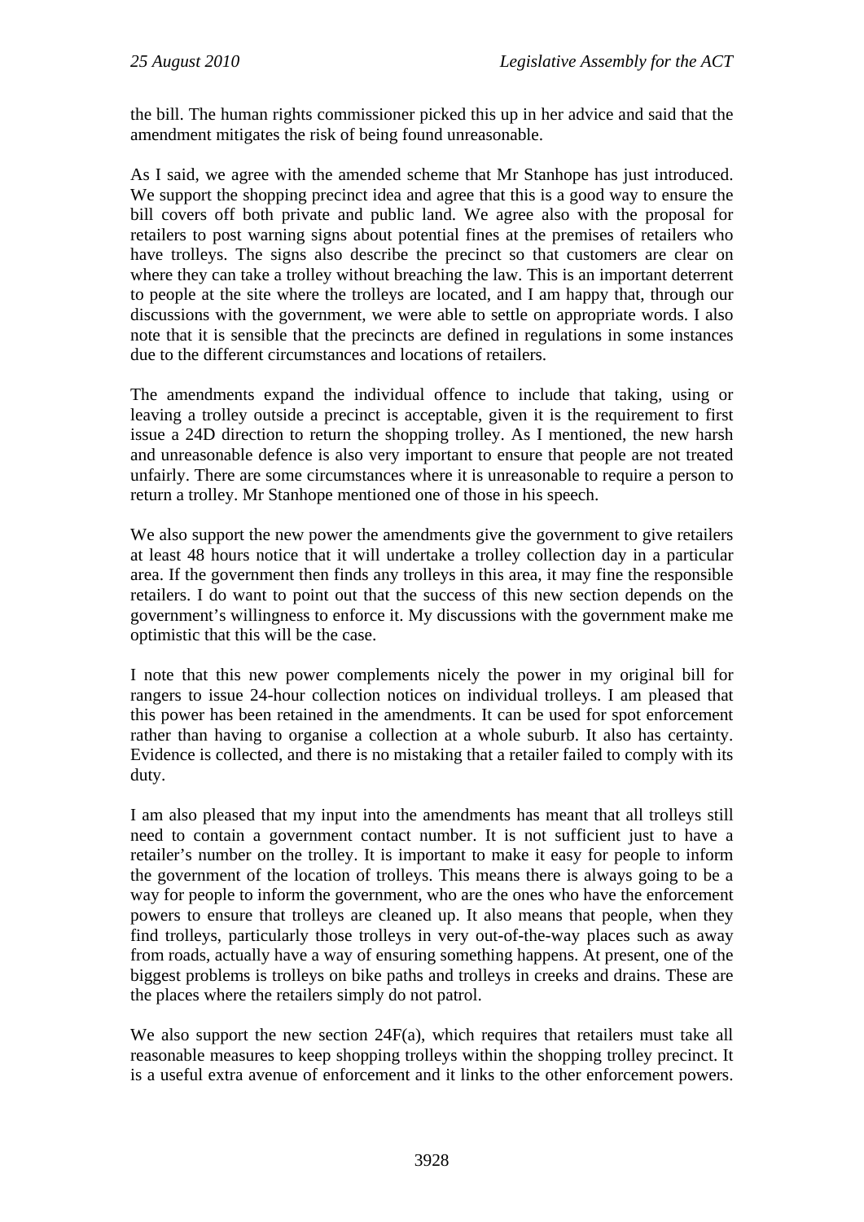the bill. The human rights commissioner picked this up in her advice and said that the amendment mitigates the risk of being found unreasonable.

As I said, we agree with the amended scheme that Mr Stanhope has just introduced. We support the shopping precinct idea and agree that this is a good way to ensure the bill covers off both private and public land. We agree also with the proposal for retailers to post warning signs about potential fines at the premises of retailers who have trolleys. The signs also describe the precinct so that customers are clear on where they can take a trolley without breaching the law. This is an important deterrent to people at the site where the trolleys are located, and I am happy that, through our discussions with the government, we were able to settle on appropriate words. I also note that it is sensible that the precincts are defined in regulations in some instances due to the different circumstances and locations of retailers.

The amendments expand the individual offence to include that taking, using or leaving a trolley outside a precinct is acceptable, given it is the requirement to first issue a 24D direction to return the shopping trolley. As I mentioned, the new harsh and unreasonable defence is also very important to ensure that people are not treated unfairly. There are some circumstances where it is unreasonable to require a person to return a trolley. Mr Stanhope mentioned one of those in his speech.

We also support the new power the amendments give the government to give retailers at least 48 hours notice that it will undertake a trolley collection day in a particular area. If the government then finds any trolleys in this area, it may fine the responsible retailers. I do want to point out that the success of this new section depends on the government's willingness to enforce it. My discussions with the government make me optimistic that this will be the case.

I note that this new power complements nicely the power in my original bill for rangers to issue 24-hour collection notices on individual trolleys. I am pleased that this power has been retained in the amendments. It can be used for spot enforcement rather than having to organise a collection at a whole suburb. It also has certainty. Evidence is collected, and there is no mistaking that a retailer failed to comply with its duty.

I am also pleased that my input into the amendments has meant that all trolleys still need to contain a government contact number. It is not sufficient just to have a retailer's number on the trolley. It is important to make it easy for people to inform the government of the location of trolleys. This means there is always going to be a way for people to inform the government, who are the ones who have the enforcement powers to ensure that trolleys are cleaned up. It also means that people, when they find trolleys, particularly those trolleys in very out-of-the-way places such as away from roads, actually have a way of ensuring something happens. At present, one of the biggest problems is trolleys on bike paths and trolleys in creeks and drains. These are the places where the retailers simply do not patrol.

We also support the new section 24F(a), which requires that retailers must take all reasonable measures to keep shopping trolleys within the shopping trolley precinct. It is a useful extra avenue of enforcement and it links to the other enforcement powers.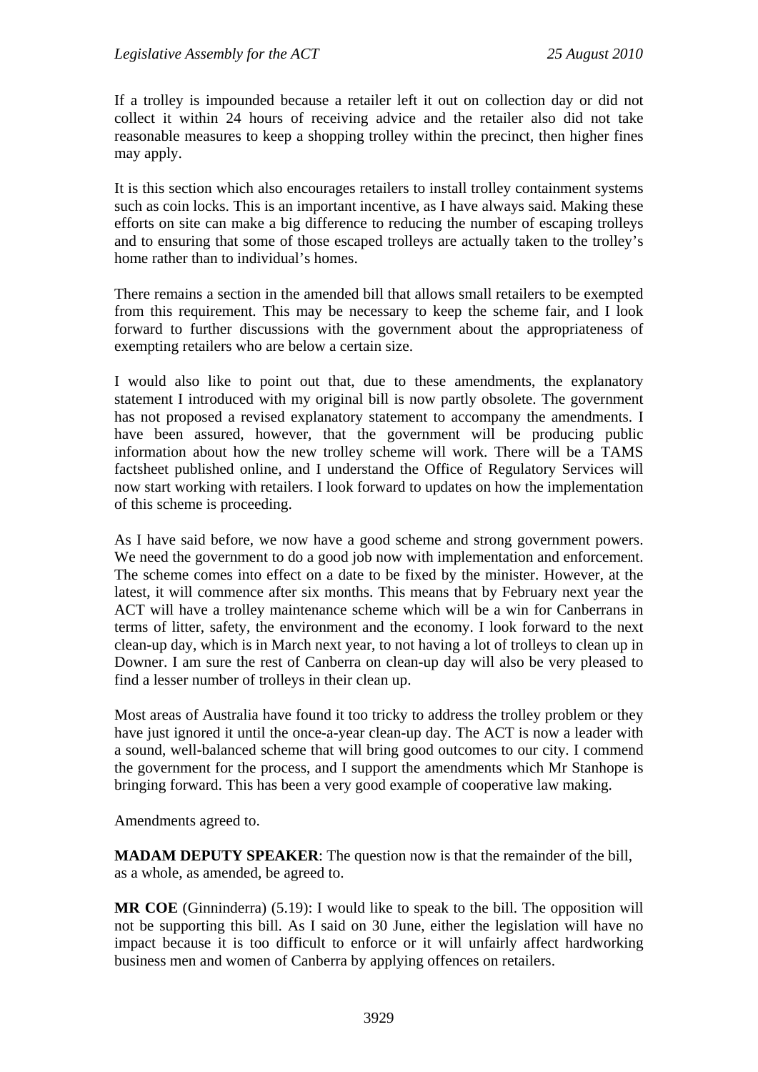If a trolley is impounded because a retailer left it out on collection day or did not collect it within 24 hours of receiving advice and the retailer also did not take reasonable measures to keep a shopping trolley within the precinct, then higher fines may apply.

It is this section which also encourages retailers to install trolley containment systems such as coin locks. This is an important incentive, as I have always said. Making these efforts on site can make a big difference to reducing the number of escaping trolleys and to ensuring that some of those escaped trolleys are actually taken to the trolley's home rather than to individual's homes.

There remains a section in the amended bill that allows small retailers to be exempted from this requirement. This may be necessary to keep the scheme fair, and I look forward to further discussions with the government about the appropriateness of exempting retailers who are below a certain size.

I would also like to point out that, due to these amendments, the explanatory statement I introduced with my original bill is now partly obsolete. The government has not proposed a revised explanatory statement to accompany the amendments. I have been assured, however, that the government will be producing public information about how the new trolley scheme will work. There will be a TAMS factsheet published online, and I understand the Office of Regulatory Services will now start working with retailers. I look forward to updates on how the implementation of this scheme is proceeding.

As I have said before, we now have a good scheme and strong government powers. We need the government to do a good job now with implementation and enforcement. The scheme comes into effect on a date to be fixed by the minister. However, at the latest, it will commence after six months. This means that by February next year the ACT will have a trolley maintenance scheme which will be a win for Canberrans in terms of litter, safety, the environment and the economy. I look forward to the next clean-up day, which is in March next year, to not having a lot of trolleys to clean up in Downer. I am sure the rest of Canberra on clean-up day will also be very pleased to find a lesser number of trolleys in their clean up.

Most areas of Australia have found it too tricky to address the trolley problem or they have just ignored it until the once-a-year clean-up day. The ACT is now a leader with a sound, well-balanced scheme that will bring good outcomes to our city. I commend the government for the process, and I support the amendments which Mr Stanhope is bringing forward. This has been a very good example of cooperative law making.

Amendments agreed to.

**MADAM DEPUTY SPEAKER**: The question now is that the remainder of the bill, as a whole, as amended, be agreed to.

**MR COE** (Ginninderra) (5.19): I would like to speak to the bill. The opposition will not be supporting this bill. As I said on 30 June, either the legislation will have no impact because it is too difficult to enforce or it will unfairly affect hardworking business men and women of Canberra by applying offences on retailers.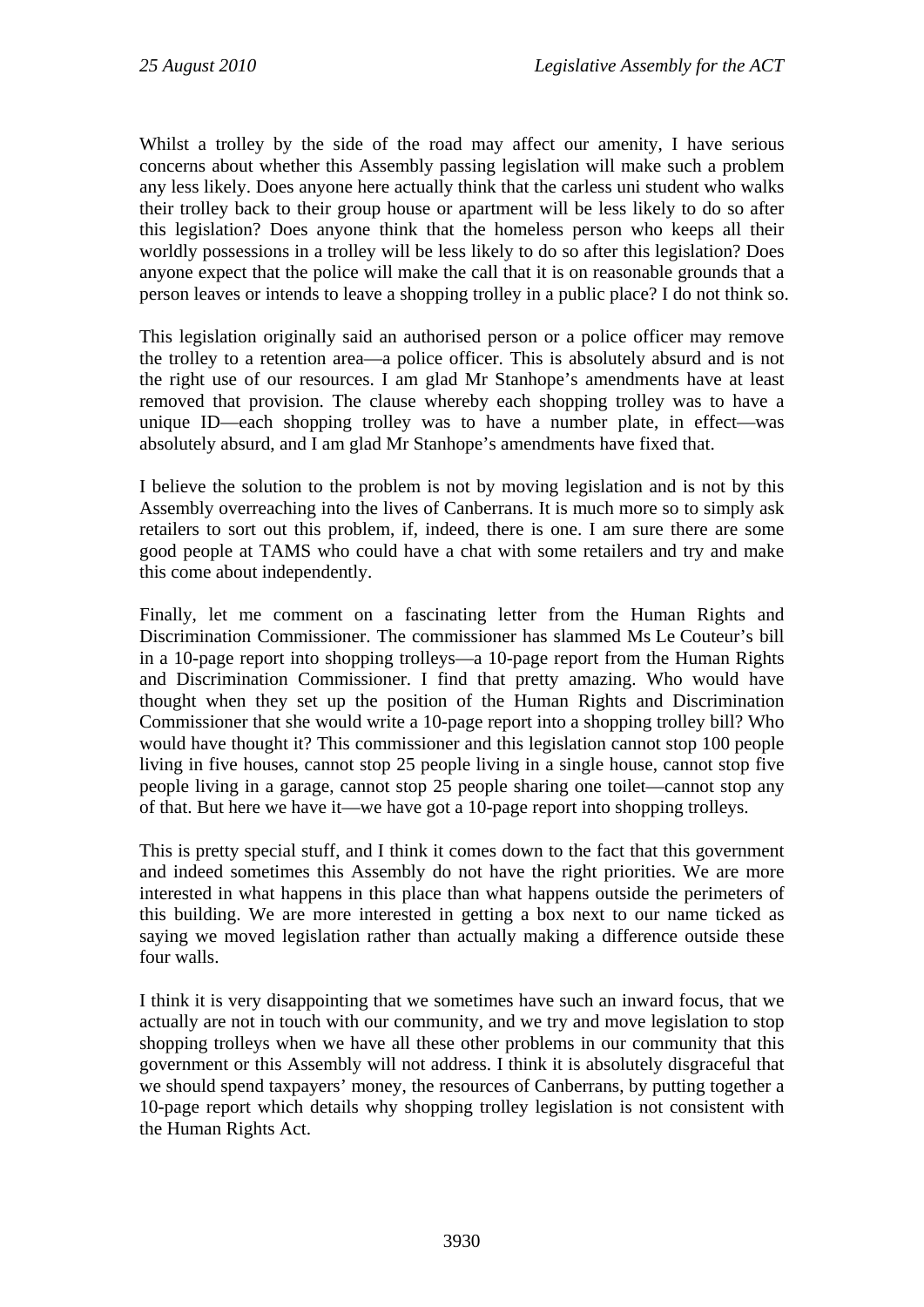Whilst a trolley by the side of the road may affect our amenity, I have serious concerns about whether this Assembly passing legislation will make such a problem any less likely. Does anyone here actually think that the carless uni student who walks their trolley back to their group house or apartment will be less likely to do so after this legislation? Does anyone think that the homeless person who keeps all their worldly possessions in a trolley will be less likely to do so after this legislation? Does anyone expect that the police will make the call that it is on reasonable grounds that a person leaves or intends to leave a shopping trolley in a public place? I do not think so.

This legislation originally said an authorised person or a police officer may remove the trolley to a retention area—a police officer. This is absolutely absurd and is not the right use of our resources. I am glad Mr Stanhope's amendments have at least removed that provision. The clause whereby each shopping trolley was to have a unique ID—each shopping trolley was to have a number plate, in effect—was absolutely absurd, and I am glad Mr Stanhope's amendments have fixed that.

I believe the solution to the problem is not by moving legislation and is not by this Assembly overreaching into the lives of Canberrans. It is much more so to simply ask retailers to sort out this problem, if, indeed, there is one. I am sure there are some good people at TAMS who could have a chat with some retailers and try and make this come about independently.

Finally, let me comment on a fascinating letter from the Human Rights and Discrimination Commissioner. The commissioner has slammed Ms Le Couteur's bill in a 10-page report into shopping trolleys—a 10-page report from the Human Rights and Discrimination Commissioner. I find that pretty amazing. Who would have thought when they set up the position of the Human Rights and Discrimination Commissioner that she would write a 10-page report into a shopping trolley bill? Who would have thought it? This commissioner and this legislation cannot stop 100 people living in five houses, cannot stop 25 people living in a single house, cannot stop five people living in a garage, cannot stop 25 people sharing one toilet—cannot stop any of that. But here we have it—we have got a 10-page report into shopping trolleys.

This is pretty special stuff, and I think it comes down to the fact that this government and indeed sometimes this Assembly do not have the right priorities. We are more interested in what happens in this place than what happens outside the perimeters of this building. We are more interested in getting a box next to our name ticked as saying we moved legislation rather than actually making a difference outside these four walls.

I think it is very disappointing that we sometimes have such an inward focus, that we actually are not in touch with our community, and we try and move legislation to stop shopping trolleys when we have all these other problems in our community that this government or this Assembly will not address. I think it is absolutely disgraceful that we should spend taxpayers' money, the resources of Canberrans, by putting together a 10-page report which details why shopping trolley legislation is not consistent with the Human Rights Act.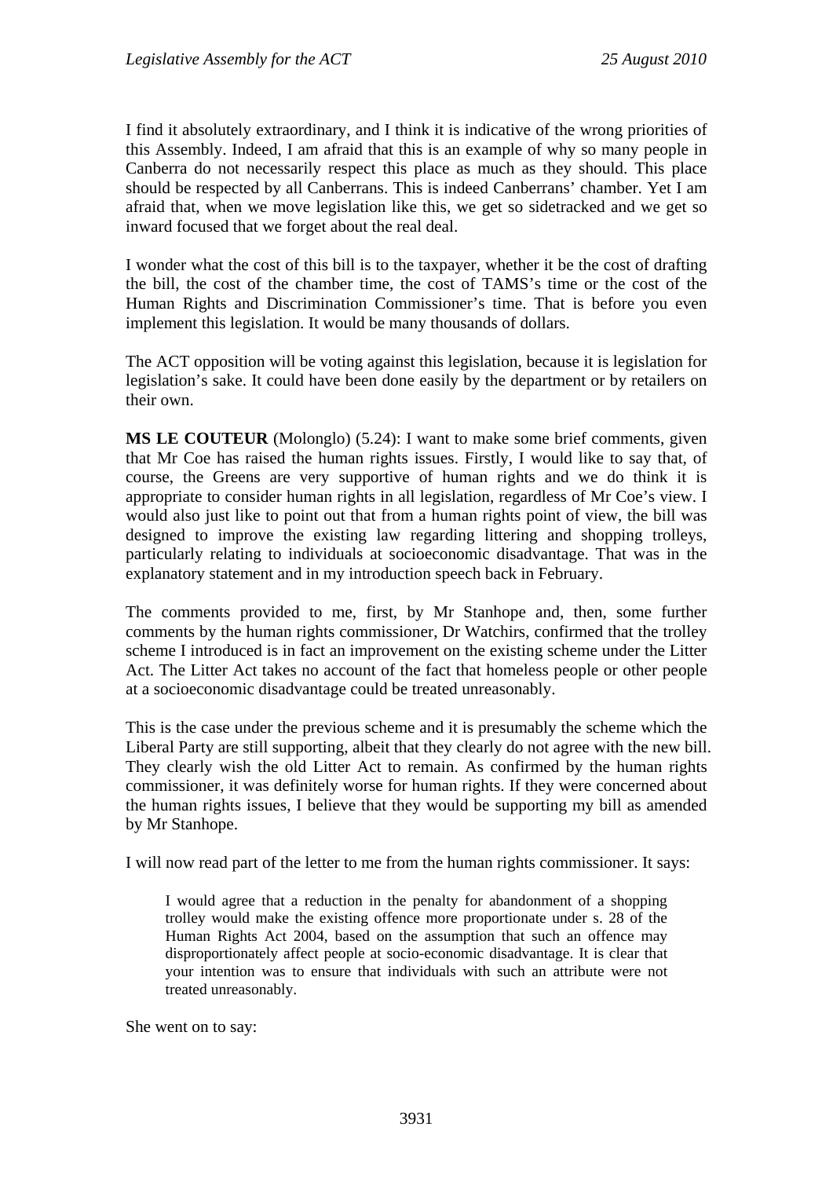I find it absolutely extraordinary, and I think it is indicative of the wrong priorities of this Assembly. Indeed, I am afraid that this is an example of why so many people in Canberra do not necessarily respect this place as much as they should. This place should be respected by all Canberrans. This is indeed Canberrans' chamber. Yet I am afraid that, when we move legislation like this, we get so sidetracked and we get so inward focused that we forget about the real deal.

I wonder what the cost of this bill is to the taxpayer, whether it be the cost of drafting the bill, the cost of the chamber time, the cost of TAMS's time or the cost of the Human Rights and Discrimination Commissioner's time. That is before you even implement this legislation. It would be many thousands of dollars.

The ACT opposition will be voting against this legislation, because it is legislation for legislation's sake. It could have been done easily by the department or by retailers on their own.

**MS LE COUTEUR** (Molonglo) (5.24): I want to make some brief comments, given that Mr Coe has raised the human rights issues. Firstly, I would like to say that, of course, the Greens are very supportive of human rights and we do think it is appropriate to consider human rights in all legislation, regardless of Mr Coe's view. I would also just like to point out that from a human rights point of view, the bill was designed to improve the existing law regarding littering and shopping trolleys, particularly relating to individuals at socioeconomic disadvantage. That was in the explanatory statement and in my introduction speech back in February.

The comments provided to me, first, by Mr Stanhope and, then, some further comments by the human rights commissioner, Dr Watchirs, confirmed that the trolley scheme I introduced is in fact an improvement on the existing scheme under the Litter Act. The Litter Act takes no account of the fact that homeless people or other people at a socioeconomic disadvantage could be treated unreasonably.

This is the case under the previous scheme and it is presumably the scheme which the Liberal Party are still supporting, albeit that they clearly do not agree with the new bill. They clearly wish the old Litter Act to remain. As confirmed by the human rights commissioner, it was definitely worse for human rights. If they were concerned about the human rights issues, I believe that they would be supporting my bill as amended by Mr Stanhope.

I will now read part of the letter to me from the human rights commissioner. It says:

> I would agree that a reduction in the penalty for abandonment of a shopping trolley would make the existing offence more proportionate under s. 28 of the Human Rights Act 2004, based on the assumption that such an offence may disproportionately affect people at socio-economic disadvantage. It is clear that your intention was to ensure that individuals with such an attribute were not treated unreasonably.

She went on to say: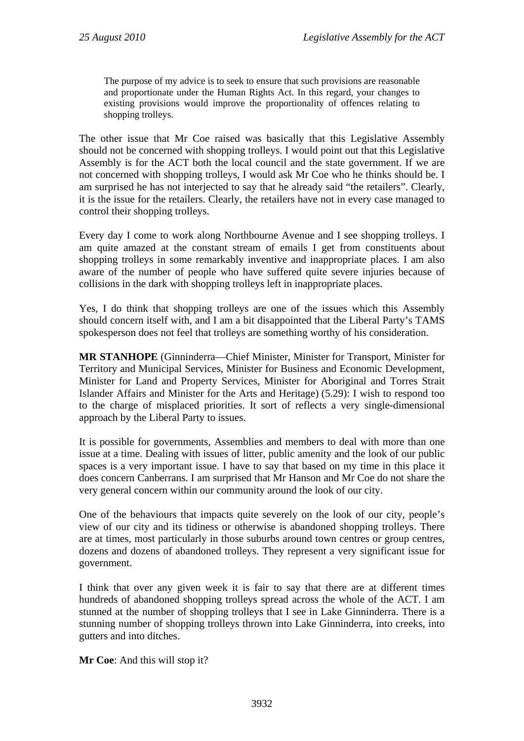> The purpose of my advice is to seek to ensure that such provisions are reasonable and proportionate under the Human Rights Act. In this regard, your changes to existing provisions would improve the proportionality of offences relating to shopping trolleys.

The other issue that Mr Coe raised was basically that this Legislative Assembly should not be concerned with shopping trolleys. I would point out that this Legislative Assembly is for the ACT both the local council and the state government. If we are not concerned with shopping trolleys, I would ask Mr Coe who he thinks should be. I am surprised he has not interjected to say that he already said "the retailers". Clearly, it is the issue for the retailers. Clearly, the retailers have not in every case managed to control their shopping trolleys.

Every day I come to work along Northbourne Avenue and I see shopping trolleys. I am quite amazed at the constant stream of emails I get from constituents about shopping trolleys in some remarkably inventive and inappropriate places. I am also aware of the number of people who have suffered quite severe injuries because of collisions in the dark with shopping trolleys left in inappropriate places.

Yes, I do think that shopping trolleys are one of the issues which this Assembly should concern itself with, and I am a bit disappointed that the Liberal Party's TAMS spokesperson does not feel that trolleys are something worthy of his consideration.

**MR STANHOPE** (Ginninderra—Chief Minister, Minister for Transport, Minister for Territory and Municipal Services, Minister for Business and Economic Development, Minister for Land and Property Services, Minister for Aboriginal and Torres Strait Islander Affairs and Minister for the Arts and Heritage) (5.29): I wish to respond too to the charge of misplaced priorities. It sort of reflects a very single-dimensional approach by the Liberal Party to issues.

It is possible for governments, Assemblies and members to deal with more than one issue at a time. Dealing with issues of litter, public amenity and the look of our public spaces is a very important issue. I have to say that based on my time in this place it does concern Canberrans. I am surprised that Mr Hanson and Mr Coe do not share the very general concern within our community around the look of our city.

One of the behaviours that impacts quite severely on the look of our city, people's view of our city and its tidiness or otherwise is abandoned shopping trolleys. There are at times, most particularly in those suburbs around town centres or group centres, dozens and dozens of abandoned trolleys. They represent a very significant issue for government.

I think that over any given week it is fair to say that there are at different times hundreds of abandoned shopping trolleys spread across the whole of the ACT. I am stunned at the number of shopping trolleys that I see in Lake Ginninderra. There is a stunning number of shopping trolleys thrown into Lake Ginninderra, into creeks, into gutters and into ditches.

**Mr Coe**: And this will stop it?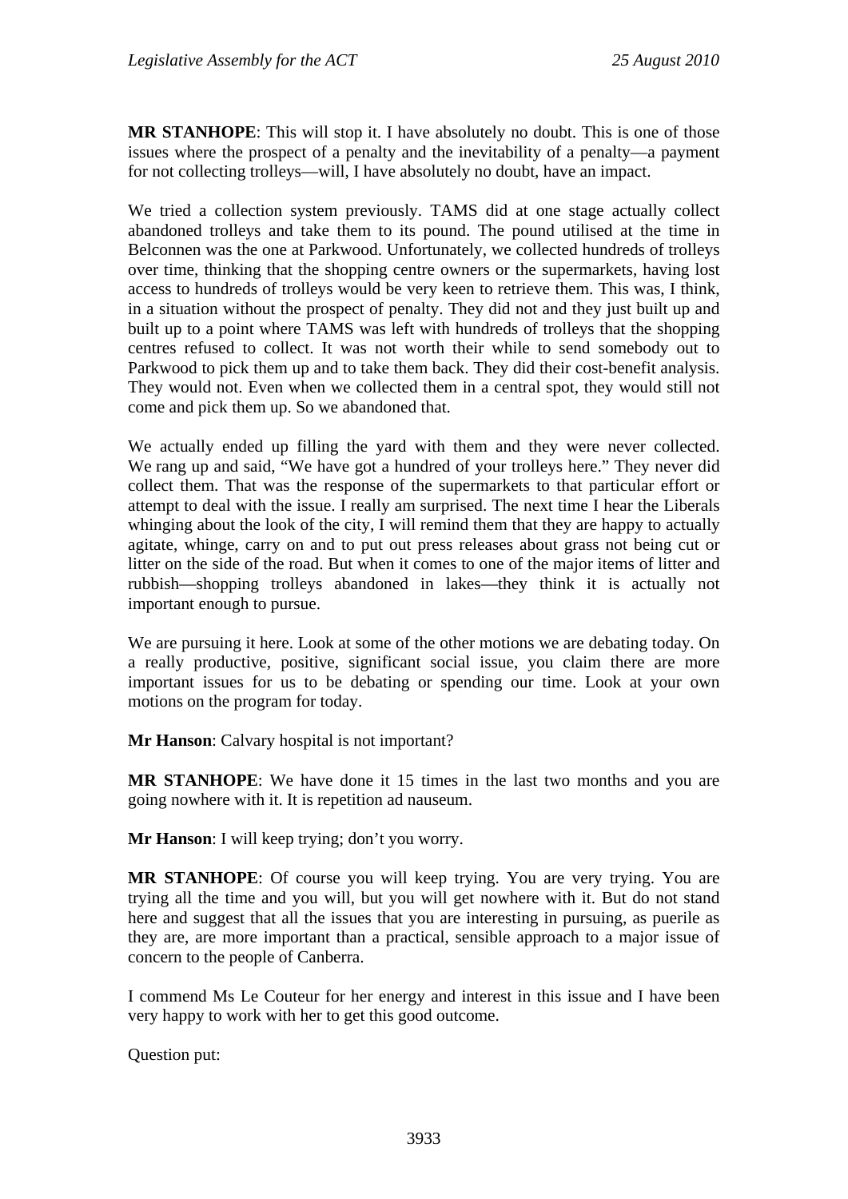**MR STANHOPE**: This will stop it. I have absolutely no doubt. This is one of those issues where the prospect of a penalty and the inevitability of a penalty—a payment for not collecting trolleys—will, I have absolutely no doubt, have an impact.

We tried a collection system previously. TAMS did at one stage actually collect abandoned trolleys and take them to its pound. The pound utilised at the time in Belconnen was the one at Parkwood. Unfortunately, we collected hundreds of trolleys over time, thinking that the shopping centre owners or the supermarkets, having lost access to hundreds of trolleys would be very keen to retrieve them. This was, I think, in a situation without the prospect of penalty. They did not and they just built up and built up to a point where TAMS was left with hundreds of trolleys that the shopping centres refused to collect. It was not worth their while to send somebody out to Parkwood to pick them up and to take them back. They did their cost-benefit analysis. They would not. Even when we collected them in a central spot, they would still not come and pick them up. So we abandoned that.

We actually ended up filling the yard with them and they were never collected. We rang up and said, "We have got a hundred of your trolleys here." They never did collect them. That was the response of the supermarkets to that particular effort or attempt to deal with the issue. I really am surprised. The next time I hear the Liberals whinging about the look of the city, I will remind them that they are happy to actually agitate, whinge, carry on and to put out press releases about grass not being cut or litter on the side of the road. But when it comes to one of the major items of litter and rubbish—shopping trolleys abandoned in lakes—they think it is actually not important enough to pursue.

We are pursuing it here. Look at some of the other motions we are debating today. On a really productive, positive, significant social issue, you claim there are more important issues for us to be debating or spending our time. Look at your own motions on the program for today.

**Mr Hanson**: Calvary hospital is not important?

**MR STANHOPE**: We have done it 15 times in the last two months and you are going nowhere with it. It is repetition ad nauseum.

**Mr Hanson**: I will keep trying; don't you worry.

**MR STANHOPE**: Of course you will keep trying. You are very trying. You are trying all the time and you will, but you will get nowhere with it. But do not stand here and suggest that all the issues that you are interesting in pursuing, as puerile as they are, are more important than a practical, sensible approach to a major issue of concern to the people of Canberra.

I commend Ms Le Couteur for her energy and interest in this issue and I have been very happy to work with her to get this good outcome.

Question put: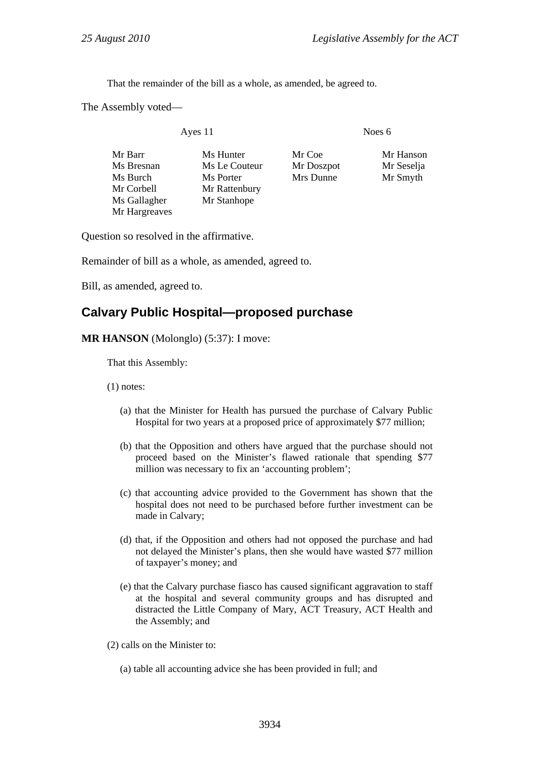That the remainder of the bill as a whole, as amended, be agreed to.

The Assembly voted—

| Ayes 11 | | Noes 6 | |
|---|---|---|---|
| Mr Barr | Ms Hunter | Mr Coe | Mr Hanson |
| Ms Bresnan | Ms Le Couteur | Mr Doszpot | Mr Seselja |
| Ms Burch | Ms Porter | Mrs Dunne | Mr Smyth |
| Mr Corbell | Mr Rattenbury | | |
| Ms Gallagher | Mr Stanhope | | |
| Mr Hargreaves | | | |

Question so resolved in the affirmative.

Remainder of bill as a whole, as amended, agreed to.

Bill, as amended, agreed to.

## Calvary Public Hospital—proposed purchase

**MR HANSON** (Molonglo) (5:37): I move:

That this Assembly:

(1) notes:

(a) that the Minister for Health has pursued the purchase of Calvary Public Hospital for two years at a proposed price of approximately $77 million;

(b) that the Opposition and others have argued that the purchase should not proceed based on the Minister's flawed rationale that spending $77 million was necessary to fix an 'accounting problem';

(c) that accounting advice provided to the Government has shown that the hospital does not need to be purchased before further investment can be made in Calvary;

(d) that, if the Opposition and others had not opposed the purchase and had not delayed the Minister's plans, then she would have wasted $77 million of taxpayer's money; and

(e) that the Calvary purchase fiasco has caused significant aggravation to staff at the hospital and several community groups and has disrupted and distracted the Little Company of Mary, ACT Treasury, ACT Health and the Assembly; and

(2) calls on the Minister to:

(a) table all accounting advice she has been provided in full; and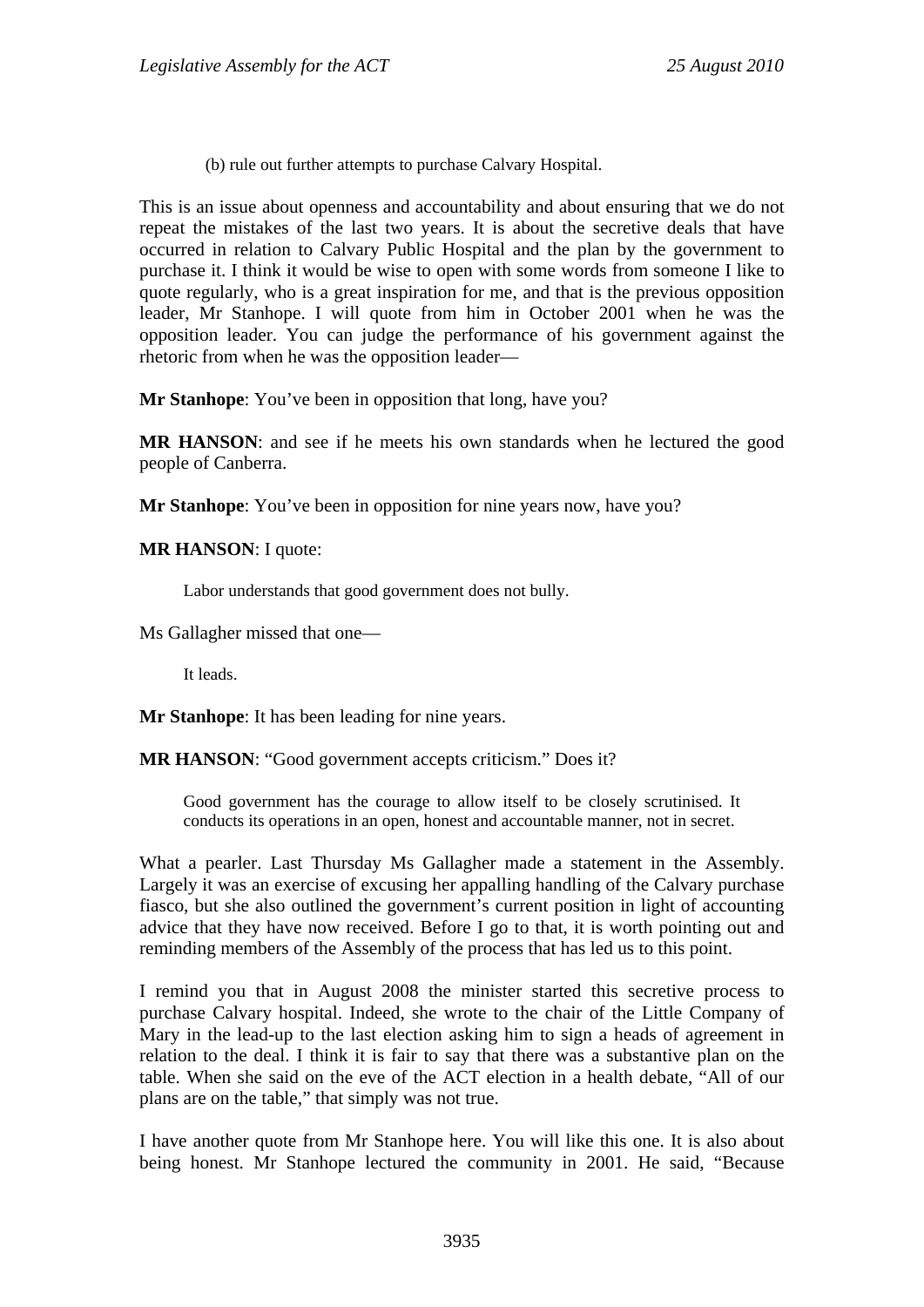(b) rule out further attempts to purchase Calvary Hospital.

This is an issue about openness and accountability and about ensuring that we do not repeat the mistakes of the last two years. It is about the secretive deals that have occurred in relation to Calvary Public Hospital and the plan by the government to purchase it. I think it would be wise to open with some words from someone I like to quote regularly, who is a great inspiration for me, and that is the previous opposition leader, Mr Stanhope. I will quote from him in October 2001 when he was the opposition leader. You can judge the performance of his government against the rhetoric from when he was the opposition leader—

**Mr Stanhope**: You've been in opposition that long, have you?

**MR HANSON**: and see if he meets his own standards when he lectured the good people of Canberra.

**Mr Stanhope**: You've been in opposition for nine years now, have you?

**MR HANSON**: I quote:

> Labor understands that good government does not bully.

Ms Gallagher missed that one—

> It leads.

**Mr Stanhope**: It has been leading for nine years.

**MR HANSON**: "Good government accepts criticism." Does it?

> Good government has the courage to allow itself to be closely scrutinised. It conducts its operations in an open, honest and accountable manner, not in secret.

What a pearler. Last Thursday Ms Gallagher made a statement in the Assembly. Largely it was an exercise of excusing her appalling handling of the Calvary purchase fiasco, but she also outlined the government's current position in light of accounting advice that they have now received. Before I go to that, it is worth pointing out and reminding members of the Assembly of the process that has led us to this point.

I remind you that in August 2008 the minister started this secretive process to purchase Calvary hospital. Indeed, she wrote to the chair of the Little Company of Mary in the lead-up to the last election asking him to sign a heads of agreement in relation to the deal. I think it is fair to say that there was a substantive plan on the table. When she said on the eve of the ACT election in a health debate, "All of our plans are on the table," that simply was not true.

I have another quote from Mr Stanhope here. You will like this one. It is also about being honest. Mr Stanhope lectured the community in 2001. He said, "Because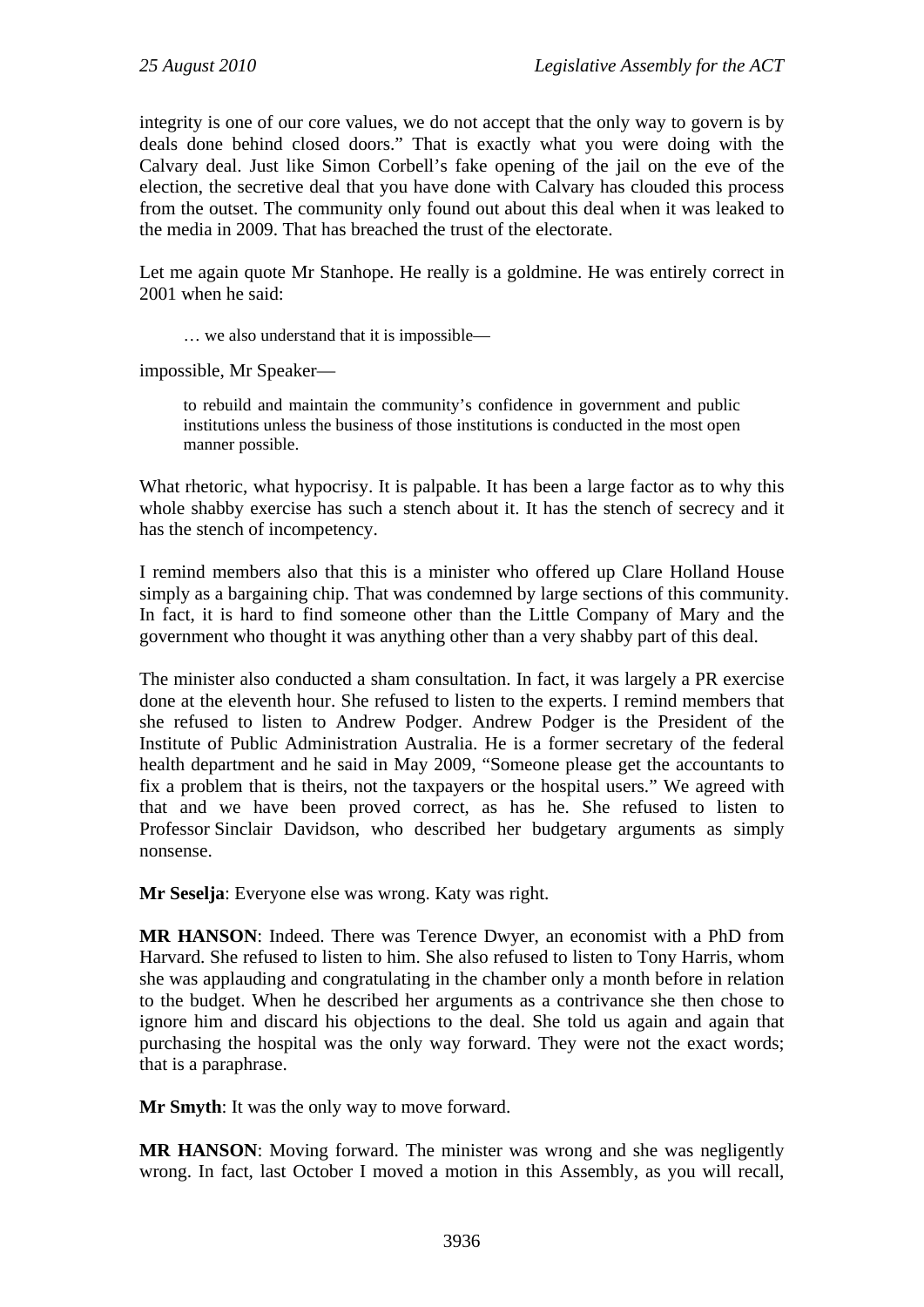integrity is one of our core values, we do not accept that the only way to govern is by deals done behind closed doors." That is exactly what you were doing with the Calvary deal. Just like Simon Corbell's fake opening of the jail on the eve of the election, the secretive deal that you have done with Calvary has clouded this process from the outset. The community only found out about this deal when it was leaked to the media in 2009. That has breached the trust of the electorate.

Let me again quote Mr Stanhope. He really is a goldmine. He was entirely correct in 2001 when he said:

> … we also understand that it is impossible—

impossible, Mr Speaker—

> to rebuild and maintain the community's confidence in government and public institutions unless the business of those institutions is conducted in the most open manner possible.

What rhetoric, what hypocrisy. It is palpable. It has been a large factor as to why this whole shabby exercise has such a stench about it. It has the stench of secrecy and it has the stench of incompetency.

I remind members also that this is a minister who offered up Clare Holland House simply as a bargaining chip. That was condemned by large sections of this community. In fact, it is hard to find someone other than the Little Company of Mary and the government who thought it was anything other than a very shabby part of this deal.

The minister also conducted a sham consultation. In fact, it was largely a PR exercise done at the eleventh hour. She refused to listen to the experts. I remind members that she refused to listen to Andrew Podger. Andrew Podger is the President of the Institute of Public Administration Australia. He is a former secretary of the federal health department and he said in May 2009, "Someone please get the accountants to fix a problem that is theirs, not the taxpayers or the hospital users." We agreed with that and we have been proved correct, as has he. She refused to listen to Professor Sinclair Davidson, who described her budgetary arguments as simply nonsense.

**Mr Seselja**: Everyone else was wrong. Katy was right.

**MR HANSON**: Indeed. There was Terence Dwyer, an economist with a PhD from Harvard. She refused to listen to him. She also refused to listen to Tony Harris, whom she was applauding and congratulating in the chamber only a month before in relation to the budget. When he described her arguments as a contrivance she then chose to ignore him and discard his objections to the deal. She told us again and again that purchasing the hospital was the only way forward. They were not the exact words; that is a paraphrase.

**Mr Smyth**: It was the only way to move forward.

**MR HANSON**: Moving forward. The minister was wrong and she was negligently wrong. In fact, last October I moved a motion in this Assembly, as you will recall,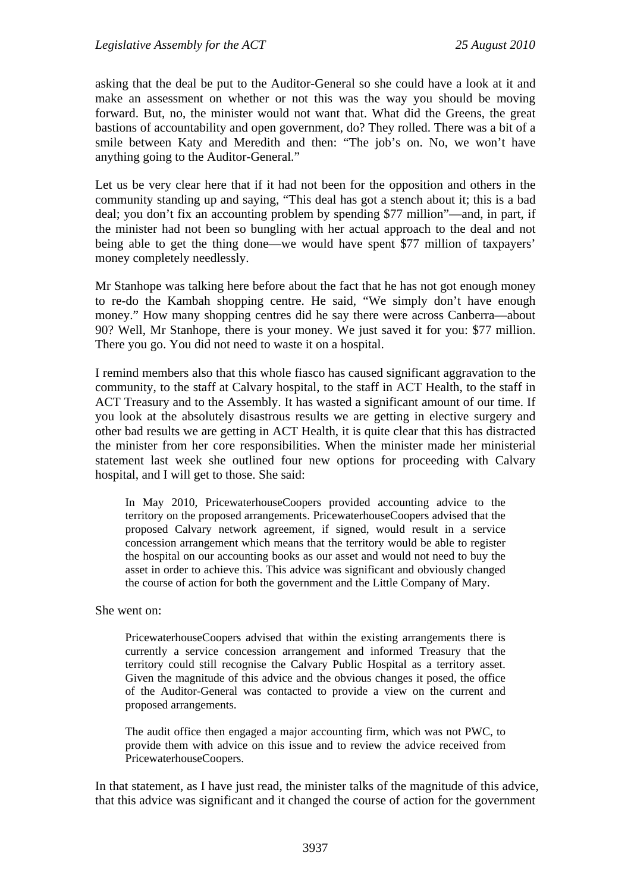asking that the deal be put to the Auditor-General so she could have a look at it and make an assessment on whether or not this was the way you should be moving forward. But, no, the minister would not want that. What did the Greens, the great bastions of accountability and open government, do? They rolled. There was a bit of a smile between Katy and Meredith and then: "The job's on. No, we won't have anything going to the Auditor-General."

Let us be very clear here that if it had not been for the opposition and others in the community standing up and saying, "This deal has got a stench about it; this is a bad deal; you don't fix an accounting problem by spending $77 million"—and, in part, if the minister had not been so bungling with her actual approach to the deal and not being able to get the thing done—we would have spent $77 million of taxpayers' money completely needlessly.

Mr Stanhope was talking here before about the fact that he has not got enough money to re-do the Kambah shopping centre. He said, "We simply don't have enough money." How many shopping centres did he say there were across Canberra—about 90? Well, Mr Stanhope, there is your money. We just saved it for you: $77 million. There you go. You did not need to waste it on a hospital.

I remind members also that this whole fiasco has caused significant aggravation to the community, to the staff at Calvary hospital, to the staff in ACT Health, to the staff in ACT Treasury and to the Assembly. It has wasted a significant amount of our time. If you look at the absolutely disastrous results we are getting in elective surgery and other bad results we are getting in ACT Health, it is quite clear that this has distracted the minister from her core responsibilities. When the minister made her ministerial statement last week she outlined four new options for proceeding with Calvary hospital, and I will get to those. She said:

> In May 2010, PricewaterhouseCoopers provided accounting advice to the territory on the proposed arrangements. PricewaterhouseCoopers advised that the proposed Calvary network agreement, if signed, would result in a service concession arrangement which means that the territory would be able to register the hospital on our accounting books as our asset and would not need to buy the asset in order to achieve this. This advice was significant and obviously changed the course of action for both the government and the Little Company of Mary.

She went on:

> PricewaterhouseCoopers advised that within the existing arrangements there is currently a service concession arrangement and informed Treasury that the territory could still recognise the Calvary Public Hospital as a territory asset. Given the magnitude of this advice and the obvious changes it posed, the office of the Auditor-General was contacted to provide a view on the current and proposed arrangements.
>
> The audit office then engaged a major accounting firm, which was not PWC, to provide them with advice on this issue and to review the advice received from PricewaterhouseCoopers.

In that statement, as I have just read, the minister talks of the magnitude of this advice, that this advice was significant and it changed the course of action for the government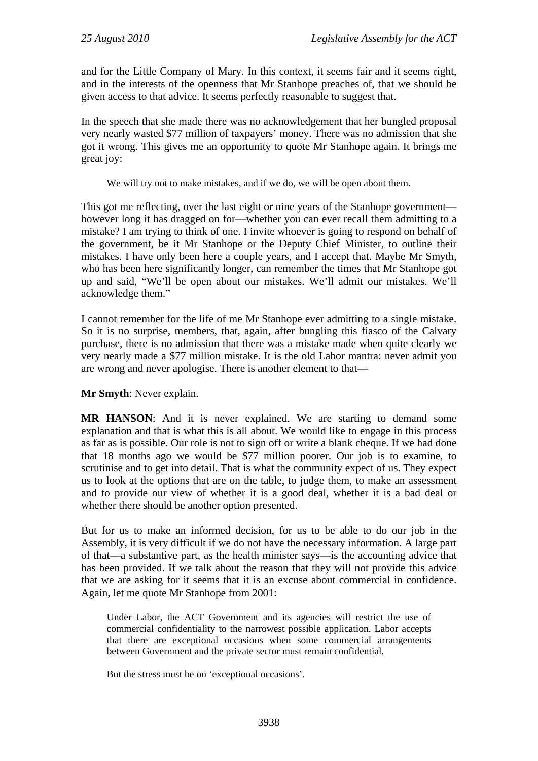and for the Little Company of Mary. In this context, it seems fair and it seems right, and in the interests of the openness that Mr Stanhope preaches of, that we should be given access to that advice. It seems perfectly reasonable to suggest that.

In the speech that she made there was no acknowledgement that her bungled proposal very nearly wasted $77 million of taxpayers' money. There was no admission that she got it wrong. This gives me an opportunity to quote Mr Stanhope again. It brings me great joy:

> We will try not to make mistakes, and if we do, we will be open about them.

This got me reflecting, over the last eight or nine years of the Stanhope government—however long it has dragged on for—whether you can ever recall them admitting to a mistake? I am trying to think of one. I invite whoever is going to respond on behalf of the government, be it Mr Stanhope or the Deputy Chief Minister, to outline their mistakes. I have only been here a couple years, and I accept that. Maybe Mr Smyth, who has been here significantly longer, can remember the times that Mr Stanhope got up and said, "We'll be open about our mistakes. We'll admit our mistakes. We'll acknowledge them."

I cannot remember for the life of me Mr Stanhope ever admitting to a single mistake. So it is no surprise, members, that, again, after bungling this fiasco of the Calvary purchase, there is no admission that there was a mistake made when quite clearly we very nearly made a $77 million mistake. It is the old Labor mantra: never admit you are wrong and never apologise. There is another element to that—

**Mr Smyth**: Never explain.

**MR HANSON**: And it is never explained. We are starting to demand some explanation and that is what this is all about. We would like to engage in this process as far as is possible. Our role is not to sign off or write a blank cheque. If we had done that 18 months ago we would be $77 million poorer. Our job is to examine, to scrutinise and to get into detail. That is what the community expect of us. They expect us to look at the options that are on the table, to judge them, to make an assessment and to provide our view of whether it is a good deal, whether it is a bad deal or whether there should be another option presented.

But for us to make an informed decision, for us to be able to do our job in the Assembly, it is very difficult if we do not have the necessary information. A large part of that—a substantive part, as the health minister says—is the accounting advice that has been provided. If we talk about the reason that they will not provide this advice that we are asking for it seems that it is an excuse about commercial in confidence. Again, let me quote Mr Stanhope from 2001:

> Under Labor, the ACT Government and its agencies will restrict the use of commercial confidentiality to the narrowest possible application. Labor accepts that there are exceptional occasions when some commercial arrangements between Government and the private sector must remain confidential.
>
> But the stress must be on 'exceptional occasions'.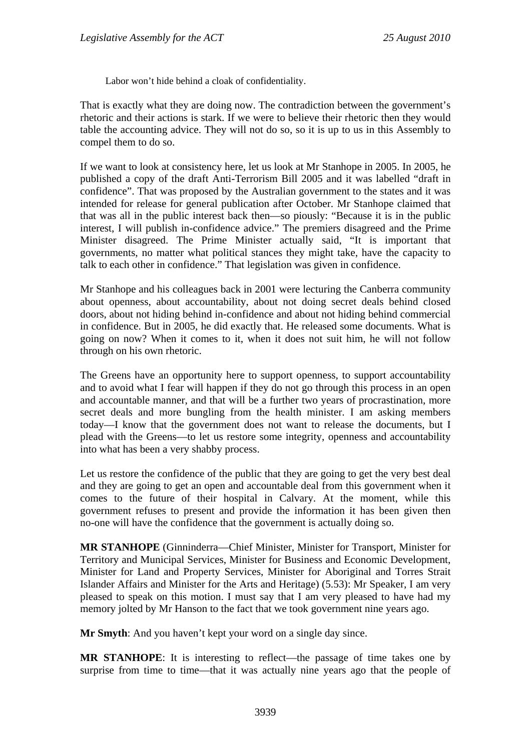> Labor won't hide behind a cloak of confidentiality.

That is exactly what they are doing now. The contradiction between the government's rhetoric and their actions is stark. If we were to believe their rhetoric then they would table the accounting advice. They will not do so, so it is up to us in this Assembly to compel them to do so.

If we want to look at consistency here, let us look at Mr Stanhope in 2005. In 2005, he published a copy of the draft Anti-Terrorism Bill 2005 and it was labelled "draft in confidence". That was proposed by the Australian government to the states and it was intended for release for general publication after October. Mr Stanhope claimed that that was all in the public interest back then—so piously: "Because it is in the public interest, I will publish in-confidence advice." The premiers disagreed and the Prime Minister disagreed. The Prime Minister actually said, "It is important that governments, no matter what political stances they might take, have the capacity to talk to each other in confidence." That legislation was given in confidence.

Mr Stanhope and his colleagues back in 2001 were lecturing the Canberra community about openness, about accountability, about not doing secret deals behind closed doors, about not hiding behind in-confidence and about not hiding behind commercial in confidence. But in 2005, he did exactly that. He released some documents. What is going on now? When it comes to it, when it does not suit him, he will not follow through on his own rhetoric.

The Greens have an opportunity here to support openness, to support accountability and to avoid what I fear will happen if they do not go through this process in an open and accountable manner, and that will be a further two years of procrastination, more secret deals and more bungling from the health minister. I am asking members today—I know that the government does not want to release the documents, but I plead with the Greens—to let us restore some integrity, openness and accountability into what has been a very shabby process.

Let us restore the confidence of the public that they are going to get the very best deal and they are going to get an open and accountable deal from this government when it comes to the future of their hospital in Calvary. At the moment, while this government refuses to present and provide the information it has been given then no-one will have the confidence that the government is actually doing so.

**MR STANHOPE** (Ginninderra—Chief Minister, Minister for Transport, Minister for Territory and Municipal Services, Minister for Business and Economic Development, Minister for Land and Property Services, Minister for Aboriginal and Torres Strait Islander Affairs and Minister for the Arts and Heritage) (5.53): Mr Speaker, I am very pleased to speak on this motion. I must say that I am very pleased to have had my memory jolted by Mr Hanson to the fact that we took government nine years ago.

**Mr Smyth**: And you haven't kept your word on a single day since.

**MR STANHOPE**: It is interesting to reflect—the passage of time takes one by surprise from time to time—that it was actually nine years ago that the people of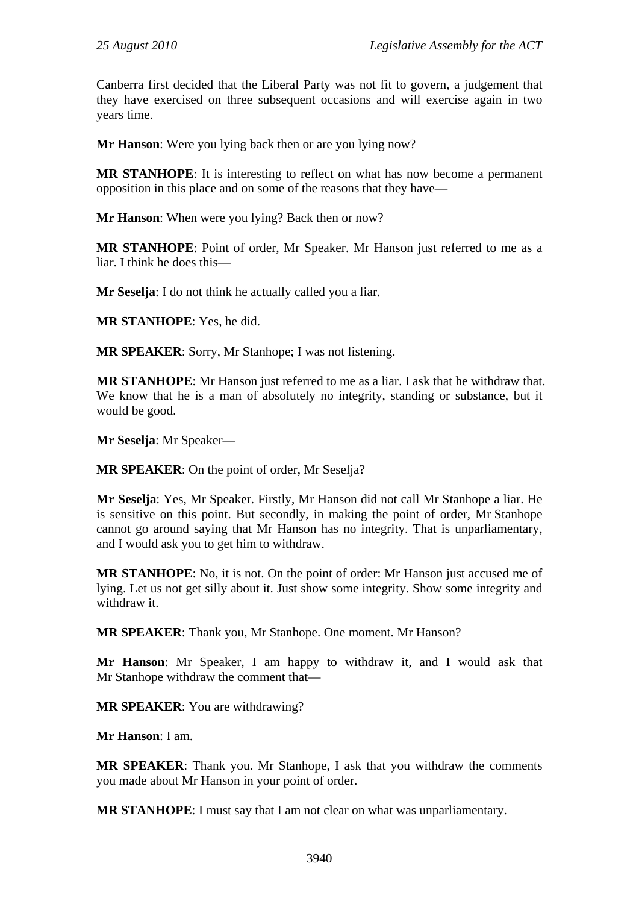Canberra first decided that the Liberal Party was not fit to govern, a judgement that they have exercised on three subsequent occasions and will exercise again in two years time.

**Mr Hanson**: Were you lying back then or are you lying now?

**MR STANHOPE**: It is interesting to reflect on what has now become a permanent opposition in this place and on some of the reasons that they have—

**Mr Hanson**: When were you lying? Back then or now?

**MR STANHOPE**: Point of order, Mr Speaker. Mr Hanson just referred to me as a liar. I think he does this—

**Mr Seselja**: I do not think he actually called you a liar.

**MR STANHOPE**: Yes, he did.

**MR SPEAKER**: Sorry, Mr Stanhope; I was not listening.

**MR STANHOPE**: Mr Hanson just referred to me as a liar. I ask that he withdraw that. We know that he is a man of absolutely no integrity, standing or substance, but it would be good.

**Mr Seselja**: Mr Speaker—

**MR SPEAKER**: On the point of order, Mr Seselja?

**Mr Seselja**: Yes, Mr Speaker. Firstly, Mr Hanson did not call Mr Stanhope a liar. He is sensitive on this point. But secondly, in making the point of order, Mr Stanhope cannot go around saying that Mr Hanson has no integrity. That is unparliamentary, and I would ask you to get him to withdraw.

**MR STANHOPE**: No, it is not. On the point of order: Mr Hanson just accused me of lying. Let us not get silly about it. Just show some integrity. Show some integrity and withdraw it.

**MR SPEAKER**: Thank you, Mr Stanhope. One moment. Mr Hanson?

**Mr Hanson**: Mr Speaker, I am happy to withdraw it, and I would ask that Mr Stanhope withdraw the comment that—

**MR SPEAKER**: You are withdrawing?

**Mr Hanson**: I am.

**MR SPEAKER**: Thank you. Mr Stanhope, I ask that you withdraw the comments you made about Mr Hanson in your point of order.

**MR STANHOPE**: I must say that I am not clear on what was unparliamentary.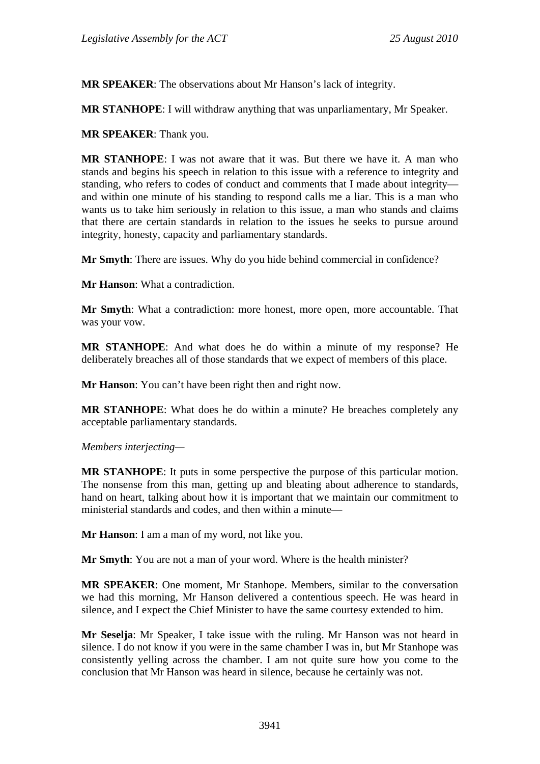**MR SPEAKER**: The observations about Mr Hanson's lack of integrity.

**MR STANHOPE**: I will withdraw anything that was unparliamentary, Mr Speaker.

**MR SPEAKER**: Thank you.

**MR STANHOPE**: I was not aware that it was. But there we have it. A man who stands and begins his speech in relation to this issue with a reference to integrity and standing, who refers to codes of conduct and comments that I made about integrity—and within one minute of his standing to respond calls me a liar. This is a man who wants us to take him seriously in relation to this issue, a man who stands and claims that there are certain standards in relation to the issues he seeks to pursue around integrity, honesty, capacity and parliamentary standards.

**Mr Smyth**: There are issues. Why do you hide behind commercial in confidence?

**Mr Hanson**: What a contradiction.

**Mr Smyth**: What a contradiction: more honest, more open, more accountable. That was your vow.

**MR STANHOPE**: And what does he do within a minute of my response? He deliberately breaches all of those standards that we expect of members of this place.

**Mr Hanson**: You can't have been right then and right now.

**MR STANHOPE**: What does he do within a minute? He breaches completely any acceptable parliamentary standards.

*Members interjecting—*

**MR STANHOPE**: It puts in some perspective the purpose of this particular motion. The nonsense from this man, getting up and bleating about adherence to standards, hand on heart, talking about how it is important that we maintain our commitment to ministerial standards and codes, and then within a minute—

**Mr Hanson**: I am a man of my word, not like you.

**Mr Smyth**: You are not a man of your word. Where is the health minister?

**MR SPEAKER**: One moment, Mr Stanhope. Members, similar to the conversation we had this morning, Mr Hanson delivered a contentious speech. He was heard in silence, and I expect the Chief Minister to have the same courtesy extended to him.

**Mr Seselja**: Mr Speaker, I take issue with the ruling. Mr Hanson was not heard in silence. I do not know if you were in the same chamber I was in, but Mr Stanhope was consistently yelling across the chamber. I am not quite sure how you come to the conclusion that Mr Hanson was heard in silence, because he certainly was not.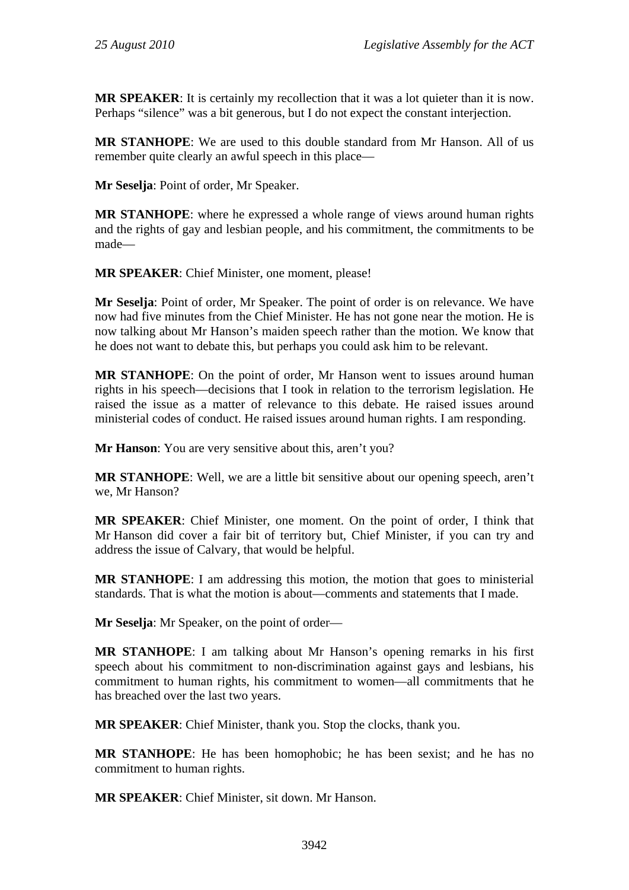**MR SPEAKER**: It is certainly my recollection that it was a lot quieter than it is now. Perhaps "silence" was a bit generous, but I do not expect the constant interjection.

**MR STANHOPE**: We are used to this double standard from Mr Hanson. All of us remember quite clearly an awful speech in this place—

**Mr Seselja**: Point of order, Mr Speaker.

**MR STANHOPE**: where he expressed a whole range of views around human rights and the rights of gay and lesbian people, and his commitment, the commitments to be made—

**MR SPEAKER**: Chief Minister, one moment, please!

**Mr Seselja**: Point of order, Mr Speaker. The point of order is on relevance. We have now had five minutes from the Chief Minister. He has not gone near the motion. He is now talking about Mr Hanson's maiden speech rather than the motion. We know that he does not want to debate this, but perhaps you could ask him to be relevant.

**MR STANHOPE**: On the point of order, Mr Hanson went to issues around human rights in his speech—decisions that I took in relation to the terrorism legislation. He raised the issue as a matter of relevance to this debate. He raised issues around ministerial codes of conduct. He raised issues around human rights. I am responding.

**Mr Hanson**: You are very sensitive about this, aren't you?

**MR STANHOPE**: Well, we are a little bit sensitive about our opening speech, aren't we, Mr Hanson?

**MR SPEAKER**: Chief Minister, one moment. On the point of order, I think that Mr Hanson did cover a fair bit of territory but, Chief Minister, if you can try and address the issue of Calvary, that would be helpful.

**MR STANHOPE**: I am addressing this motion, the motion that goes to ministerial standards. That is what the motion is about—comments and statements that I made.

**Mr Seselja**: Mr Speaker, on the point of order—

**MR STANHOPE**: I am talking about Mr Hanson's opening remarks in his first speech about his commitment to non-discrimination against gays and lesbians, his commitment to human rights, his commitment to women—all commitments that he has breached over the last two years.

**MR SPEAKER**: Chief Minister, thank you. Stop the clocks, thank you.

**MR STANHOPE**: He has been homophobic; he has been sexist; and he has no commitment to human rights.

**MR SPEAKER**: Chief Minister, sit down. Mr Hanson.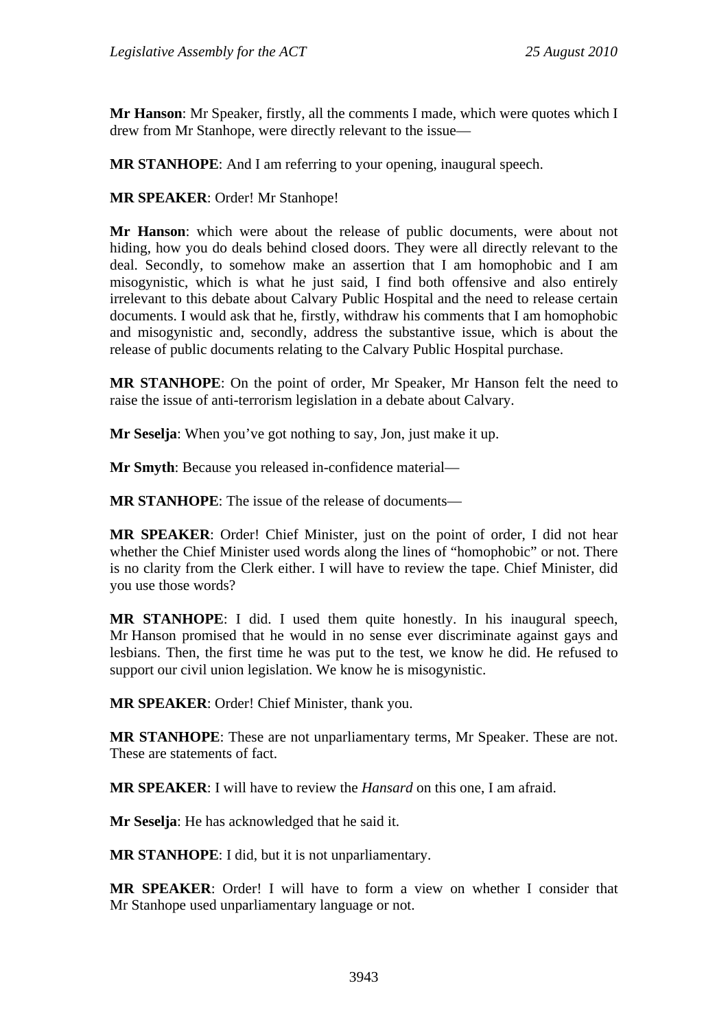**Mr Hanson**: Mr Speaker, firstly, all the comments I made, which were quotes which I drew from Mr Stanhope, were directly relevant to the issue—

**MR STANHOPE**: And I am referring to your opening, inaugural speech.

**MR SPEAKER**: Order! Mr Stanhope!

**Mr Hanson**: which were about the release of public documents, were about not hiding, how you do deals behind closed doors. They were all directly relevant to the deal. Secondly, to somehow make an assertion that I am homophobic and I am misogynistic, which is what he just said, I find both offensive and also entirely irrelevant to this debate about Calvary Public Hospital and the need to release certain documents. I would ask that he, firstly, withdraw his comments that I am homophobic and misogynistic and, secondly, address the substantive issue, which is about the release of public documents relating to the Calvary Public Hospital purchase.

**MR STANHOPE**: On the point of order, Mr Speaker, Mr Hanson felt the need to raise the issue of anti-terrorism legislation in a debate about Calvary.

**Mr Seselja**: When you've got nothing to say, Jon, just make it up.

**Mr Smyth**: Because you released in-confidence material—

**MR STANHOPE**: The issue of the release of documents—

**MR SPEAKER**: Order! Chief Minister, just on the point of order, I did not hear whether the Chief Minister used words along the lines of "homophobic" or not. There is no clarity from the Clerk either. I will have to review the tape. Chief Minister, did you use those words?

**MR STANHOPE**: I did. I used them quite honestly. In his inaugural speech, Mr Hanson promised that he would in no sense ever discriminate against gays and lesbians. Then, the first time he was put to the test, we know he did. He refused to support our civil union legislation. We know he is misogynistic.

**MR SPEAKER**: Order! Chief Minister, thank you.

**MR STANHOPE**: These are not unparliamentary terms, Mr Speaker. These are not. These are statements of fact.

**MR SPEAKER**: I will have to review the *Hansard* on this one, I am afraid.

**Mr Seselja**: He has acknowledged that he said it.

**MR STANHOPE**: I did, but it is not unparliamentary.

**MR SPEAKER**: Order! I will have to form a view on whether I consider that Mr Stanhope used unparliamentary language or not.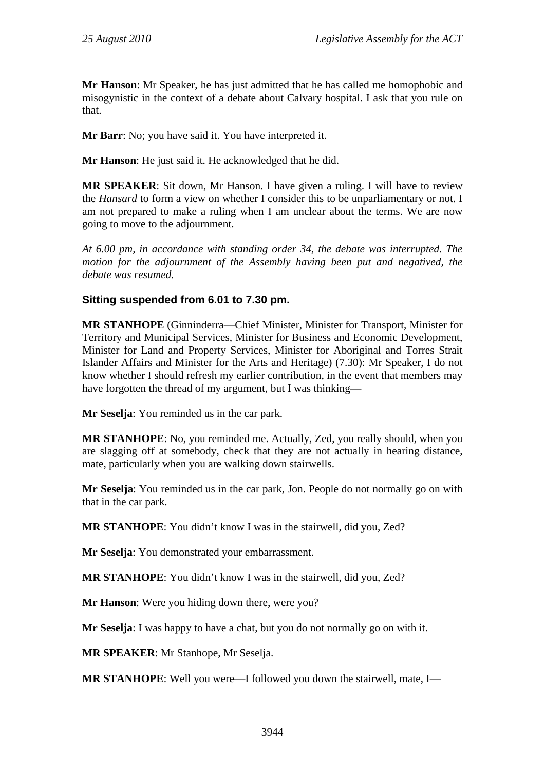**Mr Hanson**: Mr Speaker, he has just admitted that he has called me homophobic and misogynistic in the context of a debate about Calvary hospital. I ask that you rule on that.

**Mr Barr**: No; you have said it. You have interpreted it.

**Mr Hanson**: He just said it. He acknowledged that he did.

**MR SPEAKER**: Sit down, Mr Hanson. I have given a ruling. I will have to review the *Hansard* to form a view on whether I consider this to be unparliamentary or not. I am not prepared to make a ruling when I am unclear about the terms. We are now going to move to the adjournment.

*At 6.00 pm, in accordance with standing order 34, the debate was interrupted. The motion for the adjournment of the Assembly having been put and negatived, the debate was resumed.*

### Sitting suspended from 6.01 to 7.30 pm.

**MR STANHOPE** (Ginninderra—Chief Minister, Minister for Transport, Minister for Territory and Municipal Services, Minister for Business and Economic Development, Minister for Land and Property Services, Minister for Aboriginal and Torres Strait Islander Affairs and Minister for the Arts and Heritage) (7.30): Mr Speaker, I do not know whether I should refresh my earlier contribution, in the event that members may have forgotten the thread of my argument, but I was thinking—

**Mr Seselja**: You reminded us in the car park.

**MR STANHOPE**: No, you reminded me. Actually, Zed, you really should, when you are slagging off at somebody, check that they are not actually in hearing distance, mate, particularly when you are walking down stairwells.

**Mr Seselja**: You reminded us in the car park, Jon. People do not normally go on with that in the car park.

**MR STANHOPE**: You didn't know I was in the stairwell, did you, Zed?

**Mr Seselja**: You demonstrated your embarrassment.

**MR STANHOPE**: You didn't know I was in the stairwell, did you, Zed?

**Mr Hanson**: Were you hiding down there, were you?

**Mr Seselja**: I was happy to have a chat, but you do not normally go on with it.

**MR SPEAKER**: Mr Stanhope, Mr Seselja.

**MR STANHOPE**: Well you were—I followed you down the stairwell, mate, I—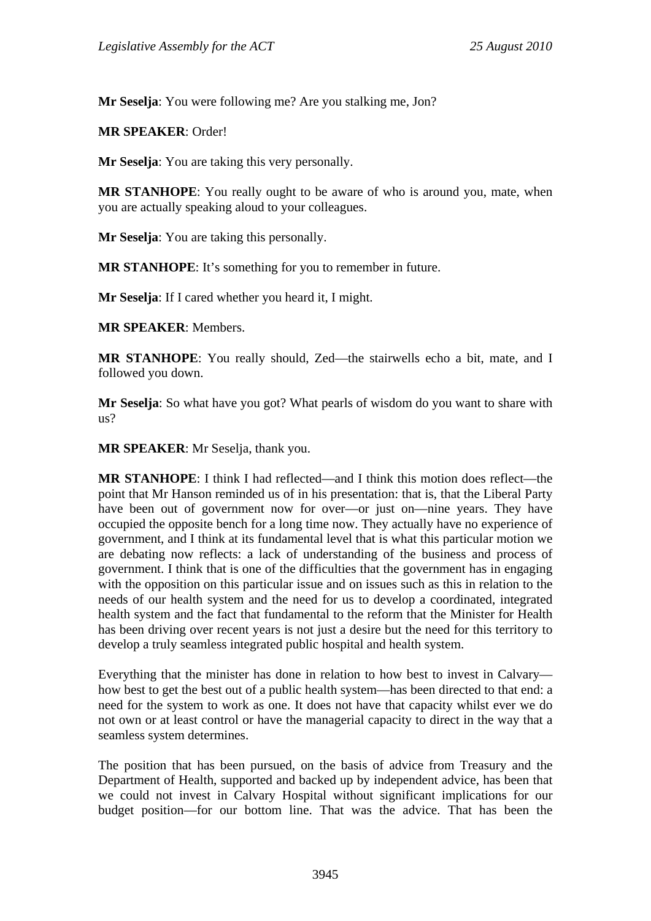**Mr Seselja**: You were following me? Are you stalking me, Jon?

**MR SPEAKER**: Order!

**Mr Seselja**: You are taking this very personally.

**MR STANHOPE**: You really ought to be aware of who is around you, mate, when you are actually speaking aloud to your colleagues.

**Mr Seselja**: You are taking this personally.

**MR STANHOPE**: It's something for you to remember in future.

**Mr Seselja**: If I cared whether you heard it, I might.

**MR SPEAKER**: Members.

**MR STANHOPE**: You really should, Zed—the stairwells echo a bit, mate, and I followed you down.

**Mr Seselja**: So what have you got? What pearls of wisdom do you want to share with us?

**MR SPEAKER**: Mr Seselja, thank you.

**MR STANHOPE**: I think I had reflected—and I think this motion does reflect—the point that Mr Hanson reminded us of in his presentation: that is, that the Liberal Party have been out of government now for over—or just on—nine years. They have occupied the opposite bench for a long time now. They actually have no experience of government, and I think at its fundamental level that is what this particular motion we are debating now reflects: a lack of understanding of the business and process of government. I think that is one of the difficulties that the government has in engaging with the opposition on this particular issue and on issues such as this in relation to the needs of our health system and the need for us to develop a coordinated, integrated health system and the fact that fundamental to the reform that the Minister for Health has been driving over recent years is not just a desire but the need for this territory to develop a truly seamless integrated public hospital and health system.

Everything that the minister has done in relation to how best to invest in Calvary—how best to get the best out of a public health system—has been directed to that end: a need for the system to work as one. It does not have that capacity whilst ever we do not own or at least control or have the managerial capacity to direct in the way that a seamless system determines.

The position that has been pursued, on the basis of advice from Treasury and the Department of Health, supported and backed up by independent advice, has been that we could not invest in Calvary Hospital without significant implications for our budget position—for our bottom line. That was the advice. That has been the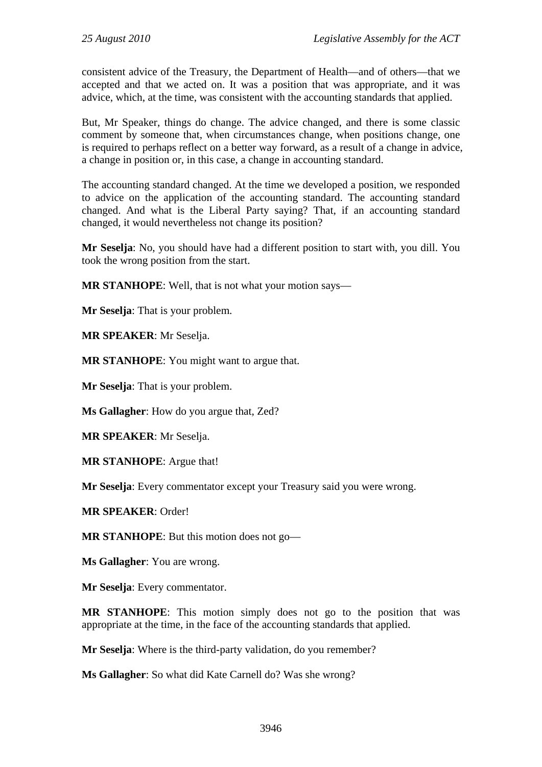consistent advice of the Treasury, the Department of Health—and of others—that we accepted and that we acted on. It was a position that was appropriate, and it was advice, which, at the time, was consistent with the accounting standards that applied.

But, Mr Speaker, things do change. The advice changed, and there is some classic comment by someone that, when circumstances change, when positions change, one is required to perhaps reflect on a better way forward, as a result of a change in advice, a change in position or, in this case, a change in accounting standard.

The accounting standard changed. At the time we developed a position, we responded to advice on the application of the accounting standard. The accounting standard changed. And what is the Liberal Party saying? That, if an accounting standard changed, it would nevertheless not change its position?

**Mr Seselja**: No, you should have had a different position to start with, you dill. You took the wrong position from the start.

**MR STANHOPE**: Well, that is not what your motion says—

**Mr Seselja**: That is your problem.

**MR SPEAKER**: Mr Seselja.

**MR STANHOPE**: You might want to argue that.

**Mr Seselja**: That is your problem.

**Ms Gallagher**: How do you argue that, Zed?

**MR SPEAKER**: Mr Seselja.

**MR STANHOPE**: Argue that!

**Mr Seselja**: Every commentator except your Treasury said you were wrong.

**MR SPEAKER**: Order!

**MR STANHOPE**: But this motion does not go—

**Ms Gallagher**: You are wrong.

**Mr Seselja**: Every commentator.

**MR STANHOPE**: This motion simply does not go to the position that was appropriate at the time, in the face of the accounting standards that applied.

**Mr Seselja**: Where is the third-party validation, do you remember?

**Ms Gallagher**: So what did Kate Carnell do? Was she wrong?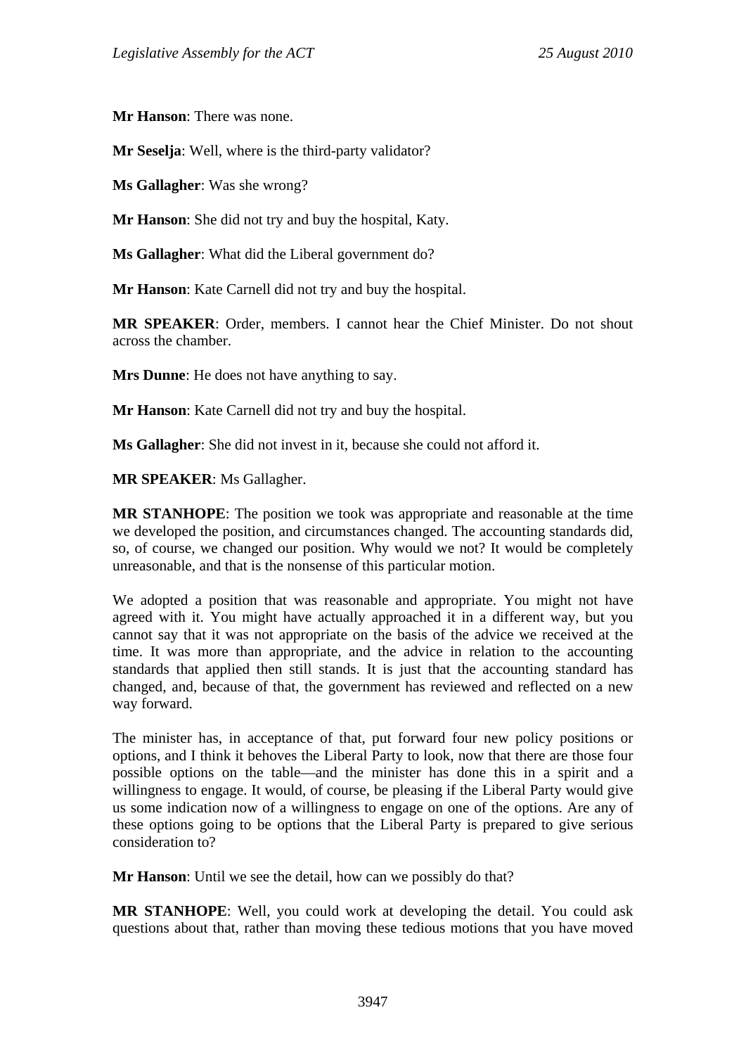**Mr Hanson**: There was none.

**Mr Seselja**: Well, where is the third-party validator?

**Ms Gallagher**: Was she wrong?

**Mr Hanson**: She did not try and buy the hospital, Katy.

**Ms Gallagher**: What did the Liberal government do?

**Mr Hanson**: Kate Carnell did not try and buy the hospital.

**MR SPEAKER**: Order, members. I cannot hear the Chief Minister. Do not shout across the chamber.

**Mrs Dunne**: He does not have anything to say.

**Mr Hanson**: Kate Carnell did not try and buy the hospital.

**Ms Gallagher**: She did not invest in it, because she could not afford it.

**MR SPEAKER**: Ms Gallagher.

**MR STANHOPE**: The position we took was appropriate and reasonable at the time we developed the position, and circumstances changed. The accounting standards did, so, of course, we changed our position. Why would we not? It would be completely unreasonable, and that is the nonsense of this particular motion.

We adopted a position that was reasonable and appropriate. You might not have agreed with it. You might have actually approached it in a different way, but you cannot say that it was not appropriate on the basis of the advice we received at the time. It was more than appropriate, and the advice in relation to the accounting standards that applied then still stands. It is just that the accounting standard has changed, and, because of that, the government has reviewed and reflected on a new way forward.

The minister has, in acceptance of that, put forward four new policy positions or options, and I think it behoves the Liberal Party to look, now that there are those four possible options on the table—and the minister has done this in a spirit and a willingness to engage. It would, of course, be pleasing if the Liberal Party would give us some indication now of a willingness to engage on one of the options. Are any of these options going to be options that the Liberal Party is prepared to give serious consideration to?

**Mr Hanson**: Until we see the detail, how can we possibly do that?

**MR STANHOPE**: Well, you could work at developing the detail. You could ask questions about that, rather than moving these tedious motions that you have moved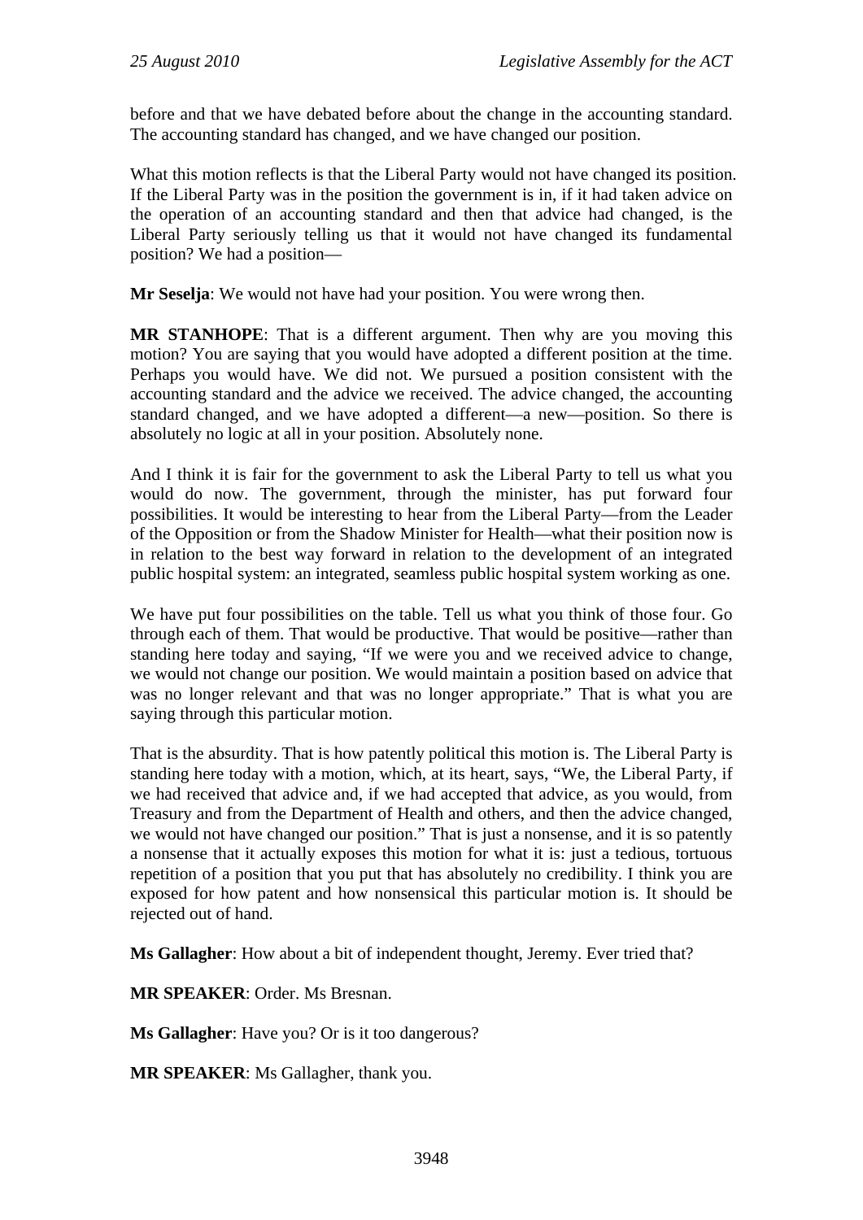before and that we have debated before about the change in the accounting standard. The accounting standard has changed, and we have changed our position.

What this motion reflects is that the Liberal Party would not have changed its position. If the Liberal Party was in the position the government is in, if it had taken advice on the operation of an accounting standard and then that advice had changed, is the Liberal Party seriously telling us that it would not have changed its fundamental position? We had a position—

**Mr Seselja**: We would not have had your position. You were wrong then.

**MR STANHOPE**: That is a different argument. Then why are you moving this motion? You are saying that you would have adopted a different position at the time. Perhaps you would have. We did not. We pursued a position consistent with the accounting standard and the advice we received. The advice changed, the accounting standard changed, and we have adopted a different—a new—position. So there is absolutely no logic at all in your position. Absolutely none.

And I think it is fair for the government to ask the Liberal Party to tell us what you would do now. The government, through the minister, has put forward four possibilities. It would be interesting to hear from the Liberal Party—from the Leader of the Opposition or from the Shadow Minister for Health—what their position now is in relation to the best way forward in relation to the development of an integrated public hospital system: an integrated, seamless public hospital system working as one.

We have put four possibilities on the table. Tell us what you think of those four. Go through each of them. That would be productive. That would be positive—rather than standing here today and saying, "If we were you and we received advice to change, we would not change our position. We would maintain a position based on advice that was no longer relevant and that was no longer appropriate." That is what you are saying through this particular motion.

That is the absurdity. That is how patently political this motion is. The Liberal Party is standing here today with a motion, which, at its heart, says, "We, the Liberal Party, if we had received that advice and, if we had accepted that advice, as you would, from Treasury and from the Department of Health and others, and then the advice changed, we would not have changed our position." That is just a nonsense, and it is so patently a nonsense that it actually exposes this motion for what it is: just a tedious, tortuous repetition of a position that you put that has absolutely no credibility. I think you are exposed for how patent and how nonsensical this particular motion is. It should be rejected out of hand.

**Ms Gallagher**: How about a bit of independent thought, Jeremy. Ever tried that?

**MR SPEAKER**: Order. Ms Bresnan.

**Ms Gallagher**: Have you? Or is it too dangerous?

**MR SPEAKER**: Ms Gallagher, thank you.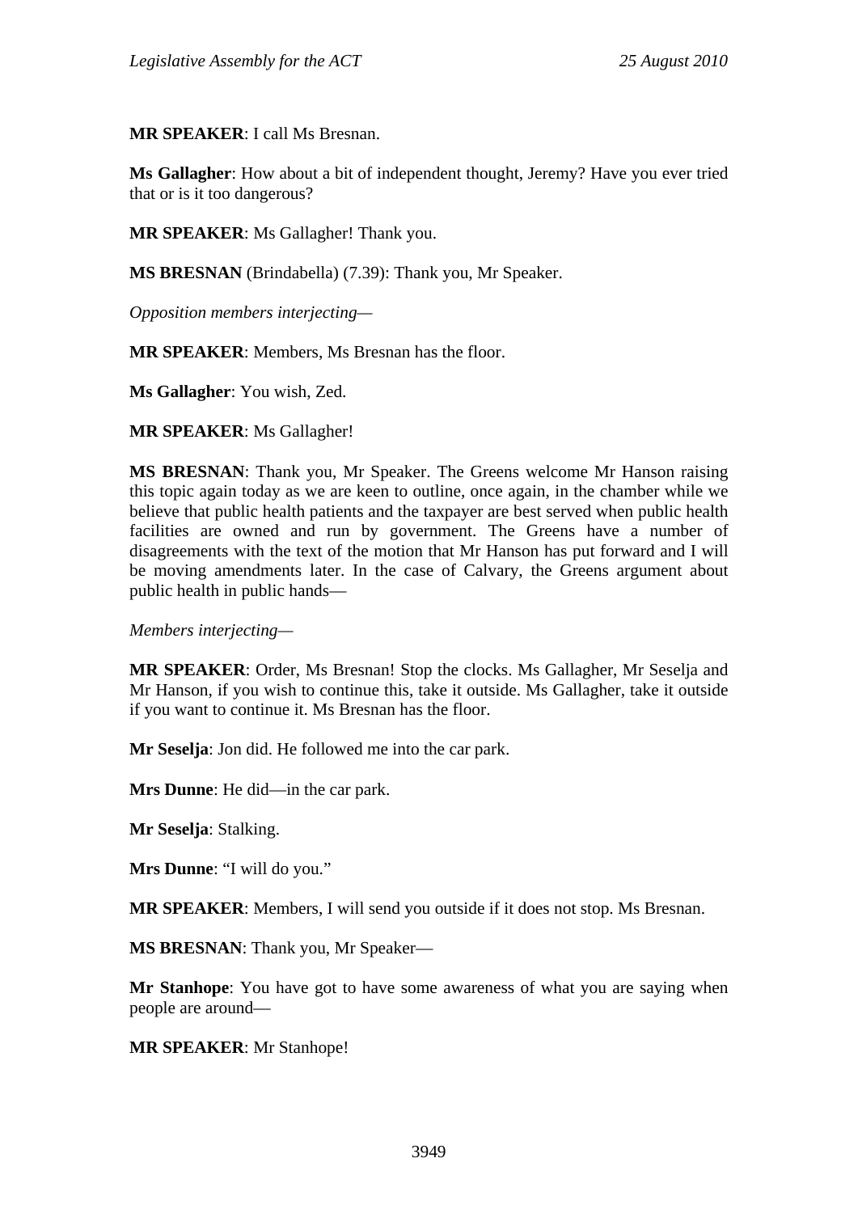**MR SPEAKER**: I call Ms Bresnan.

**Ms Gallagher**: How about a bit of independent thought, Jeremy? Have you ever tried that or is it too dangerous?

**MR SPEAKER**: Ms Gallagher! Thank you.

**MS BRESNAN** (Brindabella) (7.39): Thank you, Mr Speaker.

*Opposition members interjecting*—

**MR SPEAKER**: Members, Ms Bresnan has the floor.

**Ms Gallagher**: You wish, Zed.

**MR SPEAKER**: Ms Gallagher!

**MS BRESNAN**: Thank you, Mr Speaker. The Greens welcome Mr Hanson raising this topic again today as we are keen to outline, once again, in the chamber while we believe that public health patients and the taxpayer are best served when public health facilities are owned and run by government. The Greens have a number of disagreements with the text of the motion that Mr Hanson has put forward and I will be moving amendments later. In the case of Calvary, the Greens argument about public health in public hands—

*Members interjecting*—

**MR SPEAKER**: Order, Ms Bresnan! Stop the clocks. Ms Gallagher, Mr Seselja and Mr Hanson, if you wish to continue this, take it outside. Ms Gallagher, take it outside if you want to continue it. Ms Bresnan has the floor.

**Mr Seselja**: Jon did. He followed me into the car park.

**Mrs Dunne**: He did—in the car park.

**Mr Seselja**: Stalking.

**Mrs Dunne**: "I will do you."

**MR SPEAKER**: Members, I will send you outside if it does not stop. Ms Bresnan.

**MS BRESNAN**: Thank you, Mr Speaker—

**Mr Stanhope**: You have got to have some awareness of what you are saying when people are around—

**MR SPEAKER**: Mr Stanhope!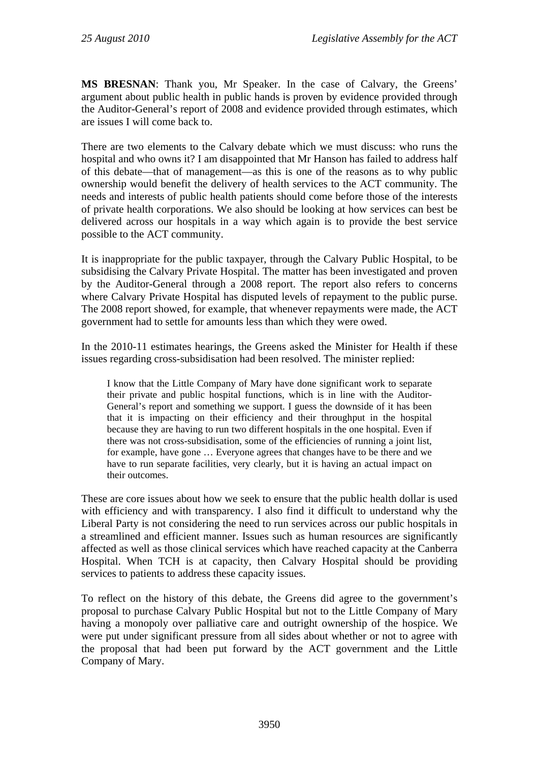**MS BRESNAN**: Thank you, Mr Speaker. In the case of Calvary, the Greens' argument about public health in public hands is proven by evidence provided through the Auditor-General's report of 2008 and evidence provided through estimates, which are issues I will come back to.

There are two elements to the Calvary debate which we must discuss: who runs the hospital and who owns it? I am disappointed that Mr Hanson has failed to address half of this debate—that of management—as this is one of the reasons as to why public ownership would benefit the delivery of health services to the ACT community. The needs and interests of public health patients should come before those of the interests of private health corporations. We also should be looking at how services can best be delivered across our hospitals in a way which again is to provide the best service possible to the ACT community.

It is inappropriate for the public taxpayer, through the Calvary Public Hospital, to be subsidising the Calvary Private Hospital. The matter has been investigated and proven by the Auditor-General through a 2008 report. The report also refers to concerns where Calvary Private Hospital has disputed levels of repayment to the public purse. The 2008 report showed, for example, that whenever repayments were made, the ACT government had to settle for amounts less than which they were owed.

In the 2010-11 estimates hearings, the Greens asked the Minister for Health if these issues regarding cross-subsidisation had been resolved. The minister replied:

> I know that the Little Company of Mary have done significant work to separate their private and public hospital functions, which is in line with the Auditor-General's report and something we support. I guess the downside of it has been that it is impacting on their efficiency and their throughput in the hospital because they are having to run two different hospitals in the one hospital. Even if there was not cross-subsidisation, some of the efficiencies of running a joint list, for example, have gone … Everyone agrees that changes have to be there and we have to run separate facilities, very clearly, but it is having an actual impact on their outcomes.

These are core issues about how we seek to ensure that the public health dollar is used with efficiency and with transparency. I also find it difficult to understand why the Liberal Party is not considering the need to run services across our public hospitals in a streamlined and efficient manner. Issues such as human resources are significantly affected as well as those clinical services which have reached capacity at the Canberra Hospital. When TCH is at capacity, then Calvary Hospital should be providing services to patients to address these capacity issues.

To reflect on the history of this debate, the Greens did agree to the government's proposal to purchase Calvary Public Hospital but not to the Little Company of Mary having a monopoly over palliative care and outright ownership of the hospice. We were put under significant pressure from all sides about whether or not to agree with the proposal that had been put forward by the ACT government and the Little Company of Mary.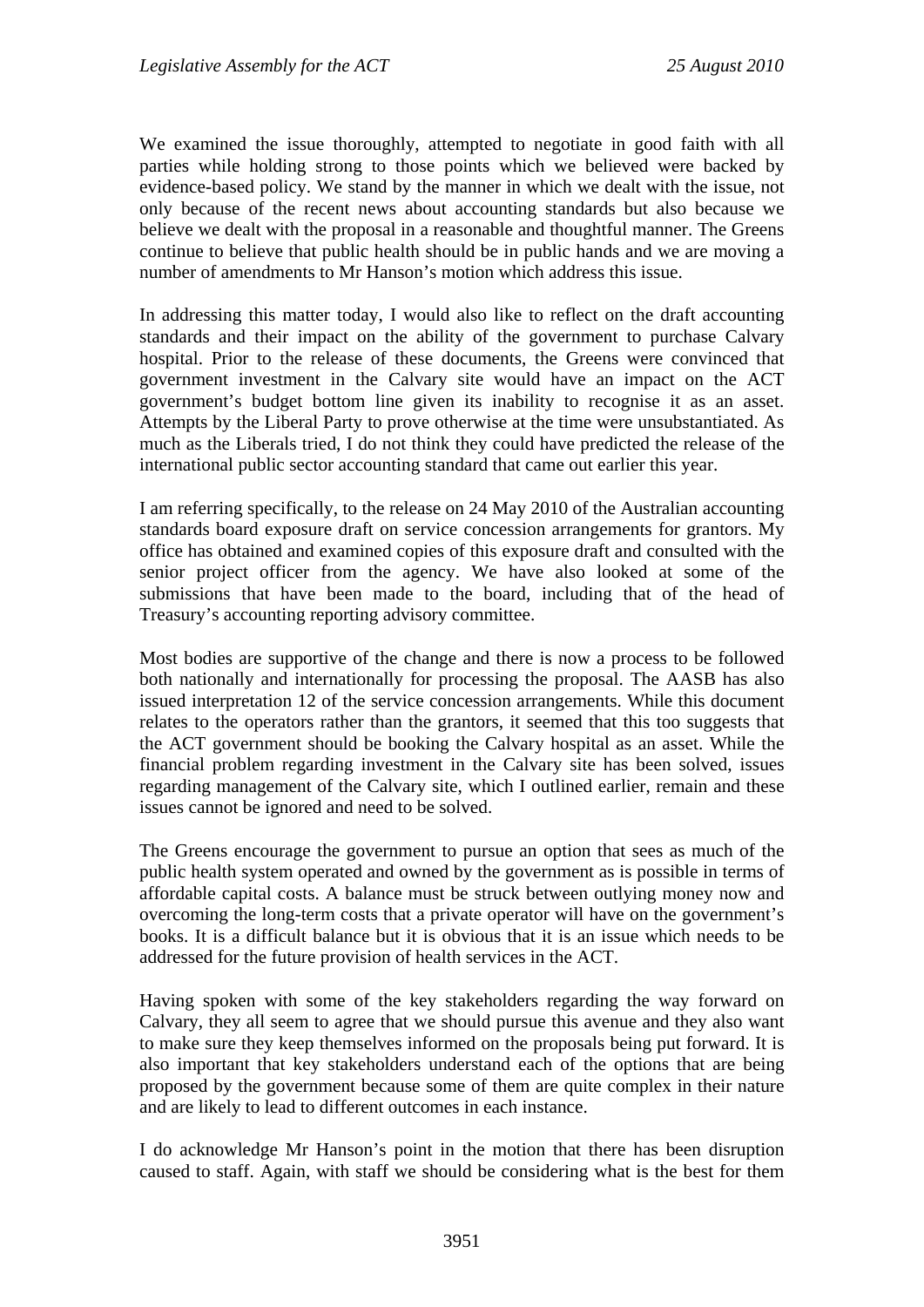We examined the issue thoroughly, attempted to negotiate in good faith with all parties while holding strong to those points which we believed were backed by evidence-based policy. We stand by the manner in which we dealt with the issue, not only because of the recent news about accounting standards but also because we believe we dealt with the proposal in a reasonable and thoughtful manner. The Greens continue to believe that public health should be in public hands and we are moving a number of amendments to Mr Hanson's motion which address this issue.

In addressing this matter today, I would also like to reflect on the draft accounting standards and their impact on the ability of the government to purchase Calvary hospital. Prior to the release of these documents, the Greens were convinced that government investment in the Calvary site would have an impact on the ACT government's budget bottom line given its inability to recognise it as an asset. Attempts by the Liberal Party to prove otherwise at the time were unsubstantiated. As much as the Liberals tried, I do not think they could have predicted the release of the international public sector accounting standard that came out earlier this year.

I am referring specifically, to the release on 24 May 2010 of the Australian accounting standards board exposure draft on service concession arrangements for grantors. My office has obtained and examined copies of this exposure draft and consulted with the senior project officer from the agency. We have also looked at some of the submissions that have been made to the board, including that of the head of Treasury's accounting reporting advisory committee.

Most bodies are supportive of the change and there is now a process to be followed both nationally and internationally for processing the proposal. The AASB has also issued interpretation 12 of the service concession arrangements. While this document relates to the operators rather than the grantors, it seemed that this too suggests that the ACT government should be booking the Calvary hospital as an asset. While the financial problem regarding investment in the Calvary site has been solved, issues regarding management of the Calvary site, which I outlined earlier, remain and these issues cannot be ignored and need to be solved.

The Greens encourage the government to pursue an option that sees as much of the public health system operated and owned by the government as is possible in terms of affordable capital costs. A balance must be struck between outlying money now and overcoming the long-term costs that a private operator will have on the government's books. It is a difficult balance but it is obvious that it is an issue which needs to be addressed for the future provision of health services in the ACT.

Having spoken with some of the key stakeholders regarding the way forward on Calvary, they all seem to agree that we should pursue this avenue and they also want to make sure they keep themselves informed on the proposals being put forward. It is also important that key stakeholders understand each of the options that are being proposed by the government because some of them are quite complex in their nature and are likely to lead to different outcomes in each instance.

I do acknowledge Mr Hanson's point in the motion that there has been disruption caused to staff. Again, with staff we should be considering what is the best for them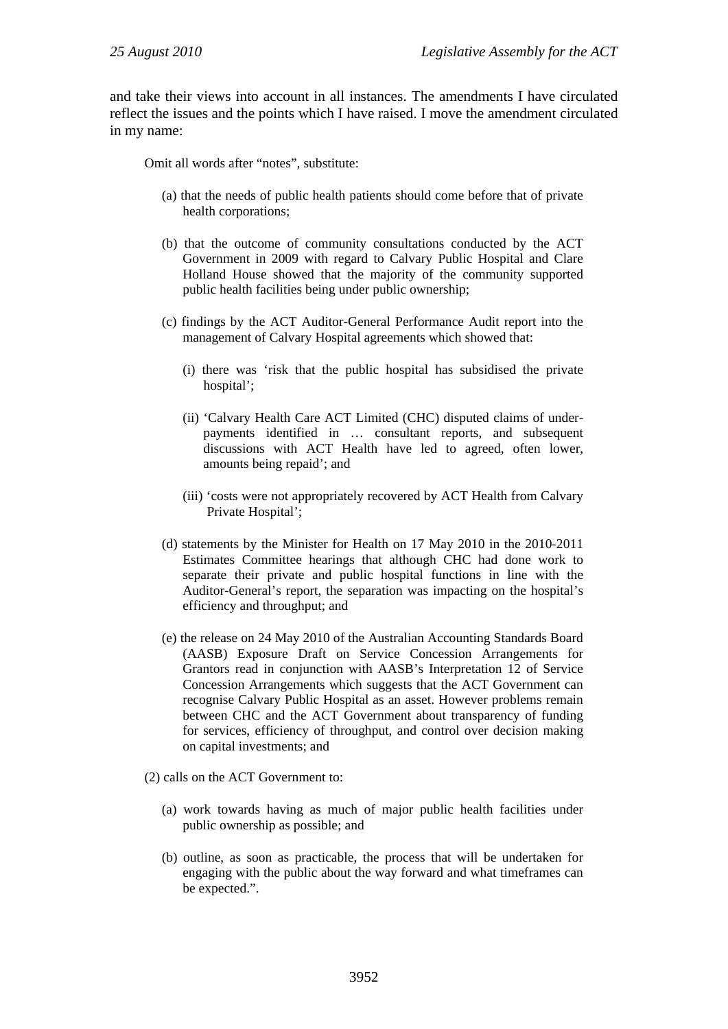and take their views into account in all instances. The amendments I have circulated reflect the issues and the points which I have raised. I move the amendment circulated in my name:

> Omit all words after "notes", substitute:
>
> (a) that the needs of public health patients should come before that of private health corporations;
>
> (b) that the outcome of community consultations conducted by the ACT Government in 2009 with regard to Calvary Public Hospital and Clare Holland House showed that the majority of the community supported public health facilities being under public ownership;
>
> (c) findings by the ACT Auditor-General Performance Audit report into the management of Calvary Hospital agreements which showed that:
>
> (i) there was 'risk that the public hospital has subsidised the private hospital';
>
> (ii) 'Calvary Health Care ACT Limited (CHC) disputed claims of under-payments identified in … consultant reports, and subsequent discussions with ACT Health have led to agreed, often lower, amounts being repaid'; and
>
> (iii) 'costs were not appropriately recovered by ACT Health from Calvary Private Hospital';
>
> (d) statements by the Minister for Health on 17 May 2010 in the 2010-2011 Estimates Committee hearings that although CHC had done work to separate their private and public hospital functions in line with the Auditor-General's report, the separation was impacting on the hospital's efficiency and throughput; and
>
> (e) the release on 24 May 2010 of the Australian Accounting Standards Board (AASB) Exposure Draft on Service Concession Arrangements for Grantors read in conjunction with AASB's Interpretation 12 of Service Concession Arrangements which suggests that the ACT Government can recognise Calvary Public Hospital as an asset. However problems remain between CHC and the ACT Government about transparency of funding for services, efficiency of throughput, and control over decision making on capital investments; and
>
> (2) calls on the ACT Government to:
>
> (a) work towards having as much of major public health facilities under public ownership as possible; and
>
> (b) outline, as soon as practicable, the process that will be undertaken for engaging with the public about the way forward and what timeframes can be expected.".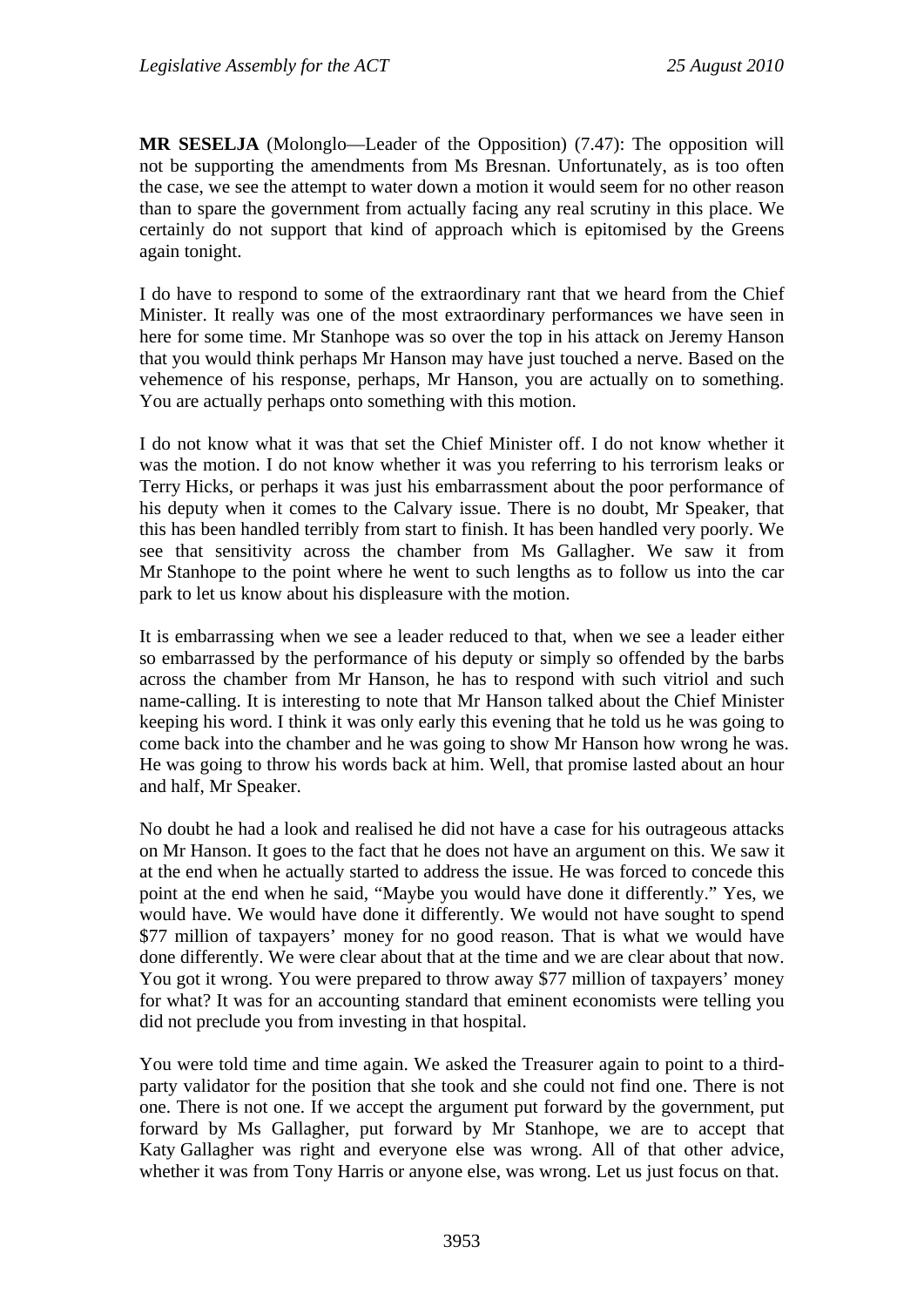**MR SESELJA** (Molonglo—Leader of the Opposition) (7.47): The opposition will not be supporting the amendments from Ms Bresnan. Unfortunately, as is too often the case, we see the attempt to water down a motion it would seem for no other reason than to spare the government from actually facing any real scrutiny in this place. We certainly do not support that kind of approach which is epitomised by the Greens again tonight.

I do have to respond to some of the extraordinary rant that we heard from the Chief Minister. It really was one of the most extraordinary performances we have seen in here for some time. Mr Stanhope was so over the top in his attack on Jeremy Hanson that you would think perhaps Mr Hanson may have just touched a nerve. Based on the vehemence of his response, perhaps, Mr Hanson, you are actually on to something. You are actually perhaps onto something with this motion.

I do not know what it was that set the Chief Minister off. I do not know whether it was the motion. I do not know whether it was you referring to his terrorism leaks or Terry Hicks, or perhaps it was just his embarrassment about the poor performance of his deputy when it comes to the Calvary issue. There is no doubt, Mr Speaker, that this has been handled terribly from start to finish. It has been handled very poorly. We see that sensitivity across the chamber from Ms Gallagher. We saw it from Mr Stanhope to the point where he went to such lengths as to follow us into the car park to let us know about his displeasure with the motion.

It is embarrassing when we see a leader reduced to that, when we see a leader either so embarrassed by the performance of his deputy or simply so offended by the barbs across the chamber from Mr Hanson, he has to respond with such vitriol and such name-calling. It is interesting to note that Mr Hanson talked about the Chief Minister keeping his word. I think it was only early this evening that he told us he was going to come back into the chamber and he was going to show Mr Hanson how wrong he was. He was going to throw his words back at him. Well, that promise lasted about an hour and half, Mr Speaker.

No doubt he had a look and realised he did not have a case for his outrageous attacks on Mr Hanson. It goes to the fact that he does not have an argument on this. We saw it at the end when he actually started to address the issue. He was forced to concede this point at the end when he said, "Maybe you would have done it differently." Yes, we would have. We would have done it differently. We would not have sought to spend $77 million of taxpayers' money for no good reason. That is what we would have done differently. We were clear about that at the time and we are clear about that now. You got it wrong. You were prepared to throw away $77 million of taxpayers' money for what? It was for an accounting standard that eminent economists were telling you did not preclude you from investing in that hospital.

You were told time and time again. We asked the Treasurer again to point to a third-party validator for the position that she took and she could not find one. There is not one. There is not one. If we accept the argument put forward by the government, put forward by Ms Gallagher, put forward by Mr Stanhope, we are to accept that Katy Gallagher was right and everyone else was wrong. All of that other advice, whether it was from Tony Harris or anyone else, was wrong. Let us just focus on that.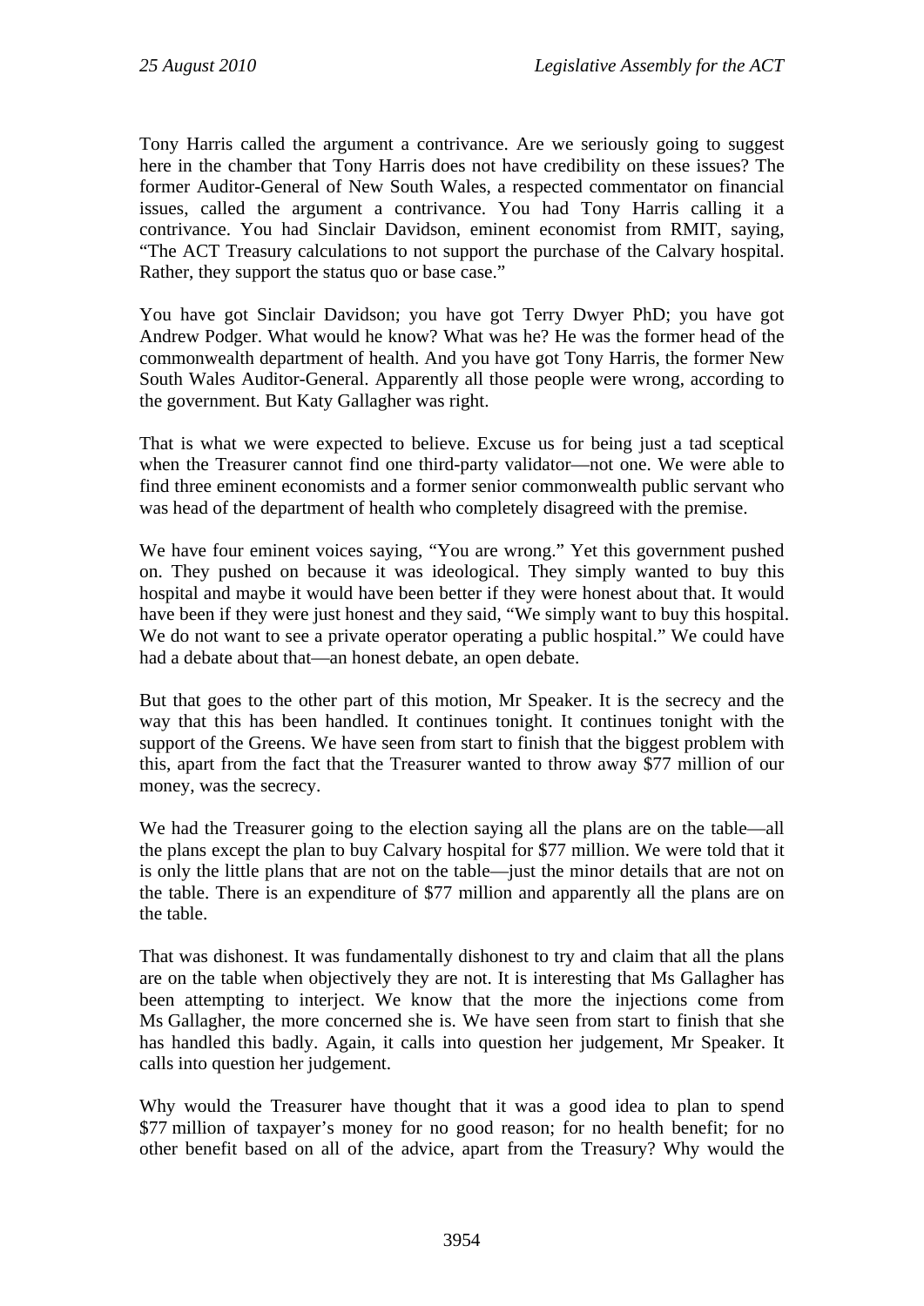Tony Harris called the argument a contrivance. Are we seriously going to suggest here in the chamber that Tony Harris does not have credibility on these issues? The former Auditor-General of New South Wales, a respected commentator on financial issues, called the argument a contrivance. You had Tony Harris calling it a contrivance. You had Sinclair Davidson, eminent economist from RMIT, saying, "The ACT Treasury calculations to not support the purchase of the Calvary hospital. Rather, they support the status quo or base case."

You have got Sinclair Davidson; you have got Terry Dwyer PhD; you have got Andrew Podger. What would he know? What was he? He was the former head of the commonwealth department of health. And you have got Tony Harris, the former New South Wales Auditor-General. Apparently all those people were wrong, according to the government. But Katy Gallagher was right.

That is what we were expected to believe. Excuse us for being just a tad sceptical when the Treasurer cannot find one third-party validator—not one. We were able to find three eminent economists and a former senior commonwealth public servant who was head of the department of health who completely disagreed with the premise.

We have four eminent voices saying, "You are wrong." Yet this government pushed on. They pushed on because it was ideological. They simply wanted to buy this hospital and maybe it would have been better if they were honest about that. It would have been if they were just honest and they said, "We simply want to buy this hospital. We do not want to see a private operator operating a public hospital." We could have had a debate about that—an honest debate, an open debate.

But that goes to the other part of this motion, Mr Speaker. It is the secrecy and the way that this has been handled. It continues tonight. It continues tonight with the support of the Greens. We have seen from start to finish that the biggest problem with this, apart from the fact that the Treasurer wanted to throw away $77 million of our money, was the secrecy.

We had the Treasurer going to the election saying all the plans are on the table—all the plans except the plan to buy Calvary hospital for $77 million. We were told that it is only the little plans that are not on the table—just the minor details that are not on the table. There is an expenditure of $77 million and apparently all the plans are on the table.

That was dishonest. It was fundamentally dishonest to try and claim that all the plans are on the table when objectively they are not. It is interesting that Ms Gallagher has been attempting to interject. We know that the more the injections come from Ms Gallagher, the more concerned she is. We have seen from start to finish that she has handled this badly. Again, it calls into question her judgement, Mr Speaker. It calls into question her judgement.

Why would the Treasurer have thought that it was a good idea to plan to spend $77 million of taxpayer's money for no good reason; for no health benefit; for no other benefit based on all of the advice, apart from the Treasury? Why would the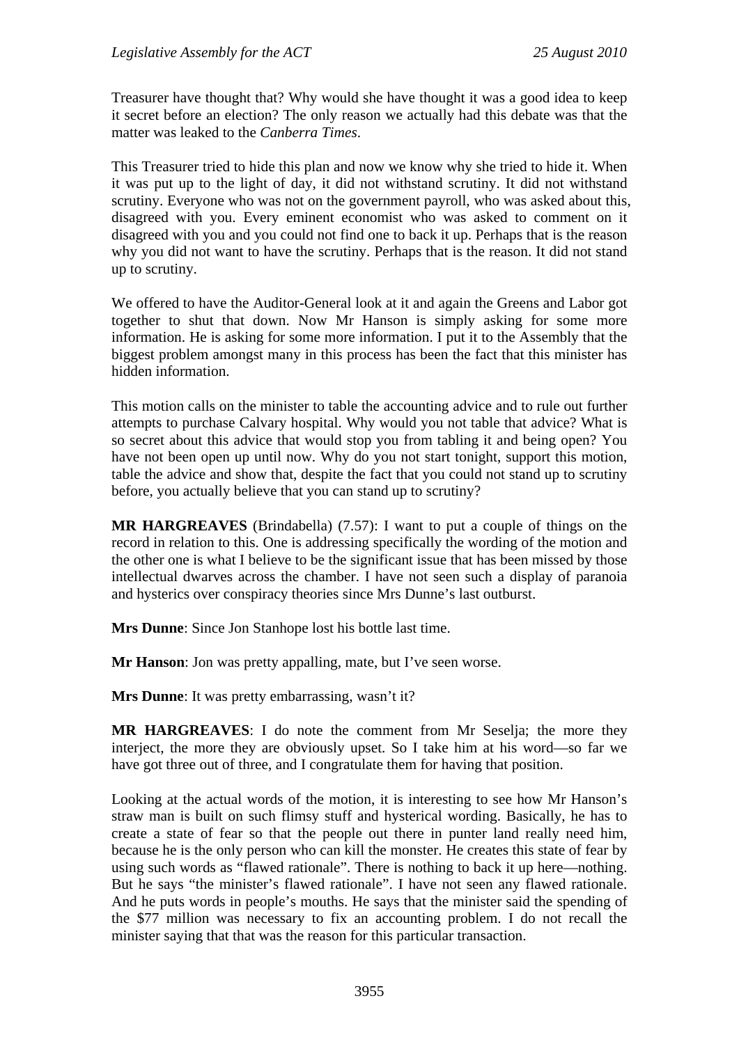Treasurer have thought that? Why would she have thought it was a good idea to keep it secret before an election? The only reason we actually had this debate was that the matter was leaked to the *Canberra Times*.

This Treasurer tried to hide this plan and now we know why she tried to hide it. When it was put up to the light of day, it did not withstand scrutiny. It did not withstand scrutiny. Everyone who was not on the government payroll, who was asked about this, disagreed with you. Every eminent economist who was asked to comment on it disagreed with you and you could not find one to back it up. Perhaps that is the reason why you did not want to have the scrutiny. Perhaps that is the reason. It did not stand up to scrutiny.

We offered to have the Auditor-General look at it and again the Greens and Labor got together to shut that down. Now Mr Hanson is simply asking for some more information. He is asking for some more information. I put it to the Assembly that the biggest problem amongst many in this process has been the fact that this minister has hidden information.

This motion calls on the minister to table the accounting advice and to rule out further attempts to purchase Calvary hospital. Why would you not table that advice? What is so secret about this advice that would stop you from tabling it and being open? You have not been open up until now. Why do you not start tonight, support this motion, table the advice and show that, despite the fact that you could not stand up to scrutiny before, you actually believe that you can stand up to scrutiny?

**MR HARGREAVES** (Brindabella) (7.57): I want to put a couple of things on the record in relation to this. One is addressing specifically the wording of the motion and the other one is what I believe to be the significant issue that has been missed by those intellectual dwarves across the chamber. I have not seen such a display of paranoia and hysterics over conspiracy theories since Mrs Dunne's last outburst.

**Mrs Dunne**: Since Jon Stanhope lost his bottle last time.

**Mr Hanson**: Jon was pretty appalling, mate, but I've seen worse.

**Mrs Dunne**: It was pretty embarrassing, wasn't it?

**MR HARGREAVES**: I do note the comment from Mr Seselja; the more they interject, the more they are obviously upset. So I take him at his word—so far we have got three out of three, and I congratulate them for having that position.

Looking at the actual words of the motion, it is interesting to see how Mr Hanson's straw man is built on such flimsy stuff and hysterical wording. Basically, he has to create a state of fear so that the people out there in punter land really need him, because he is the only person who can kill the monster. He creates this state of fear by using such words as "flawed rationale". There is nothing to back it up here—nothing. But he says "the minister's flawed rationale". I have not seen any flawed rationale. And he puts words in people's mouths. He says that the minister said the spending of the $77 million was necessary to fix an accounting problem. I do not recall the minister saying that that was the reason for this particular transaction.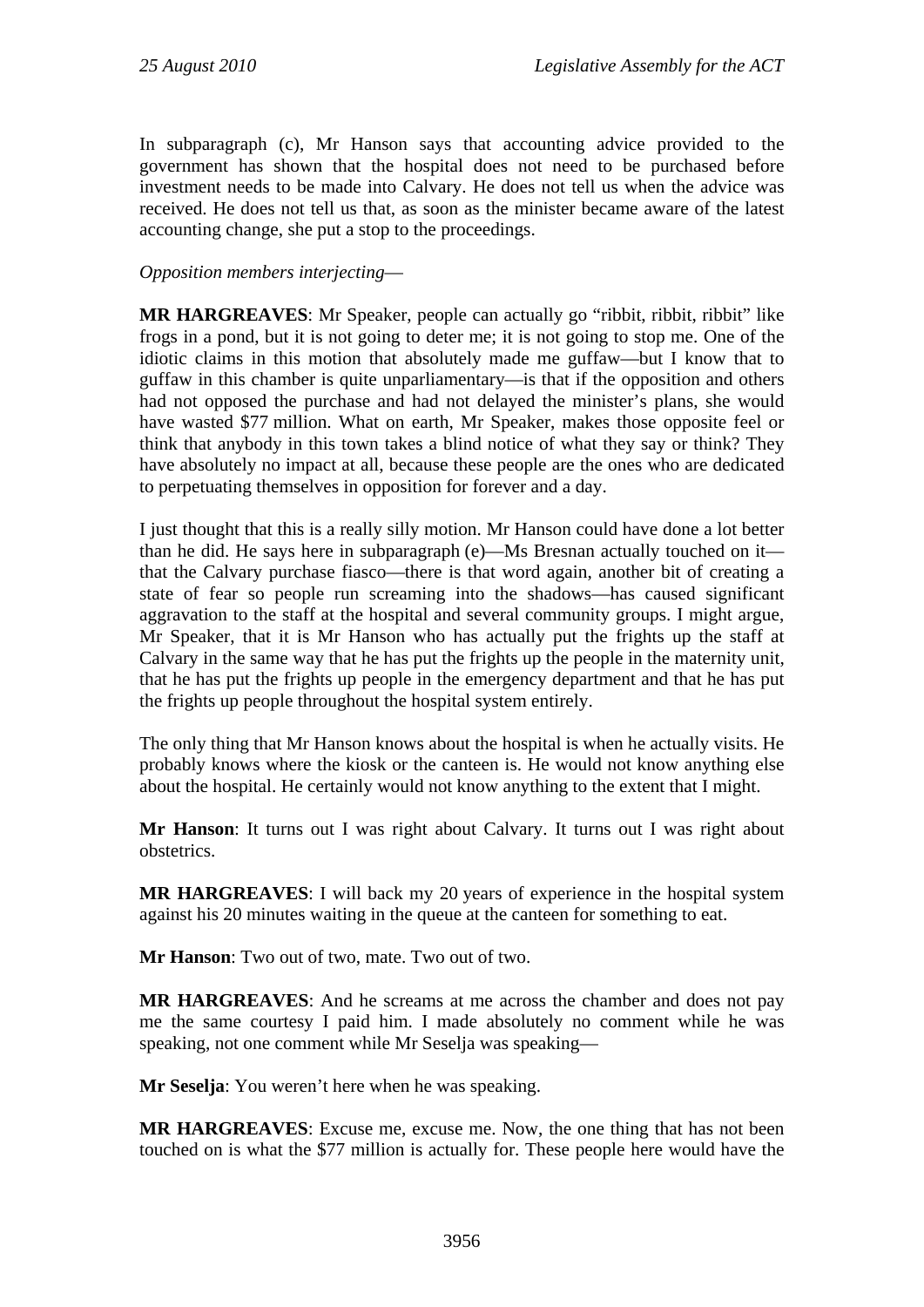In subparagraph (c), Mr Hanson says that accounting advice provided to the government has shown that the hospital does not need to be purchased before investment needs to be made into Calvary. He does not tell us when the advice was received. He does not tell us that, as soon as the minister became aware of the latest accounting change, she put a stop to the proceedings.

*Opposition members interjecting*—

**MR HARGREAVES**: Mr Speaker, people can actually go "ribbit, ribbit, ribbit" like frogs in a pond, but it is not going to deter me; it is not going to stop me. One of the idiotic claims in this motion that absolutely made me guffaw—but I know that to guffaw in this chamber is quite unparliamentary—is that if the opposition and others had not opposed the purchase and had not delayed the minister's plans, she would have wasted $77 million. What on earth, Mr Speaker, makes those opposite feel or think that anybody in this town takes a blind notice of what they say or think? They have absolutely no impact at all, because these people are the ones who are dedicated to perpetuating themselves in opposition for forever and a day.

I just thought that this is a really silly motion. Mr Hanson could have done a lot better than he did. He says here in subparagraph (e)—Ms Bresnan actually touched on it—that the Calvary purchase fiasco—there is that word again, another bit of creating a state of fear so people run screaming into the shadows—has caused significant aggravation to the staff at the hospital and several community groups. I might argue, Mr Speaker, that it is Mr Hanson who has actually put the frights up the staff at Calvary in the same way that he has put the frights up the people in the maternity unit, that he has put the frights up people in the emergency department and that he has put the frights up people throughout the hospital system entirely.

The only thing that Mr Hanson knows about the hospital is when he actually visits. He probably knows where the kiosk or the canteen is. He would not know anything else about the hospital. He certainly would not know anything to the extent that I might.

**Mr Hanson**: It turns out I was right about Calvary. It turns out I was right about obstetrics.

**MR HARGREAVES**: I will back my 20 years of experience in the hospital system against his 20 minutes waiting in the queue at the canteen for something to eat.

**Mr Hanson**: Two out of two, mate. Two out of two.

**MR HARGREAVES**: And he screams at me across the chamber and does not pay me the same courtesy I paid him. I made absolutely no comment while he was speaking, not one comment while Mr Seselja was speaking—

**Mr Seselja**: You weren't here when he was speaking.

**MR HARGREAVES**: Excuse me, excuse me. Now, the one thing that has not been touched on is what the $77 million is actually for. These people here would have the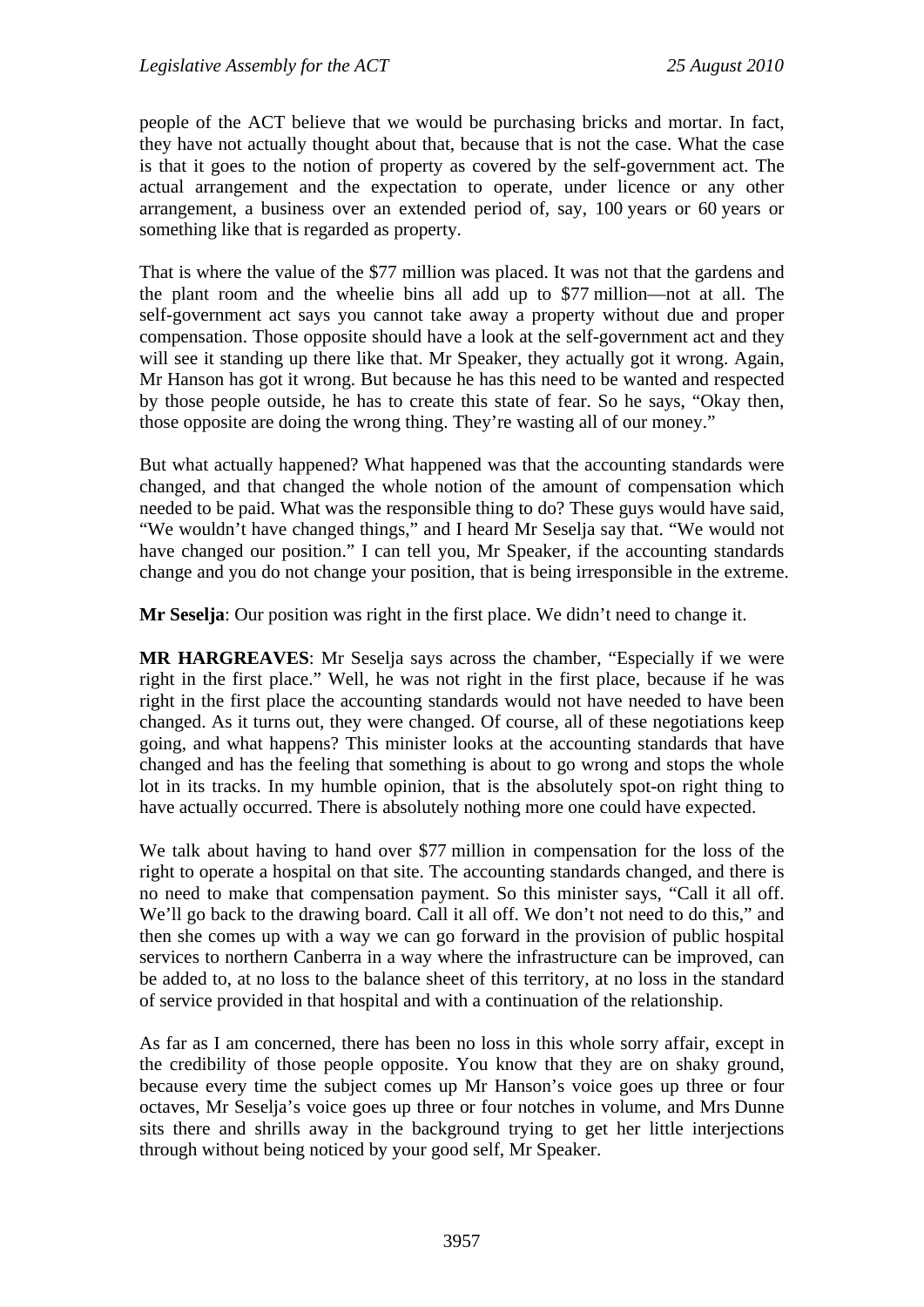people of the ACT believe that we would be purchasing bricks and mortar. In fact, they have not actually thought about that, because that is not the case. What the case is that it goes to the notion of property as covered by the self-government act. The actual arrangement and the expectation to operate, under licence or any other arrangement, a business over an extended period of, say, 100 years or 60 years or something like that is regarded as property.

That is where the value of the $77 million was placed. It was not that the gardens and the plant room and the wheelie bins all add up to $77 million—not at all. The self-government act says you cannot take away a property without due and proper compensation. Those opposite should have a look at the self-government act and they will see it standing up there like that. Mr Speaker, they actually got it wrong. Again, Mr Hanson has got it wrong. But because he has this need to be wanted and respected by those people outside, he has to create this state of fear. So he says, "Okay then, those opposite are doing the wrong thing. They're wasting all of our money."

But what actually happened? What happened was that the accounting standards were changed, and that changed the whole notion of the amount of compensation which needed to be paid. What was the responsible thing to do? These guys would have said, "We wouldn't have changed things," and I heard Mr Seselja say that. "We would not have changed our position." I can tell you, Mr Speaker, if the accounting standards change and you do not change your position, that is being irresponsible in the extreme.

**Mr Seselja**: Our position was right in the first place. We didn't need to change it.

**MR HARGREAVES**: Mr Seselja says across the chamber, "Especially if we were right in the first place." Well, he was not right in the first place, because if he was right in the first place the accounting standards would not have needed to have been changed. As it turns out, they were changed. Of course, all of these negotiations keep going, and what happens? This minister looks at the accounting standards that have changed and has the feeling that something is about to go wrong and stops the whole lot in its tracks. In my humble opinion, that is the absolutely spot-on right thing to have actually occurred. There is absolutely nothing more one could have expected.

We talk about having to hand over $77 million in compensation for the loss of the right to operate a hospital on that site. The accounting standards changed, and there is no need to make that compensation payment. So this minister says, "Call it all off. We'll go back to the drawing board. Call it all off. We don't not need to do this," and then she comes up with a way we can go forward in the provision of public hospital services to northern Canberra in a way where the infrastructure can be improved, can be added to, at no loss to the balance sheet of this territory, at no loss in the standard of service provided in that hospital and with a continuation of the relationship.

As far as I am concerned, there has been no loss in this whole sorry affair, except in the credibility of those people opposite. You know that they are on shaky ground, because every time the subject comes up Mr Hanson's voice goes up three or four octaves, Mr Seselja's voice goes up three or four notches in volume, and Mrs Dunne sits there and shrills away in the background trying to get her little interjections through without being noticed by your good self, Mr Speaker.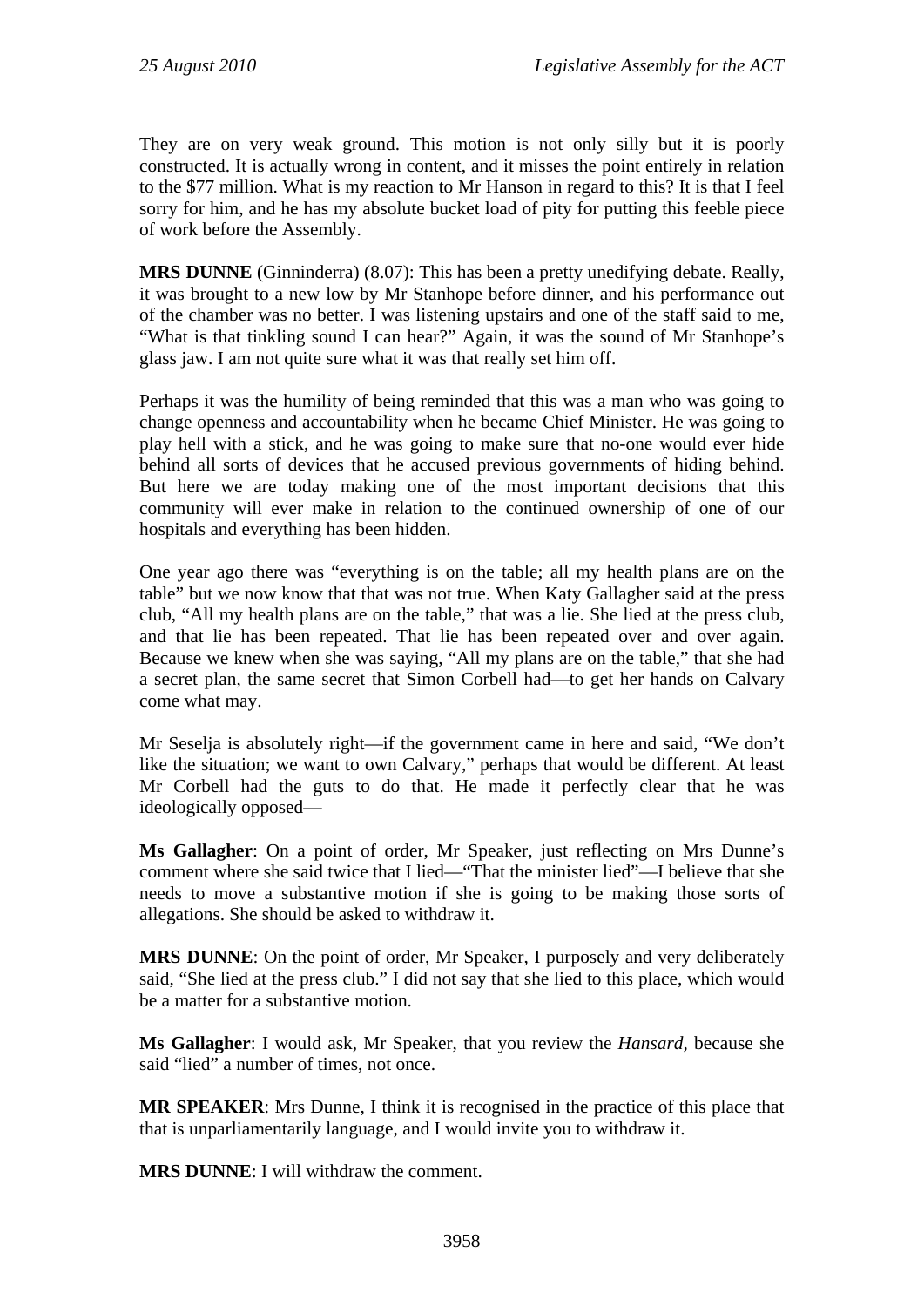They are on very weak ground. This motion is not only silly but it is poorly constructed. It is actually wrong in content, and it misses the point entirely in relation to the $77 million. What is my reaction to Mr Hanson in regard to this? It is that I feel sorry for him, and he has my absolute bucket load of pity for putting this feeble piece of work before the Assembly.

**MRS DUNNE** (Ginninderra) (8.07): This has been a pretty unedifying debate. Really, it was brought to a new low by Mr Stanhope before dinner, and his performance out of the chamber was no better. I was listening upstairs and one of the staff said to me, "What is that tinkling sound I can hear?" Again, it was the sound of Mr Stanhope's glass jaw. I am not quite sure what it was that really set him off.

Perhaps it was the humility of being reminded that this was a man who was going to change openness and accountability when he became Chief Minister. He was going to play hell with a stick, and he was going to make sure that no-one would ever hide behind all sorts of devices that he accused previous governments of hiding behind. But here we are today making one of the most important decisions that this community will ever make in relation to the continued ownership of one of our hospitals and everything has been hidden.

One year ago there was "everything is on the table; all my health plans are on the table" but we now know that that was not true. When Katy Gallagher said at the press club, "All my health plans are on the table," that was a lie. She lied at the press club, and that lie has been repeated. That lie has been repeated over and over again. Because we knew when she was saying, "All my plans are on the table," that she had a secret plan, the same secret that Simon Corbell had—to get her hands on Calvary come what may.

Mr Seselja is absolutely right—if the government came in here and said, "We don't like the situation; we want to own Calvary," perhaps that would be different. At least Mr Corbell had the guts to do that. He made it perfectly clear that he was ideologically opposed—

**Ms Gallagher**: On a point of order, Mr Speaker, just reflecting on Mrs Dunne's comment where she said twice that I lied—"That the minister lied"—I believe that she needs to move a substantive motion if she is going to be making those sorts of allegations. She should be asked to withdraw it.

**MRS DUNNE**: On the point of order, Mr Speaker, I purposely and very deliberately said, "She lied at the press club." I did not say that she lied to this place, which would be a matter for a substantive motion.

**Ms Gallagher**: I would ask, Mr Speaker, that you review the *Hansard*, because she said "lied" a number of times, not once.

**MR SPEAKER**: Mrs Dunne, I think it is recognised in the practice of this place that that is unparliamentarily language, and I would invite you to withdraw it.

**MRS DUNNE**: I will withdraw the comment.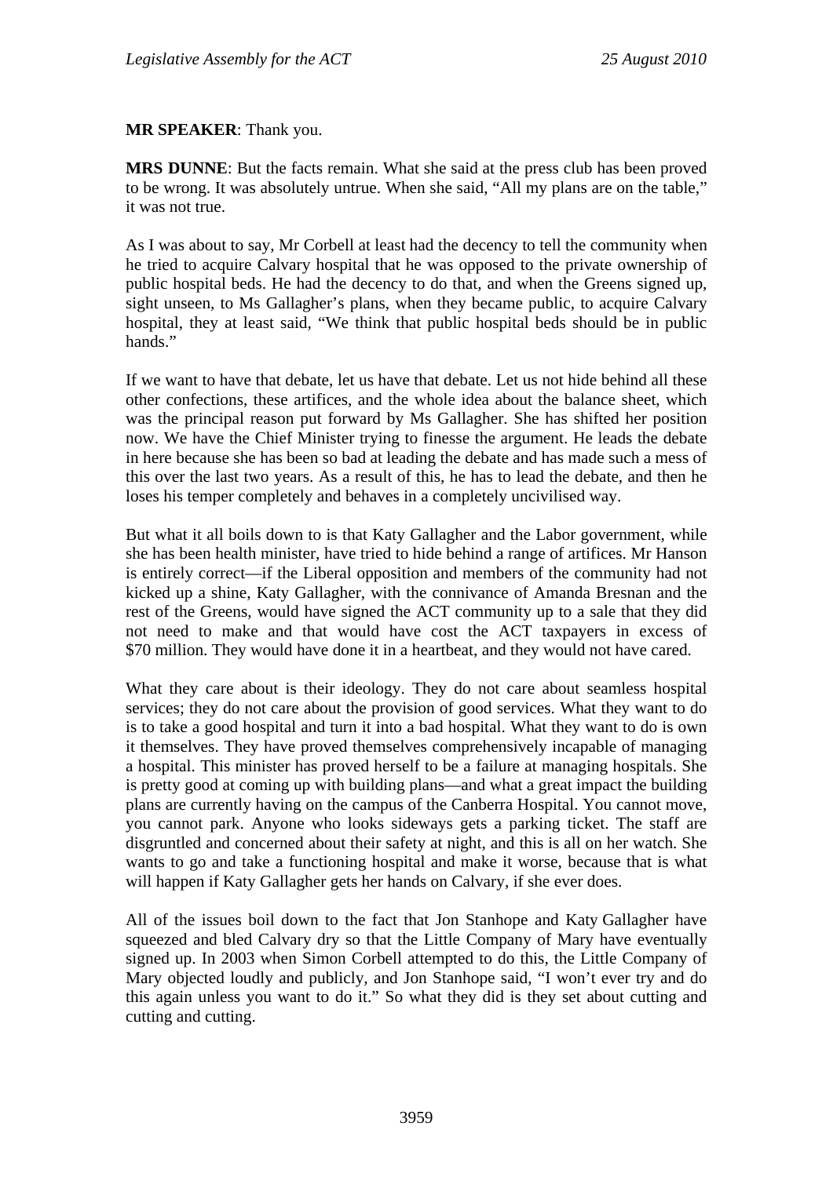**MR SPEAKER**: Thank you.

**MRS DUNNE**: But the facts remain. What she said at the press club has been proved to be wrong. It was absolutely untrue. When she said, "All my plans are on the table," it was not true.

As I was about to say, Mr Corbell at least had the decency to tell the community when he tried to acquire Calvary hospital that he was opposed to the private ownership of public hospital beds. He had the decency to do that, and when the Greens signed up, sight unseen, to Ms Gallagher's plans, when they became public, to acquire Calvary hospital, they at least said, "We think that public hospital beds should be in public hands."

If we want to have that debate, let us have that debate. Let us not hide behind all these other confections, these artifices, and the whole idea about the balance sheet, which was the principal reason put forward by Ms Gallagher. She has shifted her position now. We have the Chief Minister trying to finesse the argument. He leads the debate in here because she has been so bad at leading the debate and has made such a mess of this over the last two years. As a result of this, he has to lead the debate, and then he loses his temper completely and behaves in a completely uncivilised way.

But what it all boils down to is that Katy Gallagher and the Labor government, while she has been health minister, have tried to hide behind a range of artifices. Mr Hanson is entirely correct—if the Liberal opposition and members of the community had not kicked up a shine, Katy Gallagher, with the connivance of Amanda Bresnan and the rest of the Greens, would have signed the ACT community up to a sale that they did not need to make and that would have cost the ACT taxpayers in excess of $70 million. They would have done it in a heartbeat, and they would not have cared.

What they care about is their ideology. They do not care about seamless hospital services; they do not care about the provision of good services. What they want to do is to take a good hospital and turn it into a bad hospital. What they want to do is own it themselves. They have proved themselves comprehensively incapable of managing a hospital. This minister has proved herself to be a failure at managing hospitals. She is pretty good at coming up with building plans—and what a great impact the building plans are currently having on the campus of the Canberra Hospital. You cannot move, you cannot park. Anyone who looks sideways gets a parking ticket. The staff are disgruntled and concerned about their safety at night, and this is all on her watch. She wants to go and take a functioning hospital and make it worse, because that is what will happen if Katy Gallagher gets her hands on Calvary, if she ever does.

All of the issues boil down to the fact that Jon Stanhope and Katy Gallagher have squeezed and bled Calvary dry so that the Little Company of Mary have eventually signed up. In 2003 when Simon Corbell attempted to do this, the Little Company of Mary objected loudly and publicly, and Jon Stanhope said, "I won't ever try and do this again unless you want to do it." So what they did is they set about cutting and cutting and cutting.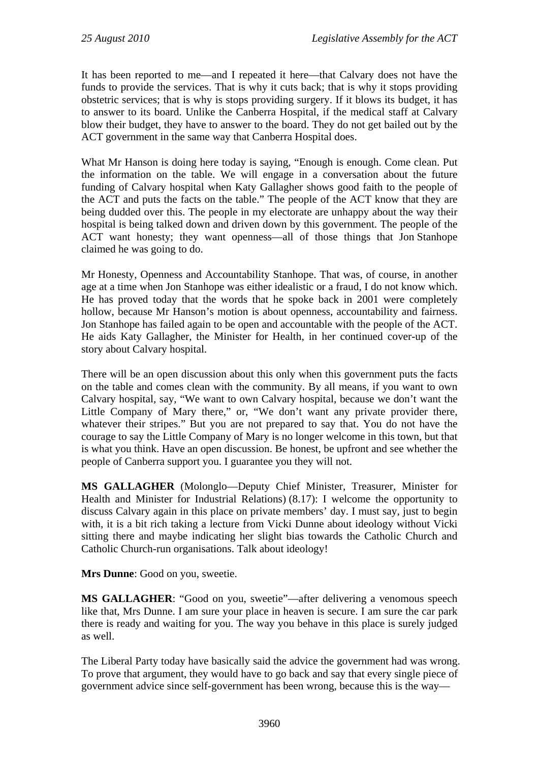It has been reported to me—and I repeated it here—that Calvary does not have the funds to provide the services. That is why it cuts back; that is why it stops providing obstetric services; that is why is stops providing surgery. If it blows its budget, it has to answer to its board. Unlike the Canberra Hospital, if the medical staff at Calvary blow their budget, they have to answer to the board. They do not get bailed out by the ACT government in the same way that Canberra Hospital does.

What Mr Hanson is doing here today is saying, "Enough is enough. Come clean. Put the information on the table. We will engage in a conversation about the future funding of Calvary hospital when Katy Gallagher shows good faith to the people of the ACT and puts the facts on the table." The people of the ACT know that they are being dudded over this. The people in my electorate are unhappy about the way their hospital is being talked down and driven down by this government. The people of the ACT want honesty; they want openness—all of those things that Jon Stanhope claimed he was going to do.

Mr Honesty, Openness and Accountability Stanhope. That was, of course, in another age at a time when Jon Stanhope was either idealistic or a fraud, I do not know which. He has proved today that the words that he spoke back in 2001 were completely hollow, because Mr Hanson's motion is about openness, accountability and fairness. Jon Stanhope has failed again to be open and accountable with the people of the ACT. He aids Katy Gallagher, the Minister for Health, in her continued cover-up of the story about Calvary hospital.

There will be an open discussion about this only when this government puts the facts on the table and comes clean with the community. By all means, if you want to own Calvary hospital, say, "We want to own Calvary hospital, because we don't want the Little Company of Mary there," or, "We don't want any private provider there, whatever their stripes." But you are not prepared to say that. You do not have the courage to say the Little Company of Mary is no longer welcome in this town, but that is what you think. Have an open discussion. Be honest, be upfront and see whether the people of Canberra support you. I guarantee you they will not.

**MS GALLAGHER** (Molonglo—Deputy Chief Minister, Treasurer, Minister for Health and Minister for Industrial Relations) (8.17): I welcome the opportunity to discuss Calvary again in this place on private members' day. I must say, just to begin with, it is a bit rich taking a lecture from Vicki Dunne about ideology without Vicki sitting there and maybe indicating her slight bias towards the Catholic Church and Catholic Church-run organisations. Talk about ideology!

**Mrs Dunne**: Good on you, sweetie.

**MS GALLAGHER**: "Good on you, sweetie"—after delivering a venomous speech like that, Mrs Dunne. I am sure your place in heaven is secure. I am sure the car park there is ready and waiting for you. The way you behave in this place is surely judged as well.

The Liberal Party today have basically said the advice the government had was wrong. To prove that argument, they would have to go back and say that every single piece of government advice since self-government has been wrong, because this is the way—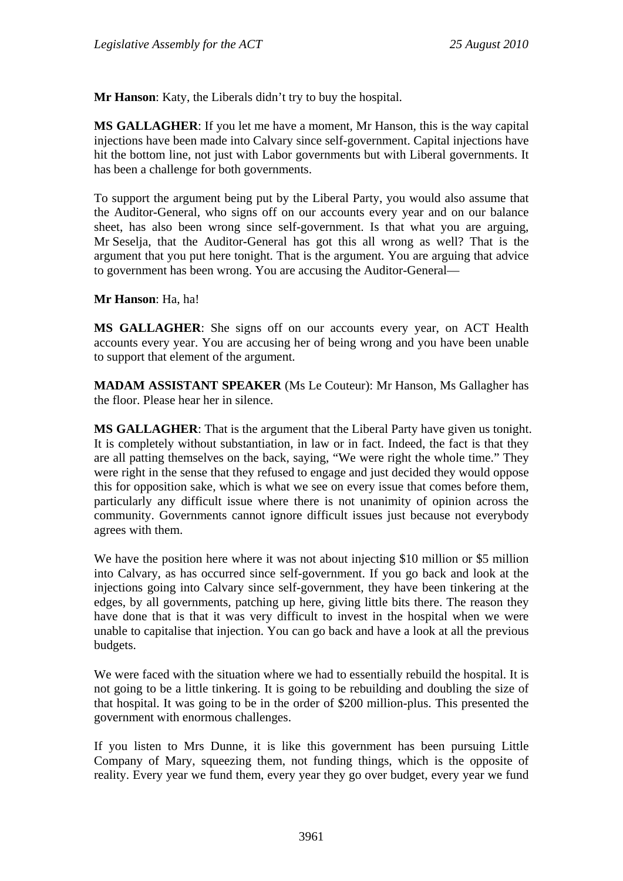**Mr Hanson**: Katy, the Liberals didn't try to buy the hospital.

**MS GALLAGHER**: If you let me have a moment, Mr Hanson, this is the way capital injections have been made into Calvary since self-government. Capital injections have hit the bottom line, not just with Labor governments but with Liberal governments. It has been a challenge for both governments.

To support the argument being put by the Liberal Party, you would also assume that the Auditor-General, who signs off on our accounts every year and on our balance sheet, has also been wrong since self-government. Is that what you are arguing, Mr Seselja, that the Auditor-General has got this all wrong as well? That is the argument that you put here tonight. That is the argument. You are arguing that advice to government has been wrong. You are accusing the Auditor-General—

**Mr Hanson**: Ha, ha!

**MS GALLAGHER**: She signs off on our accounts every year, on ACT Health accounts every year. You are accusing her of being wrong and you have been unable to support that element of the argument.

**MADAM ASSISTANT SPEAKER** (Ms Le Couteur): Mr Hanson, Ms Gallagher has the floor. Please hear her in silence.

**MS GALLAGHER**: That is the argument that the Liberal Party have given us tonight. It is completely without substantiation, in law or in fact. Indeed, the fact is that they are all patting themselves on the back, saying, "We were right the whole time." They were right in the sense that they refused to engage and just decided they would oppose this for opposition sake, which is what we see on every issue that comes before them, particularly any difficult issue where there is not unanimity of opinion across the community. Governments cannot ignore difficult issues just because not everybody agrees with them.

We have the position here where it was not about injecting $10 million or $5 million into Calvary, as has occurred since self-government. If you go back and look at the injections going into Calvary since self-government, they have been tinkering at the edges, by all governments, patching up here, giving little bits there. The reason they have done that is that it was very difficult to invest in the hospital when we were unable to capitalise that injection. You can go back and have a look at all the previous budgets.

We were faced with the situation where we had to essentially rebuild the hospital. It is not going to be a little tinkering. It is going to be rebuilding and doubling the size of that hospital. It was going to be in the order of $200 million-plus. This presented the government with enormous challenges.

If you listen to Mrs Dunne, it is like this government has been pursuing Little Company of Mary, squeezing them, not funding things, which is the opposite of reality. Every year we fund them, every year they go over budget, every year we fund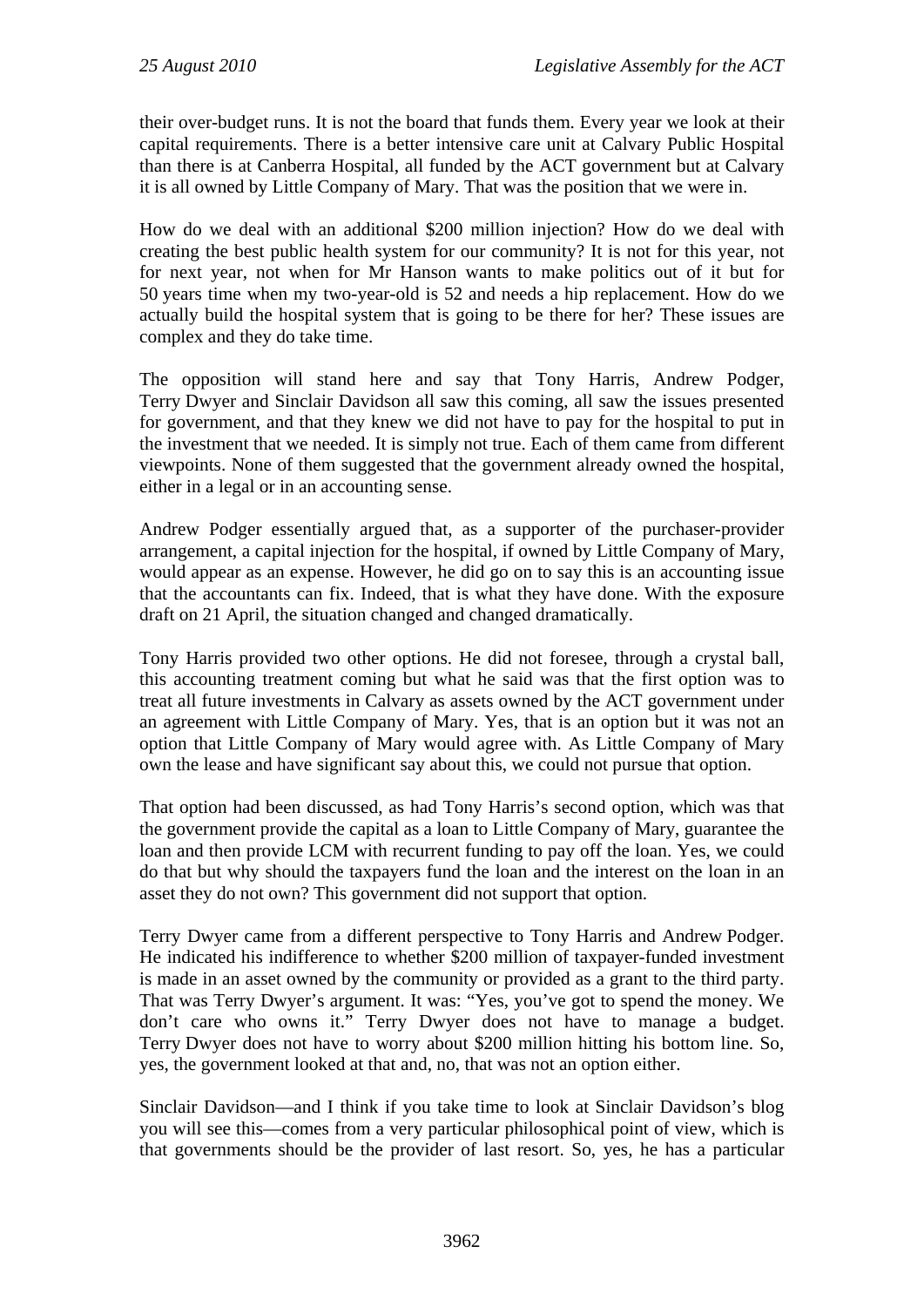their over-budget runs. It is not the board that funds them. Every year we look at their capital requirements. There is a better intensive care unit at Calvary Public Hospital than there is at Canberra Hospital, all funded by the ACT government but at Calvary it is all owned by Little Company of Mary. That was the position that we were in.

How do we deal with an additional $200 million injection? How do we deal with creating the best public health system for our community? It is not for this year, not for next year, not when for Mr Hanson wants to make politics out of it but for 50 years time when my two-year-old is 52 and needs a hip replacement. How do we actually build the hospital system that is going to be there for her? These issues are complex and they do take time.

The opposition will stand here and say that Tony Harris, Andrew Podger, Terry Dwyer and Sinclair Davidson all saw this coming, all saw the issues presented for government, and that they knew we did not have to pay for the hospital to put in the investment that we needed. It is simply not true. Each of them came from different viewpoints. None of them suggested that the government already owned the hospital, either in a legal or in an accounting sense.

Andrew Podger essentially argued that, as a supporter of the purchaser-provider arrangement, a capital injection for the hospital, if owned by Little Company of Mary, would appear as an expense. However, he did go on to say this is an accounting issue that the accountants can fix. Indeed, that is what they have done. With the exposure draft on 21 April, the situation changed and changed dramatically.

Tony Harris provided two other options. He did not foresee, through a crystal ball, this accounting treatment coming but what he said was that the first option was to treat all future investments in Calvary as assets owned by the ACT government under an agreement with Little Company of Mary. Yes, that is an option but it was not an option that Little Company of Mary would agree with. As Little Company of Mary own the lease and have significant say about this, we could not pursue that option.

That option had been discussed, as had Tony Harris's second option, which was that the government provide the capital as a loan to Little Company of Mary, guarantee the loan and then provide LCM with recurrent funding to pay off the loan. Yes, we could do that but why should the taxpayers fund the loan and the interest on the loan in an asset they do not own? This government did not support that option.

Terry Dwyer came from a different perspective to Tony Harris and Andrew Podger. He indicated his indifference to whether $200 million of taxpayer-funded investment is made in an asset owned by the community or provided as a grant to the third party. That was Terry Dwyer's argument. It was: "Yes, you've got to spend the money. We don't care who owns it." Terry Dwyer does not have to manage a budget. Terry Dwyer does not have to worry about $200 million hitting his bottom line. So, yes, the government looked at that and, no, that was not an option either.

Sinclair Davidson—and I think if you take time to look at Sinclair Davidson's blog you will see this—comes from a very particular philosophical point of view, which is that governments should be the provider of last resort. So, yes, he has a particular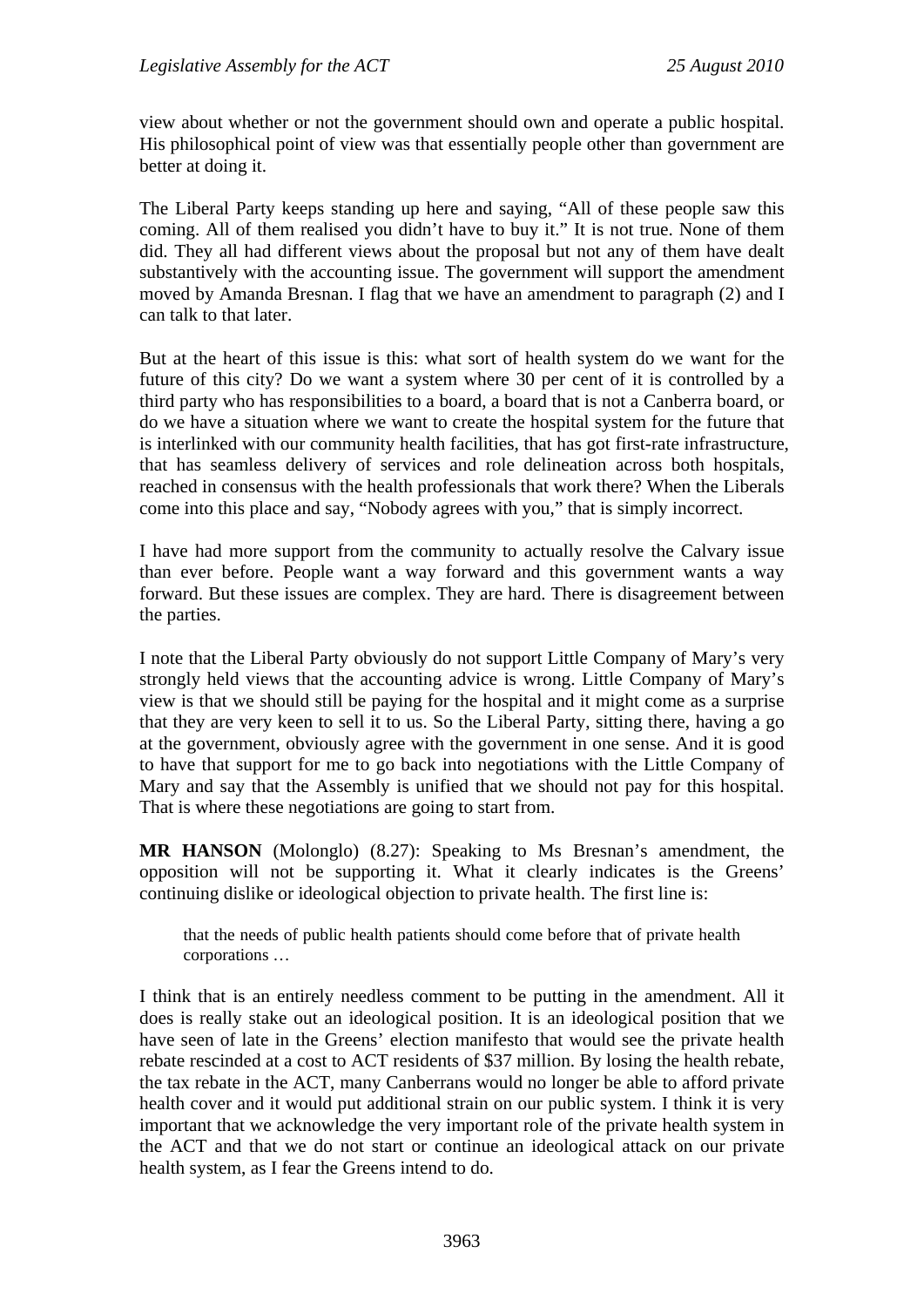view about whether or not the government should own and operate a public hospital. His philosophical point of view was that essentially people other than government are better at doing it.

The Liberal Party keeps standing up here and saying, "All of these people saw this coming. All of them realised you didn't have to buy it." It is not true. None of them did. They all had different views about the proposal but not any of them have dealt substantively with the accounting issue. The government will support the amendment moved by Amanda Bresnan. I flag that we have an amendment to paragraph (2) and I can talk to that later.

But at the heart of this issue is this: what sort of health system do we want for the future of this city? Do we want a system where 30 per cent of it is controlled by a third party who has responsibilities to a board, a board that is not a Canberra board, or do we have a situation where we want to create the hospital system for the future that is interlinked with our community health facilities, that has got first-rate infrastructure, that has seamless delivery of services and role delineation across both hospitals, reached in consensus with the health professionals that work there? When the Liberals come into this place and say, "Nobody agrees with you," that is simply incorrect.

I have had more support from the community to actually resolve the Calvary issue than ever before. People want a way forward and this government wants a way forward. But these issues are complex. They are hard. There is disagreement between the parties.

I note that the Liberal Party obviously do not support Little Company of Mary's very strongly held views that the accounting advice is wrong. Little Company of Mary's view is that we should still be paying for the hospital and it might come as a surprise that they are very keen to sell it to us. So the Liberal Party, sitting there, having a go at the government, obviously agree with the government in one sense. And it is good to have that support for me to go back into negotiations with the Little Company of Mary and say that the Assembly is unified that we should not pay for this hospital. That is where these negotiations are going to start from.

**MR HANSON** (Molonglo) (8.27): Speaking to Ms Bresnan's amendment, the opposition will not be supporting it. What it clearly indicates is the Greens' continuing dislike or ideological objection to private health. The first line is:

> that the needs of public health patients should come before that of private health corporations …

I think that is an entirely needless comment to be putting in the amendment. All it does is really stake out an ideological position. It is an ideological position that we have seen of late in the Greens' election manifesto that would see the private health rebate rescinded at a cost to ACT residents of $37 million. By losing the health rebate, the tax rebate in the ACT, many Canberrans would no longer be able to afford private health cover and it would put additional strain on our public system. I think it is very important that we acknowledge the very important role of the private health system in the ACT and that we do not start or continue an ideological attack on our private health system, as I fear the Greens intend to do.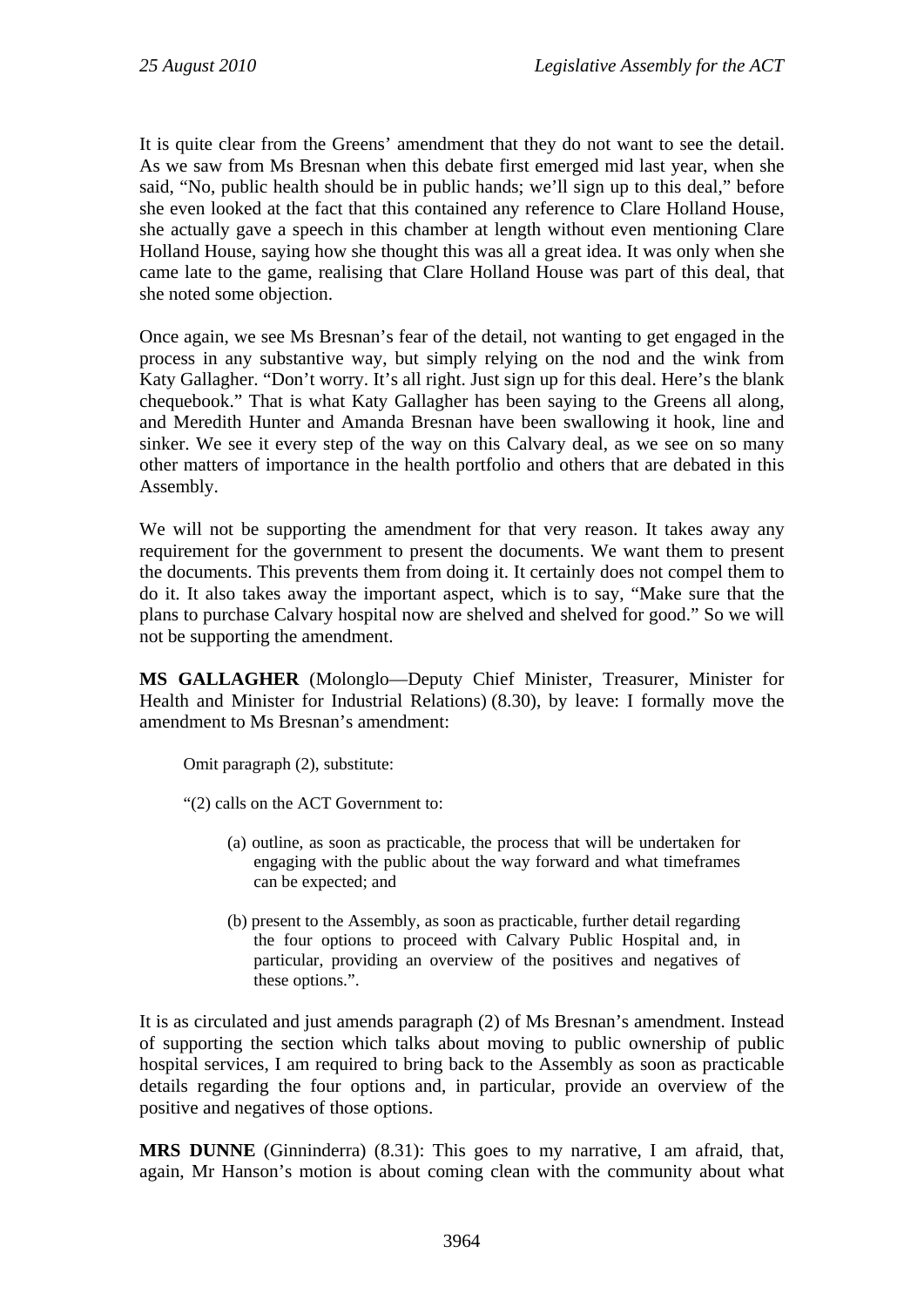It is quite clear from the Greens' amendment that they do not want to see the detail. As we saw from Ms Bresnan when this debate first emerged mid last year, when she said, "No, public health should be in public hands; we'll sign up to this deal," before she even looked at the fact that this contained any reference to Clare Holland House, she actually gave a speech in this chamber at length without even mentioning Clare Holland House, saying how she thought this was all a great idea. It was only when she came late to the game, realising that Clare Holland House was part of this deal, that she noted some objection.

Once again, we see Ms Bresnan's fear of the detail, not wanting to get engaged in the process in any substantive way, but simply relying on the nod and the wink from Katy Gallagher. "Don't worry. It's all right. Just sign up for this deal. Here's the blank chequebook." That is what Katy Gallagher has been saying to the Greens all along, and Meredith Hunter and Amanda Bresnan have been swallowing it hook, line and sinker. We see it every step of the way on this Calvary deal, as we see on so many other matters of importance in the health portfolio and others that are debated in this Assembly.

We will not be supporting the amendment for that very reason. It takes away any requirement for the government to present the documents. We want them to present the documents. This prevents them from doing it. It certainly does not compel them to do it. It also takes away the important aspect, which is to say, "Make sure that the plans to purchase Calvary hospital now are shelved and shelved for good." So we will not be supporting the amendment.

**MS GALLAGHER** (Molonglo—Deputy Chief Minister, Treasurer, Minister for Health and Minister for Industrial Relations) (8.30), by leave: I formally move the amendment to Ms Bresnan's amendment:

> Omit paragraph (2), substitute:
>
> "(2) calls on the ACT Government to:
>
> (a) outline, as soon as practicable, the process that will be undertaken for engaging with the public about the way forward and what timeframes can be expected; and
>
> (b) present to the Assembly, as soon as practicable, further detail regarding the four options to proceed with Calvary Public Hospital and, in particular, providing an overview of the positives and negatives of these options.".

It is as circulated and just amends paragraph (2) of Ms Bresnan's amendment. Instead of supporting the section which talks about moving to public ownership of public hospital services, I am required to bring back to the Assembly as soon as practicable details regarding the four options and, in particular, provide an overview of the positive and negatives of those options.

**MRS DUNNE** (Ginninderra) (8.31): This goes to my narrative, I am afraid, that, again, Mr Hanson's motion is about coming clean with the community about what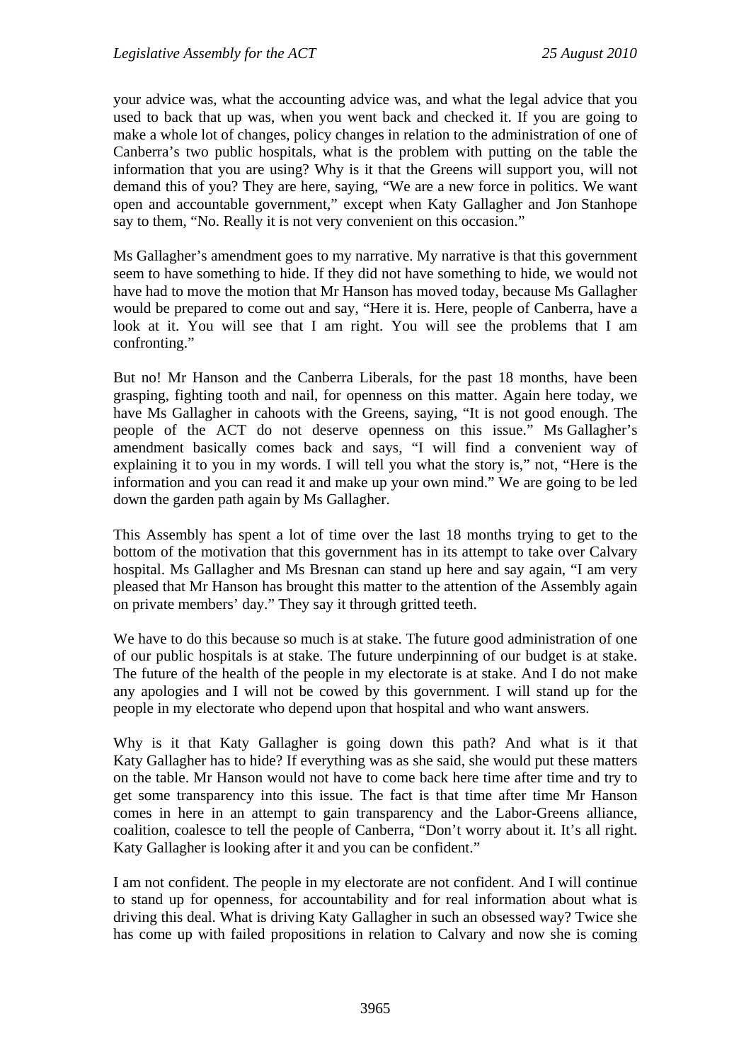your advice was, what the accounting advice was, and what the legal advice that you used to back that up was, when you went back and checked it. If you are going to make a whole lot of changes, policy changes in relation to the administration of one of Canberra's two public hospitals, what is the problem with putting on the table the information that you are using? Why is it that the Greens will support you, will not demand this of you? They are here, saying, "We are a new force in politics. We want open and accountable government," except when Katy Gallagher and Jon Stanhope say to them, "No. Really it is not very convenient on this occasion."

Ms Gallagher's amendment goes to my narrative. My narrative is that this government seem to have something to hide. If they did not have something to hide, we would not have had to move the motion that Mr Hanson has moved today, because Ms Gallagher would be prepared to come out and say, "Here it is. Here, people of Canberra, have a look at it. You will see that I am right. You will see the problems that I am confronting."

But no! Mr Hanson and the Canberra Liberals, for the past 18 months, have been grasping, fighting tooth and nail, for openness on this matter. Again here today, we have Ms Gallagher in cahoots with the Greens, saying, "It is not good enough. The people of the ACT do not deserve openness on this issue." Ms Gallagher's amendment basically comes back and says, "I will find a convenient way of explaining it to you in my words. I will tell you what the story is," not, "Here is the information and you can read it and make up your own mind." We are going to be led down the garden path again by Ms Gallagher.

This Assembly has spent a lot of time over the last 18 months trying to get to the bottom of the motivation that this government has in its attempt to take over Calvary hospital. Ms Gallagher and Ms Bresnan can stand up here and say again, "I am very pleased that Mr Hanson has brought this matter to the attention of the Assembly again on private members' day." They say it through gritted teeth.

We have to do this because so much is at stake. The future good administration of one of our public hospitals is at stake. The future underpinning of our budget is at stake. The future of the health of the people in my electorate is at stake. And I do not make any apologies and I will not be cowed by this government. I will stand up for the people in my electorate who depend upon that hospital and who want answers.

Why is it that Katy Gallagher is going down this path? And what is it that Katy Gallagher has to hide? If everything was as she said, she would put these matters on the table. Mr Hanson would not have to come back here time after time and try to get some transparency into this issue. The fact is that time after time Mr Hanson comes in here in an attempt to gain transparency and the Labor-Greens alliance, coalition, coalesce to tell the people of Canberra, "Don't worry about it. It's all right. Katy Gallagher is looking after it and you can be confident."

I am not confident. The people in my electorate are not confident. And I will continue to stand up for openness, for accountability and for real information about what is driving this deal. What is driving Katy Gallagher in such an obsessed way? Twice she has come up with failed propositions in relation to Calvary and now she is coming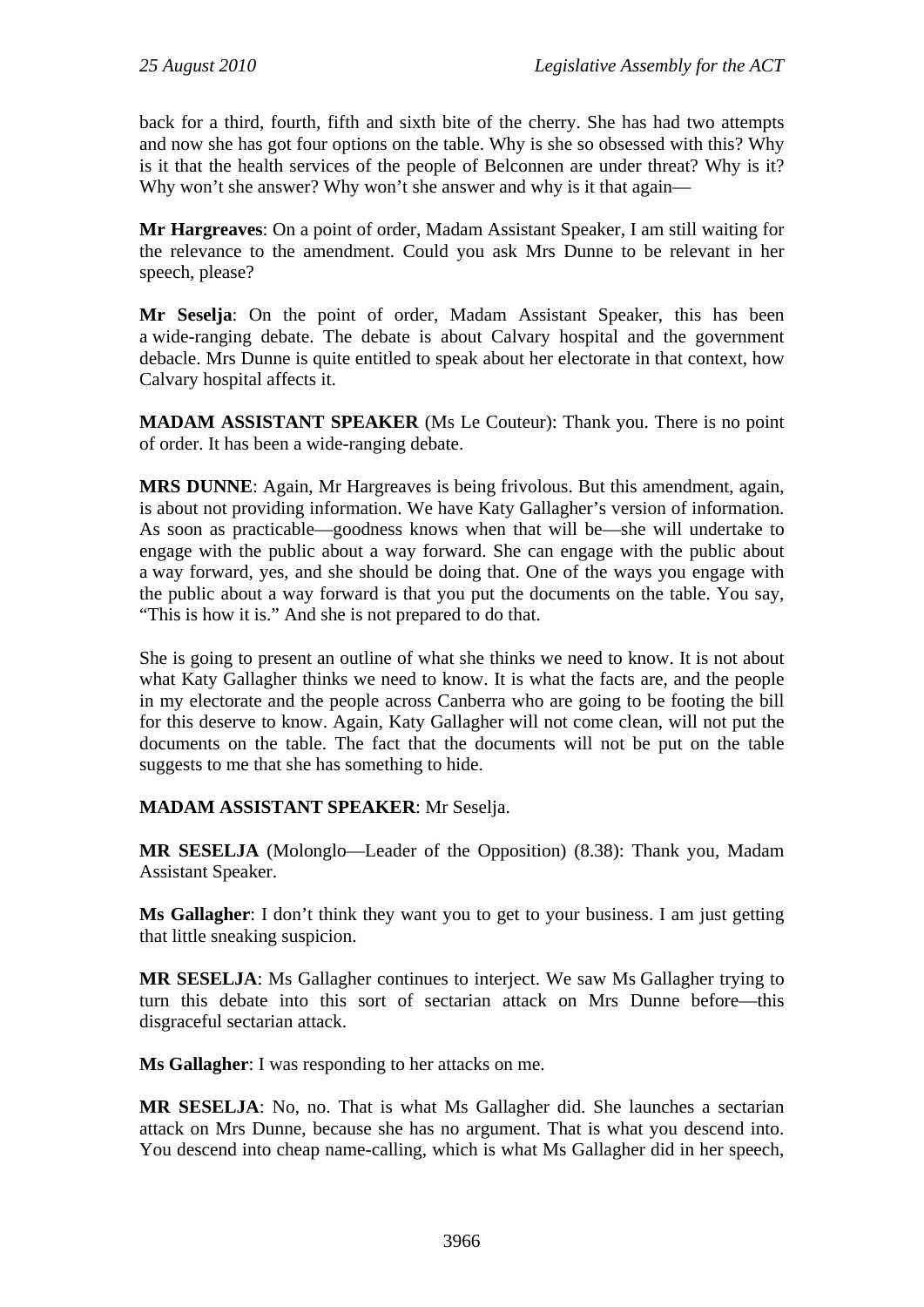back for a third, fourth, fifth and sixth bite of the cherry. She has had two attempts and now she has got four options on the table. Why is she so obsessed with this? Why is it that the health services of the people of Belconnen are under threat? Why is it? Why won't she answer? Why won't she answer and why is it that again—

**Mr Hargreaves**: On a point of order, Madam Assistant Speaker, I am still waiting for the relevance to the amendment. Could you ask Mrs Dunne to be relevant in her speech, please?

**Mr Seselja**: On the point of order, Madam Assistant Speaker, this has been a wide-ranging debate. The debate is about Calvary hospital and the government debacle. Mrs Dunne is quite entitled to speak about her electorate in that context, how Calvary hospital affects it.

**MADAM ASSISTANT SPEAKER** (Ms Le Couteur): Thank you. There is no point of order. It has been a wide-ranging debate.

**MRS DUNNE**: Again, Mr Hargreaves is being frivolous. But this amendment, again, is about not providing information. We have Katy Gallagher's version of information. As soon as practicable—goodness knows when that will be—she will undertake to engage with the public about a way forward. She can engage with the public about a way forward, yes, and she should be doing that. One of the ways you engage with the public about a way forward is that you put the documents on the table. You say, "This is how it is." And she is not prepared to do that.

She is going to present an outline of what she thinks we need to know. It is not about what Katy Gallagher thinks we need to know. It is what the facts are, and the people in my electorate and the people across Canberra who are going to be footing the bill for this deserve to know. Again, Katy Gallagher will not come clean, will not put the documents on the table. The fact that the documents will not be put on the table suggests to me that she has something to hide.

**MADAM ASSISTANT SPEAKER**: Mr Seselja.

**MR SESELJA** (Molonglo—Leader of the Opposition) (8.38): Thank you, Madam Assistant Speaker.

**Ms Gallagher**: I don't think they want you to get to your business. I am just getting that little sneaking suspicion.

**MR SESELJA**: Ms Gallagher continues to interject. We saw Ms Gallagher trying to turn this debate into this sort of sectarian attack on Mrs Dunne before—this disgraceful sectarian attack.

**Ms Gallagher**: I was responding to her attacks on me.

**MR SESELJA**: No, no. That is what Ms Gallagher did. She launches a sectarian attack on Mrs Dunne, because she has no argument. That is what you descend into. You descend into cheap name-calling, which is what Ms Gallagher did in her speech,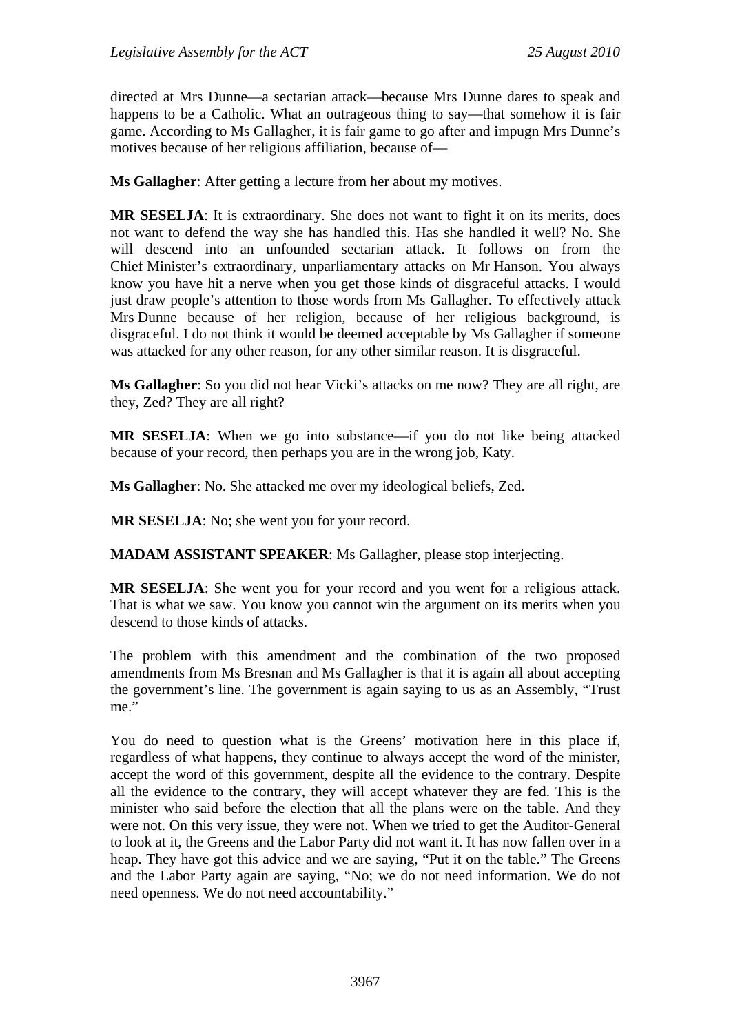directed at Mrs Dunne—a sectarian attack—because Mrs Dunne dares to speak and happens to be a Catholic. What an outrageous thing to say—that somehow it is fair game. According to Ms Gallagher, it is fair game to go after and impugn Mrs Dunne's motives because of her religious affiliation, because of—

**Ms Gallagher**: After getting a lecture from her about my motives.

**MR SESELJA**: It is extraordinary. She does not want to fight it on its merits, does not want to defend the way she has handled this. Has she handled it well? No. She will descend into an unfounded sectarian attack. It follows on from the Chief Minister's extraordinary, unparliamentary attacks on Mr Hanson. You always know you have hit a nerve when you get those kinds of disgraceful attacks. I would just draw people's attention to those words from Ms Gallagher. To effectively attack Mrs Dunne because of her religion, because of her religious background, is disgraceful. I do not think it would be deemed acceptable by Ms Gallagher if someone was attacked for any other reason, for any other similar reason. It is disgraceful.

**Ms Gallagher**: So you did not hear Vicki's attacks on me now? They are all right, are they, Zed? They are all right?

**MR SESELJA**: When we go into substance—if you do not like being attacked because of your record, then perhaps you are in the wrong job, Katy.

**Ms Gallagher**: No. She attacked me over my ideological beliefs, Zed.

**MR SESELJA**: No; she went you for your record.

**MADAM ASSISTANT SPEAKER**: Ms Gallagher, please stop interjecting.

**MR SESELJA**: She went you for your record and you went for a religious attack. That is what we saw. You know you cannot win the argument on its merits when you descend to those kinds of attacks.

The problem with this amendment and the combination of the two proposed amendments from Ms Bresnan and Ms Gallagher is that it is again all about accepting the government's line. The government is again saying to us as an Assembly, "Trust me."

You do need to question what is the Greens' motivation here in this place if, regardless of what happens, they continue to always accept the word of the minister, accept the word of this government, despite all the evidence to the contrary. Despite all the evidence to the contrary, they will accept whatever they are fed. This is the minister who said before the election that all the plans were on the table. And they were not. On this very issue, they were not. When we tried to get the Auditor-General to look at it, the Greens and the Labor Party did not want it. It has now fallen over in a heap. They have got this advice and we are saying, "Put it on the table." The Greens and the Labor Party again are saying, "No; we do not need information. We do not need openness. We do not need accountability."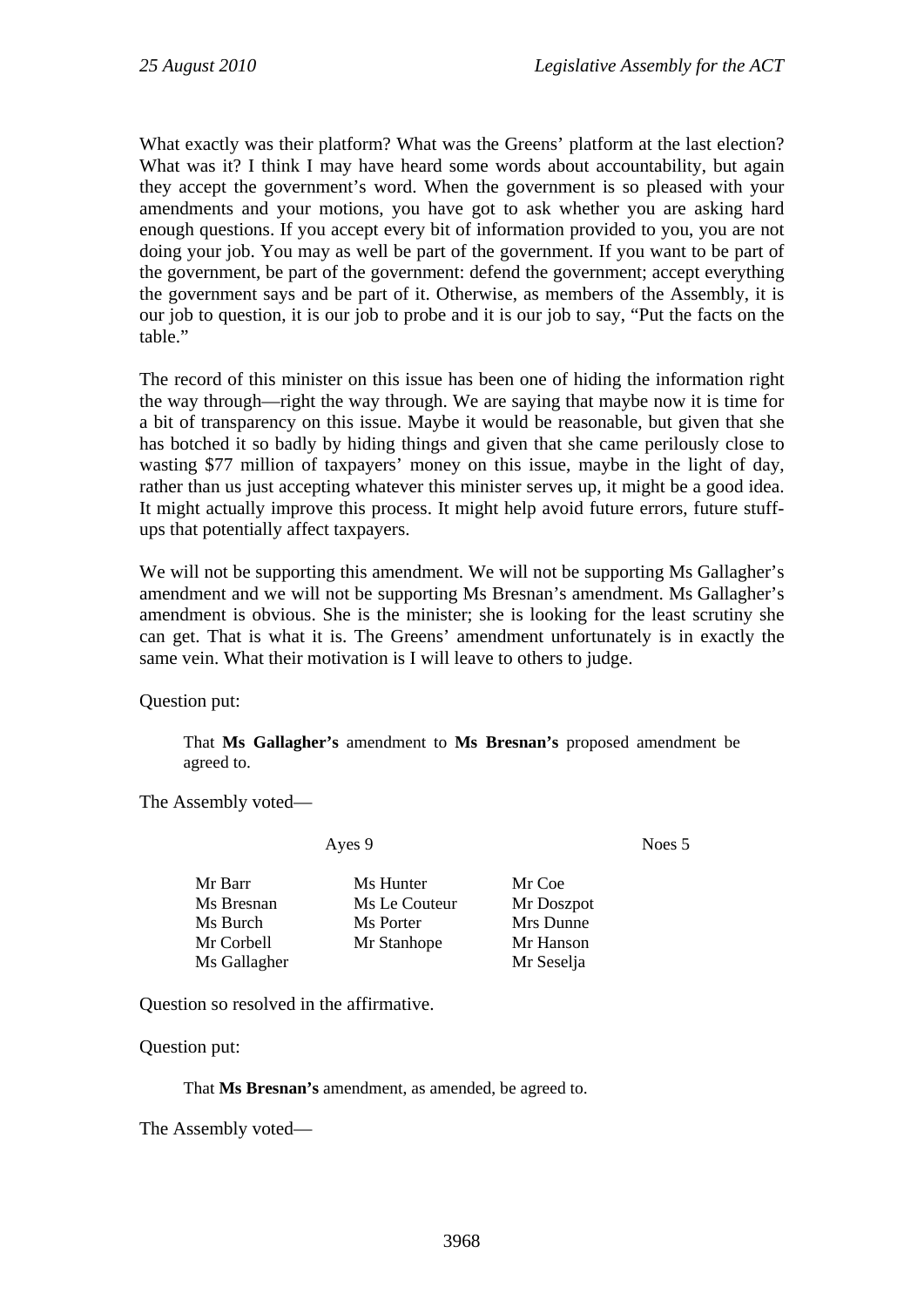What exactly was their platform? What was the Greens' platform at the last election? What was it? I think I may have heard some words about accountability, but again they accept the government's word. When the government is so pleased with your amendments and your motions, you have got to ask whether you are asking hard enough questions. If you accept every bit of information provided to you, you are not doing your job. You may as well be part of the government. If you want to be part of the government, be part of the government: defend the government; accept everything the government says and be part of it. Otherwise, as members of the Assembly, it is our job to question, it is our job to probe and it is our job to say, "Put the facts on the table."

The record of this minister on this issue has been one of hiding the information right the way through—right the way through. We are saying that maybe now it is time for a bit of transparency on this issue. Maybe it would be reasonable, but given that she has botched it so badly by hiding things and given that she came perilously close to wasting $77 million of taxpayers' money on this issue, maybe in the light of day, rather than us just accepting whatever this minister serves up, it might be a good idea. It might actually improve this process. It might help avoid future errors, future stuff-ups that potentially affect taxpayers.

We will not be supporting this amendment. We will not be supporting Ms Gallagher's amendment and we will not be supporting Ms Bresnan's amendment. Ms Gallagher's amendment is obvious. She is the minister; she is looking for the least scrutiny she can get. That is what it is. The Greens' amendment unfortunately is in exactly the same vein. What their motivation is I will leave to others to judge.

Question put:

> That **Ms Gallagher's** amendment to **Ms Bresnan's** proposed amendment be agreed to.

The Assembly voted—

| Ayes 9 | | Noes 5 |
|---|---|---|
| Mr Barr | Ms Hunter | Mr Coe |
| Ms Bresnan | Ms Le Couteur | Mr Doszpot |
| Ms Burch | Ms Porter | Mrs Dunne |
| Mr Corbell | Mr Stanhope | Mr Hanson |
| Ms Gallagher | | Mr Seselja |

Question so resolved in the affirmative.

Question put:

> That **Ms Bresnan's** amendment, as amended, be agreed to.

The Assembly voted—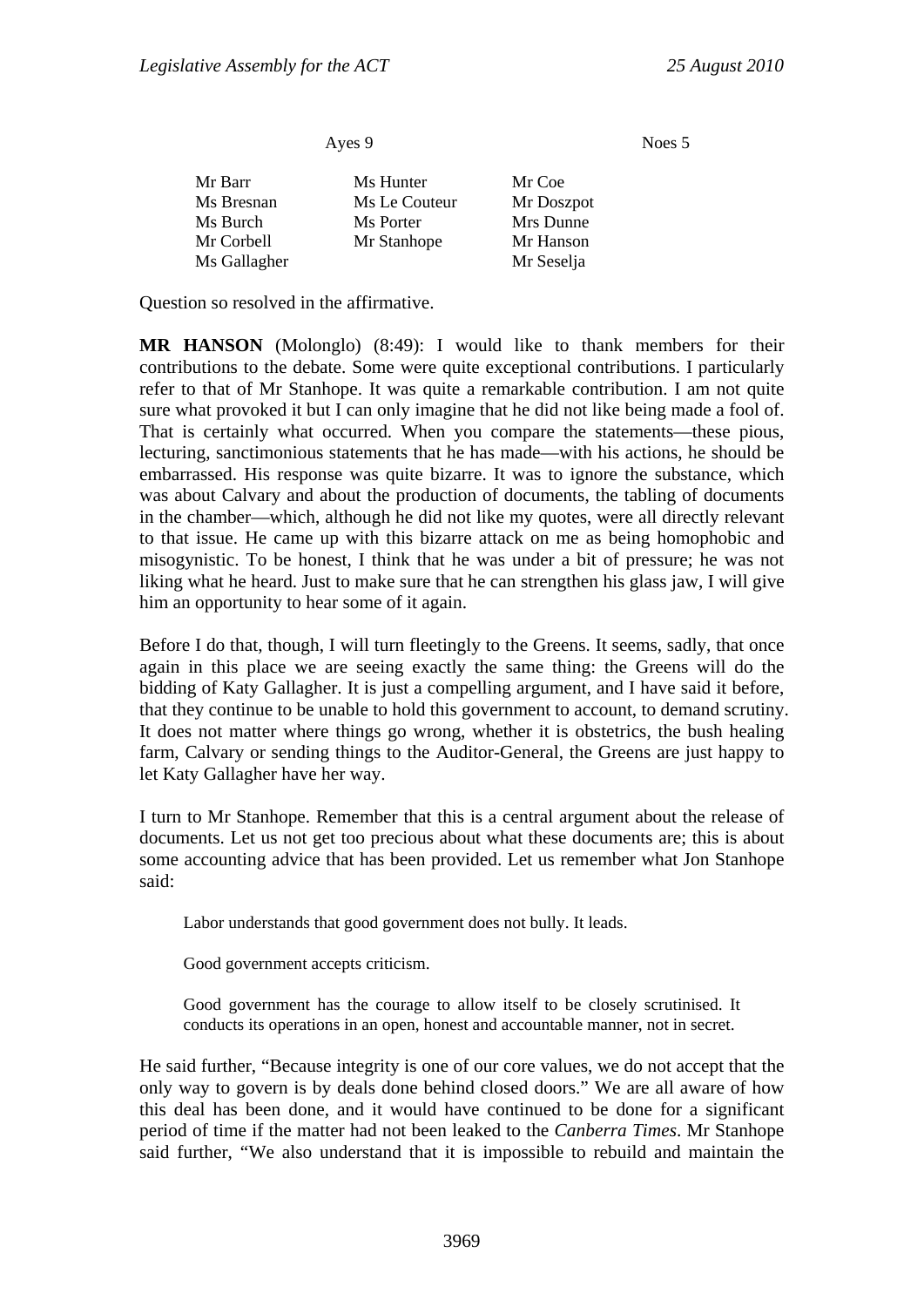| Ayes 9 | | Noes 5 |
|---|---|---|
| Mr Barr | Ms Hunter | Mr Coe |
| Ms Bresnan | Ms Le Couteur | Mr Doszpot |
| Ms Burch | Ms Porter | Mrs Dunne |
| Mr Corbell | Mr Stanhope | Mr Hanson |
| Ms Gallagher | | Mr Seselja |

Question so resolved in the affirmative.

**MR HANSON** (Molonglo) (8:49): I would like to thank members for their contributions to the debate. Some were quite exceptional contributions. I particularly refer to that of Mr Stanhope. It was quite a remarkable contribution. I am not quite sure what provoked it but I can only imagine that he did not like being made a fool of. That is certainly what occurred. When you compare the statements—these pious, lecturing, sanctimonious statements that he has made—with his actions, he should be embarrassed. His response was quite bizarre. It was to ignore the substance, which was about Calvary and about the production of documents, the tabling of documents in the chamber—which, although he did not like my quotes, were all directly relevant to that issue. He came up with this bizarre attack on me as being homophobic and misogynistic. To be honest, I think that he was under a bit of pressure; he was not liking what he heard. Just to make sure that he can strengthen his glass jaw, I will give him an opportunity to hear some of it again.

Before I do that, though, I will turn fleetingly to the Greens. It seems, sadly, that once again in this place we are seeing exactly the same thing: the Greens will do the bidding of Katy Gallagher. It is just a compelling argument, and I have said it before, that they continue to be unable to hold this government to account, to demand scrutiny. It does not matter where things go wrong, whether it is obstetrics, the bush healing farm, Calvary or sending things to the Auditor-General, the Greens are just happy to let Katy Gallagher have her way.

I turn to Mr Stanhope. Remember that this is a central argument about the release of documents. Let us not get too precious about what these documents are; this is about some accounting advice that has been provided. Let us remember what Jon Stanhope said:

> Labor understands that good government does not bully. It leads.
>
> Good government accepts criticism.
>
> Good government has the courage to allow itself to be closely scrutinised. It conducts its operations in an open, honest and accountable manner, not in secret.

He said further, "Because integrity is one of our core values, we do not accept that the only way to govern is by deals done behind closed doors." We are all aware of how this deal has been done, and it would have continued to be done for a significant period of time if the matter had not been leaked to the *Canberra Times*. Mr Stanhope said further, "We also understand that it is impossible to rebuild and maintain the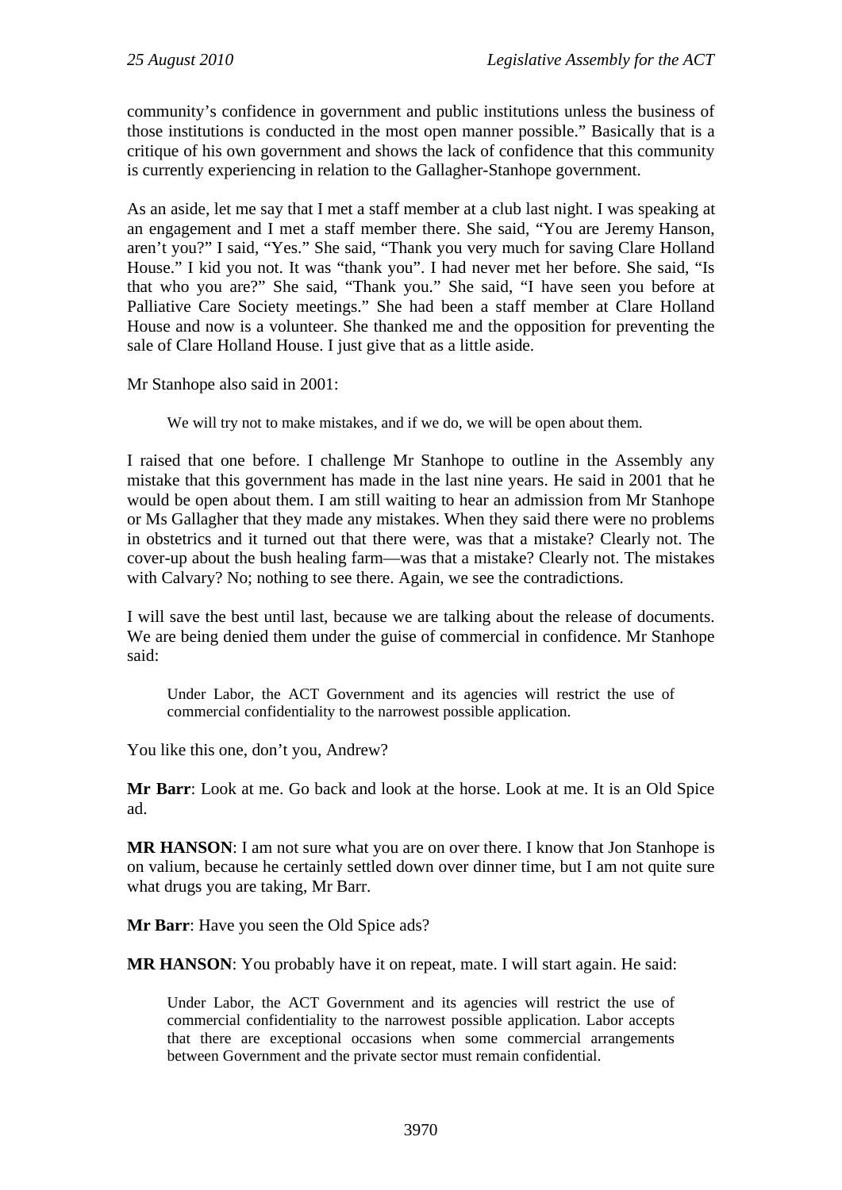community's confidence in government and public institutions unless the business of those institutions is conducted in the most open manner possible." Basically that is a critique of his own government and shows the lack of confidence that this community is currently experiencing in relation to the Gallagher-Stanhope government.

As an aside, let me say that I met a staff member at a club last night. I was speaking at an engagement and I met a staff member there. She said, "You are Jeremy Hanson, aren't you?" I said, "Yes." She said, "Thank you very much for saving Clare Holland House." I kid you not. It was "thank you". I had never met her before. She said, "Is that who you are?" She said, "Thank you." She said, "I have seen you before at Palliative Care Society meetings." She had been a staff member at Clare Holland House and now is a volunteer. She thanked me and the opposition for preventing the sale of Clare Holland House. I just give that as a little aside.

Mr Stanhope also said in 2001:

> We will try not to make mistakes, and if we do, we will be open about them.

I raised that one before. I challenge Mr Stanhope to outline in the Assembly any mistake that this government has made in the last nine years. He said in 2001 that he would be open about them. I am still waiting to hear an admission from Mr Stanhope or Ms Gallagher that they made any mistakes. When they said there were no problems in obstetrics and it turned out that there were, was that a mistake? Clearly not. The cover-up about the bush healing farm—was that a mistake? Clearly not. The mistakes with Calvary? No; nothing to see there. Again, we see the contradictions.

I will save the best until last, because we are talking about the release of documents. We are being denied them under the guise of commercial in confidence. Mr Stanhope said:

> Under Labor, the ACT Government and its agencies will restrict the use of commercial confidentiality to the narrowest possible application.

You like this one, don't you, Andrew?

**Mr Barr**: Look at me. Go back and look at the horse. Look at me. It is an Old Spice ad.

**MR HANSON**: I am not sure what you are on over there. I know that Jon Stanhope is on valium, because he certainly settled down over dinner time, but I am not quite sure what drugs you are taking, Mr Barr.

**Mr Barr**: Have you seen the Old Spice ads?

**MR HANSON**: You probably have it on repeat, mate. I will start again. He said:

> Under Labor, the ACT Government and its agencies will restrict the use of commercial confidentiality to the narrowest possible application. Labor accepts that there are exceptional occasions when some commercial arrangements between Government and the private sector must remain confidential.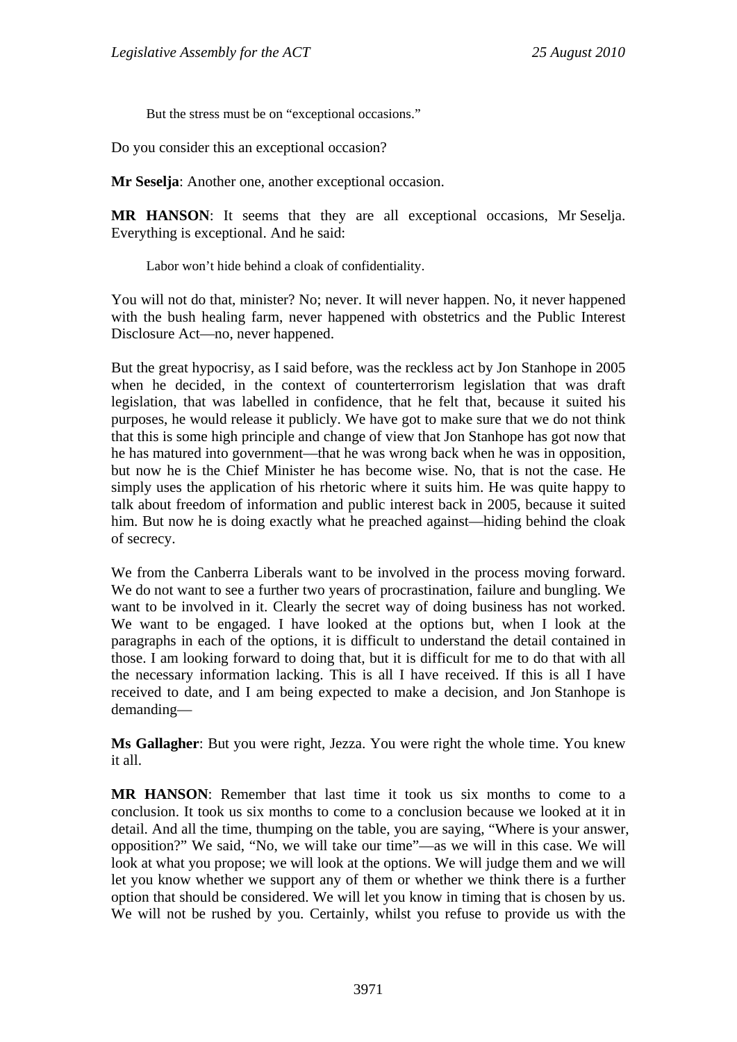> But the stress must be on "exceptional occasions."

Do you consider this an exceptional occasion?

**Mr Seselja**: Another one, another exceptional occasion.

**MR HANSON**: It seems that they are all exceptional occasions, Mr Seselja. Everything is exceptional. And he said:

> Labor won't hide behind a cloak of confidentiality.

You will not do that, minister? No; never. It will never happen. No, it never happened with the bush healing farm, never happened with obstetrics and the Public Interest Disclosure Act—no, never happened.

But the great hypocrisy, as I said before, was the reckless act by Jon Stanhope in 2005 when he decided, in the context of counterterrorism legislation that was draft legislation, that was labelled in confidence, that he felt that, because it suited his purposes, he would release it publicly. We have got to make sure that we do not think that this is some high principle and change of view that Jon Stanhope has got now that he has matured into government—that he was wrong back when he was in opposition, but now he is the Chief Minister he has become wise. No, that is not the case. He simply uses the application of his rhetoric where it suits him. He was quite happy to talk about freedom of information and public interest back in 2005, because it suited him. But now he is doing exactly what he preached against—hiding behind the cloak of secrecy.

We from the Canberra Liberals want to be involved in the process moving forward. We do not want to see a further two years of procrastination, failure and bungling. We want to be involved in it. Clearly the secret way of doing business has not worked. We want to be engaged. I have looked at the options but, when I look at the paragraphs in each of the options, it is difficult to understand the detail contained in those. I am looking forward to doing that, but it is difficult for me to do that with all the necessary information lacking. This is all I have received. If this is all I have received to date, and I am being expected to make a decision, and Jon Stanhope is demanding—

**Ms Gallagher**: But you were right, Jezza. You were right the whole time. You knew it all.

**MR HANSON**: Remember that last time it took us six months to come to a conclusion. It took us six months to come to a conclusion because we looked at it in detail. And all the time, thumping on the table, you are saying, "Where is your answer, opposition?" We said, "No, we will take our time"—as we will in this case. We will look at what you propose; we will look at the options. We will judge them and we will let you know whether we support any of them or whether we think there is a further option that should be considered. We will let you know in timing that is chosen by us. We will not be rushed by you. Certainly, whilst you refuse to provide us with the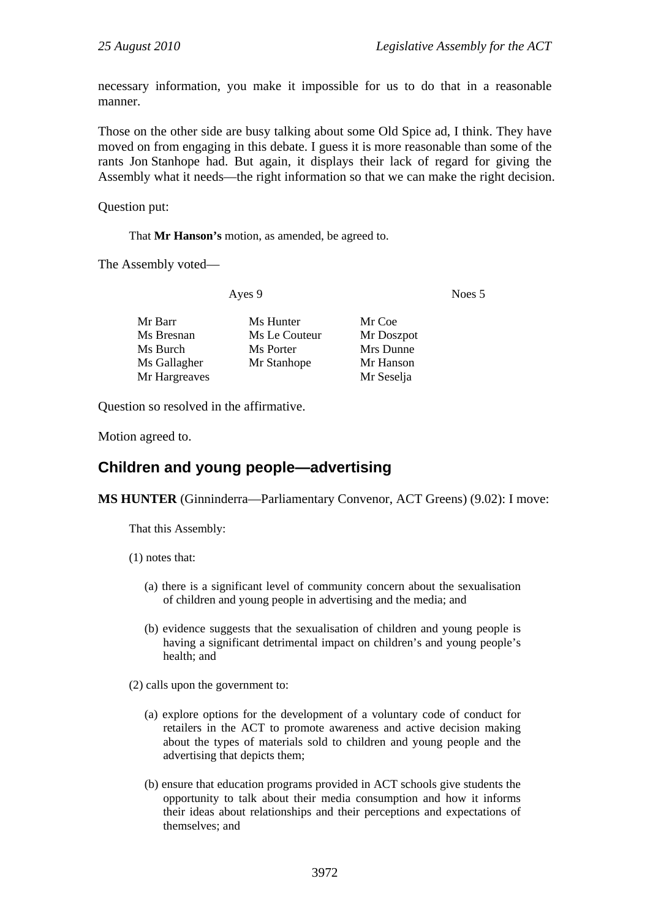necessary information, you make it impossible for us to do that in a reasonable manner.

Those on the other side are busy talking about some Old Spice ad, I think. They have moved on from engaging in this debate. I guess it is more reasonable than some of the rants Jon Stanhope had. But again, it displays their lack of regard for giving the Assembly what it needs—the right information so that we can make the right decision.

Question put:

> That **Mr Hanson's** motion, as amended, be agreed to.

The Assembly voted—

| Ayes 9 | | Noes 5 |
|---|---|---|
| Mr Barr | Ms Hunter | Mr Coe |
| Ms Bresnan | Ms Le Couteur | Mr Doszpot |
| Ms Burch | Ms Porter | Mrs Dunne |
| Ms Gallagher | Mr Stanhope | Mr Hanson |
| Mr Hargreaves | | Mr Seselja |

Question so resolved in the affirmative.

Motion agreed to.

## Children and young people—advertising

**MS HUNTER** (Ginninderra—Parliamentary Convenor, ACT Greens) (9.02): I move:

> That this Assembly:
>
> (1) notes that:
>
> (a) there is a significant level of community concern about the sexualisation of children and young people in advertising and the media; and
>
> (b) evidence suggests that the sexualisation of children and young people is having a significant detrimental impact on children's and young people's health; and
>
> (2) calls upon the government to:
>
> (a) explore options for the development of a voluntary code of conduct for retailers in the ACT to promote awareness and active decision making about the types of materials sold to children and young people and the advertising that depicts them;
>
> (b) ensure that education programs provided in ACT schools give students the opportunity to talk about their media consumption and how it informs their ideas about relationships and their perceptions and expectations of themselves; and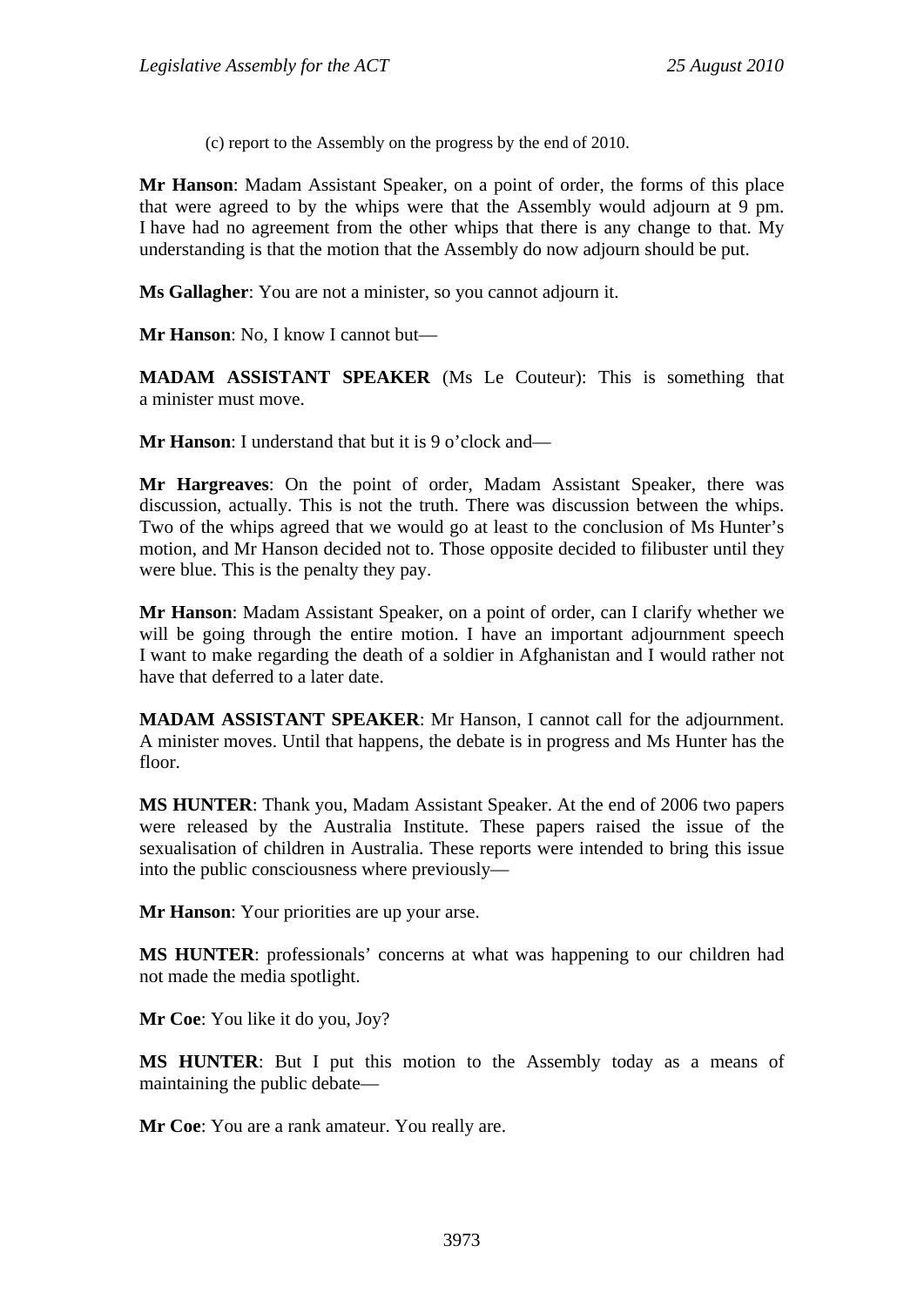(c) report to the Assembly on the progress by the end of 2010.

**Mr Hanson**: Madam Assistant Speaker, on a point of order, the forms of this place that were agreed to by the whips were that the Assembly would adjourn at 9 pm. I have had no agreement from the other whips that there is any change to that. My understanding is that the motion that the Assembly do now adjourn should be put.

**Ms Gallagher**: You are not a minister, so you cannot adjourn it.

**Mr Hanson**: No, I know I cannot but—

**MADAM ASSISTANT SPEAKER** (Ms Le Couteur): This is something that a minister must move.

**Mr Hanson**: I understand that but it is 9 o'clock and—

**Mr Hargreaves**: On the point of order, Madam Assistant Speaker, there was discussion, actually. This is not the truth. There was discussion between the whips. Two of the whips agreed that we would go at least to the conclusion of Ms Hunter's motion, and Mr Hanson decided not to. Those opposite decided to filibuster until they were blue. This is the penalty they pay.

**Mr Hanson**: Madam Assistant Speaker, on a point of order, can I clarify whether we will be going through the entire motion. I have an important adjournment speech I want to make regarding the death of a soldier in Afghanistan and I would rather not have that deferred to a later date.

**MADAM ASSISTANT SPEAKER**: Mr Hanson, I cannot call for the adjournment. A minister moves. Until that happens, the debate is in progress and Ms Hunter has the floor.

**MS HUNTER**: Thank you, Madam Assistant Speaker. At the end of 2006 two papers were released by the Australia Institute. These papers raised the issue of the sexualisation of children in Australia. These reports were intended to bring this issue into the public consciousness where previously—

**Mr Hanson**: Your priorities are up your arse.

**MS HUNTER**: professionals' concerns at what was happening to our children had not made the media spotlight.

**Mr Coe**: You like it do you, Joy?

**MS HUNTER**: But I put this motion to the Assembly today as a means of maintaining the public debate—

**Mr Coe**: You are a rank amateur. You really are.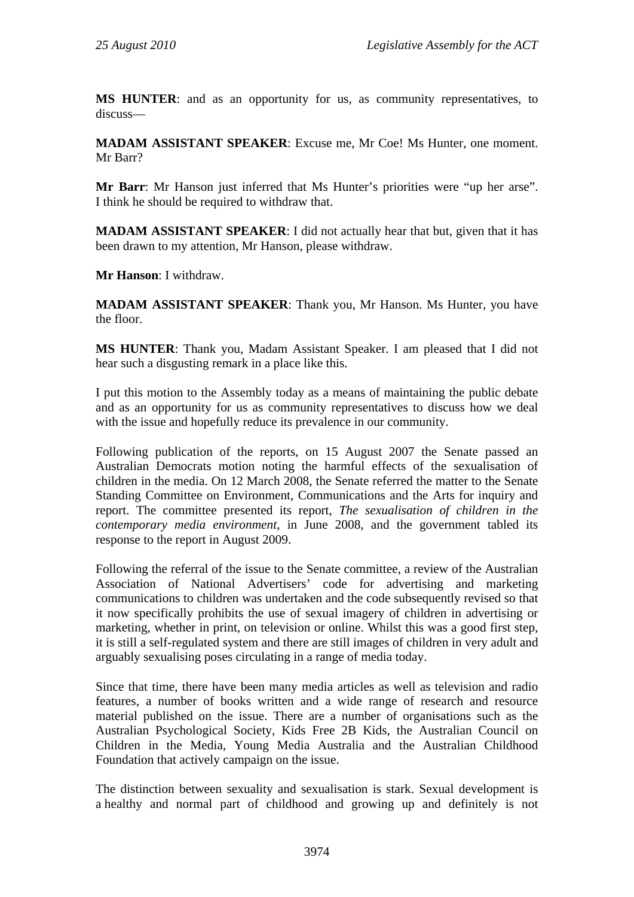**MS HUNTER**: and as an opportunity for us, as community representatives, to discuss—

**MADAM ASSISTANT SPEAKER**: Excuse me, Mr Coe! Ms Hunter, one moment. Mr Barr?

**Mr Barr**: Mr Hanson just inferred that Ms Hunter's priorities were "up her arse". I think he should be required to withdraw that.

**MADAM ASSISTANT SPEAKER**: I did not actually hear that but, given that it has been drawn to my attention, Mr Hanson, please withdraw.

**Mr Hanson**: I withdraw.

**MADAM ASSISTANT SPEAKER**: Thank you, Mr Hanson. Ms Hunter, you have the floor.

**MS HUNTER**: Thank you, Madam Assistant Speaker. I am pleased that I did not hear such a disgusting remark in a place like this.

I put this motion to the Assembly today as a means of maintaining the public debate and as an opportunity for us as community representatives to discuss how we deal with the issue and hopefully reduce its prevalence in our community.

Following publication of the reports, on 15 August 2007 the Senate passed an Australian Democrats motion noting the harmful effects of the sexualisation of children in the media. On 12 March 2008, the Senate referred the matter to the Senate Standing Committee on Environment, Communications and the Arts for inquiry and report. The committee presented its report, *The sexualisation of children in the contemporary media environment*, in June 2008, and the government tabled its response to the report in August 2009.

Following the referral of the issue to the Senate committee, a review of the Australian Association of National Advertisers' code for advertising and marketing communications to children was undertaken and the code subsequently revised so that it now specifically prohibits the use of sexual imagery of children in advertising or marketing, whether in print, on television or online. Whilst this was a good first step, it is still a self-regulated system and there are still images of children in very adult and arguably sexualising poses circulating in a range of media today.

Since that time, there have been many media articles as well as television and radio features, a number of books written and a wide range of research and resource material published on the issue. There are a number of organisations such as the Australian Psychological Society, Kids Free 2B Kids, the Australian Council on Children in the Media, Young Media Australia and the Australian Childhood Foundation that actively campaign on the issue.

The distinction between sexuality and sexualisation is stark. Sexual development is a healthy and normal part of childhood and growing up and definitely is not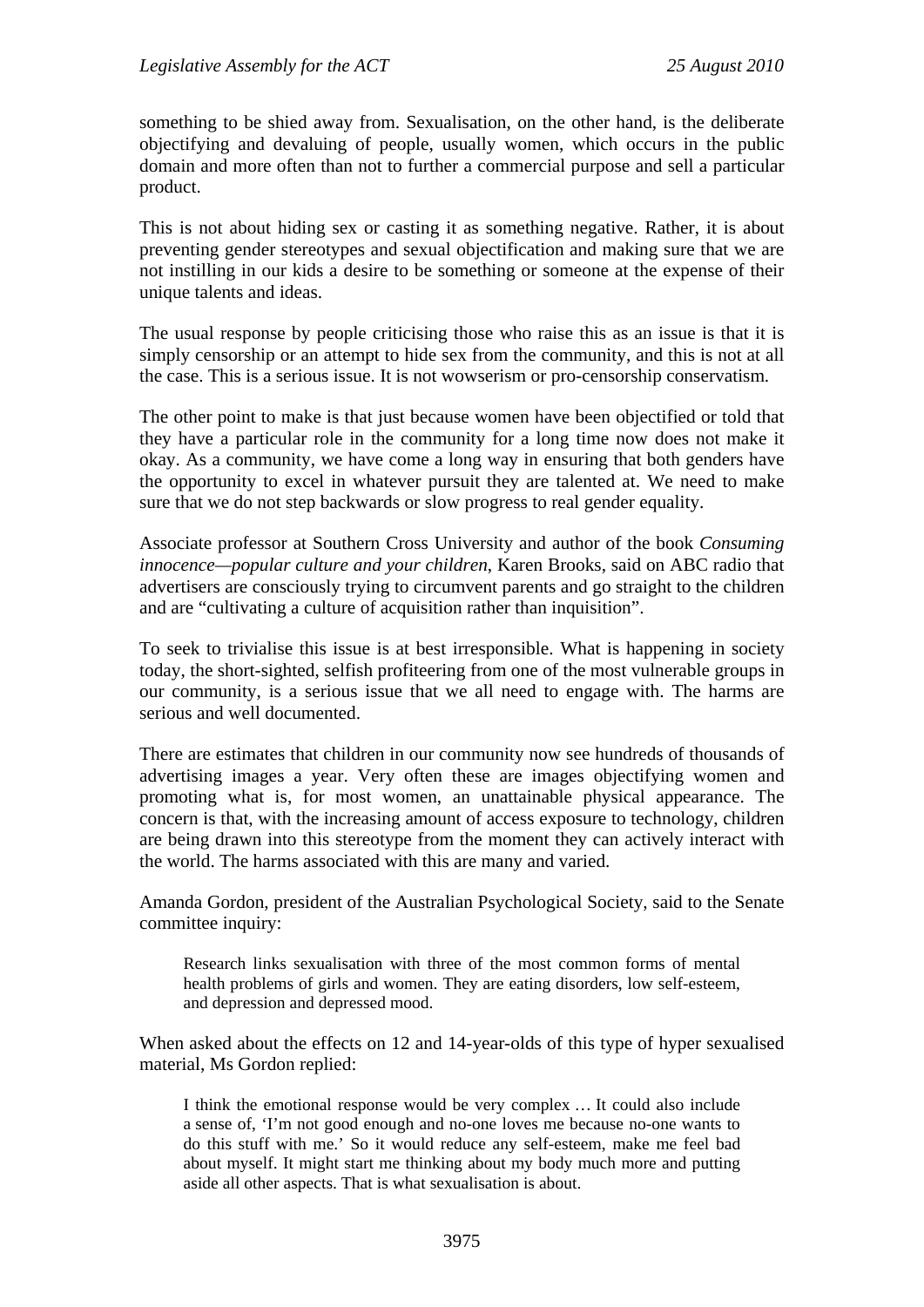something to be shied away from. Sexualisation, on the other hand, is the deliberate objectifying and devaluing of people, usually women, which occurs in the public domain and more often than not to further a commercial purpose and sell a particular product.

This is not about hiding sex or casting it as something negative. Rather, it is about preventing gender stereotypes and sexual objectification and making sure that we are not instilling in our kids a desire to be something or someone at the expense of their unique talents and ideas.

The usual response by people criticising those who raise this as an issue is that it is simply censorship or an attempt to hide sex from the community, and this is not at all the case. This is a serious issue. It is not wowserism or pro-censorship conservatism.

The other point to make is that just because women have been objectified or told that they have a particular role in the community for a long time now does not make it okay. As a community, we have come a long way in ensuring that both genders have the opportunity to excel in whatever pursuit they are talented at. We need to make sure that we do not step backwards or slow progress to real gender equality.

Associate professor at Southern Cross University and author of the book *Consuming innocence—popular culture and your children*, Karen Brooks, said on ABC radio that advertisers are consciously trying to circumvent parents and go straight to the children and are "cultivating a culture of acquisition rather than inquisition".

To seek to trivialise this issue is at best irresponsible. What is happening in society today, the short-sighted, selfish profiteering from one of the most vulnerable groups in our community, is a serious issue that we all need to engage with. The harms are serious and well documented.

There are estimates that children in our community now see hundreds of thousands of advertising images a year. Very often these are images objectifying women and promoting what is, for most women, an unattainable physical appearance. The concern is that, with the increasing amount of access exposure to technology, children are being drawn into this stereotype from the moment they can actively interact with the world. The harms associated with this are many and varied.

Amanda Gordon, president of the Australian Psychological Society, said to the Senate committee inquiry:

> Research links sexualisation with three of the most common forms of mental health problems of girls and women. They are eating disorders, low self-esteem, and depression and depressed mood.

When asked about the effects on 12 and 14-year-olds of this type of hyper sexualised material, Ms Gordon replied:

> I think the emotional response would be very complex … It could also include a sense of, 'I'm not good enough and no-one loves me because no-one wants to do this stuff with me.' So it would reduce any self-esteem, make me feel bad about myself. It might start me thinking about my body much more and putting aside all other aspects. That is what sexualisation is about.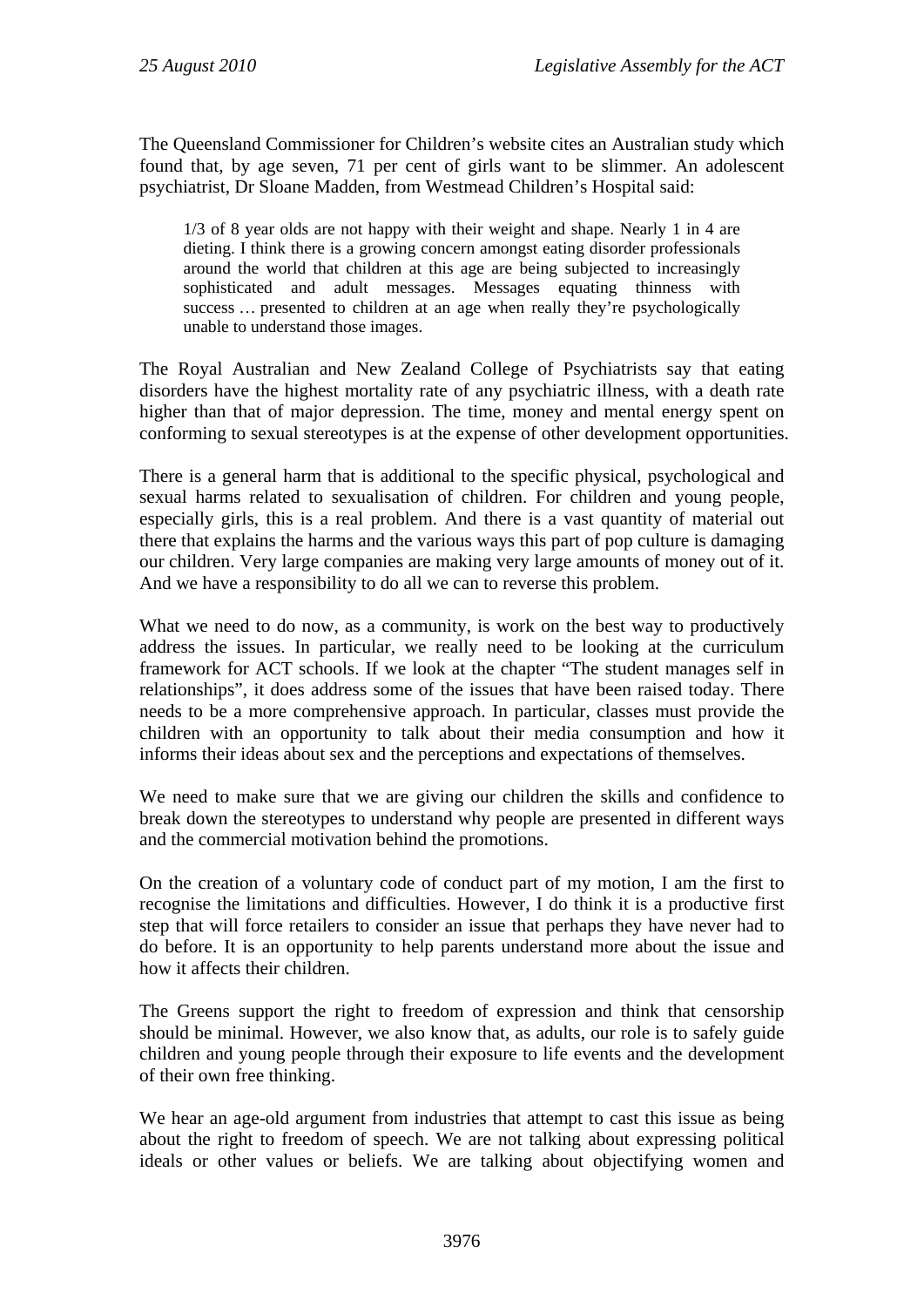The Queensland Commissioner for Children's website cites an Australian study which found that, by age seven, 71 per cent of girls want to be slimmer. An adolescent psychiatrist, Dr Sloane Madden, from Westmead Children's Hospital said:

> 1/3 of 8 year olds are not happy with their weight and shape. Nearly 1 in 4 are dieting. I think there is a growing concern amongst eating disorder professionals around the world that children at this age are being subjected to increasingly sophisticated and adult messages. Messages equating thinness with success … presented to children at an age when really they're psychologically unable to understand those images.

The Royal Australian and New Zealand College of Psychiatrists say that eating disorders have the highest mortality rate of any psychiatric illness, with a death rate higher than that of major depression. The time, money and mental energy spent on conforming to sexual stereotypes is at the expense of other development opportunities.

There is a general harm that is additional to the specific physical, psychological and sexual harms related to sexualisation of children. For children and young people, especially girls, this is a real problem. And there is a vast quantity of material out there that explains the harms and the various ways this part of pop culture is damaging our children. Very large companies are making very large amounts of money out of it. And we have a responsibility to do all we can to reverse this problem.

What we need to do now, as a community, is work on the best way to productively address the issues. In particular, we really need to be looking at the curriculum framework for ACT schools. If we look at the chapter "The student manages self in relationships", it does address some of the issues that have been raised today. There needs to be a more comprehensive approach. In particular, classes must provide the children with an opportunity to talk about their media consumption and how it informs their ideas about sex and the perceptions and expectations of themselves.

We need to make sure that we are giving our children the skills and confidence to break down the stereotypes to understand why people are presented in different ways and the commercial motivation behind the promotions.

On the creation of a voluntary code of conduct part of my motion, I am the first to recognise the limitations and difficulties. However, I do think it is a productive first step that will force retailers to consider an issue that perhaps they have never had to do before. It is an opportunity to help parents understand more about the issue and how it affects their children.

The Greens support the right to freedom of expression and think that censorship should be minimal. However, we also know that, as adults, our role is to safely guide children and young people through their exposure to life events and the development of their own free thinking.

We hear an age-old argument from industries that attempt to cast this issue as being about the right to freedom of speech. We are not talking about expressing political ideals or other values or beliefs. We are talking about objectifying women and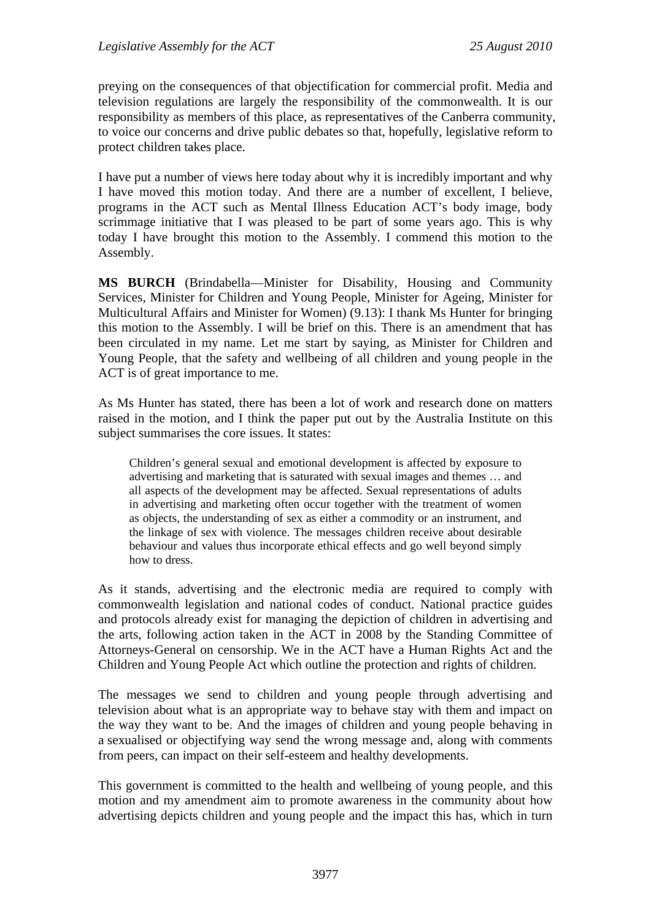preying on the consequences of that objectification for commercial profit. Media and television regulations are largely the responsibility of the commonwealth. It is our responsibility as members of this place, as representatives of the Canberra community, to voice our concerns and drive public debates so that, hopefully, legislative reform to protect children takes place.

I have put a number of views here today about why it is incredibly important and why I have moved this motion today. And there are a number of excellent, I believe, programs in the ACT such as Mental Illness Education ACT's body image, body scrimmage initiative that I was pleased to be part of some years ago. This is why today I have brought this motion to the Assembly. I commend this motion to the Assembly.

**MS BURCH** (Brindabella—Minister for Disability, Housing and Community Services, Minister for Children and Young People, Minister for Ageing, Minister for Multicultural Affairs and Minister for Women) (9.13): I thank Ms Hunter for bringing this motion to the Assembly. I will be brief on this. There is an amendment that has been circulated in my name. Let me start by saying, as Minister for Children and Young People, that the safety and wellbeing of all children and young people in the ACT is of great importance to me.

As Ms Hunter has stated, there has been a lot of work and research done on matters raised in the motion, and I think the paper put out by the Australia Institute on this subject summarises the core issues. It states:

> Children's general sexual and emotional development is affected by exposure to advertising and marketing that is saturated with sexual images and themes … and all aspects of the development may be affected. Sexual representations of adults in advertising and marketing often occur together with the treatment of women as objects, the understanding of sex as either a commodity or an instrument, and the linkage of sex with violence. The messages children receive about desirable behaviour and values thus incorporate ethical effects and go well beyond simply how to dress.

As it stands, advertising and the electronic media are required to comply with commonwealth legislation and national codes of conduct. National practice guides and protocols already exist for managing the depiction of children in advertising and the arts, following action taken in the ACT in 2008 by the Standing Committee of Attorneys-General on censorship. We in the ACT have a Human Rights Act and the Children and Young People Act which outline the protection and rights of children.

The messages we send to children and young people through advertising and television about what is an appropriate way to behave stay with them and impact on the way they want to be. And the images of children and young people behaving in a sexualised or objectifying way send the wrong message and, along with comments from peers, can impact on their self-esteem and healthy developments.

This government is committed to the health and wellbeing of young people, and this motion and my amendment aim to promote awareness in the community about how advertising depicts children and young people and the impact this has, which in turn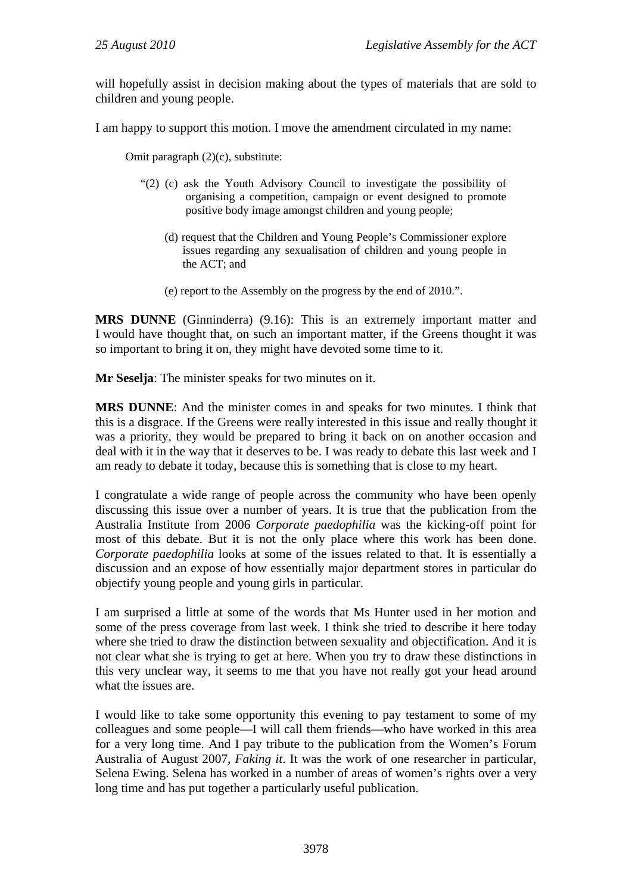will hopefully assist in decision making about the types of materials that are sold to children and young people.

I am happy to support this motion. I move the amendment circulated in my name:

> Omit paragraph (2)(c), substitute:
>
> "(2) (c) ask the Youth Advisory Council to investigate the possibility of organising a competition, campaign or event designed to promote positive body image amongst children and young people;
>
> (d) request that the Children and Young People's Commissioner explore issues regarding any sexualisation of children and young people in the ACT; and
>
> (e) report to the Assembly on the progress by the end of 2010.".

**MRS DUNNE** (Ginninderra) (9.16): This is an extremely important matter and I would have thought that, on such an important matter, if the Greens thought it was so important to bring it on, they might have devoted some time to it.

**Mr Seselja**: The minister speaks for two minutes on it.

**MRS DUNNE**: And the minister comes in and speaks for two minutes. I think that this is a disgrace. If the Greens were really interested in this issue and really thought it was a priority, they would be prepared to bring it back on on another occasion and deal with it in the way that it deserves to be. I was ready to debate this last week and I am ready to debate it today, because this is something that is close to my heart.

I congratulate a wide range of people across the community who have been openly discussing this issue over a number of years. It is true that the publication from the Australia Institute from 2006 *Corporate paedophilia* was the kicking-off point for most of this debate. But it is not the only place where this work has been done. *Corporate paedophilia* looks at some of the issues related to that. It is essentially a discussion and an expose of how essentially major department stores in particular do objectify young people and young girls in particular.

I am surprised a little at some of the words that Ms Hunter used in her motion and some of the press coverage from last week. I think she tried to describe it here today where she tried to draw the distinction between sexuality and objectification. And it is not clear what she is trying to get at here. When you try to draw these distinctions in this very unclear way, it seems to me that you have not really got your head around what the issues are.

I would like to take some opportunity this evening to pay testament to some of my colleagues and some people—I will call them friends—who have worked in this area for a very long time. And I pay tribute to the publication from the Women's Forum Australia of August 2007, *Faking it*. It was the work of one researcher in particular, Selena Ewing. Selena has worked in a number of areas of women's rights over a very long time and has put together a particularly useful publication.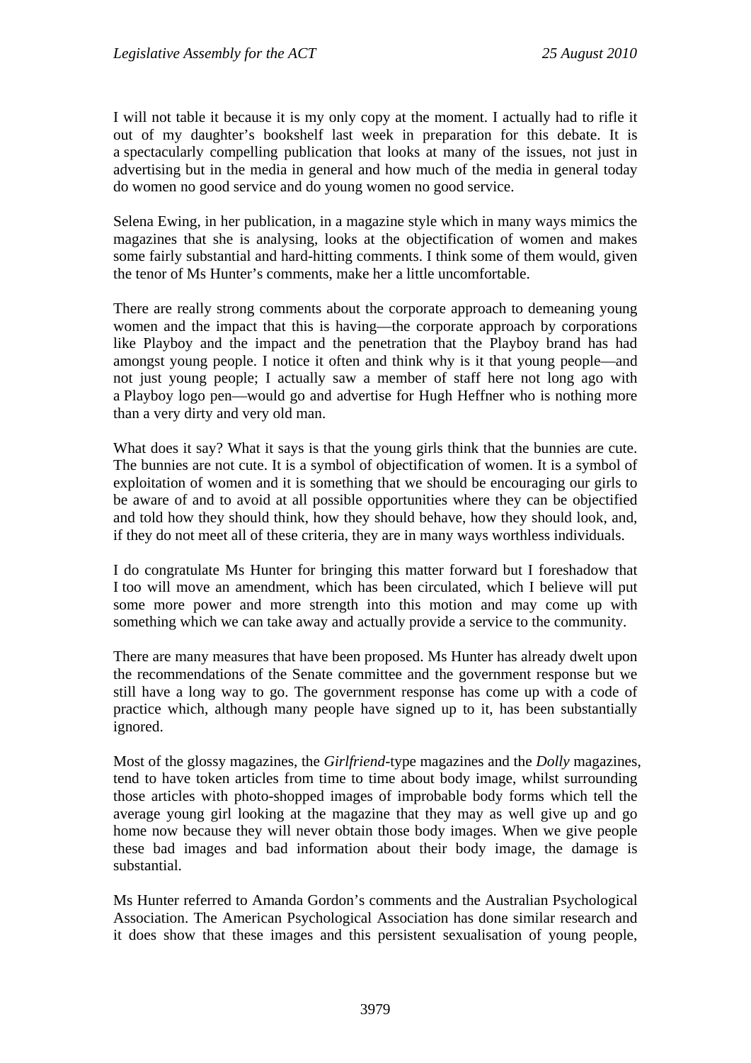I will not table it because it is my only copy at the moment. I actually had to rifle it out of my daughter's bookshelf last week in preparation for this debate. It is a spectacularly compelling publication that looks at many of the issues, not just in advertising but in the media in general and how much of the media in general today do women no good service and do young women no good service.

Selena Ewing, in her publication, in a magazine style which in many ways mimics the magazines that she is analysing, looks at the objectification of women and makes some fairly substantial and hard-hitting comments. I think some of them would, given the tenor of Ms Hunter's comments, make her a little uncomfortable.

There are really strong comments about the corporate approach to demeaning young women and the impact that this is having—the corporate approach by corporations like Playboy and the impact and the penetration that the Playboy brand has had amongst young people. I notice it often and think why is it that young people—and not just young people; I actually saw a member of staff here not long ago with a Playboy logo pen—would go and advertise for Hugh Heffner who is nothing more than a very dirty and very old man.

What does it say? What it says is that the young girls think that the bunnies are cute. The bunnies are not cute. It is a symbol of objectification of women. It is a symbol of exploitation of women and it is something that we should be encouraging our girls to be aware of and to avoid at all possible opportunities where they can be objectified and told how they should think, how they should behave, how they should look, and, if they do not meet all of these criteria, they are in many ways worthless individuals.

I do congratulate Ms Hunter for bringing this matter forward but I foreshadow that I too will move an amendment, which has been circulated, which I believe will put some more power and more strength into this motion and may come up with something which we can take away and actually provide a service to the community.

There are many measures that have been proposed. Ms Hunter has already dwelt upon the recommendations of the Senate committee and the government response but we still have a long way to go. The government response has come up with a code of practice which, although many people have signed up to it, has been substantially ignored.

Most of the glossy magazines, the *Girlfriend*-type magazines and the *Dolly* magazines, tend to have token articles from time to time about body image, whilst surrounding those articles with photo-shopped images of improbable body forms which tell the average young girl looking at the magazine that they may as well give up and go home now because they will never obtain those body images. When we give people these bad images and bad information about their body image, the damage is substantial.

Ms Hunter referred to Amanda Gordon's comments and the Australian Psychological Association. The American Psychological Association has done similar research and it does show that these images and this persistent sexualisation of young people,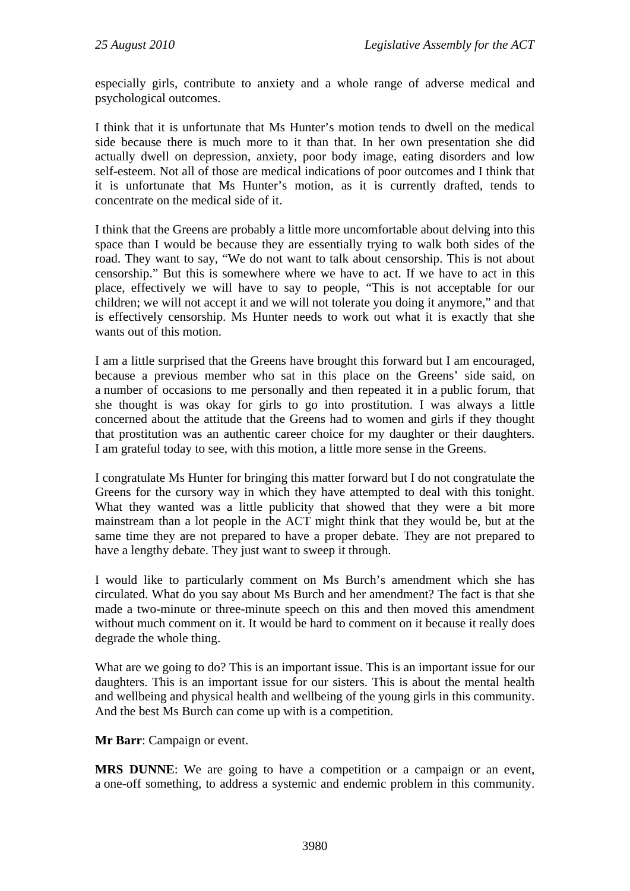especially girls, contribute to anxiety and a whole range of adverse medical and psychological outcomes.

I think that it is unfortunate that Ms Hunter's motion tends to dwell on the medical side because there is much more to it than that. In her own presentation she did actually dwell on depression, anxiety, poor body image, eating disorders and low self-esteem. Not all of those are medical indications of poor outcomes and I think that it is unfortunate that Ms Hunter's motion, as it is currently drafted, tends to concentrate on the medical side of it.

I think that the Greens are probably a little more uncomfortable about delving into this space than I would be because they are essentially trying to walk both sides of the road. They want to say, "We do not want to talk about censorship. This is not about censorship." But this is somewhere where we have to act. If we have to act in this place, effectively we will have to say to people, "This is not acceptable for our children; we will not accept it and we will not tolerate you doing it anymore," and that is effectively censorship. Ms Hunter needs to work out what it is exactly that she wants out of this motion.

I am a little surprised that the Greens have brought this forward but I am encouraged, because a previous member who sat in this place on the Greens' side said, on a number of occasions to me personally and then repeated it in a public forum, that she thought is was okay for girls to go into prostitution. I was always a little concerned about the attitude that the Greens had to women and girls if they thought that prostitution was an authentic career choice for my daughter or their daughters. I am grateful today to see, with this motion, a little more sense in the Greens.

I congratulate Ms Hunter for bringing this matter forward but I do not congratulate the Greens for the cursory way in which they have attempted to deal with this tonight. What they wanted was a little publicity that showed that they were a bit more mainstream than a lot people in the ACT might think that they would be, but at the same time they are not prepared to have a proper debate. They are not prepared to have a lengthy debate. They just want to sweep it through.

I would like to particularly comment on Ms Burch's amendment which she has circulated. What do you say about Ms Burch and her amendment? The fact is that she made a two-minute or three-minute speech on this and then moved this amendment without much comment on it. It would be hard to comment on it because it really does degrade the whole thing.

What are we going to do? This is an important issue. This is an important issue for our daughters. This is an important issue for our sisters. This is about the mental health and wellbeing and physical health and wellbeing of the young girls in this community. And the best Ms Burch can come up with is a competition.

**Mr Barr**: Campaign or event.

**MRS DUNNE**: We are going to have a competition or a campaign or an event, a one-off something, to address a systemic and endemic problem in this community.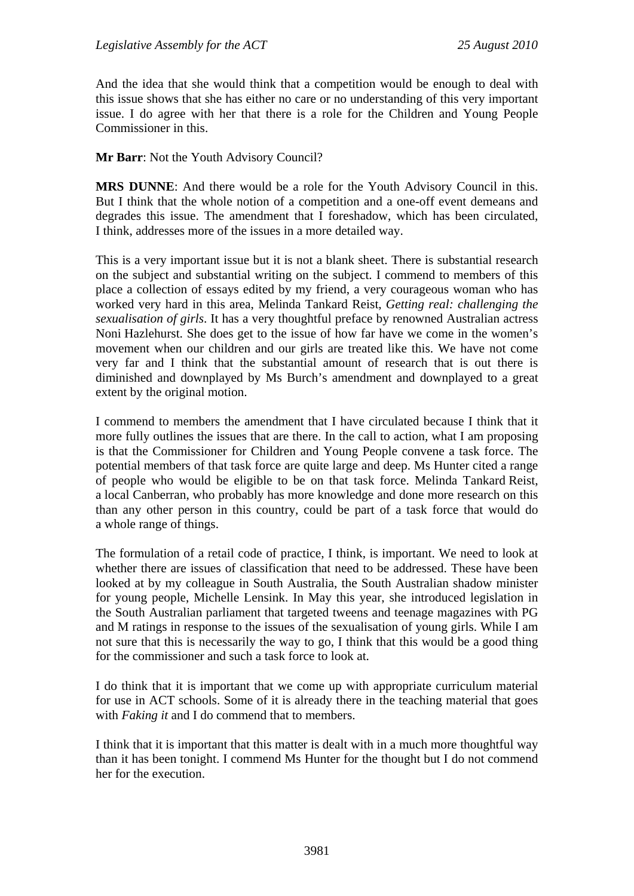And the idea that she would think that a competition would be enough to deal with this issue shows that she has either no care or no understanding of this very important issue. I do agree with her that there is a role for the Children and Young People Commissioner in this.

**Mr Barr**: Not the Youth Advisory Council?

**MRS DUNNE**: And there would be a role for the Youth Advisory Council in this. But I think that the whole notion of a competition and a one-off event demeans and degrades this issue. The amendment that I foreshadow, which has been circulated, I think, addresses more of the issues in a more detailed way.

This is a very important issue but it is not a blank sheet. There is substantial research on the subject and substantial writing on the subject. I commend to members of this place a collection of essays edited by my friend, a very courageous woman who has worked very hard in this area, Melinda Tankard Reist, *Getting real: challenging the sexualisation of girls*. It has a very thoughtful preface by renowned Australian actress Noni Hazlehurst. She does get to the issue of how far have we come in the women's movement when our children and our girls are treated like this. We have not come very far and I think that the substantial amount of research that is out there is diminished and downplayed by Ms Burch's amendment and downplayed to a great extent by the original motion.

I commend to members the amendment that I have circulated because I think that it more fully outlines the issues that are there. In the call to action, what I am proposing is that the Commissioner for Children and Young People convene a task force. The potential members of that task force are quite large and deep. Ms Hunter cited a range of people who would be eligible to be on that task force. Melinda Tankard Reist, a local Canberran, who probably has more knowledge and done more research on this than any other person in this country, could be part of a task force that would do a whole range of things.

The formulation of a retail code of practice, I think, is important. We need to look at whether there are issues of classification that need to be addressed. These have been looked at by my colleague in South Australia, the South Australian shadow minister for young people, Michelle Lensink. In May this year, she introduced legislation in the South Australian parliament that targeted tweens and teenage magazines with PG and M ratings in response to the issues of the sexualisation of young girls. While I am not sure that this is necessarily the way to go, I think that this would be a good thing for the commissioner and such a task force to look at.

I do think that it is important that we come up with appropriate curriculum material for use in ACT schools. Some of it is already there in the teaching material that goes with *Faking it* and I do commend that to members.

I think that it is important that this matter is dealt with in a much more thoughtful way than it has been tonight. I commend Ms Hunter for the thought but I do not commend her for the execution.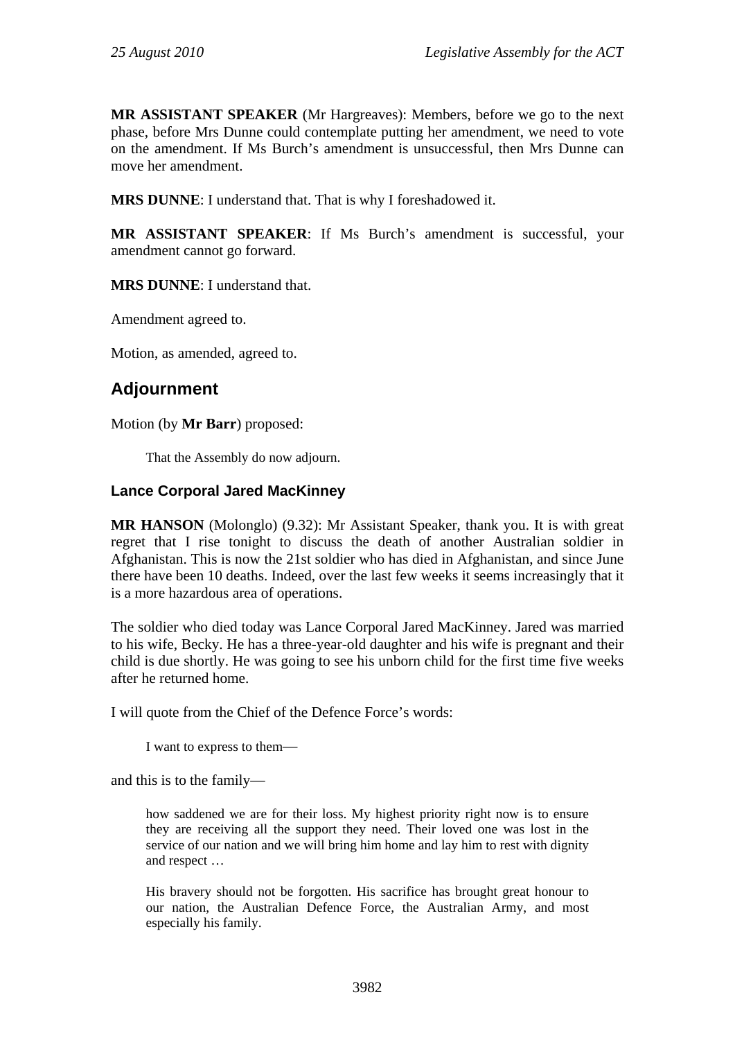**MR ASSISTANT SPEAKER** (Mr Hargreaves): Members, before we go to the next phase, before Mrs Dunne could contemplate putting her amendment, we need to vote on the amendment. If Ms Burch's amendment is unsuccessful, then Mrs Dunne can move her amendment.

**MRS DUNNE**: I understand that. That is why I foreshadowed it.

**MR ASSISTANT SPEAKER**: If Ms Burch's amendment is successful, your amendment cannot go forward.

**MRS DUNNE**: I understand that.

Amendment agreed to.

Motion, as amended, agreed to.

## Adjournment

Motion (by **Mr Barr**) proposed:

> That the Assembly do now adjourn.

### Lance Corporal Jared MacKinney

**MR HANSON** (Molonglo) (9.32): Mr Assistant Speaker, thank you. It is with great regret that I rise tonight to discuss the death of another Australian soldier in Afghanistan. This is now the 21st soldier who has died in Afghanistan, and since June there have been 10 deaths. Indeed, over the last few weeks it seems increasingly that it is a more hazardous area of operations.

The soldier who died today was Lance Corporal Jared MacKinney. Jared was married to his wife, Becky. He has a three-year-old daughter and his wife is pregnant and their child is due shortly. He was going to see his unborn child for the first time five weeks after he returned home.

I will quote from the Chief of the Defence Force's words:

> I want to express to them—

and this is to the family—

> how saddened we are for their loss. My highest priority right now is to ensure they are receiving all the support they need. Their loved one was lost in the service of our nation and we will bring him home and lay him to rest with dignity and respect …
>
> His bravery should not be forgotten. His sacrifice has brought great honour to our nation, the Australian Defence Force, the Australian Army, and most especially his family.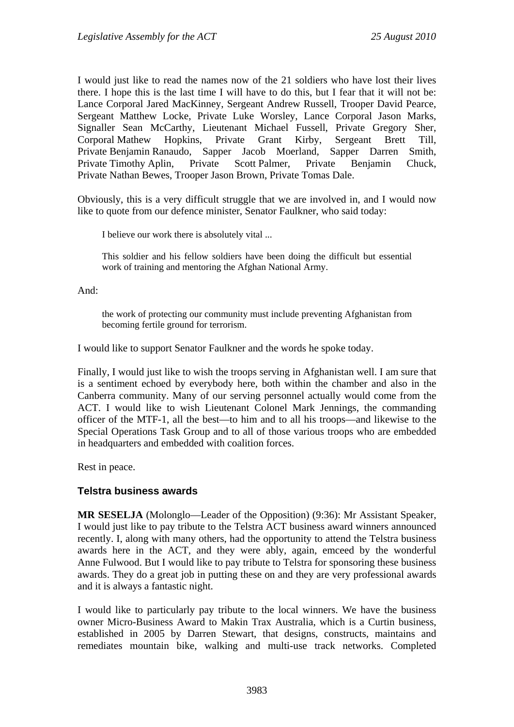I would just like to read the names now of the 21 soldiers who have lost their lives there. I hope this is the last time I will have to do this, but I fear that it will not be: Lance Corporal Jared MacKinney, Sergeant Andrew Russell, Trooper David Pearce, Sergeant Matthew Locke, Private Luke Worsley, Lance Corporal Jason Marks, Signaller Sean McCarthy, Lieutenant Michael Fussell, Private Gregory Sher, Corporal Mathew Hopkins, Private Grant Kirby, Sergeant Brett Till, Private Benjamin Ranaudo, Sapper Jacob Moerland, Sapper Darren Smith, Private Timothy Aplin, Private Scott Palmer, Private Benjamin Chuck, Private Nathan Bewes, Trooper Jason Brown, Private Tomas Dale.

Obviously, this is a very difficult struggle that we are involved in, and I would now like to quote from our defence minister, Senator Faulkner, who said today:

> I believe our work there is absolutely vital ...
>
> This soldier and his fellow soldiers have been doing the difficult but essential work of training and mentoring the Afghan National Army.

And:

> the work of protecting our community must include preventing Afghanistan from becoming fertile ground for terrorism.

I would like to support Senator Faulkner and the words he spoke today.

Finally, I would just like to wish the troops serving in Afghanistan well. I am sure that is a sentiment echoed by everybody here, both within the chamber and also in the Canberra community. Many of our serving personnel actually would come from the ACT. I would like to wish Lieutenant Colonel Mark Jennings, the commanding officer of the MTF-1, all the best—to him and to all his troops—and likewise to the Special Operations Task Group and to all of those various troops who are embedded in headquarters and embedded with coalition forces.

Rest in peace.

### Telstra business awards

**MR SESELJA** (Molonglo—Leader of the Opposition) (9:36): Mr Assistant Speaker, I would just like to pay tribute to the Telstra ACT business award winners announced recently. I, along with many others, had the opportunity to attend the Telstra business awards here in the ACT, and they were ably, again, emceed by the wonderful Anne Fulwood. But I would like to pay tribute to Telstra for sponsoring these business awards. They do a great job in putting these on and they are very professional awards and it is always a fantastic night.

I would like to particularly pay tribute to the local winners. We have the business owner Micro-Business Award to Makin Trax Australia, which is a Curtin business, established in 2005 by Darren Stewart, that designs, constructs, maintains and remediates mountain bike, walking and multi-use track networks. Completed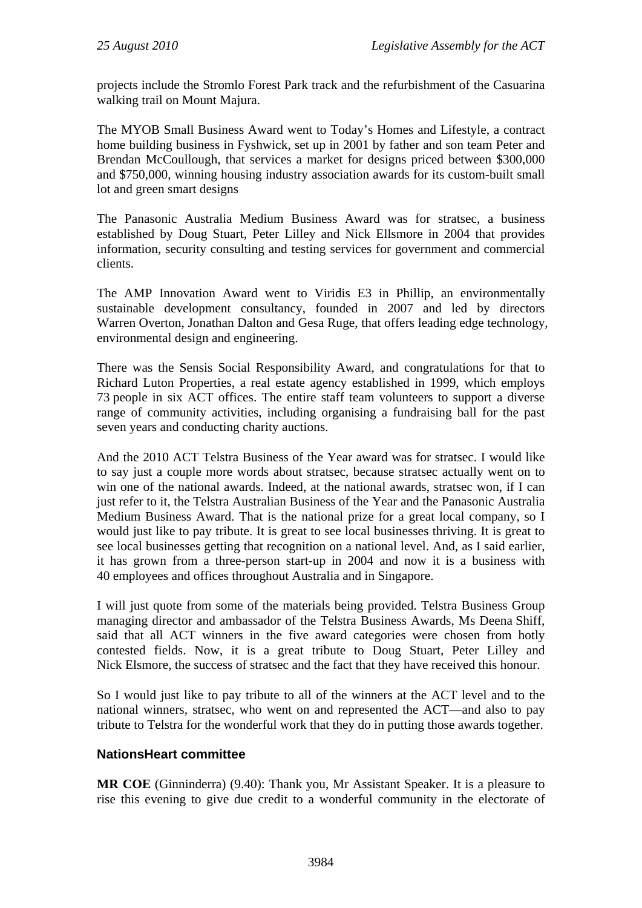projects include the Stromlo Forest Park track and the refurbishment of the Casuarina walking trail on Mount Majura.

The MYOB Small Business Award went to Today's Homes and Lifestyle, a contract home building business in Fyshwick, set up in 2001 by father and son team Peter and Brendan McCoullough, that services a market for designs priced between \$300,000 and \$750,000, winning housing industry association awards for its custom-built small lot and green smart designs

The Panasonic Australia Medium Business Award was for stratsec, a business established by Doug Stuart, Peter Lilley and Nick Ellsmore in 2004 that provides information, security consulting and testing services for government and commercial clients.

The AMP Innovation Award went to Viridis E3 in Phillip, an environmentally sustainable development consultancy, founded in 2007 and led by directors Warren Overton, Jonathan Dalton and Gesa Ruge, that offers leading edge technology, environmental design and engineering.

There was the Sensis Social Responsibility Award, and congratulations for that to Richard Luton Properties, a real estate agency established in 1999, which employs 73 people in six ACT offices. The entire staff team volunteers to support a diverse range of community activities, including organising a fundraising ball for the past seven years and conducting charity auctions.

And the 2010 ACT Telstra Business of the Year award was for stratsec. I would like to say just a couple more words about stratsec, because stratsec actually went on to win one of the national awards. Indeed, at the national awards, stratsec won, if I can just refer to it, the Telstra Australian Business of the Year and the Panasonic Australia Medium Business Award. That is the national prize for a great local company, so I would just like to pay tribute. It is great to see local businesses thriving. It is great to see local businesses getting that recognition on a national level. And, as I said earlier, it has grown from a three-person start-up in 2004 and now it is a business with 40 employees and offices throughout Australia and in Singapore.

I will just quote from some of the materials being provided. Telstra Business Group managing director and ambassador of the Telstra Business Awards, Ms Deena Shiff, said that all ACT winners in the five award categories were chosen from hotly contested fields. Now, it is a great tribute to Doug Stuart, Peter Lilley and Nick Elsmore, the success of stratsec and the fact that they have received this honour.

So I would just like to pay tribute to all of the winners at the ACT level and to the national winners, stratsec, who went on and represented the ACT—and also to pay tribute to Telstra for the wonderful work that they do in putting those awards together.

## NationsHeart committee

**MR COE** (Ginninderra) (9.40): Thank you, Mr Assistant Speaker. It is a pleasure to rise this evening to give due credit to a wonderful community in the electorate of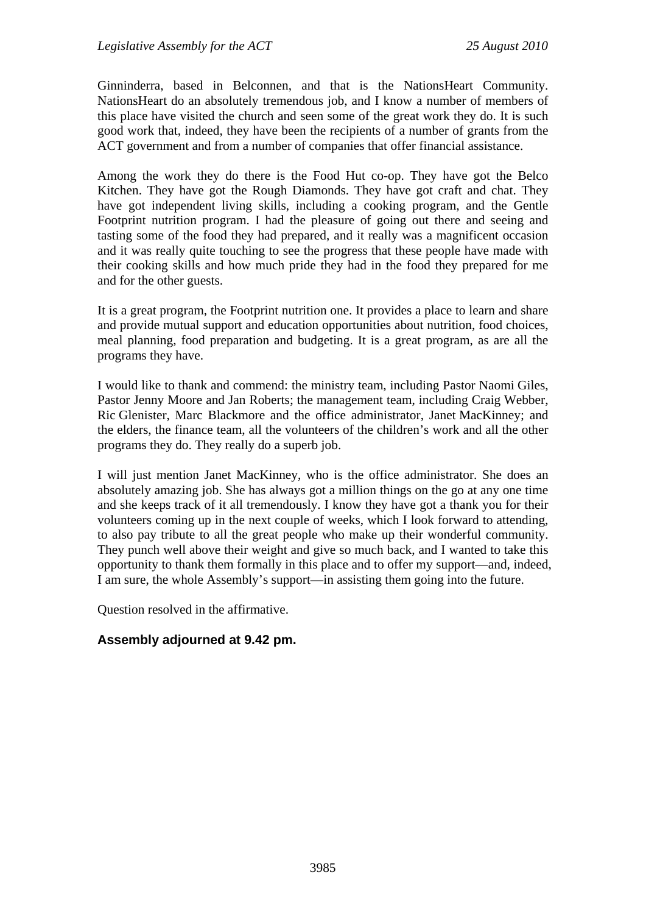Ginninderra, based in Belconnen, and that is the NationsHeart Community. NationsHeart do an absolutely tremendous job, and I know a number of members of this place have visited the church and seen some of the great work they do. It is such good work that, indeed, they have been the recipients of a number of grants from the ACT government and from a number of companies that offer financial assistance.

Among the work they do there is the Food Hut co-op. They have got the Belco Kitchen. They have got the Rough Diamonds. They have got craft and chat. They have got independent living skills, including a cooking program, and the Gentle Footprint nutrition program. I had the pleasure of going out there and seeing and tasting some of the food they had prepared, and it really was a magnificent occasion and it was really quite touching to see the progress that these people have made with their cooking skills and how much pride they had in the food they prepared for me and for the other guests.

It is a great program, the Footprint nutrition one. It provides a place to learn and share and provide mutual support and education opportunities about nutrition, food choices, meal planning, food preparation and budgeting. It is a great program, as are all the programs they have.

I would like to thank and commend: the ministry team, including Pastor Naomi Giles, Pastor Jenny Moore and Jan Roberts; the management team, including Craig Webber, Ric Glenister, Marc Blackmore and the office administrator, Janet MacKinney; and the elders, the finance team, all the volunteers of the children's work and all the other programs they do. They really do a superb job.

I will just mention Janet MacKinney, who is the office administrator. She does an absolutely amazing job. She has always got a million things on the go at any one time and she keeps track of it all tremendously. I know they have got a thank you for their volunteers coming up in the next couple of weeks, which I look forward to attending, to also pay tribute to all the great people who make up their wonderful community. They punch well above their weight and give so much back, and I wanted to take this opportunity to thank them formally in this place and to offer my support—and, indeed, I am sure, the whole Assembly's support—in assisting them going into the future.

Question resolved in the affirmative.

**Assembly adjourned at 9.42 pm.**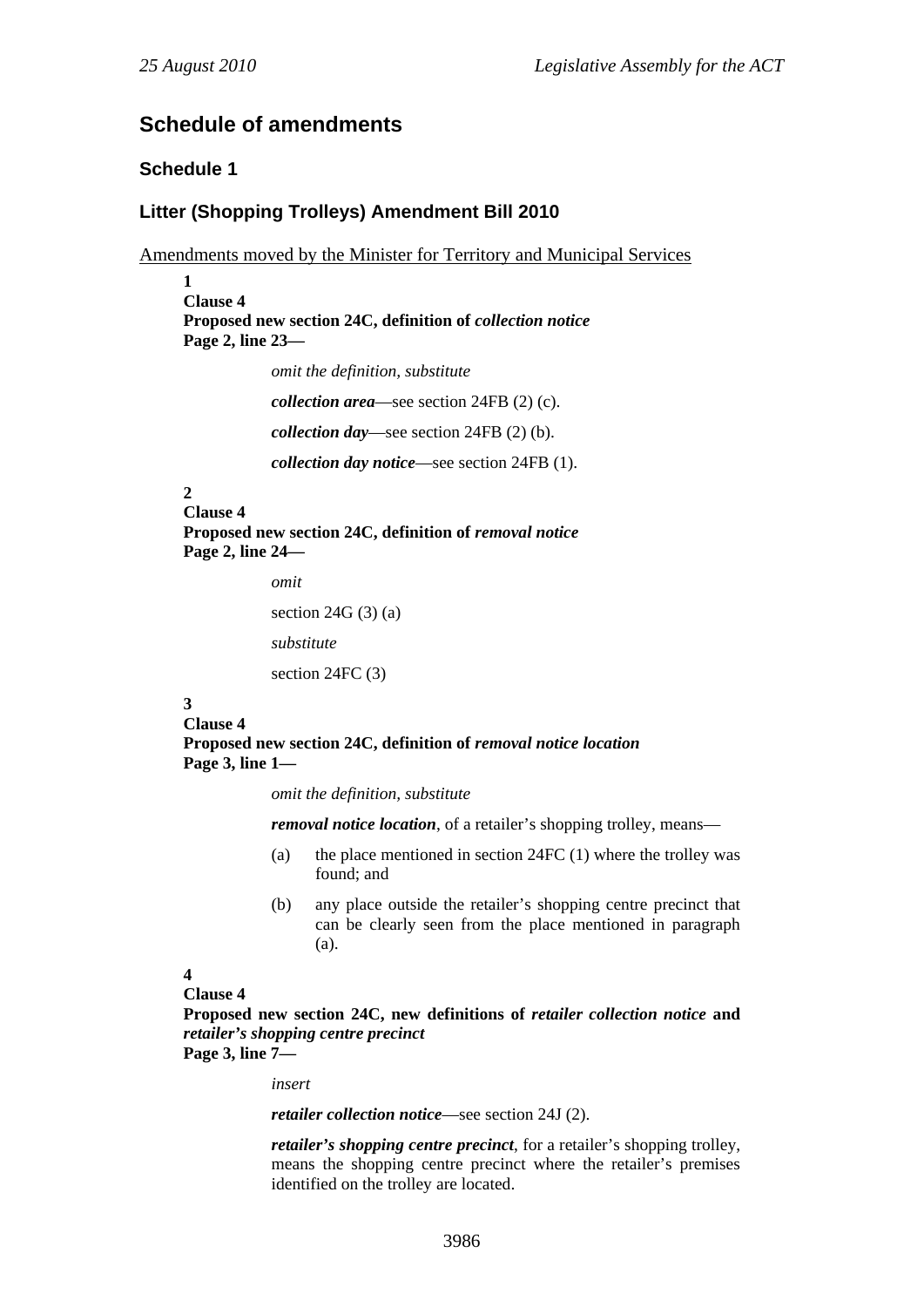## Schedule of amendments

### Schedule 1

### Litter (Shopping Trolleys) Amendment Bill 2010

Amendments moved by the Minister for Territory and Municipal Services

**1**
**Clause 4**
**Proposed new section 24C, definition of *collection notice***
**Page 2, line 23—**

*omit the definition, substitute*

***collection area***—see section 24FB (2) (c).

***collection day***—see section 24FB (2) (b).

***collection day notice***—see section 24FB (1).

**2**
**Clause 4**
**Proposed new section 24C, definition of *removal notice***
**Page 2, line 24—**

*omit*

section 24G (3) (a)

*substitute*

section 24FC (3)

**3**
**Clause 4**
**Proposed new section 24C, definition of *removal notice location***
**Page 3, line 1—**

*omit the definition, substitute*

***removal notice location***, of a retailer's shopping trolley, means—

(a) the place mentioned in section 24FC (1) where the trolley was found; and

(b) any place outside the retailer's shopping centre precinct that can be clearly seen from the place mentioned in paragraph (a).

**4**
**Clause 4**
**Proposed new section 24C, new definitions of *retailer collection notice* and *retailer's shopping centre precinct***
**Page 3, line 7—**

*insert*

***retailer collection notice***—see section 24J (2).

***retailer's shopping centre precinct***, for a retailer's shopping trolley, means the shopping centre precinct where the retailer's premises identified on the trolley are located.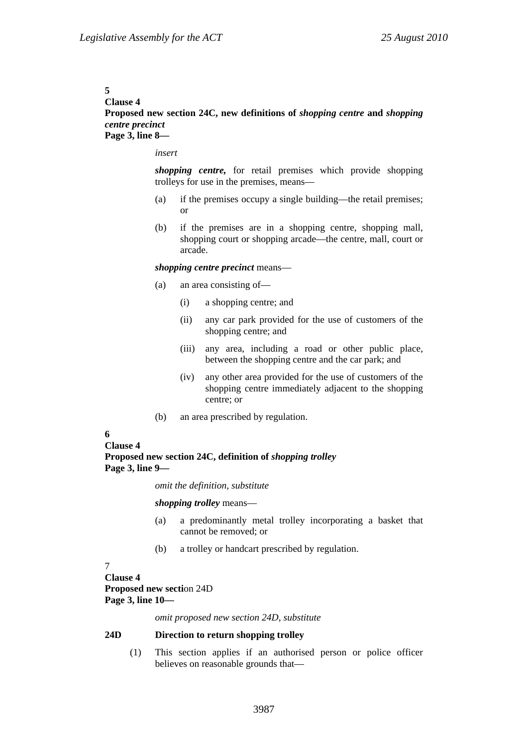**5**
**Clause 4**
**Proposed new section 24C, new definitions of *shopping centre* and *shopping centre precinct***
**Page 3, line 8—**

*insert*

***shopping centre,*** for retail premises which provide shopping trolleys for use in the premises, means—

(a) if the premises occupy a single building—the retail premises; or

(b) if the premises are in a shopping centre, shopping mall, shopping court or shopping arcade—the centre, mall, court or arcade.

***shopping centre precinct*** means—

(a) an area consisting of—

(i) a shopping centre; and

(ii) any car park provided for the use of customers of the shopping centre; and

(iii) any area, including a road or other public place, between the shopping centre and the car park; and

(iv) any other area provided for the use of customers of the shopping centre immediately adjacent to the shopping centre; or

(b) an area prescribed by regulation.

**6**
**Clause 4**
**Proposed new section 24C, definition of *shopping trolley***
**Page 3, line 9—**

*omit the definition, substitute*

***shopping trolley*** means—

(a) a predominantly metal trolley incorporating a basket that cannot be removed; or

(b) a trolley or handcart prescribed by regulation.

7
**Clause 4**
**Proposed new secti**on 24D
**Page 3, line 10—**

*omit proposed new section 24D, substitute*

**24D Direction to return shopping trolley**

(1) This section applies if an authorised person or police officer believes on reasonable grounds that—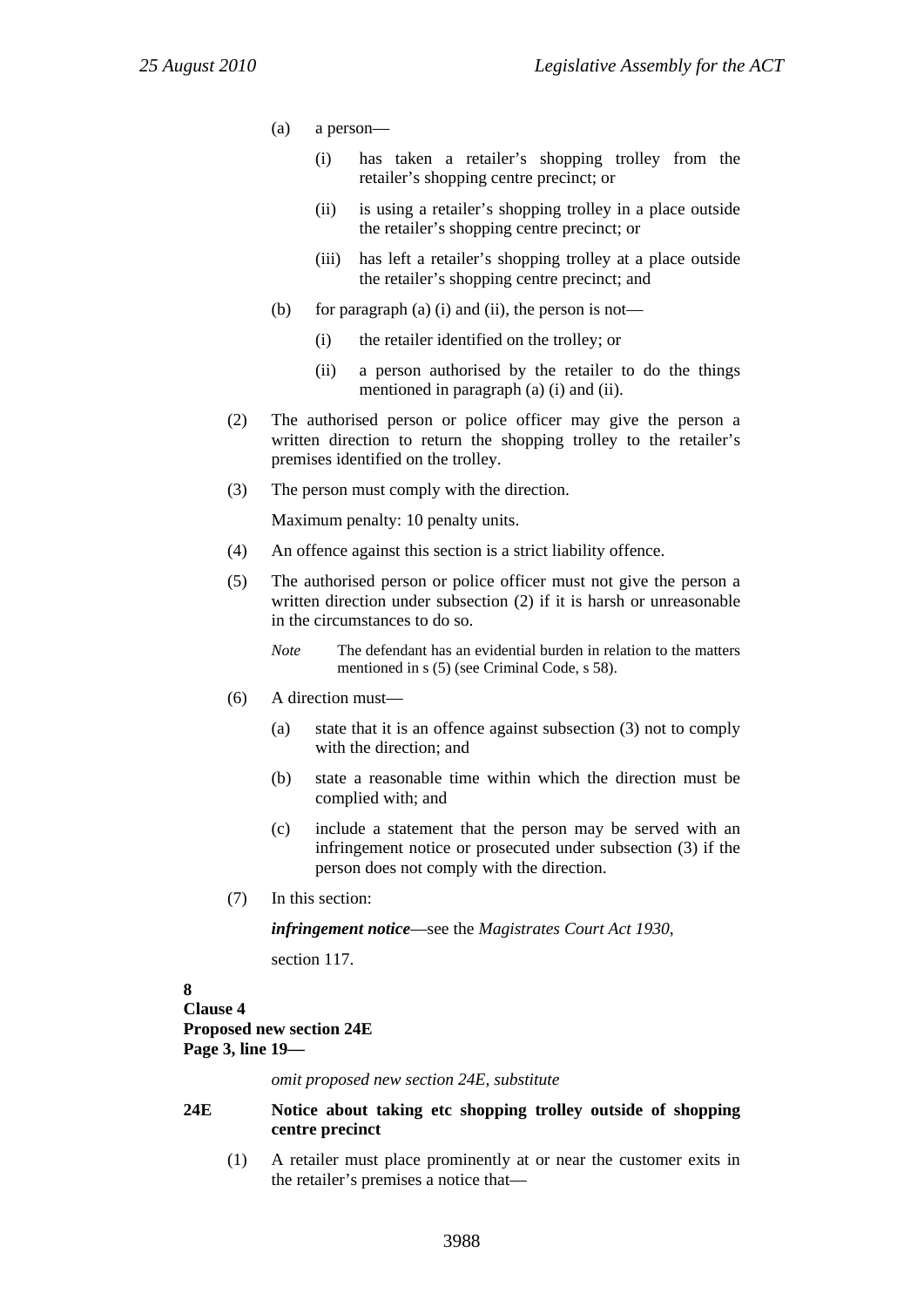(a) a person—

(i) has taken a retailer's shopping trolley from the retailer's shopping centre precinct; or

(ii) is using a retailer's shopping trolley in a place outside the retailer's shopping centre precinct; or

(iii) has left a retailer's shopping trolley at a place outside the retailer's shopping centre precinct; and

(b) for paragraph (a) (i) and (ii), the person is not—

(i) the retailer identified on the trolley; or

(ii) a person authorised by the retailer to do the things mentioned in paragraph (a) (i) and (ii).

(2) The authorised person or police officer may give the person a written direction to return the shopping trolley to the retailer's premises identified on the trolley.

(3) The person must comply with the direction.

Maximum penalty: 10 penalty units.

(4) An offence against this section is a strict liability offence.

(5) The authorised person or police officer must not give the person a written direction under subsection (2) if it is harsh or unreasonable in the circumstances to do so.

*Note* The defendant has an evidential burden in relation to the matters mentioned in s (5) (see Criminal Code, s 58).

(6) A direction must—

(a) state that it is an offence against subsection (3) not to comply with the direction; and

(b) state a reasonable time within which the direction must be complied with; and

(c) include a statement that the person may be served with an infringement notice or prosecuted under subsection (3) if the person does not comply with the direction.

(7) In this section:

***infringement notice***—see the *Magistrates Court Act 1930*, section 117.

**8**
**Clause 4**
**Proposed new section 24E**
**Page 3, line 19—**

*omit proposed new section 24E, substitute*

**24E Notice about taking etc shopping trolley outside of shopping centre precinct**

(1) A retailer must place prominently at or near the customer exits in the retailer's premises a notice that—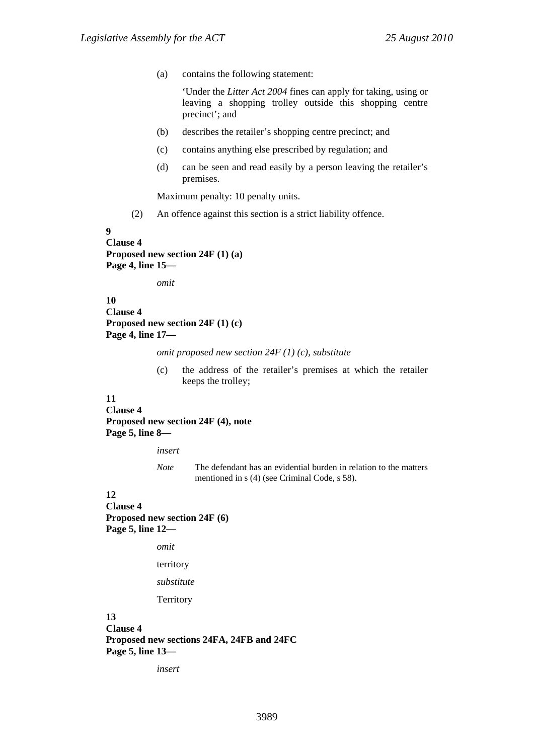(a) contains the following statement:

'Under the *Litter Act 2004* fines can apply for taking, using or leaving a shopping trolley outside this shopping centre precinct'; and

(b) describes the retailer's shopping centre precinct; and

(c) contains anything else prescribed by regulation; and

(d) can be seen and read easily by a person leaving the retailer's premises.

Maximum penalty: 10 penalty units.

(2) An offence against this section is a strict liability offence.

**9**
**Clause 4**
**Proposed new section 24F (1) (a)**
**Page 4, line 15—**

*omit*

**10**
**Clause 4**
**Proposed new section 24F (1) (c)**
**Page 4, line 17—**

*omit proposed new section 24F (1) (c), substitute*

(c) the address of the retailer's premises at which the retailer keeps the trolley;

**11**
**Clause 4**
**Proposed new section 24F (4), note**
**Page 5, line 8—**

*insert*

*Note* The defendant has an evidential burden in relation to the matters mentioned in s (4) (see Criminal Code, s 58).

**12**
**Clause 4**
**Proposed new section 24F (6)**
**Page 5, line 12—**

*omit*

territory

*substitute*

Territory

**13**
**Clause 4**
**Proposed new sections 24FA, 24FB and 24FC**
**Page 5, line 13—**

*insert*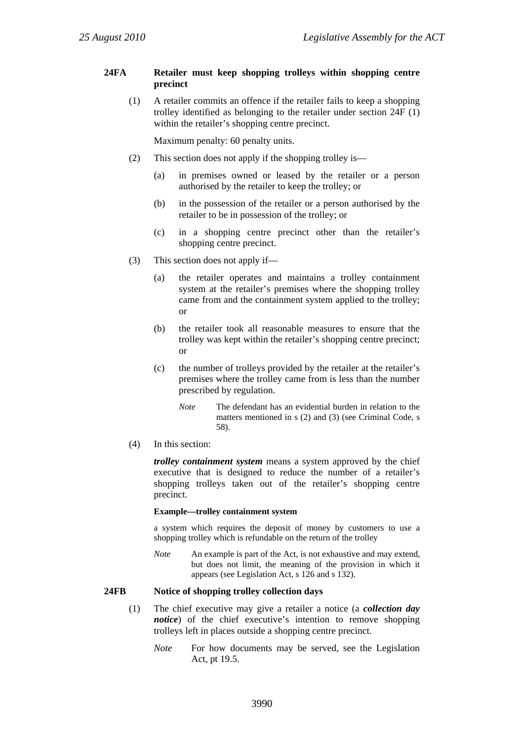**24FA Retailer must keep shopping trolleys within shopping centre precinct**

(1) A retailer commits an offence if the retailer fails to keep a shopping trolley identified as belonging to the retailer under section 24F (1) within the retailer's shopping centre precinct.

Maximum penalty: 60 penalty units.

(2) This section does not apply if the shopping trolley is—

(a) in premises owned or leased by the retailer or a person authorised by the retailer to keep the trolley; or

(b) in the possession of the retailer or a person authorised by the retailer to be in possession of the trolley; or

(c) in a shopping centre precinct other than the retailer's shopping centre precinct.

(3) This section does not apply if—

(a) the retailer operates and maintains a trolley containment system at the retailer's premises where the shopping trolley came from and the containment system applied to the trolley; or

(b) the retailer took all reasonable measures to ensure that the trolley was kept within the retailer's shopping centre precinct; or

(c) the number of trolleys provided by the retailer at the retailer's premises where the trolley came from is less than the number prescribed by regulation.

*Note* The defendant has an evidential burden in relation to the matters mentioned in s (2) and (3) (see Criminal Code, s 58).

(4) In this section:

***trolley containment system*** means a system approved by the chief executive that is designed to reduce the number of a retailer's shopping trolleys taken out of the retailer's shopping centre precinct.

**Example—trolley containment system**

a system which requires the deposit of money by customers to use a shopping trolley which is refundable on the return of the trolley

*Note* An example is part of the Act, is not exhaustive and may extend, but does not limit, the meaning of the provision in which it appears (see Legislation Act, s 126 and s 132).

**24FB Notice of shopping trolley collection days**

(1) The chief executive may give a retailer a notice (a ***collection day notice***) of the chief executive's intention to remove shopping trolleys left in places outside a shopping centre precinct.

*Note* For how documents may be served, see the Legislation Act, pt 19.5.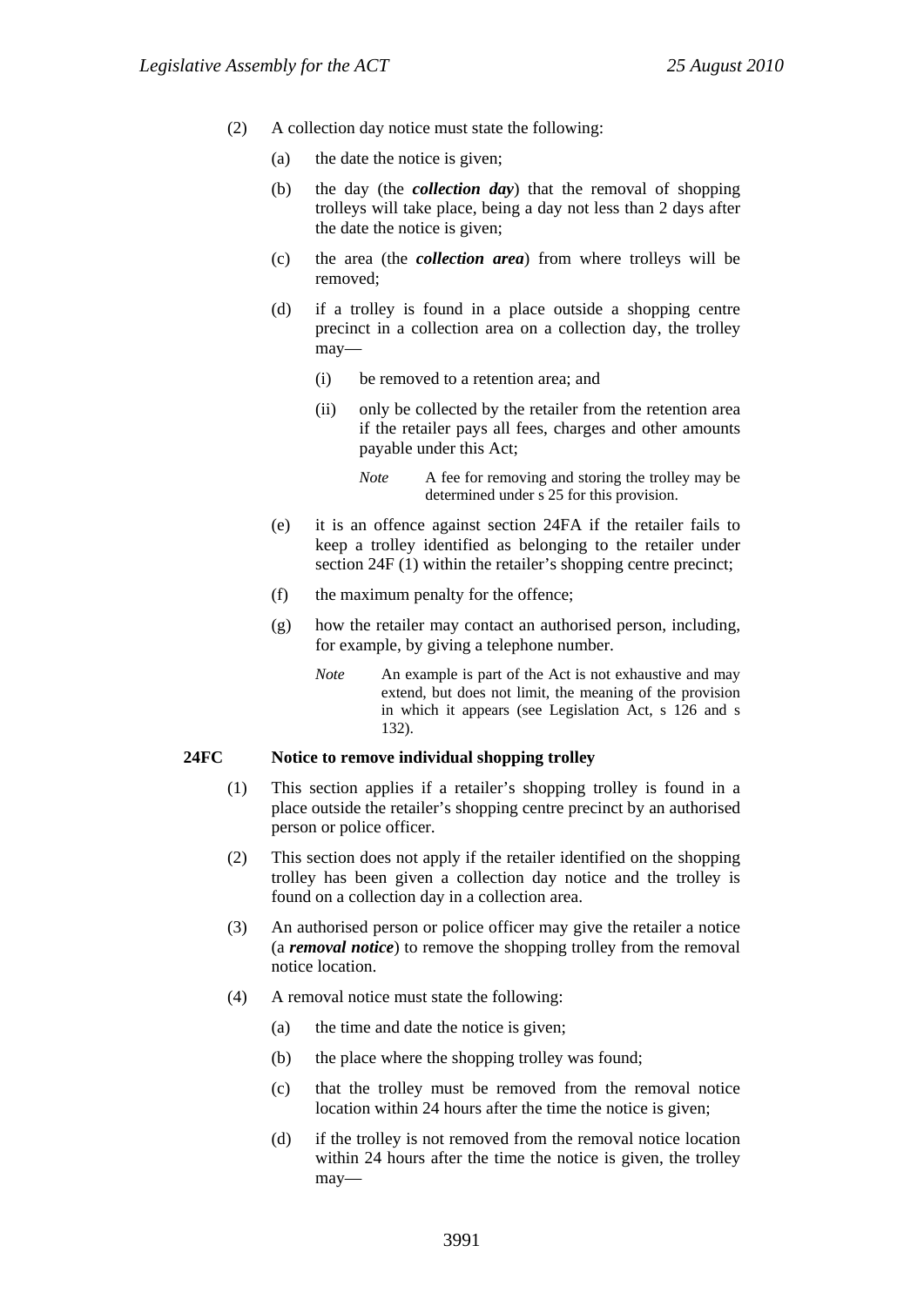(2) A collection day notice must state the following:

(a) the date the notice is given;

(b) the day (the ***collection day***) that the removal of shopping trolleys will take place, being a day not less than 2 days after the date the notice is given;

(c) the area (the ***collection area***) from where trolleys will be removed;

(d) if a trolley is found in a place outside a shopping centre precinct in a collection area on a collection day, the trolley may—

(i) be removed to a retention area; and

(ii) only be collected by the retailer from the retention area if the retailer pays all fees, charges and other amounts payable under this Act;

*Note* A fee for removing and storing the trolley may be determined under s 25 for this provision.

(e) it is an offence against section 24FA if the retailer fails to keep a trolley identified as belonging to the retailer under section 24F (1) within the retailer's shopping centre precinct;

(f) the maximum penalty for the offence;

(g) how the retailer may contact an authorised person, including, for example, by giving a telephone number.

*Note* An example is part of the Act is not exhaustive and may extend, but does not limit, the meaning of the provision in which it appears (see Legislation Act, s 126 and s 132).

**24FC Notice to remove individual shopping trolley**

(1) This section applies if a retailer's shopping trolley is found in a place outside the retailer's shopping centre precinct by an authorised person or police officer.

(2) This section does not apply if the retailer identified on the shopping trolley has been given a collection day notice and the trolley is found on a collection day in a collection area.

(3) An authorised person or police officer may give the retailer a notice (a ***removal notice***) to remove the shopping trolley from the removal notice location.

(4) A removal notice must state the following:

(a) the time and date the notice is given;

(b) the place where the shopping trolley was found;

(c) that the trolley must be removed from the removal notice location within 24 hours after the time the notice is given;

(d) if the trolley is not removed from the removal notice location within 24 hours after the time the notice is given, the trolley may—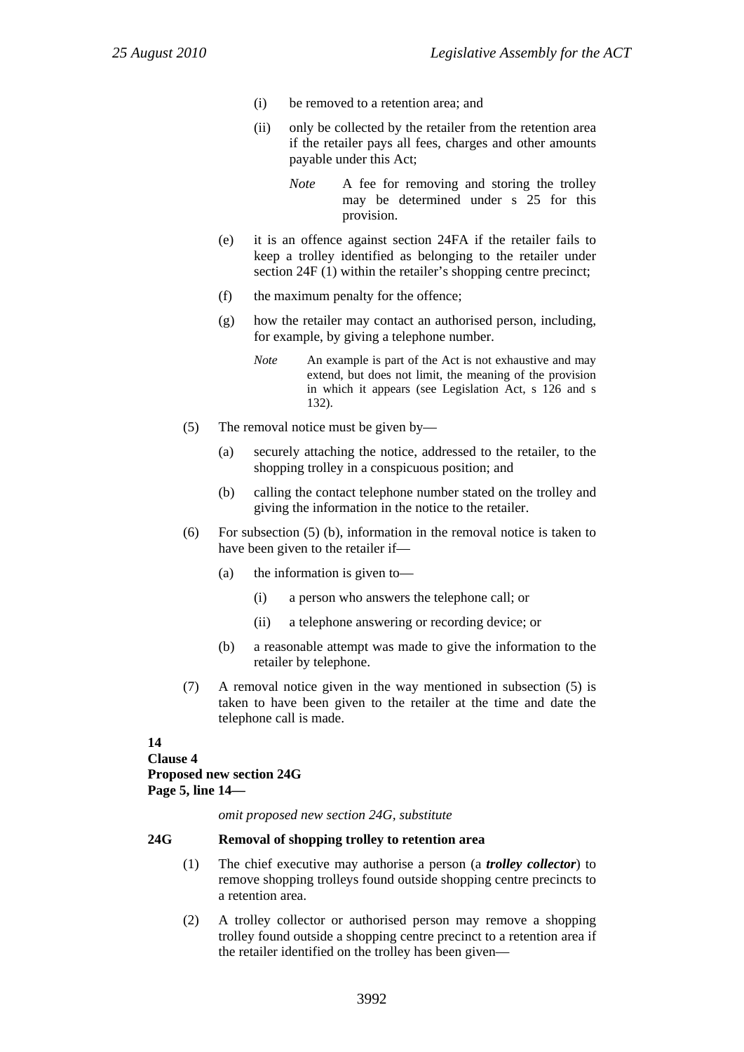(i) be removed to a retention area; and

(ii) only be collected by the retailer from the retention area if the retailer pays all fees, charges and other amounts payable under this Act;

*Note* A fee for removing and storing the trolley may be determined under s 25 for this provision.

(e) it is an offence against section 24FA if the retailer fails to keep a trolley identified as belonging to the retailer under section 24F (1) within the retailer's shopping centre precinct;

(f) the maximum penalty for the offence;

(g) how the retailer may contact an authorised person, including, for example, by giving a telephone number.

*Note* An example is part of the Act is not exhaustive and may extend, but does not limit, the meaning of the provision in which it appears (see Legislation Act, s 126 and s 132).

(5) The removal notice must be given by—

(a) securely attaching the notice, addressed to the retailer, to the shopping trolley in a conspicuous position; and

(b) calling the contact telephone number stated on the trolley and giving the information in the notice to the retailer.

(6) For subsection (5) (b), information in the removal notice is taken to have been given to the retailer if—

(a) the information is given to—

(i) a person who answers the telephone call; or

(ii) a telephone answering or recording device; or

(b) a reasonable attempt was made to give the information to the retailer by telephone.

(7) A removal notice given in the way mentioned in subsection (5) is taken to have been given to the retailer at the time and date the telephone call is made.

**14**
**Clause 4**
**Proposed new section 24G**
**Page 5, line 14—**

*omit proposed new section 24G, substitute*

**24G Removal of shopping trolley to retention area**

(1) The chief executive may authorise a person (a ***trolley collector***) to remove shopping trolleys found outside shopping centre precincts to a retention area.

(2) A trolley collector or authorised person may remove a shopping trolley found outside a shopping centre precinct to a retention area if the retailer identified on the trolley has been given—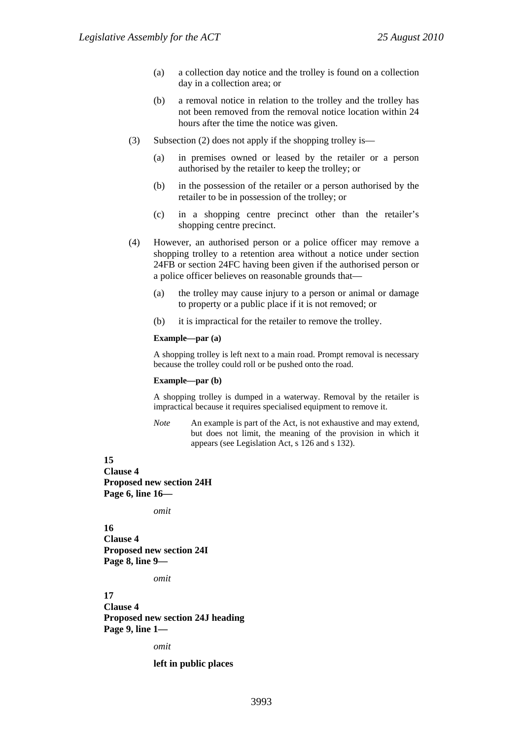(a) a collection day notice and the trolley is found on a collection day in a collection area; or

(b) a removal notice in relation to the trolley and the trolley has not been removed from the removal notice location within 24 hours after the time the notice was given.

(3) Subsection (2) does not apply if the shopping trolley is—

(a) in premises owned or leased by the retailer or a person authorised by the retailer to keep the trolley; or

(b) in the possession of the retailer or a person authorised by the retailer to be in possession of the trolley; or

(c) in a shopping centre precinct other than the retailer's shopping centre precinct.

(4) However, an authorised person or a police officer may remove a shopping trolley to a retention area without a notice under section 24FB or section 24FC having been given if the authorised person or a police officer believes on reasonable grounds that—

(a) the trolley may cause injury to a person or animal or damage to property or a public place if it is not removed; or

(b) it is impractical for the retailer to remove the trolley.

**Example—par (a)**

A shopping trolley is left next to a main road. Prompt removal is necessary because the trolley could roll or be pushed onto the road.

**Example—par (b)**

A shopping trolley is dumped in a waterway. Removal by the retailer is impractical because it requires specialised equipment to remove it.

*Note* An example is part of the Act, is not exhaustive and may extend, but does not limit, the meaning of the provision in which it appears (see Legislation Act, s 126 and s 132).

**15**
**Clause 4**
**Proposed new section 24H**
**Page 6, line 16—**

*omit*

**16**
**Clause 4**
**Proposed new section 24I**
**Page 8, line 9—**

*omit*

**17**
**Clause 4**
**Proposed new section 24J heading**
**Page 9, line 1—**

*omit*

**left in public places**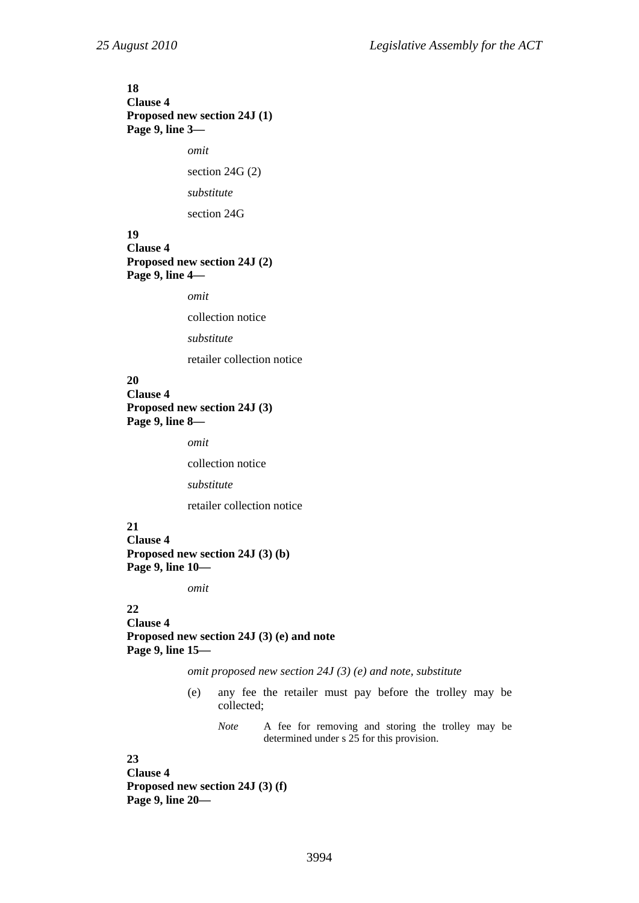**18**
**Clause 4**
**Proposed new section 24J (1)**
**Page 9, line 3—**

*omit*

section 24G (2)

*substitute*

section 24G

**19**
**Clause 4**
**Proposed new section 24J (2)**
**Page 9, line 4—**

*omit*

collection notice

*substitute*

retailer collection notice

**20**
**Clause 4**
**Proposed new section 24J (3)**
**Page 9, line 8—**

*omit*

collection notice

*substitute*

retailer collection notice

**21**
**Clause 4**
**Proposed new section 24J (3) (b)**
**Page 9, line 10—**

*omit*

**22**
**Clause 4**
**Proposed new section 24J (3) (e) and note**
**Page 9, line 15—**

*omit proposed new section 24J (3) (e) and note, substitute*

(e) any fee the retailer must pay before the trolley may be collected;

*Note* A fee for removing and storing the trolley may be determined under s 25 for this provision.

**23**
**Clause 4**
**Proposed new section 24J (3) (f)**
**Page 9, line 20—**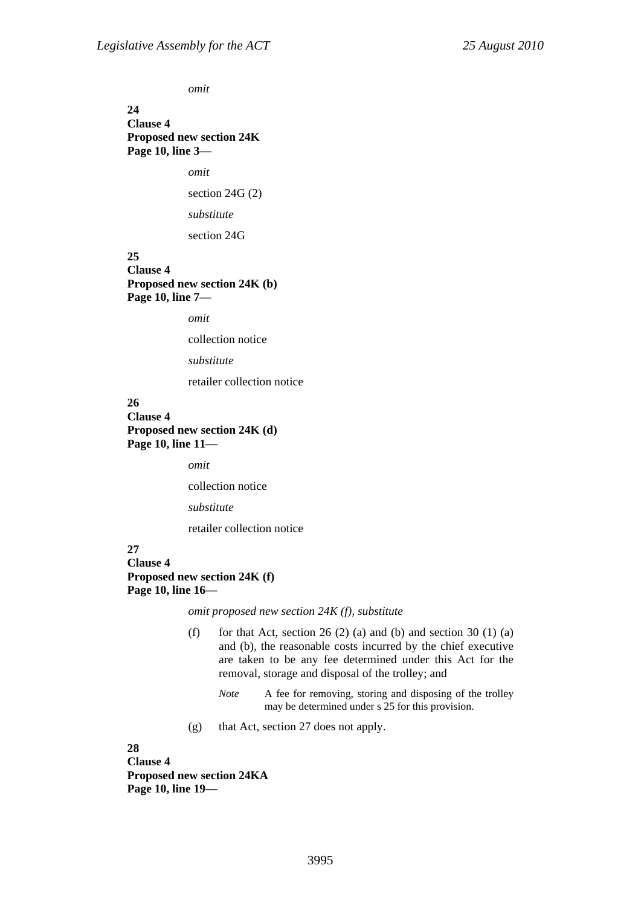*omit*

**24**
**Clause 4**
**Proposed new section 24K**
**Page 10, line 3—**

*omit*

section 24G (2)

*substitute*

section 24G

**25**
**Clause 4**
**Proposed new section 24K (b)**
**Page 10, line 7—**

*omit*

collection notice

*substitute*

retailer collection notice

**26**
**Clause 4**
**Proposed new section 24K (d)**
**Page 10, line 11—**

*omit*

collection notice

*substitute*

retailer collection notice

**27**
**Clause 4**
**Proposed new section 24K (f)**
**Page 10, line 16—**

*omit proposed new section 24K (f), substitute*

(f) for that Act, section 26 (2) (a) and (b) and section 30 (1) (a) and (b), the reasonable costs incurred by the chief executive are taken to be any fee determined under this Act for the removal, storage and disposal of the trolley; and

*Note* A fee for removing, storing and disposing of the trolley may be determined under s 25 for this provision.

(g) that Act, section 27 does not apply.

**28**
**Clause 4**
**Proposed new section 24KA**
**Page 10, line 19—**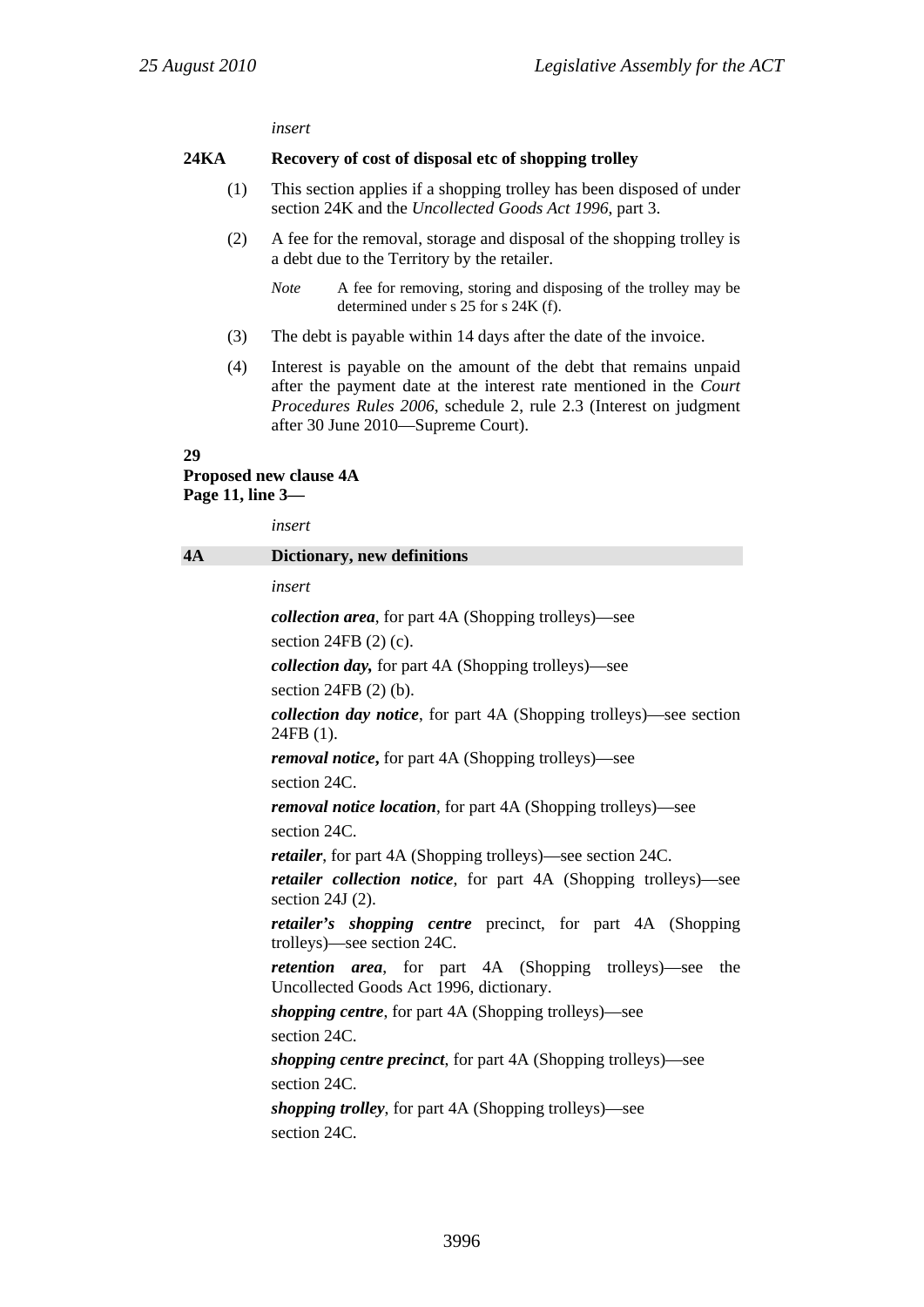*insert*

**24KA Recovery of cost of disposal etc of shopping trolley**

(1) This section applies if a shopping trolley has been disposed of under section 24K and the *Uncollected Goods Act 1996*, part 3.

(2) A fee for the removal, storage and disposal of the shopping trolley is a debt due to the Territory by the retailer.

*Note* A fee for removing, storing and disposing of the trolley may be determined under s 25 for s 24K (f).

(3) The debt is payable within 14 days after the date of the invoice.

(4) Interest is payable on the amount of the debt that remains unpaid after the payment date at the interest rate mentioned in the *Court Procedures Rules 2006*, schedule 2, rule 2.3 (Interest on judgment after 30 June 2010—Supreme Court).

**29**
**Proposed new clause 4A**
**Page 11, line 3—**

*insert*

**4A Dictionary, new definitions**

*insert*

***collection area***, for part 4A (Shopping trolleys)—see section 24FB (2) (c).

***collection day,*** for part 4A (Shopping trolleys)—see section 24FB (2) (b).

***collection day notice***, for part 4A (Shopping trolleys)—see section 24FB (1).

***removal notice***, for part 4A (Shopping trolleys)—see section 24C.

***removal notice location***, for part 4A (Shopping trolleys)—see section 24C.

***retailer***, for part 4A (Shopping trolleys)—see section 24C.

***retailer collection notice***, for part 4A (Shopping trolleys)—see section 24J (2).

***retailer's shopping centre*** precinct, for part 4A (Shopping trolleys)—see section 24C.

***retention area***, for part 4A (Shopping trolleys)—see the Uncollected Goods Act 1996, dictionary.

***shopping centre***, for part 4A (Shopping trolleys)—see section 24C.

***shopping centre precinct***, for part 4A (Shopping trolleys)—see section 24C.

***shopping trolley***, for part 4A (Shopping trolleys)—see section 24C.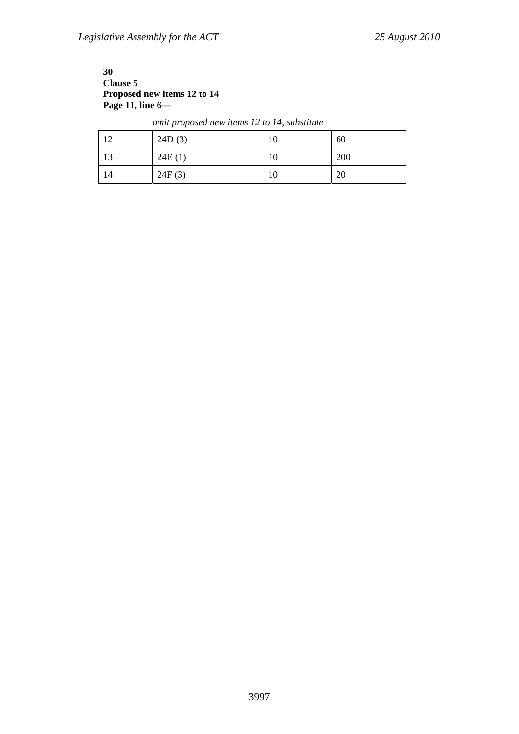**30**
**Clause 5**
**Proposed new items 12 to 14**
**Page 11, line 6—**

*omit proposed new items 12 to 14, substitute*

| | | | |
|---|---|---|---|
| 12 | 24D (3) | 10 | 60 |
| 13 | 24E (1) | 10 | 200 |
| 14 | 24F (3) | 10 | 20 |